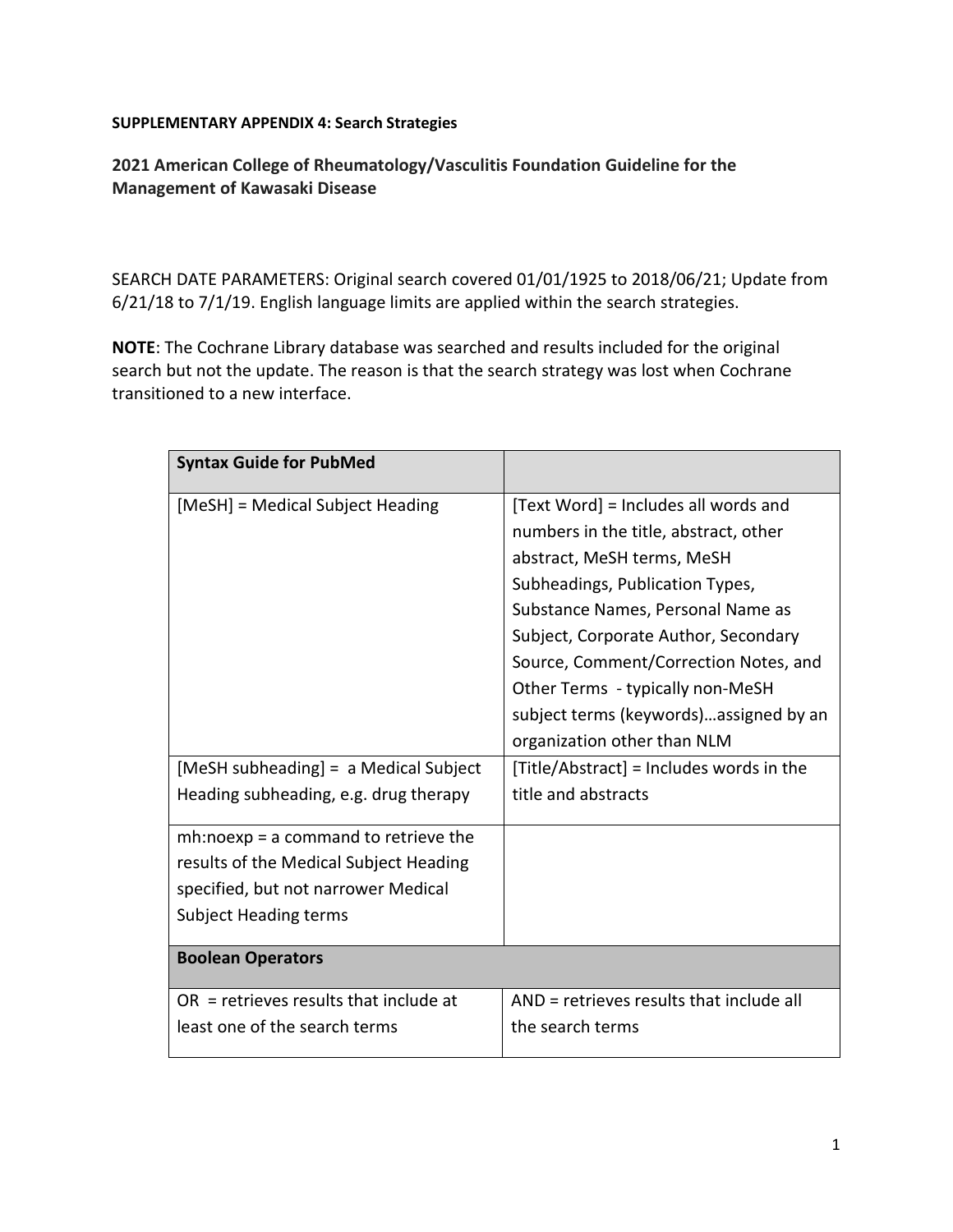**SUPPLEMENTARY APPENDIX 4: Search Strategies**

## 2021 American College of Rheumatology/Vasculitis Foundation Guideline for the Management of Kawasaki Disease

SEARCH DATE PARAMETERS: Original search covered 01/01/1925 to 2018/06/21; Update from 6/21/18 to 7/1/19. English language limits are applied within the search strategies.

**NOTE**: The Cochrane Library database was searched and results included for the original search but not the update. The reason is that the search strategy was lost when Cochrane transitioned to a new interface.

| **Syntax Guide for PubMed** | |
|---|---|
| [MeSH] = Medical Subject Heading | [Text Word] = Includes all words and numbers in the title, abstract, other abstract, MeSH terms, MeSH Subheadings, Publication Types, Substance Names, Personal Name as Subject, Corporate Author, Secondary Source, Comment/Correction Notes, and Other Terms - typically non-MeSH subject terms (keywords)…assigned by an organization other than NLM |
| [MeSH subheading] = a Medical Subject Heading subheading, e.g. drug therapy | [Title/Abstract] = Includes words in the title and abstracts |
| mh:noexp = a command to retrieve the results of the Medical Subject Heading specified, but not narrower Medical Subject Heading terms | |
| **Boolean Operators** | |
| OR = retrieves results that include at least one of the search terms | AND = retrieves results that include all the search terms |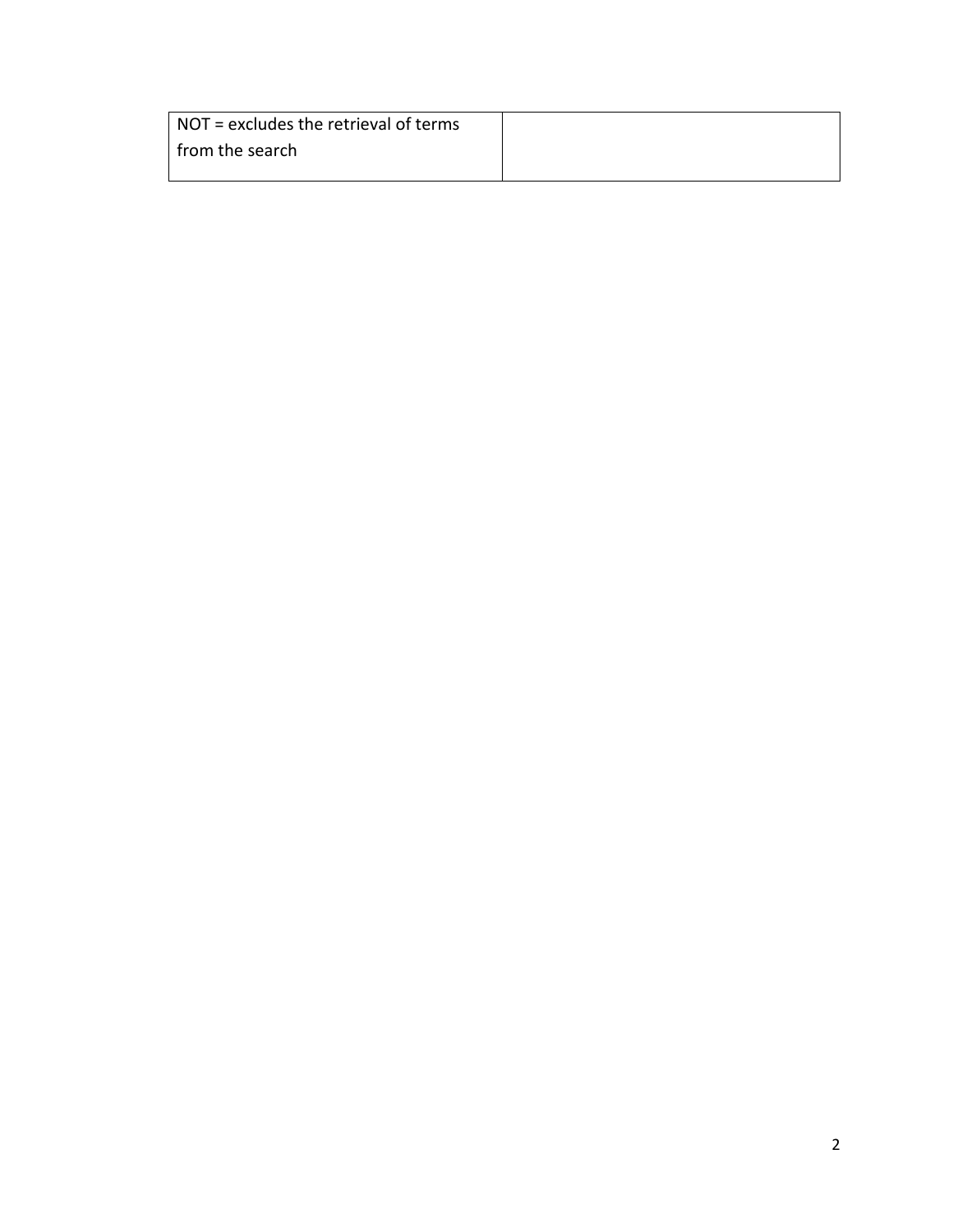| NOT = excludes the retrieval of terms from the search | |
|---|---|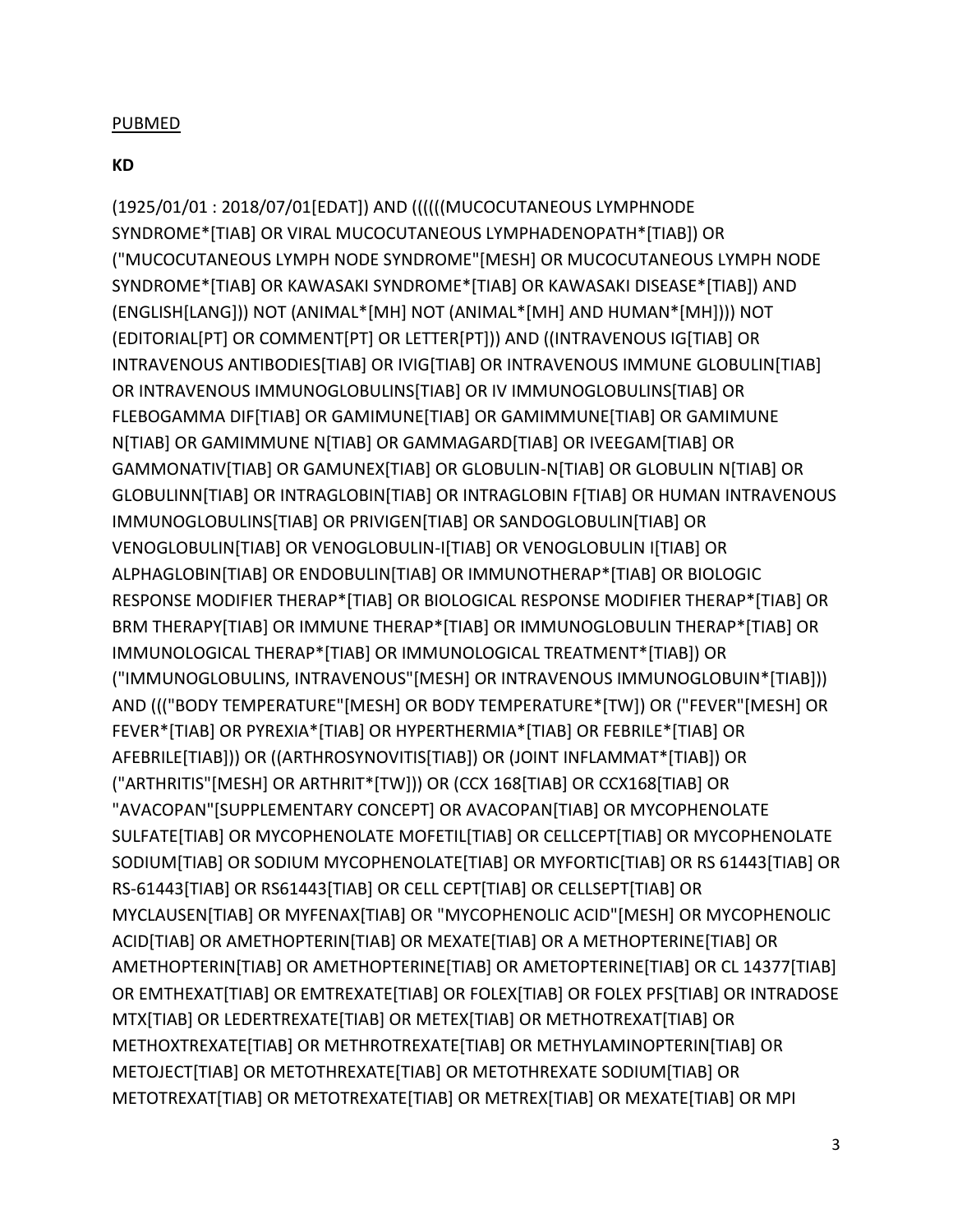PUBMED

**KD**

(1925/01/01 : 2018/07/01[EDAT]) AND ((((((MUCOCUTANEOUS LYMPHNODE SYNDROME*[TIAB] OR VIRAL MUCOCUTANEOUS LYMPHADENOPATH*[TIAB]) OR ("MUCOCUTANEOUS LYMPH NODE SYNDROME"[MESH] OR MUCOCUTANEOUS LYMPH NODE SYNDROME*[TIAB] OR KAWASAKI SYNDROME*[TIAB] OR KAWASAKI DISEASE*[TIAB]) AND (ENGLISH[LANG])) NOT (ANIMAL*[MH] NOT (ANIMAL*[MH] AND HUMAN*[MH]))) NOT (EDITORIAL[PT] OR COMMENT[PT] OR LETTER[PT])) AND ((INTRAVENOUS IG[TIAB] OR INTRAVENOUS ANTIBODIES[TIAB] OR IVIG[TIAB] OR INTRAVENOUS IMMUNE GLOBULIN[TIAB] OR INTRAVENOUS IMMUNOGLOBULINS[TIAB] OR IV IMMUNOGLOBULINS[TIAB] OR FLEBOGAMMA DIF[TIAB] OR GAMIMUNE[TIAB] OR GAMIMMUNE[TIAB] OR GAMIMUNE N[TIAB] OR GAMIMMUNE N[TIAB] OR GAMMAGARD[TIAB] OR IVEEGAM[TIAB] OR GAMMONATIV[TIAB] OR GAMUNEX[TIAB] OR GLOBULIN-N[TIAB] OR GLOBULIN N[TIAB] OR GLOBULINN[TIAB] OR INTRAGLOBIN[TIAB] OR INTRAGLOBIN F[TIAB] OR HUMAN INTRAVENOUS IMMUNOGLOBULINS[TIAB] OR PRIVIGEN[TIAB] OR SANDOGLOBULIN[TIAB] OR VENOGLOBULIN[TIAB] OR VENOGLOBULIN-I[TIAB] OR VENOGLOBULIN I[TIAB] OR ALPHAGLOBIN[TIAB] OR ENDOBULIN[TIAB] OR IMMUNOTHERAP*[TIAB] OR BIOLOGIC RESPONSE MODIFIER THERAP*[TIAB] OR BIOLOGICAL RESPONSE MODIFIER THERAP*[TIAB] OR BRM THERAPY[TIAB] OR IMMUNE THERAP*[TIAB] OR IMMUNOGLOBULIN THERAP*[TIAB] OR IMMUNOLOGICAL THERAP*[TIAB] OR IMMUNOLOGICAL TREATMENT*[TIAB]) OR ("IMMUNOGLOBULINS, INTRAVENOUS"[MESH] OR INTRAVENOUS IMMUNOGLOBUIN*[TIAB])) AND ((("BODY TEMPERATURE"[MESH] OR BODY TEMPERATURE*[TW]) OR ("FEVER"[MESH] OR FEVER*[TIAB] OR PYREXIA*[TIAB] OR HYPERTHERMIA*[TIAB] OR FEBRILE*[TIAB] OR AFEBRILE[TIAB])) OR ((ARTHROSYNOVITIS[TIAB]) OR (JOINT INFLAMMAT*[TIAB]) OR ("ARTHRITIS"[MESH] OR ARTHRIT*[TW])) OR (CCX 168[TIAB] OR CCX168[TIAB] OR "AVACOPAN"[SUPPLEMENTARY CONCEPT] OR AVACOPAN[TIAB] OR MYCOPHENOLATE SULFATE[TIAB] OR MYCOPHENOLATE MOFETIL[TIAB] OR CELLCEPT[TIAB] OR MYCOPHENOLATE SODIUM[TIAB] OR SODIUM MYCOPHENOLATE[TIAB] OR MYFORTIC[TIAB] OR RS 61443[TIAB] OR RS-61443[TIAB] OR RS61443[TIAB] OR CELL CEPT[TIAB] OR CELLSEPT[TIAB] OR MYCLAUSEN[TIAB] OR MYFENAX[TIAB] OR "MYCOPHENOLIC ACID"[MESH] OR MYCOPHENOLIC ACID[TIAB] OR AMETHOPTERIN[TIAB] OR MEXATE[TIAB] OR A METHOPTERINE[TIAB] OR AMETHOPTERIN[TIAB] OR AMETHOPTERINE[TIAB] OR AMETOPTERINE[TIAB] OR CL 14377[TIAB] OR EMTHEXAT[TIAB] OR EMTREXATE[TIAB] OR FOLEX[TIAB] OR FOLEX PFS[TIAB] OR INTRADOSE MTX[TIAB] OR LEDERTREXATE[TIAB] OR METEX[TIAB] OR METHOTREXAT[TIAB] OR METHOXTREXATE[TIAB] OR METHROTREXATE[TIAB] OR METHYLAMINOPTERIN[TIAB] OR METOJECT[TIAB] OR METOTHREXATE[TIAB] OR METOTHREXATE SODIUM[TIAB] OR METOTREXAT[TIAB] OR METOTREXATE[TIAB] OR METREX[TIAB] OR MEXATE[TIAB] OR MPI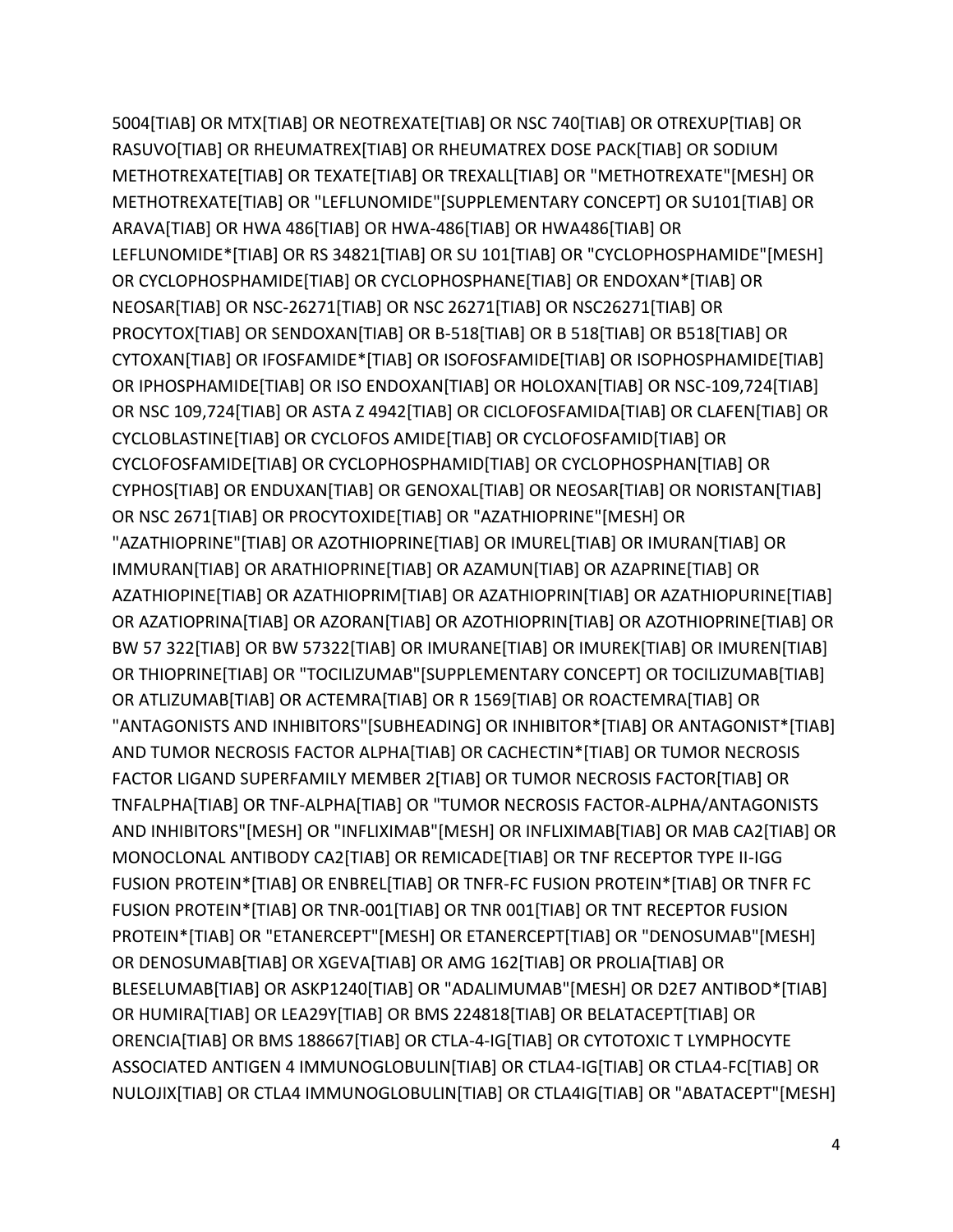5004[TIAB] OR MTX[TIAB] OR NEOTREXATE[TIAB] OR NSC 740[TIAB] OR OTREXUP[TIAB] OR RASUVO[TIAB] OR RHEUMATREX[TIAB] OR RHEUMATREX DOSE PACK[TIAB] OR SODIUM METHOTREXATE[TIAB] OR TEXATE[TIAB] OR TREXALL[TIAB] OR "METHOTREXATE"[MESH] OR METHOTREXATE[TIAB] OR "LEFLUNOMIDE"[SUPPLEMENTARY CONCEPT] OR SU101[TIAB] OR ARAVA[TIAB] OR HWA 486[TIAB] OR HWA-486[TIAB] OR HWA486[TIAB] OR LEFLUNOMIDE*[TIAB] OR RS 34821[TIAB] OR SU 101[TIAB] OR "CYCLOPHOSPHAMIDE"[MESH] OR CYCLOPHOSPHAMIDE[TIAB] OR CYCLOPHOSPHANE[TIAB] OR ENDOXAN*[TIAB] OR NEOSAR[TIAB] OR NSC-26271[TIAB] OR NSC 26271[TIAB] OR NSC26271[TIAB] OR PROCYTOX[TIAB] OR SENDOXAN[TIAB] OR B-518[TIAB] OR B 518[TIAB] OR B518[TIAB] OR CYTOXAN[TIAB] OR IFOSFAMIDE*[TIAB] OR ISOFOSFAMIDE[TIAB] OR ISOPHOSPHAMIDE[TIAB] OR IPHOSPHAMIDE[TIAB] OR ISO ENDOXAN[TIAB] OR HOLOXAN[TIAB] OR NSC-109,724[TIAB] OR NSC 109,724[TIAB] OR ASTA Z 4942[TIAB] OR CICLOFOSFAMIDA[TIAB] OR CLAFEN[TIAB] OR CYCLOBLASTINE[TIAB] OR CYCLOFOS AMIDE[TIAB] OR CYCLOFOSFAMID[TIAB] OR CYCLOFOSFAMIDE[TIAB] OR CYCLOPHOSPHAMID[TIAB] OR CYCLOPHOSPHAN[TIAB] OR CYPHOS[TIAB] OR ENDUXAN[TIAB] OR GENOXAL[TIAB] OR NEOSAR[TIAB] OR NORISTAN[TIAB] OR NSC 2671[TIAB] OR PROCYTOXIDE[TIAB] OR "AZATHIOPRINE"[MESH] OR "AZATHIOPRINE"[TIAB] OR AZOTHIOPRINE[TIAB] OR IMUREL[TIAB] OR IMURAN[TIAB] OR IMMURAN[TIAB] OR ARATHIOPRINE[TIAB] OR AZAMUN[TIAB] OR AZAPRINE[TIAB] OR AZATHIOPINE[TIAB] OR AZATHIOPRIM[TIAB] OR AZATHIOPRIN[TIAB] OR AZATHIOPURINE[TIAB] OR AZATIOPRINA[TIAB] OR AZORAN[TIAB] OR AZOTHIOPRIN[TIAB] OR AZOTHIOPRINE[TIAB] OR BW 57 322[TIAB] OR BW 57322[TIAB] OR IMURANE[TIAB] OR IMUREK[TIAB] OR IMUREN[TIAB] OR THIOPRINE[TIAB] OR "TOCILIZUMAB"[SUPPLEMENTARY CONCEPT] OR TOCILIZUMAB[TIAB] OR ATLIZUMAB[TIAB] OR ACTEMRA[TIAB] OR R 1569[TIAB] OR ROACTEMRA[TIAB] OR "ANTAGONISTS AND INHIBITORS"[SUBHEADING] OR INHIBITOR*[TIAB] OR ANTAGONIST*[TIAB] AND TUMOR NECROSIS FACTOR ALPHA[TIAB] OR CACHECTIN*[TIAB] OR TUMOR NECROSIS FACTOR LIGAND SUPERFAMILY MEMBER 2[TIAB] OR TUMOR NECROSIS FACTOR[TIAB] OR TNFALPHA[TIAB] OR TNF-ALPHA[TIAB] OR "TUMOR NECROSIS FACTOR-ALPHA/ANTAGONISTS AND INHIBITORS"[MESH] OR "INFLIXIMAB"[MESH] OR INFLIXIMAB[TIAB] OR MAB CA2[TIAB] OR MONOCLONAL ANTIBODY CA2[TIAB] OR REMICADE[TIAB] OR TNF RECEPTOR TYPE II-IGG FUSION PROTEIN*[TIAB] OR ENBREL[TIAB] OR TNFR-FC FUSION PROTEIN*[TIAB] OR TNFR FC FUSION PROTEIN*[TIAB] OR TNR-001[TIAB] OR TNR 001[TIAB] OR TNT RECEPTOR FUSION PROTEIN*[TIAB] OR "ETANERCEPT"[MESH] OR ETANERCEPT[TIAB] OR "DENOSUMAB"[MESH] OR DENOSUMAB[TIAB] OR XGEVA[TIAB] OR AMG 162[TIAB] OR PROLIA[TIAB] OR BLESELUMAB[TIAB] OR ASKP1240[TIAB] OR "ADALIMUMAB"[MESH] OR D2E7 ANTIBOD*[TIAB] OR HUMIRA[TIAB] OR LEA29Y[TIAB] OR BMS 224818[TIAB] OR BELATACEPT[TIAB] OR ORENCIA[TIAB] OR BMS 188667[TIAB] OR CTLA-4-IG[TIAB] OR CYTOTOXIC T LYMPHOCYTE ASSOCIATED ANTIGEN 4 IMMUNOGLOBULIN[TIAB] OR CTLA4-IG[TIAB] OR CTLA4-FC[TIAB] OR NULOJIX[TIAB] OR CTLA4 IMMUNOGLOBULIN[TIAB] OR CTLA4IG[TIAB] OR "ABATACEPT"[MESH]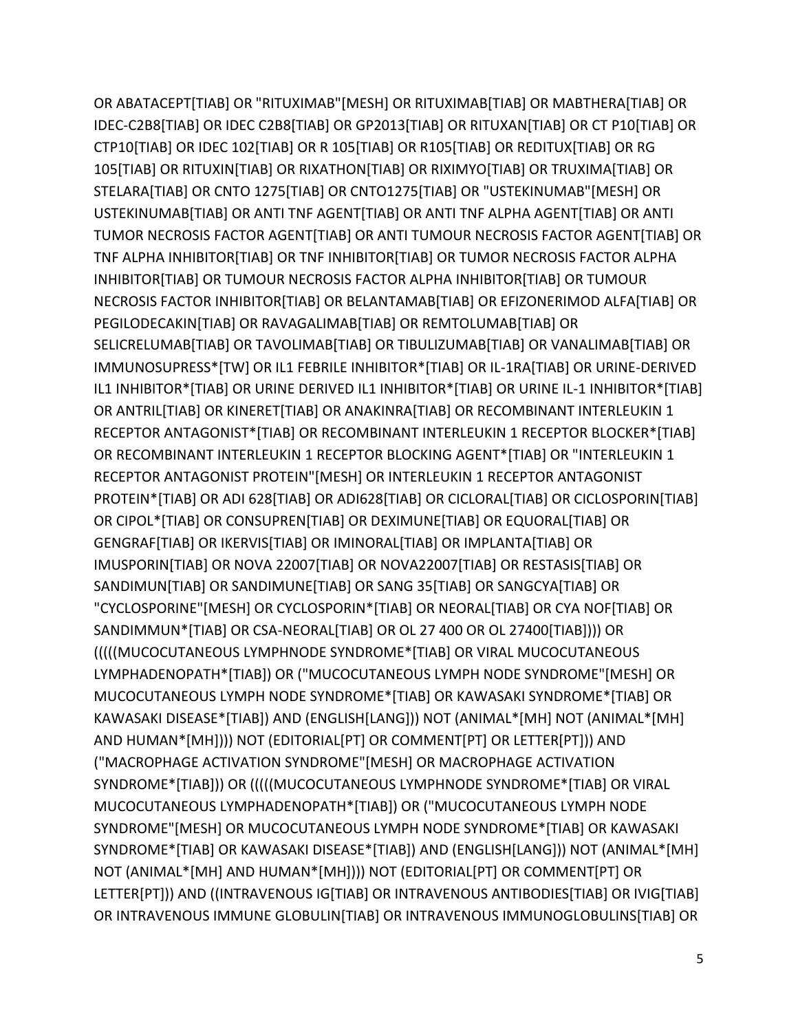OR ABATACEPT[TIAB] OR "RITUXIMAB"[MESH] OR RITUXIMAB[TIAB] OR MABTHERA[TIAB] OR IDEC-C2B8[TIAB] OR IDEC C2B8[TIAB] OR GP2013[TIAB] OR RITUXAN[TIAB] OR CT P10[TIAB] OR CTP10[TIAB] OR IDEC 102[TIAB] OR R 105[TIAB] OR R105[TIAB] OR REDITUX[TIAB] OR RG 105[TIAB] OR RITUXIN[TIAB] OR RIXATHON[TIAB] OR RIXIMYO[TIAB] OR TRUXIMA[TIAB] OR STELARA[TIAB] OR CNTO 1275[TIAB] OR CNTO1275[TIAB] OR "USTEKINUMAB"[MESH] OR USTEKINUMAB[TIAB] OR ANTI TNF AGENT[TIAB] OR ANTI TNF ALPHA AGENT[TIAB] OR ANTI TUMOR NECROSIS FACTOR AGENT[TIAB] OR ANTI TUMOUR NECROSIS FACTOR AGENT[TIAB] OR TNF ALPHA INHIBITOR[TIAB] OR TNF INHIBITOR[TIAB] OR TUMOR NECROSIS FACTOR ALPHA INHIBITOR[TIAB] OR TUMOUR NECROSIS FACTOR ALPHA INHIBITOR[TIAB] OR TUMOUR NECROSIS FACTOR INHIBITOR[TIAB] OR BELANTAMAB[TIAB] OR EFIZONERIMOD ALFA[TIAB] OR PEGILODECAKIN[TIAB] OR RAVAGALIMAB[TIAB] OR REMTOLUMAB[TIAB] OR SELICRELUMAB[TIAB] OR TAVOLIMAB[TIAB] OR TIBULIZUMAB[TIAB] OR VANALIMAB[TIAB] OR IMMUNOSUPRESS*[TW] OR IL1 FEBRILE INHIBITOR*[TIAB] OR IL-1RA[TIAB] OR URINE-DERIVED IL1 INHIBITOR*[TIAB] OR URINE DERIVED IL1 INHIBITOR*[TIAB] OR URINE IL-1 INHIBITOR*[TIAB] OR ANTRIL[TIAB] OR KINERET[TIAB] OR ANAKINRA[TIAB] OR RECOMBINANT INTERLEUKIN 1 RECEPTOR ANTAGONIST*[TIAB] OR RECOMBINANT INTERLEUKIN 1 RECEPTOR BLOCKER*[TIAB] OR RECOMBINANT INTERLEUKIN 1 RECEPTOR BLOCKING AGENT*[TIAB] OR "INTERLEUKIN 1 RECEPTOR ANTAGONIST PROTEIN"[MESH] OR INTERLEUKIN 1 RECEPTOR ANTAGONIST PROTEIN*[TIAB] OR ADI 628[TIAB] OR ADI628[TIAB] OR CICLORAL[TIAB] OR CICLOSPORIN[TIAB] OR CIPOL*[TIAB] OR CONSUPREN[TIAB] OR DEXIMUNE[TIAB] OR EQUORAL[TIAB] OR GENGRAF[TIAB] OR IKERVIS[TIAB] OR IMINORAL[TIAB] OR IMPLANTA[TIAB] OR IMUSPORIN[TIAB] OR NOVA 22007[TIAB] OR NOVA22007[TIAB] OR RESTASIS[TIAB] OR SANDIMUN[TIAB] OR SANDIMUNE[TIAB] OR SANG 35[TIAB] OR SANGCYA[TIAB] OR "CYCLOSPORINE"[MESH] OR CYCLOSPORIN*[TIAB] OR NEORAL[TIAB] OR CYA NOF[TIAB] OR SANDIMMUN*[TIAB] OR CSA-NEORAL[TIAB] OR OL 27 400 OR OL 27400[TIAB]))) OR (((((MUCOCUTANEOUS LYMPHNODE SYNDROME*[TIAB] OR VIRAL MUCOCUTANEOUS LYMPHADENOPATH*[TIAB]) OR ("MUCOCUTANEOUS LYMPH NODE SYNDROME"[MESH] OR MUCOCUTANEOUS LYMPH NODE SYNDROME*[TIAB] OR KAWASAKI SYNDROME*[TIAB] OR KAWASAKI DISEASE*[TIAB]) AND (ENGLISH[LANG])) NOT (ANIMAL*[MH] NOT (ANIMAL*[MH] AND HUMAN*[MH]))) NOT (EDITORIAL[PT] OR COMMENT[PT] OR LETTER[PT])) AND ("MACROPHAGE ACTIVATION SYNDROME"[MESH] OR MACROPHAGE ACTIVATION SYNDROME*[TIAB])) OR (((((MUCOCUTANEOUS LYMPHNODE SYNDROME*[TIAB] OR VIRAL MUCOCUTANEOUS LYMPHADENOPATH*[TIAB]) OR ("MUCOCUTANEOUS LYMPH NODE SYNDROME"[MESH] OR MUCOCUTANEOUS LYMPH NODE SYNDROME*[TIAB] OR KAWASAKI SYNDROME*[TIAB] OR KAWASAKI DISEASE*[TIAB]) AND (ENGLISH[LANG])) NOT (ANIMAL*[MH] NOT (ANIMAL*[MH] AND HUMAN*[MH]))) NOT (EDITORIAL[PT] OR COMMENT[PT] OR LETTER[PT])) AND ((INTRAVENOUS IG[TIAB] OR INTRAVENOUS ANTIBODIES[TIAB] OR IVIG[TIAB] OR INTRAVENOUS IMMUNE GLOBULIN[TIAB] OR INTRAVENOUS IMMUNOGLOBULINS[TIAB] OR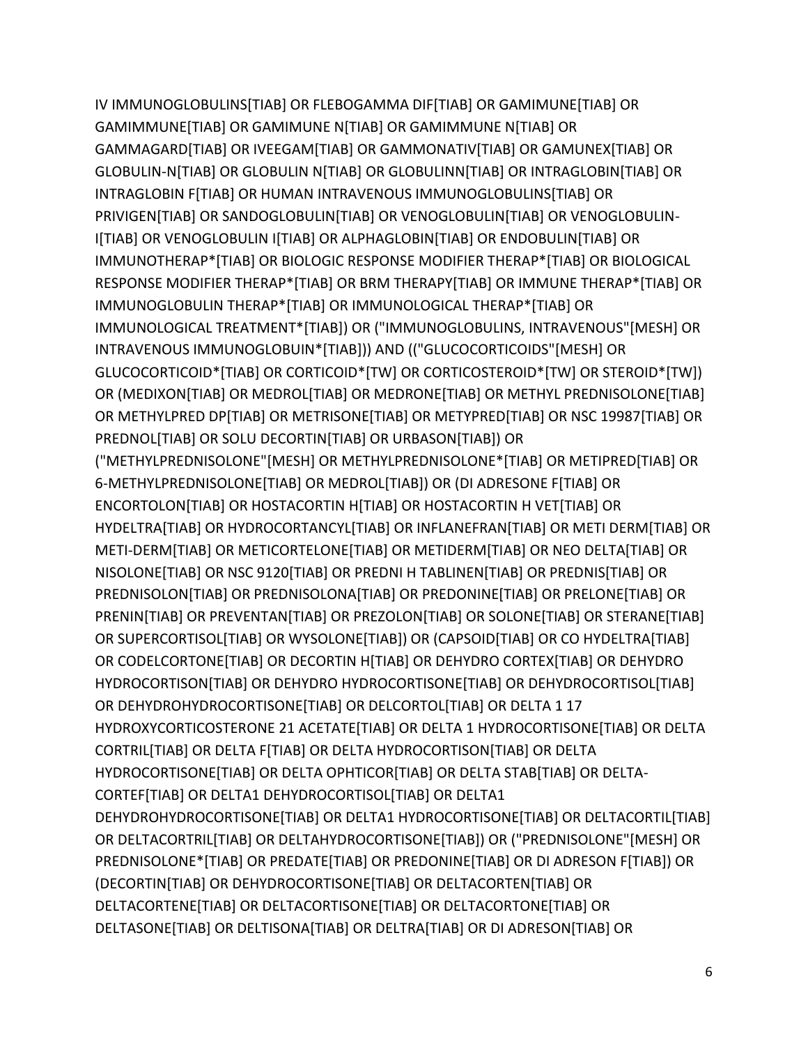IV IMMUNOGLOBULINS[TIAB] OR FLEBOGAMMA DIF[TIAB] OR GAMIMUNE[TIAB] OR GAMIMMUNE[TIAB] OR GAMIMUNE N[TIAB] OR GAMIMMUNE N[TIAB] OR GAMMAGARD[TIAB] OR IVEEGAM[TIAB] OR GAMMONATIV[TIAB] OR GAMUNEX[TIAB] OR GLOBULIN-N[TIAB] OR GLOBULIN N[TIAB] OR GLOBULINN[TIAB] OR INTRAGLOBIN[TIAB] OR INTRAGLOBIN F[TIAB] OR HUMAN INTRAVENOUS IMMUNOGLOBULINS[TIAB] OR PRIVIGEN[TIAB] OR SANDOGLOBULIN[TIAB] OR VENOGLOBULIN[TIAB] OR VENOGLOBULIN-I[TIAB] OR VENOGLOBULIN I[TIAB] OR ALPHAGLOBIN[TIAB] OR ENDOBULIN[TIAB] OR IMMUNOTHERAP*[TIAB] OR BIOLOGIC RESPONSE MODIFIER THERAP*[TIAB] OR BIOLOGICAL RESPONSE MODIFIER THERAP*[TIAB] OR BRM THERAPY[TIAB] OR IMMUNE THERAP*[TIAB] OR IMMUNOGLOBULIN THERAP*[TIAB] OR IMMUNOLOGICAL THERAP*[TIAB] OR IMMUNOLOGICAL TREATMENT*[TIAB]) OR ("IMMUNOGLOBULINS, INTRAVENOUS"[MESH] OR INTRAVENOUS IMMUNOGLOBUIN*[TIAB])) AND (("GLUCOCORTICOIDS"[MESH] OR GLUCOCORTICOID*[TIAB] OR CORTICOID*[TW] OR CORTICOSTEROID*[TW] OR STEROID*[TW]) OR (MEDIXON[TIAB] OR MEDROL[TIAB] OR MEDRONE[TIAB] OR METHYL PREDNISOLONE[TIAB] OR METHYLPRED DP[TIAB] OR METRISONE[TIAB] OR METYPRED[TIAB] OR NSC 19987[TIAB] OR PREDNOL[TIAB] OR SOLU DECORTIN[TIAB] OR URBASON[TIAB]) OR ("METHYLPREDNISOLONE"[MESH] OR METHYLPREDNISOLONE*[TIAB] OR METIPRED[TIAB] OR 6-METHYLPREDNISOLONE[TIAB] OR MEDROL[TIAB]) OR (DI ADRESONE F[TIAB] OR ENCORTOLON[TIAB] OR HOSTACORTIN H[TIAB] OR HOSTACORTIN H VET[TIAB] OR HYDELTRA[TIAB] OR HYDROCORTANCYL[TIAB] OR INFLANEFRAN[TIAB] OR METI DERM[TIAB] OR METI-DERM[TIAB] OR METICORTELONE[TIAB] OR METIDERM[TIAB] OR NEO DELTA[TIAB] OR NISOLONE[TIAB] OR NSC 9120[TIAB] OR PREDNI H TABLINEN[TIAB] OR PREDNIS[TIAB] OR PREDNISOLON[TIAB] OR PREDNISOLONA[TIAB] OR PREDONINE[TIAB] OR PRELONE[TIAB] OR PRENIN[TIAB] OR PREVENTAN[TIAB] OR PREZOLON[TIAB] OR SOLONE[TIAB] OR STERANE[TIAB] OR SUPERCORTISOL[TIAB] OR WYSOLONE[TIAB]) OR (CAPSOID[TIAB] OR CO HYDELTRA[TIAB] OR CODELCORTONE[TIAB] OR DECORTIN H[TIAB] OR DEHYDRO CORTEX[TIAB] OR DEHYDRO HYDROCORTISON[TIAB] OR DEHYDRO HYDROCORTISONE[TIAB] OR DEHYDROCORTISOL[TIAB] OR DEHYDROHYDROCORTISONE[TIAB] OR DELCORTOL[TIAB] OR DELTA 1 17 HYDROXYCORTICOSTERONE 21 ACETATE[TIAB] OR DELTA 1 HYDROCORTISONE[TIAB] OR DELTA CORTRIL[TIAB] OR DELTA F[TIAB] OR DELTA HYDROCORTISON[TIAB] OR DELTA HYDROCORTISONE[TIAB] OR DELTA OPHTICOR[TIAB] OR DELTA STAB[TIAB] OR DELTA-CORTEF[TIAB] OR DELTA1 DEHYDROCORTISOL[TIAB] OR DELTA1 DEHYDROHYDROCORTISONE[TIAB] OR DELTA1 HYDROCORTISONE[TIAB] OR DELTACORTIL[TIAB] OR DELTACORTRIL[TIAB] OR DELTAHYDROCORTISONE[TIAB]) OR ("PREDNISOLONE"[MESH] OR PREDNISOLONE*[TIAB] OR PREDATE[TIAB] OR PREDONINE[TIAB] OR DI ADRESON F[TIAB]) OR (DECORTIN[TIAB] OR DEHYDROCORTISONE[TIAB] OR DELTACORTEN[TIAB] OR DELTACORTENE[TIAB] OR DELTACORTISONE[TIAB] OR DELTACORTONE[TIAB] OR DELTASONE[TIAB] OR DELTISONA[TIAB] OR DELTRA[TIAB] OR DI ADRESON[TIAB] OR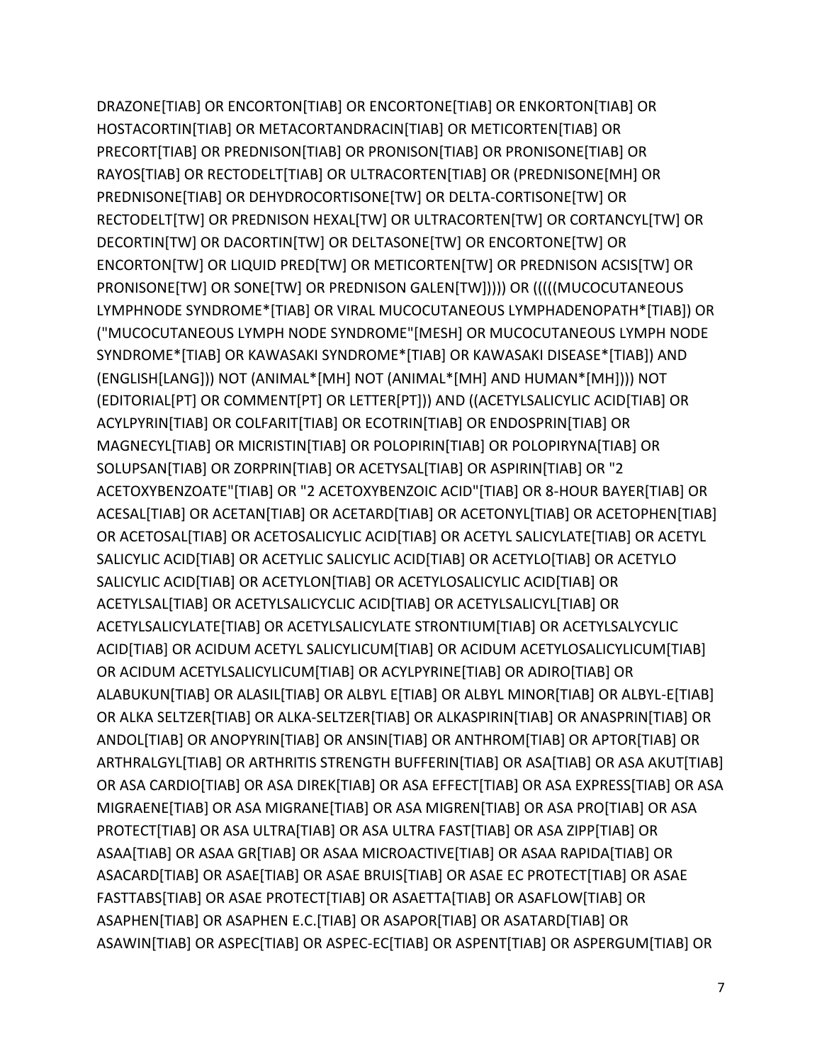DRAZONE[TIAB] OR ENCORTON[TIAB] OR ENCORTONE[TIAB] OR ENKORTON[TIAB] OR HOSTACORTIN[TIAB] OR METACORTANDRACIN[TIAB] OR METICORTEN[TIAB] OR PRECORT[TIAB] OR PREDNISON[TIAB] OR PRONISON[TIAB] OR PRONISONE[TIAB] OR RAYOS[TIAB] OR RECTODELT[TIAB] OR ULTRACORTEN[TIAB] OR (PREDNISONE[MH] OR PREDNISONE[TIAB] OR DEHYDROCORTISONE[TW] OR DELTA-CORTISONE[TW] OR RECTODELT[TW] OR PREDNISON HEXAL[TW] OR ULTRACORTEN[TW] OR CORTANCYL[TW] OR DECORTIN[TW] OR DACORTIN[TW] OR DELTASONE[TW] OR ENCORTONE[TW] OR ENCORTON[TW] OR LIQUID PRED[TW] OR METICORTEN[TW] OR PREDNISON ACSIS[TW] OR PRONISONE[TW] OR SONE[TW] OR PREDNISON GALEN[TW])))) OR (((((MUCOCUTANEOUS LYMPHNODE SYNDROME*[TIAB] OR VIRAL MUCOCUTANEOUS LYMPHADENOPATH*[TIAB]) OR ("MUCOCUTANEOUS LYMPH NODE SYNDROME"[MESH] OR MUCOCUTANEOUS LYMPH NODE SYNDROME*[TIAB] OR KAWASAKI SYNDROME*[TIAB] OR KAWASAKI DISEASE*[TIAB]) AND (ENGLISH[LANG])) NOT (ANIMAL*[MH] NOT (ANIMAL*[MH] AND HUMAN*[MH]))) NOT (EDITORIAL[PT] OR COMMENT[PT] OR LETTER[PT])) AND ((ACETYLSALICYLIC ACID[TIAB] OR ACYLPYRIN[TIAB] OR COLFARIT[TIAB] OR ECOTRIN[TIAB] OR ENDOSPRIN[TIAB] OR MAGNECYL[TIAB] OR MICRISTIN[TIAB] OR POLOPIRIN[TIAB] OR POLOPIRYNA[TIAB] OR SOLUPSAN[TIAB] OR ZORPRIN[TIAB] OR ACETYSAL[TIAB] OR ASPIRIN[TIAB] OR "2 ACETOXYBENZOATE"[TIAB] OR "2 ACETOXYBENZOIC ACID"[TIAB] OR 8-HOUR BAYER[TIAB] OR ACESAL[TIAB] OR ACETAN[TIAB] OR ACETARD[TIAB] OR ACETONYL[TIAB] OR ACETOPHEN[TIAB] OR ACETOSAL[TIAB] OR ACETOSALICYLIC ACID[TIAB] OR ACETYL SALICYLATE[TIAB] OR ACETYL SALICYLIC ACID[TIAB] OR ACETYLIC SALICYLIC ACID[TIAB] OR ACETYLO[TIAB] OR ACETYLO SALICYLIC ACID[TIAB] OR ACETYLON[TIAB] OR ACETYLOSALICYLIC ACID[TIAB] OR ACETYLSAL[TIAB] OR ACETYLSALICYCLIC ACID[TIAB] OR ACETYLSALICYL[TIAB] OR ACETYLSALICYLATE[TIAB] OR ACETYLSALICYLATE STRONTIUM[TIAB] OR ACETYLSALYCYLIC ACID[TIAB] OR ACIDUM ACETYL SALICYLICUM[TIAB] OR ACIDUM ACETYLOSALICYLICUM[TIAB] OR ACIDUM ACETYLSALICYLICUM[TIAB] OR ACYLPYRINE[TIAB] OR ADIRO[TIAB] OR ALABUKUN[TIAB] OR ALASIL[TIAB] OR ALBYL E[TIAB] OR ALBYL MINOR[TIAB] OR ALBYL-E[TIAB] OR ALKA SELTZER[TIAB] OR ALKA-SELTZER[TIAB] OR ALKASPIRIN[TIAB] OR ANASPRIN[TIAB] OR ANDOL[TIAB] OR ANOPYRIN[TIAB] OR ANSIN[TIAB] OR ANTHROM[TIAB] OR APTOR[TIAB] OR ARTHRALGYL[TIAB] OR ARTHRITIS STRENGTH BUFFERIN[TIAB] OR ASA[TIAB] OR ASA AKUT[TIAB] OR ASA CARDIO[TIAB] OR ASA DIREK[TIAB] OR ASA EFFECT[TIAB] OR ASA EXPRESS[TIAB] OR ASA MIGRAENE[TIAB] OR ASA MIGRANE[TIAB] OR ASA MIGREN[TIAB] OR ASA PRO[TIAB] OR ASA PROTECT[TIAB] OR ASA ULTRA[TIAB] OR ASA ULTRA FAST[TIAB] OR ASA ZIPP[TIAB] OR ASAA[TIAB] OR ASAA GR[TIAB] OR ASAA MICROACTIVE[TIAB] OR ASAA RAPIDA[TIAB] OR ASACARD[TIAB] OR ASAE[TIAB] OR ASAE BRUIS[TIAB] OR ASAE EC PROTECT[TIAB] OR ASAE FASTTABS[TIAB] OR ASAE PROTECT[TIAB] OR ASAETTA[TIAB] OR ASAFLOW[TIAB] OR ASAPHEN[TIAB] OR ASAPHEN E.C.[TIAB] OR ASAPOR[TIAB] OR ASATARD[TIAB] OR ASAWIN[TIAB] OR ASPEC[TIAB] OR ASPEC-EC[TIAB] OR ASPENT[TIAB] OR ASPERGUM[TIAB] OR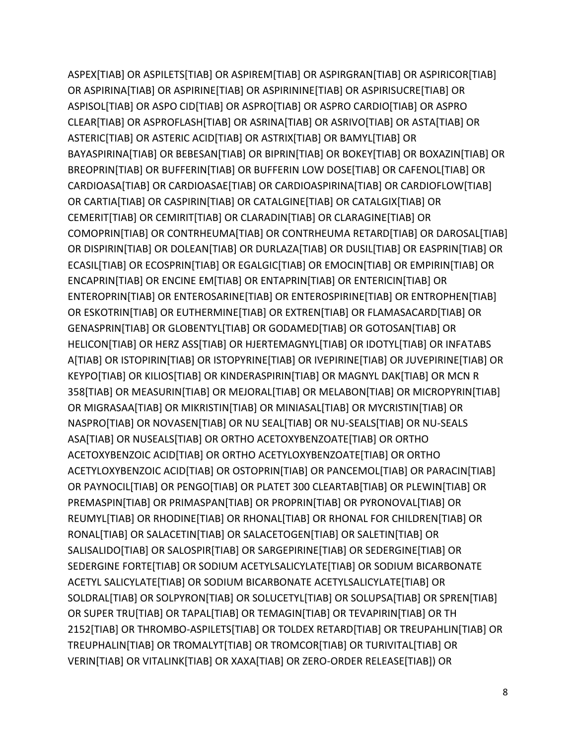ASPEX[TIAB] OR ASPILETS[TIAB] OR ASPIREM[TIAB] OR ASPIRGRAN[TIAB] OR ASPIRICOR[TIAB] OR ASPIRINA[TIAB] OR ASPIRINE[TIAB] OR ASPIRININE[TIAB] OR ASPIRISUCRE[TIAB] OR ASPISOL[TIAB] OR ASPO CID[TIAB] OR ASPRO[TIAB] OR ASPRO CARDIO[TIAB] OR ASPRO CLEAR[TIAB] OR ASPROFLASH[TIAB] OR ASRINA[TIAB] OR ASRIVO[TIAB] OR ASTA[TIAB] OR ASTERIC[TIAB] OR ASTERIC ACID[TIAB] OR ASTRIX[TIAB] OR BAMYL[TIAB] OR BAYASPIRINA[TIAB] OR BEBESAN[TIAB] OR BIPRIN[TIAB] OR BOKEY[TIAB] OR BOXAZIN[TIAB] OR BREOPRIN[TIAB] OR BUFFERIN[TIAB] OR BUFFERIN LOW DOSE[TIAB] OR CAFENOL[TIAB] OR CARDIOASA[TIAB] OR CARDIOASAE[TIAB] OR CARDIOASPIRINA[TIAB] OR CARDIOFLOW[TIAB] OR CARTIA[TIAB] OR CASPIRIN[TIAB] OR CATALGINE[TIAB] OR CATALGIX[TIAB] OR CEMERIT[TIAB] OR CEMIRIT[TIAB] OR CLARADIN[TIAB] OR CLARAGINE[TIAB] OR COMOPRIN[TIAB] OR CONTRHEUMA[TIAB] OR CONTRHEUMA RETARD[TIAB] OR DAROSAL[TIAB] OR DISPIRIN[TIAB] OR DOLEAN[TIAB] OR DURLAZA[TIAB] OR DUSIL[TIAB] OR EASPRIN[TIAB] OR ECASIL[TIAB] OR ECOSPRIN[TIAB] OR EGALGIC[TIAB] OR EMOCIN[TIAB] OR EMPIRIN[TIAB] OR ENCAPRIN[TIAB] OR ENCINE EM[TIAB] OR ENTAPRIN[TIAB] OR ENTERICIN[TIAB] OR ENTEROPRIN[TIAB] OR ENTEROSARINE[TIAB] OR ENTEROSPIRINE[TIAB] OR ENTROPHEN[TIAB] OR ESKOTRIN[TIAB] OR EUTHERMINE[TIAB] OR EXTREN[TIAB] OR FLAMASACARD[TIAB] OR GENASPRIN[TIAB] OR GLOBENTYL[TIAB] OR GODAMED[TIAB] OR GOTOSAN[TIAB] OR HELICON[TIAB] OR HERZ ASS[TIAB] OR HJERTEMAGNYL[TIAB] OR IDOTYL[TIAB] OR INFATABS A[TIAB] OR ISTOPIRIN[TIAB] OR ISTOPYRINE[TIAB] OR IVEPIRINE[TIAB] OR JUVEPIRINE[TIAB] OR KEYPO[TIAB] OR KILIOS[TIAB] OR KINDERASPIRIN[TIAB] OR MAGNYL DAK[TIAB] OR MCN R 358[TIAB] OR MEASURIN[TIAB] OR MEJORAL[TIAB] OR MELABON[TIAB] OR MICROPYRIN[TIAB] OR MIGRASAA[TIAB] OR MIKRISTIN[TIAB] OR MINIASAL[TIAB] OR MYCRISTIN[TIAB] OR NASPRO[TIAB] OR NOVASEN[TIAB] OR NU SEAL[TIAB] OR NU-SEALS[TIAB] OR NU-SEALS ASA[TIAB] OR NUSEALS[TIAB] OR ORTHO ACETOXYBENZOATE[TIAB] OR ORTHO ACETOXYBENZOIC ACID[TIAB] OR ORTHO ACETYLOXYBENZOATE[TIAB] OR ORTHO ACETYLOXYBENZOIC ACID[TIAB] OR OSTOPRIN[TIAB] OR PANCEMOL[TIAB] OR PARACIN[TIAB] OR PAYNOCIL[TIAB] OR PENGO[TIAB] OR PLATET 300 CLEARTAB[TIAB] OR PLEWIN[TIAB] OR PREMASPIN[TIAB] OR PRIMASPAN[TIAB] OR PROPRIN[TIAB] OR PYRONOVAL[TIAB] OR REUMYL[TIAB] OR RHODINE[TIAB] OR RHONAL[TIAB] OR RHONAL FOR CHILDREN[TIAB] OR RONAL[TIAB] OR SALACETIN[TIAB] OR SALACETOGEN[TIAB] OR SALETIN[TIAB] OR SALISALIDO[TIAB] OR SALOSPIR[TIAB] OR SARGEPIRINE[TIAB] OR SEDERGINE[TIAB] OR SEDERGINE FORTE[TIAB] OR SODIUM ACETYLSALICYLATE[TIAB] OR SODIUM BICARBONATE ACETYL SALICYLATE[TIAB] OR SODIUM BICARBONATE ACETYLSALICYLATE[TIAB] OR SOLDRAL[TIAB] OR SOLPYRON[TIAB] OR SOLUCETYL[TIAB] OR SOLUPSA[TIAB] OR SPREN[TIAB] OR SUPER TRU[TIAB] OR TAPAL[TIAB] OR TEMAGIN[TIAB] OR TEVAPIRIN[TIAB] OR TH 2152[TIAB] OR THROMBO-ASPILETS[TIAB] OR TOLDEX RETARD[TIAB] OR TREUPAHLIN[TIAB] OR TREUPHALIN[TIAB] OR TROMALYT[TIAB] OR TROMCOR[TIAB] OR TURIVITAL[TIAB] OR VERIN[TIAB] OR VITALINK[TIAB] OR XAXA[TIAB] OR ZERO-ORDER RELEASE[TIAB]) OR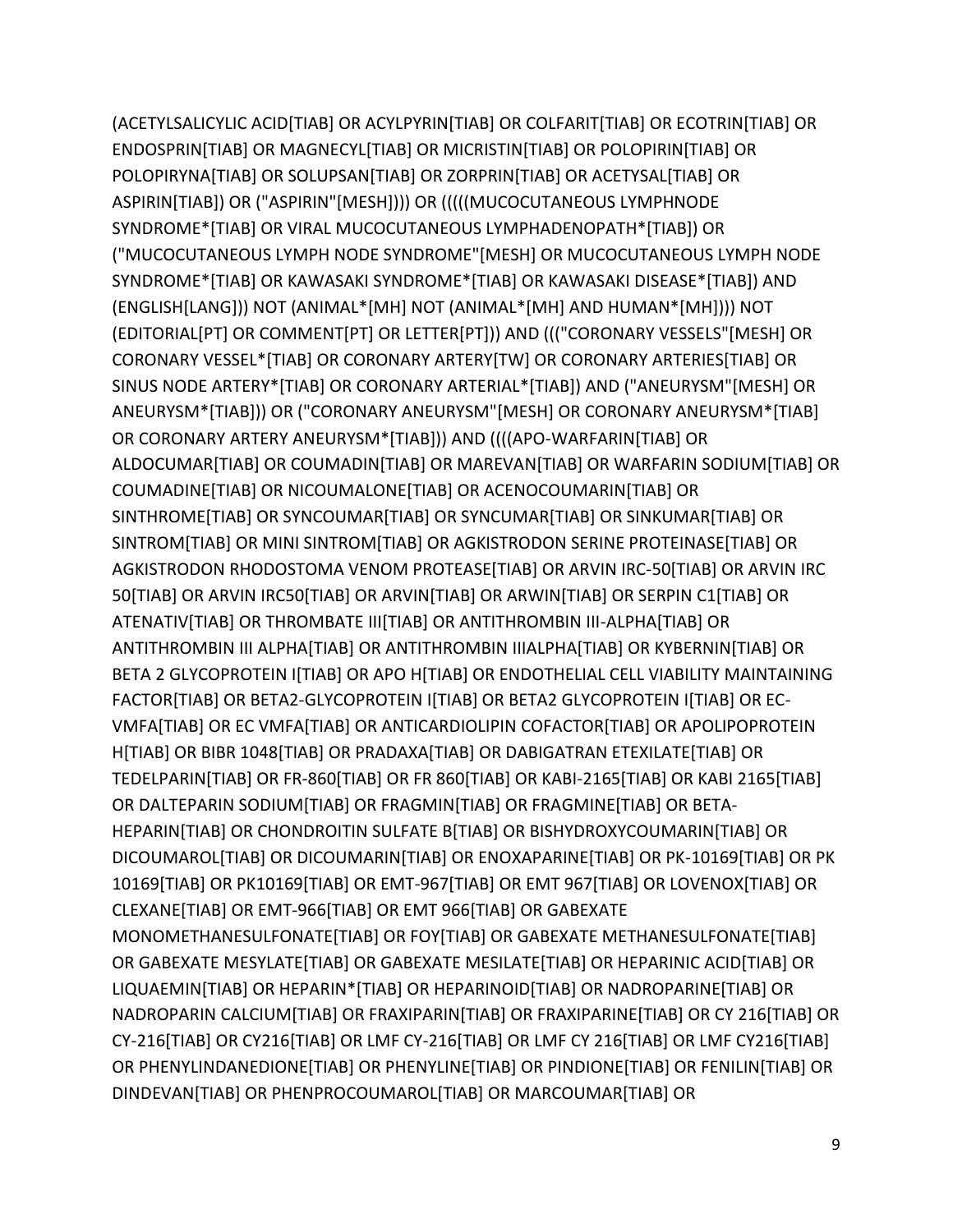(ACETYLSALICYLIC ACID[TIAB] OR ACYLPYRIN[TIAB] OR COLFARIT[TIAB] OR ECOTRIN[TIAB] OR ENDOSPRIN[TIAB] OR MAGNECYL[TIAB] OR MICRISTIN[TIAB] OR POLOPIRIN[TIAB] OR POLOPIRYNA[TIAB] OR SOLUPSAN[TIAB] OR ZORPRIN[TIAB] OR ACETYSAL[TIAB] OR ASPIRIN[TIAB]) OR ("ASPIRIN"[MESH]))) OR (((((MUCOCUTANEOUS LYMPHNODE SYNDROME*[TIAB] OR VIRAL MUCOCUTANEOUS LYMPHADENOPATH*[TIAB]) OR ("MUCOCUTANEOUS LYMPH NODE SYNDROME"[MESH] OR MUCOCUTANEOUS LYMPH NODE SYNDROME*[TIAB] OR KAWASAKI SYNDROME*[TIAB] OR KAWASAKI DISEASE*[TIAB]) AND (ENGLISH[LANG])) NOT (ANIMAL*[MH] NOT (ANIMAL*[MH] AND HUMAN*[MH]))) NOT (EDITORIAL[PT] OR COMMENT[PT] OR LETTER[PT])) AND ((("CORONARY VESSELS"[MESH] OR CORONARY VESSEL*[TIAB] OR CORONARY ARTERY[TW] OR CORONARY ARTERIES[TIAB] OR SINUS NODE ARTERY*[TIAB] OR CORONARY ARTERIAL*[TIAB]) AND ("ANEURYSM"[MESH] OR ANEURYSM*[TIAB])) OR ("CORONARY ANEURYSM"[MESH] OR CORONARY ANEURYSM*[TIAB] OR CORONARY ARTERY ANEURYSM*[TIAB]))) AND ((((APO-WARFARIN[TIAB] OR ALDOCUMAR[TIAB] OR COUMADIN[TIAB] OR MAREVAN[TIAB] OR WARFARIN SODIUM[TIAB] OR COUMADINE[TIAB] OR NICOUMALONE[TIAB] OR ACENOCOUMARIN[TIAB] OR SINTHROME[TIAB] OR SYNCOUMAR[TIAB] OR SYNCUMAR[TIAB] OR SINKUMAR[TIAB] OR SINTROM[TIAB] OR MINI SINTROM[TIAB] OR AGKISTRODON SERINE PROTEINASE[TIAB] OR AGKISTRODON RHODOSTOMA VENOM PROTEASE[TIAB] OR ARVIN IRC-50[TIAB] OR ARVIN IRC 50[TIAB] OR ARVIN IRC50[TIAB] OR ARVIN[TIAB] OR ARWIN[TIAB] OR SERPIN C1[TIAB] OR ATENATIV[TIAB] OR THROMBATE III[TIAB] OR ANTITHROMBIN III-ALPHA[TIAB] OR ANTITHROMBIN III ALPHA[TIAB] OR ANTITHROMBIN IIIALPHA[TIAB] OR KYBERNIN[TIAB] OR BETA 2 GLYCOPROTEIN I[TIAB] OR APO H[TIAB] OR ENDOTHELIAL CELL VIABILITY MAINTAINING FACTOR[TIAB] OR BETA2-GLYCOPROTEIN I[TIAB] OR BETA2 GLYCOPROTEIN I[TIAB] OR EC-VMFA[TIAB] OR EC VMFA[TIAB] OR ANTICARDIOLIPIN COFACTOR[TIAB] OR APOLIPOPROTEIN H[TIAB] OR BIBR 1048[TIAB] OR PRADAXA[TIAB] OR DABIGATRAN ETEXILATE[TIAB] OR TEDELPARIN[TIAB] OR FR-860[TIAB] OR FR 860[TIAB] OR KABI-2165[TIAB] OR KABI 2165[TIAB] OR DALTEPARIN SODIUM[TIAB] OR FRAGMIN[TIAB] OR FRAGMINE[TIAB] OR BETA-HEPARIN[TIAB] OR CHONDROITIN SULFATE B[TIAB] OR BISHYDROXYCOUMARIN[TIAB] OR DICOUMAROL[TIAB] OR DICOUMARIN[TIAB] OR ENOXAPARINE[TIAB] OR PK-10169[TIAB] OR PK 10169[TIAB] OR PK10169[TIAB] OR EMT-967[TIAB] OR EMT 967[TIAB] OR LOVENOX[TIAB] OR CLEXANE[TIAB] OR EMT-966[TIAB] OR EMT 966[TIAB] OR GABEXATE MONOMETHANESULFONATE[TIAB] OR FOY[TIAB] OR GABEXATE METHANESULFONATE[TIAB] OR GABEXATE MESYLATE[TIAB] OR GABEXATE MESILATE[TIAB] OR HEPARINIC ACID[TIAB] OR LIQUAEMIN[TIAB] OR HEPARIN*[TIAB] OR HEPARINOID[TIAB] OR NADROPARINE[TIAB] OR NADROPARIN CALCIUM[TIAB] OR FRAXIPARIN[TIAB] OR FRAXIPARINE[TIAB] OR CY 216[TIAB] OR CY-216[TIAB] OR CY216[TIAB] OR LMF CY-216[TIAB] OR LMF CY 216[TIAB] OR LMF CY216[TIAB] OR PHENYLINDANEDIONE[TIAB] OR PHENYLINE[TIAB] OR PINDIONE[TIAB] OR FENILIN[TIAB] OR DINDEVAN[TIAB] OR PHENPROCOUMAROL[TIAB] OR MARCOUMAR[TIAB] OR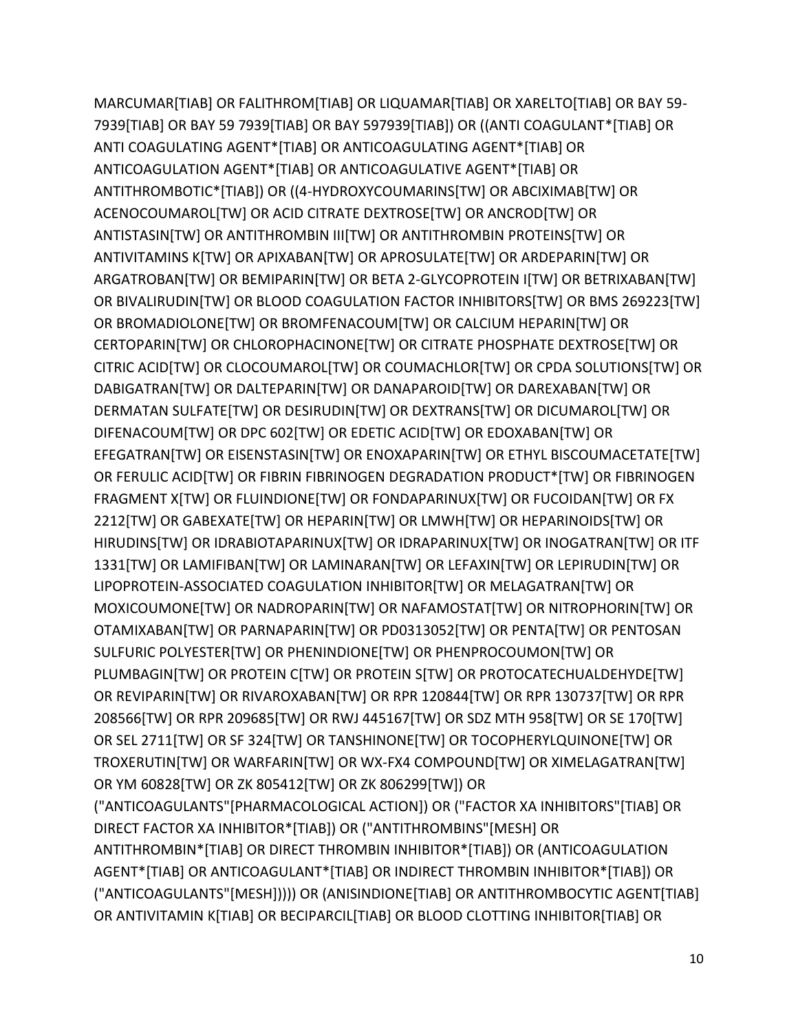MARCUMAR[TIAB] OR FALITHROM[TIAB] OR LIQUAMAR[TIAB] OR XARELTO[TIAB] OR BAY 59-7939[TIAB] OR BAY 59 7939[TIAB] OR BAY 597939[TIAB]) OR ((ANTI COAGULANT*[TIAB] OR ANTI COAGULATING AGENT*[TIAB] OR ANTICOAGULATING AGENT*[TIAB] OR ANTICOAGULATION AGENT*[TIAB] OR ANTICOAGULATIVE AGENT*[TIAB] OR ANTITHROMBOTIC*[TIAB]) OR ((4-HYDROXYCOUMARINS[TW] OR ABCIXIMAB[TW] OR ACENOCOUMAROL[TW] OR ACID CITRATE DEXTROSE[TW] OR ANCROD[TW] OR ANTISTASIN[TW] OR ANTITHROMBIN III[TW] OR ANTITHROMBIN PROTEINS[TW] OR ANTIVITAMINS K[TW] OR APIXABAN[TW] OR APROSULATE[TW] OR ARDEPARIN[TW] OR ARGATROBAN[TW] OR BEMIPARIN[TW] OR BETA 2-GLYCOPROTEIN I[TW] OR BETRIXABAN[TW] OR BIVALIRUDIN[TW] OR BLOOD COAGULATION FACTOR INHIBITORS[TW] OR BMS 269223[TW] OR BROMADIOLONE[TW] OR BROMFENACOUM[TW] OR CALCIUM HEPARIN[TW] OR CERTOPARIN[TW] OR CHLOROPHACINONE[TW] OR CITRATE PHOSPHATE DEXTROSE[TW] OR CITRIC ACID[TW] OR CLOCOUMAROL[TW] OR COUMACHLOR[TW] OR CPDA SOLUTIONS[TW] OR DABIGATRAN[TW] OR DALTEPARIN[TW] OR DANAPAROID[TW] OR DAREXABAN[TW] OR DERMATAN SULFATE[TW] OR DESIRUDIN[TW] OR DEXTRANS[TW] OR DICUMAROL[TW] OR DIFENACOUM[TW] OR DPC 602[TW] OR EDETIC ACID[TW] OR EDOXABAN[TW] OR EFEGATRAN[TW] OR EISENSTASIN[TW] OR ENOXAPARIN[TW] OR ETHYL BISCOUMACETATE[TW] OR FERULIC ACID[TW] OR FIBRIN FIBRINOGEN DEGRADATION PRODUCT*[TW] OR FIBRINOGEN FRAGMENT X[TW] OR FLUINDIONE[TW] OR FONDAPARINUX[TW] OR FUCOIDAN[TW] OR FX 2212[TW] OR GABEXATE[TW] OR HEPARIN[TW] OR LMWH[TW] OR HEPARINOIDS[TW] OR HIRUDINS[TW] OR IDRABIOTAPARINUX[TW] OR IDRAPARINUX[TW] OR INOGATRAN[TW] OR ITF 1331[TW] OR LAMIFIBAN[TW] OR LAMINARAN[TW] OR LEFAXIN[TW] OR LEPIRUDIN[TW] OR LIPOPROTEIN-ASSOCIATED COAGULATION INHIBITOR[TW] OR MELAGATRAN[TW] OR MOXICOUMONE[TW] OR NADROPARIN[TW] OR NAFAMOSTAT[TW] OR NITROPHORIN[TW] OR OTAMIXABAN[TW] OR PARNAPARIN[TW] OR PD0313052[TW] OR PENTA[TW] OR PENTOSAN SULFURIC POLYESTER[TW] OR PHENINDIONE[TW] OR PHENPROCOUMON[TW] OR PLUMBAGIN[TW] OR PROTEIN C[TW] OR PROTEIN S[TW] OR PROTOCATECHUALDEHYDE[TW] OR REVIPARIN[TW] OR RIVAROXABAN[TW] OR RPR 120844[TW] OR RPR 130737[TW] OR RPR 208566[TW] OR RPR 209685[TW] OR RWJ 445167[TW] OR SDZ MTH 958[TW] OR SE 170[TW] OR SEL 2711[TW] OR SF 324[TW] OR TANSHINONE[TW] OR TOCOPHERYLQUINONE[TW] OR TROXERUTIN[TW] OR WARFARIN[TW] OR WX-FX4 COMPOUND[TW] OR XIMELAGATRAN[TW] OR YM 60828[TW] OR ZK 805412[TW] OR ZK 806299[TW]) OR ("ANTICOAGULANTS"[PHARMACOLOGICAL ACTION]) OR ("FACTOR XA INHIBITORS"[TIAB] OR DIRECT FACTOR XA INHIBITOR*[TIAB]) OR ("ANTITHROMBINS"[MESH] OR ANTITHROMBIN*[TIAB] OR DIRECT THROMBIN INHIBITOR*[TIAB]) OR (ANTICOAGULATION AGENT*[TIAB] OR ANTICOAGULANT*[TIAB] OR INDIRECT THROMBIN INHIBITOR*[TIAB]) OR ("ANTICOAGULANTS"[MESH])))) OR (ANISINDIONE[TIAB] OR ANTITHROMBOCYTIC AGENT[TIAB] OR ANTIVITAMIN K[TIAB] OR BECIPARCIL[TIAB] OR BLOOD CLOTTING INHIBITOR[TIAB] OR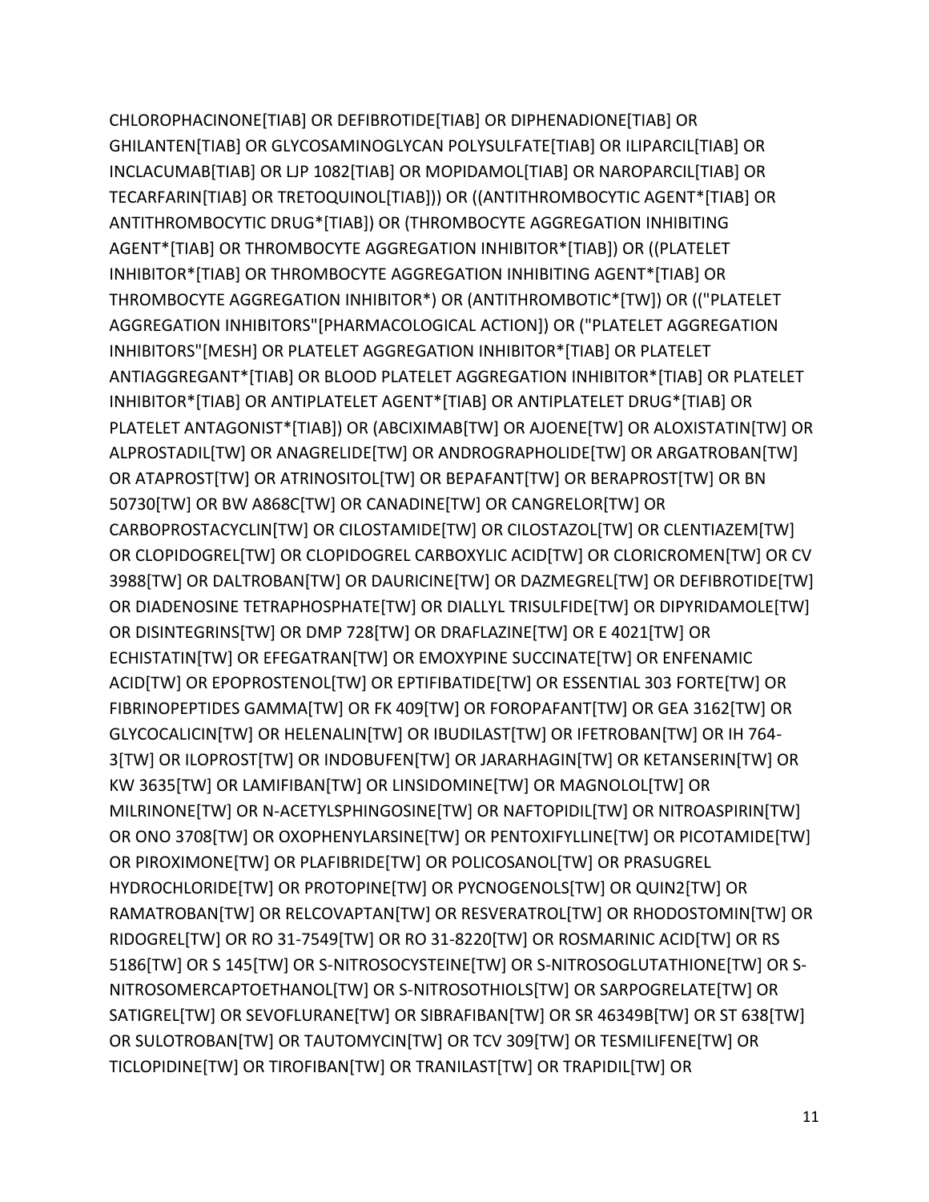CHLOROPHACINONE[TIAB] OR DEFIBROTIDE[TIAB] OR DIPHENADIONE[TIAB] OR GHILANTEN[TIAB] OR GLYCOSAMINOGLYCAN POLYSULFATE[TIAB] OR ILIPARCIL[TIAB] OR INCLACUMAB[TIAB] OR LJP 1082[TIAB] OR MOPIDAMOL[TIAB] OR NAROPARCIL[TIAB] OR TECARFARIN[TIAB] OR TRETOQUINOL[TIAB])) OR ((ANTITHROMBOCYTIC AGENT*[TIAB] OR ANTITHROMBOCYTIC DRUG*[TIAB]) OR (THROMBOCYTE AGGREGATION INHIBITING AGENT*[TIAB] OR THROMBOCYTE AGGREGATION INHIBITOR*[TIAB]) OR ((PLATELET INHIBITOR*[TIAB] OR THROMBOCYTE AGGREGATION INHIBITING AGENT*[TIAB] OR THROMBOCYTE AGGREGATION INHIBITOR*) OR (ANTITHROMBOTIC*[TW]) OR (("PLATELET AGGREGATION INHIBITORS"[PHARMACOLOGICAL ACTION]) OR ("PLATELET AGGREGATION INHIBITORS"[MESH] OR PLATELET AGGREGATION INHIBITOR*[TIAB] OR PLATELET ANTIAGGREGANT*[TIAB] OR BLOOD PLATELET AGGREGATION INHIBITOR*[TIAB] OR PLATELET INHIBITOR*[TIAB] OR ANTIPLATELET AGENT*[TIAB] OR ANTIPLATELET DRUG*[TIAB] OR PLATELET ANTAGONIST*[TIAB]) OR (ABCIXIMAB[TW] OR AJOENE[TW] OR ALOXISTATIN[TW] OR ALPROSTADIL[TW] OR ANAGRELIDE[TW] OR ANDROGRAPHOLIDE[TW] OR ARGATROBAN[TW] OR ATAPROST[TW] OR ATRINOSITOL[TW] OR BEPAFANT[TW] OR BERAPROST[TW] OR BN 50730[TW] OR BW A868C[TW] OR CANADINE[TW] OR CANGRELOR[TW] OR CARBOPROSTACYCLIN[TW] OR CILOSTAMIDE[TW] OR CILOSTAZOL[TW] OR CLENTIAZEM[TW] OR CLOPIDOGREL[TW] OR CLOPIDOGREL CARBOXYLIC ACID[TW] OR CLORICROMEN[TW] OR CV 3988[TW] OR DALTROBAN[TW] OR DAURICINE[TW] OR DAZMEGREL[TW] OR DEFIBROTIDE[TW] OR DIADENOSINE TETRAPHOSPHATE[TW] OR DIALLYL TRISULFIDE[TW] OR DIPYRIDAMOLE[TW] OR DISINTEGRINS[TW] OR DMP 728[TW] OR DRAFLAZINE[TW] OR E 4021[TW] OR ECHISTATIN[TW] OR EFEGATRAN[TW] OR EMOXYPINE SUCCINATE[TW] OR ENFENAMIC ACID[TW] OR EPOPROSTENOL[TW] OR EPTIFIBATIDE[TW] OR ESSENTIAL 303 FORTE[TW] OR FIBRINOPEPTIDES GAMMA[TW] OR FK 409[TW] OR FOROPAFANT[TW] OR GEA 3162[TW] OR GLYCOCALICIN[TW] OR HELENALIN[TW] OR IBUDILAST[TW] OR IFETROBAN[TW] OR IH 764-3[TW] OR ILOPROST[TW] OR INDOBUFEN[TW] OR JARARHAGIN[TW] OR KETANSERIN[TW] OR KW 3635[TW] OR LAMIFIBAN[TW] OR LINSIDOMINE[TW] OR MAGNOLOL[TW] OR MILRINONE[TW] OR N-ACETYLSPHINGOSINE[TW] OR NAFTOPIDIL[TW] OR NITROASPIRIN[TW] OR ONO 3708[TW] OR OXOPHENYLARSINE[TW] OR PENTOXIFYLLINE[TW] OR PICOTAMIDE[TW] OR PIROXIMONE[TW] OR PLAFIBRIDE[TW] OR POLICOSANOL[TW] OR PRASUGREL HYDROCHLORIDE[TW] OR PROTOPINE[TW] OR PYCNOGENOLS[TW] OR QUIN2[TW] OR RAMATROBAN[TW] OR RELCOVAPTAN[TW] OR RESVERATROL[TW] OR RHODOSTOMIN[TW] OR RIDOGREL[TW] OR RO 31-7549[TW] OR RO 31-8220[TW] OR ROSMARINIC ACID[TW] OR RS 5186[TW] OR S 145[TW] OR S-NITROSOCYSTEINE[TW] OR S-NITROSOGLUTATHIONE[TW] OR S-NITROSOMERCAPTOETHANOL[TW] OR S-NITROSOTHIOLS[TW] OR SARPOGRELATE[TW] OR SATIGREL[TW] OR SEVOFLURANE[TW] OR SIBRAFIBAN[TW] OR SR 46349B[TW] OR ST 638[TW] OR SULOTROBAN[TW] OR TAUTOMYCIN[TW] OR TCV 309[TW] OR TESMILIFENE[TW] OR TICLOPIDINE[TW] OR TIROFIBAN[TW] OR TRANILAST[TW] OR TRAPIDIL[TW] OR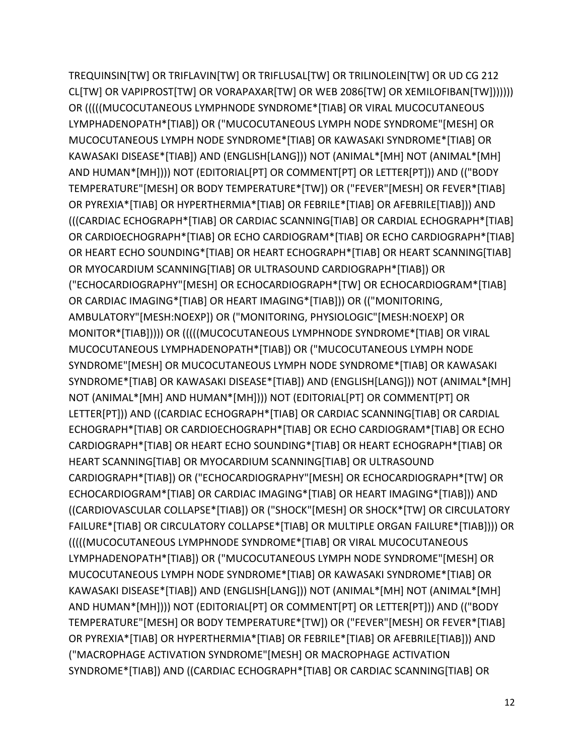TREQUINSIN[TW] OR TRIFLAVIN[TW] OR TRIFLUSAL[TW] OR TRILINOLEIN[TW] OR UD CG 212 CL[TW] OR VAPIPROST[TW] OR VORAPAXAR[TW] OR WEB 2086[TW] OR XEMILOFIBAN[TW]))))))) OR (((((MUCOCUTANEOUS LYMPHNODE SYNDROME*[TIAB] OR VIRAL MUCOCUTANEOUS LYMPHADENOPATH*[TIAB]) OR ("MUCOCUTANEOUS LYMPH NODE SYNDROME"[MESH] OR MUCOCUTANEOUS LYMPH NODE SYNDROME*[TIAB] OR KAWASAKI SYNDROME*[TIAB] OR KAWASAKI DISEASE*[TIAB]) AND (ENGLISH[LANG])) NOT (ANIMAL*[MH] NOT (ANIMAL*[MH] AND HUMAN*[MH]))) NOT (EDITORIAL[PT] OR COMMENT[PT] OR LETTER[PT])) AND (("BODY TEMPERATURE"[MESH] OR BODY TEMPERATURE*[TW]) OR ("FEVER"[MESH] OR FEVER*[TIAB] OR PYREXIA*[TIAB] OR HYPERTHERMIA*[TIAB] OR FEBRILE*[TIAB] OR AFEBRILE[TIAB])) AND (((CARDIAC ECHOGRAPH*[TIAB] OR CARDIAC SCANNING[TIAB] OR CARDIAL ECHOGRAPH*[TIAB] OR CARDIOECHOGRAPH*[TIAB] OR ECHO CARDIOGRAM*[TIAB] OR ECHO CARDIOGRAPH*[TIAB] OR HEART ECHO SOUNDING*[TIAB] OR HEART ECHOGRAPH*[TIAB] OR HEART SCANNING[TIAB] OR MYOCARDIUM SCANNING[TIAB] OR ULTRASOUND CARDIOGRAPH*[TIAB]) OR ("ECHOCARDIOGRAPHY"[MESH] OR ECHOCARDIOGRAPH*[TW] OR ECHOCARDIOGRAM*[TIAB] OR CARDIAC IMAGING*[TIAB] OR HEART IMAGING*[TIAB])) OR (("MONITORING, AMBULATORY"[MESH:NOEXP]) OR ("MONITORING, PHYSIOLOGIC"[MESH:NOEXP] OR MONITOR*[TIAB])))) OR (((((MUCOCUTANEOUS LYMPHNODE SYNDROME*[TIAB] OR VIRAL MUCOCUTANEOUS LYMPHADENOPATH*[TIAB]) OR ("MUCOCUTANEOUS LYMPH NODE SYNDROME"[MESH] OR MUCOCUTANEOUS LYMPH NODE SYNDROME*[TIAB] OR KAWASAKI SYNDROME*[TIAB] OR KAWASAKI DISEASE*[TIAB]) AND (ENGLISH[LANG])) NOT (ANIMAL*[MH] NOT (ANIMAL*[MH] AND HUMAN*[MH]))) NOT (EDITORIAL[PT] OR COMMENT[PT] OR LETTER[PT])) AND ((CARDIAC ECHOGRAPH*[TIAB] OR CARDIAC SCANNING[TIAB] OR CARDIAL ECHOGRAPH*[TIAB] OR CARDIOECHOGRAPH*[TIAB] OR ECHO CARDIOGRAM*[TIAB] OR ECHO CARDIOGRAPH*[TIAB] OR HEART ECHO SOUNDING*[TIAB] OR HEART ECHOGRAPH*[TIAB] OR HEART SCANNING[TIAB] OR MYOCARDIUM SCANNING[TIAB] OR ULTRASOUND CARDIOGRAPH*[TIAB]) OR ("ECHOCARDIOGRAPHY"[MESH] OR ECHOCARDIOGRAPH*[TW] OR ECHOCARDIOGRAM*[TIAB] OR CARDIAC IMAGING*[TIAB] OR HEART IMAGING*[TIAB])) AND ((CARDIOVASCULAR COLLAPSE*[TIAB]) OR ("SHOCK"[MESH] OR SHOCK*[TW] OR CIRCULATORY FAILURE*[TIAB] OR CIRCULATORY COLLAPSE*[TIAB] OR MULTIPLE ORGAN FAILURE*[TIAB]))) OR (((((MUCOCUTANEOUS LYMPHNODE SYNDROME*[TIAB] OR VIRAL MUCOCUTANEOUS LYMPHADENOPATH*[TIAB]) OR ("MUCOCUTANEOUS LYMPH NODE SYNDROME"[MESH] OR MUCOCUTANEOUS LYMPH NODE SYNDROME*[TIAB] OR KAWASAKI SYNDROME*[TIAB] OR KAWASAKI DISEASE*[TIAB]) AND (ENGLISH[LANG])) NOT (ANIMAL*[MH] NOT (ANIMAL*[MH] AND HUMAN*[MH]))) NOT (EDITORIAL[PT] OR COMMENT[PT] OR LETTER[PT])) AND (("BODY TEMPERATURE"[MESH] OR BODY TEMPERATURE*[TW]) OR ("FEVER"[MESH] OR FEVER*[TIAB] OR PYREXIA*[TIAB] OR HYPERTHERMIA*[TIAB] OR FEBRILE*[TIAB] OR AFEBRILE[TIAB])) AND ("MACROPHAGE ACTIVATION SYNDROME"[MESH] OR MACROPHAGE ACTIVATION SYNDROME*[TIAB]) AND ((CARDIAC ECHOGRAPH*[TIAB] OR CARDIAC SCANNING[TIAB] OR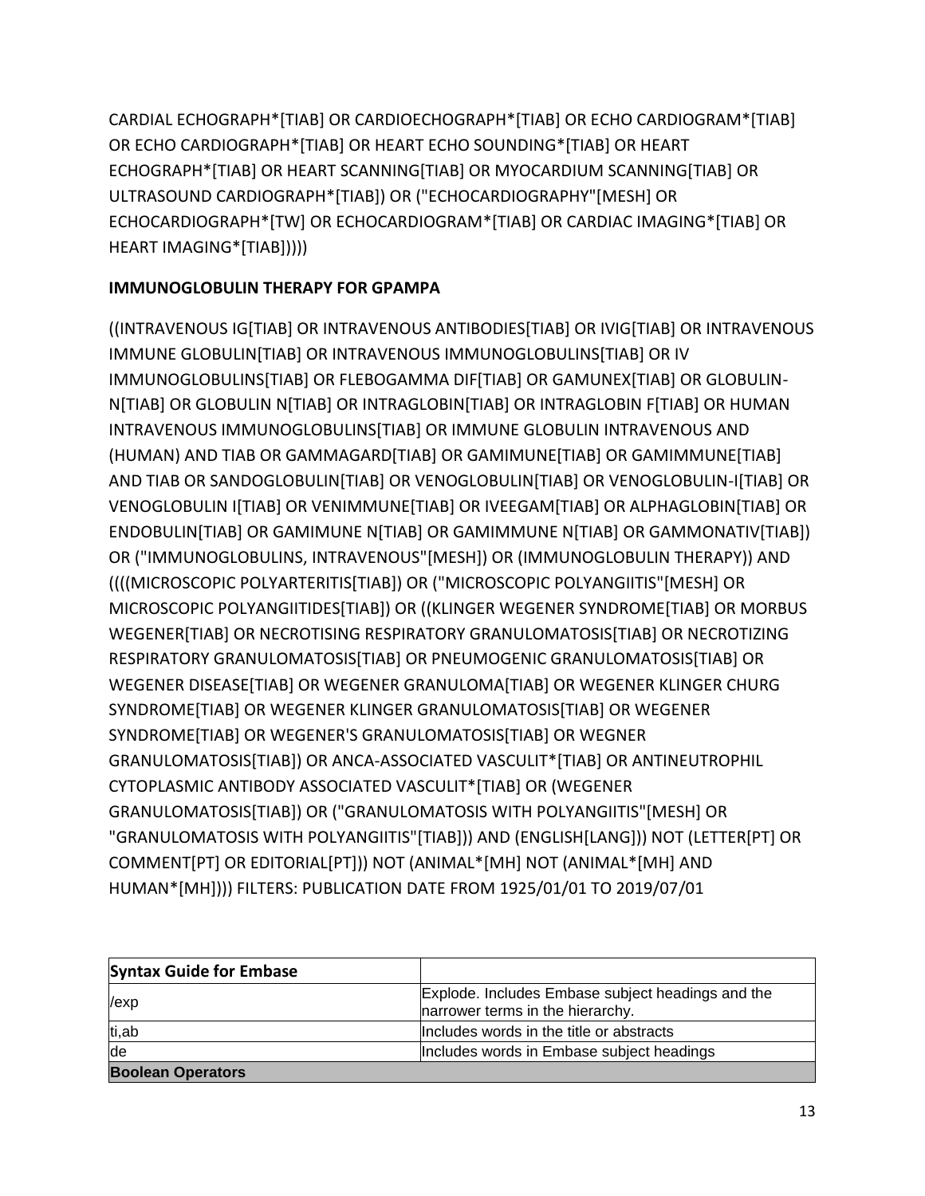CARDIAL ECHOGRAPH*[TIAB] OR CARDIOECHOGRAPH*[TIAB] OR ECHO CARDIOGRAM*[TIAB] OR ECHO CARDIOGRAPH*[TIAB] OR HEART ECHO SOUNDING*[TIAB] OR HEART ECHOGRAPH*[TIAB] OR HEART SCANNING[TIAB] OR MYOCARDIUM SCANNING[TIAB] OR ULTRASOUND CARDIOGRAPH*[TIAB]) OR ("ECHOCARDIOGRAPHY"[MESH] OR ECHOCARDIOGRAPH*[TW] OR ECHOCARDIOGRAM*[TIAB] OR CARDIAC IMAGING*[TIAB] OR HEART IMAGING*[TIAB]))))

**IMMUNOGLOBULIN THERAPY FOR GPAMPA**

((INTRAVENOUS IG[TIAB] OR INTRAVENOUS ANTIBODIES[TIAB] OR IVIG[TIAB] OR INTRAVENOUS IMMUNE GLOBULIN[TIAB] OR INTRAVENOUS IMMUNOGLOBULINS[TIAB] OR IV IMMUNOGLOBULINS[TIAB] OR FLEBOGAMMA DIF[TIAB] OR GAMUNEX[TIAB] OR GLOBULIN-N[TIAB] OR GLOBULIN N[TIAB] OR INTRAGLOBIN[TIAB] OR INTRAGLOBIN F[TIAB] OR HUMAN INTRAVENOUS IMMUNOGLOBULINS[TIAB] OR IMMUNE GLOBULIN INTRAVENOUS AND (HUMAN) AND TIAB OR GAMMAGARD[TIAB] OR GAMIMUNE[TIAB] OR GAMIMMUNE[TIAB] AND TIAB OR SANDOGLOBULIN[TIAB] OR VENOGLOBULIN[TIAB] OR VENOGLOBULIN-I[TIAB] OR VENOGLOBULIN I[TIAB] OR VENIMMUNE[TIAB] OR IVEEGAM[TIAB] OR ALPHAGLOBIN[TIAB] OR ENDOBULIN[TIAB] OR GAMIMUNE N[TIAB] OR GAMIMMUNE N[TIAB] OR GAMMONATIV[TIAB]) OR ("IMMUNOGLOBULINS, INTRAVENOUS"[MESH]) OR (IMMUNOGLOBULIN THERAPY)) AND ((((MICROSCOPIC POLYARTERITIS[TIAB]) OR ("MICROSCOPIC POLYANGIITIS"[MESH] OR MICROSCOPIC POLYANGIITIDES[TIAB]) OR ((KLINGER WEGENER SYNDROME[TIAB] OR MORBUS WEGENER[TIAB] OR NECROTISING RESPIRATORY GRANULOMATOSIS[TIAB] OR NECROTIZING RESPIRATORY GRANULOMATOSIS[TIAB] OR PNEUMOGENIC GRANULOMATOSIS[TIAB] OR WEGENER DISEASE[TIAB] OR WEGENER GRANULOMA[TIAB] OR WEGENER KLINGER CHURG SYNDROME[TIAB] OR WEGENER KLINGER GRANULOMATOSIS[TIAB] OR WEGENER SYNDROME[TIAB] OR WEGENER'S GRANULOMATOSIS[TIAB] OR WEGNER GRANULOMATOSIS[TIAB]) OR ANCA-ASSOCIATED VASCULIT*[TIAB] OR ANTINEUTROPHIL CYTOPLASMIC ANTIBODY ASSOCIATED VASCULIT*[TIAB] OR (WEGENER GRANULOMATOSIS[TIAB]) OR ("GRANULOMATOSIS WITH POLYANGIITIS"[MESH] OR "GRANULOMATOSIS WITH POLYANGIITIS"[TIAB])) AND (ENGLISH[LANG])) NOT (LETTER[PT] OR COMMENT[PT] OR EDITORIAL[PT])) NOT (ANIMAL*[MH] NOT (ANIMAL*[MH] AND HUMAN*[MH]))) FILTERS: PUBLICATION DATE FROM 1925/01/01 TO 2019/07/01

| **Syntax Guide for Embase** | |
|---|---|
| /exp | Explode. Includes Embase subject headings and the narrower terms in the hierarchy. |
| ti,ab | Includes words in the title or abstracts |
| de | Includes words in Embase subject headings |
| **Boolean Operators** | |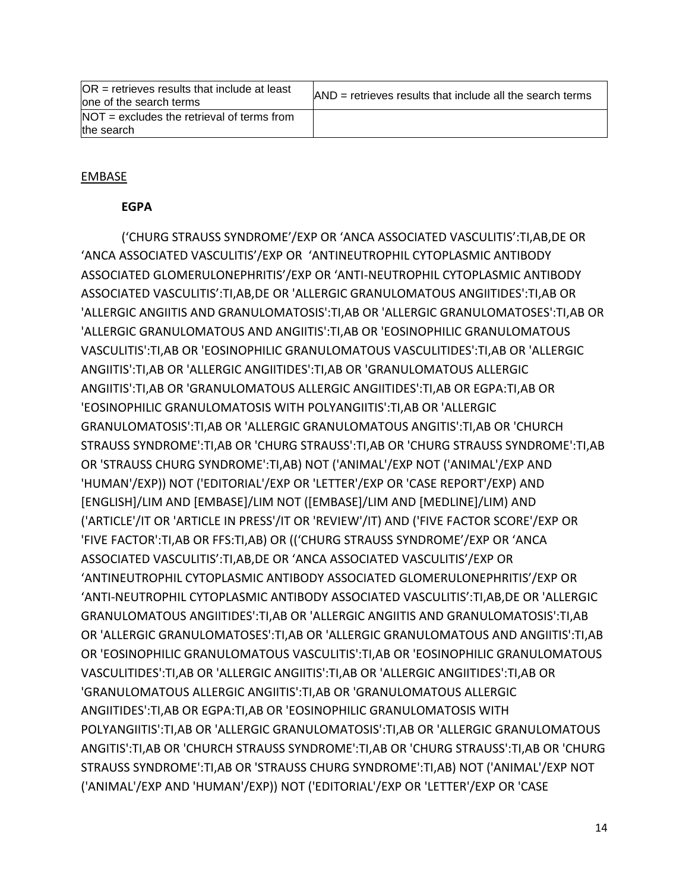| OR = retrieves results that include at least one of the search terms | AND = retrieves results that include all the search terms |
| --- | --- |
| NOT = excludes the retrieval of terms from the search | |

EMBASE

**EGPA**

(‘CHURG STRAUSS SYNDROME’/EXP OR ‘ANCA ASSOCIATED VASCULITIS’:TI,AB,DE OR ‘ANCA ASSOCIATED VASCULITIS’/EXP OR ‘ANTINEUTROPHIL CYTOPLASMIC ANTIBODY ASSOCIATED GLOMERULONEPHRITIS’/EXP OR ‘ANTI-NEUTROPHIL CYTOPLASMIC ANTIBODY ASSOCIATED VASCULITIS’:TI,AB,DE OR 'ALLERGIC GRANULOMATOUS ANGIITIDES':TI,AB OR 'ALLERGIC ANGIITIS AND GRANULOMATOSIS':TI,AB OR 'ALLERGIC GRANULOMATOSES':TI,AB OR 'ALLERGIC GRANULOMATOUS AND ANGIITIS':TI,AB OR 'EOSINOPHILIC GRANULOMATOUS VASCULITIS':TI,AB OR 'EOSINOPHILIC GRANULOMATOUS VASCULITIDES':TI,AB OR 'ALLERGIC ANGIITIS':TI,AB OR 'ALLERGIC ANGIITIDES':TI,AB OR 'GRANULOMATOUS ALLERGIC ANGIITIS':TI,AB OR 'GRANULOMATOUS ALLERGIC ANGIITIDES':TI,AB OR EGPA:TI,AB OR 'EOSINOPHILIC GRANULOMATOSIS WITH POLYANGIITIS':TI,AB OR 'ALLERGIC GRANULOMATOSIS':TI,AB OR 'ALLERGIC GRANULOMATOUS ANGITIS':TI,AB OR 'CHURCH STRAUSS SYNDROME':TI,AB OR 'CHURG STRAUSS':TI,AB OR 'CHURG STRAUSS SYNDROME':TI,AB OR 'STRAUSS CHURG SYNDROME':TI,AB) NOT ('ANIMAL'/EXP NOT ('ANIMAL'/EXP AND 'HUMAN'/EXP)) NOT ('EDITORIAL'/EXP OR 'LETTER'/EXP OR 'CASE REPORT'/EXP) AND [ENGLISH]/LIM AND [EMBASE]/LIM NOT ([EMBASE]/LIM AND [MEDLINE]/LIM) AND ('ARTICLE'/IT OR 'ARTICLE IN PRESS'/IT OR 'REVIEW'/IT) AND ('FIVE FACTOR SCORE'/EXP OR 'FIVE FACTOR':TI,AB OR FFS:TI,AB) OR ((‘CHURG STRAUSS SYNDROME’/EXP OR ‘ANCA ASSOCIATED VASCULITIS’:TI,AB,DE OR ‘ANCA ASSOCIATED VASCULITIS’/EXP OR ‘ANTINEUTROPHIL CYTOPLASMIC ANTIBODY ASSOCIATED GLOMERULONEPHRITIS’/EXP OR ‘ANTI-NEUTROPHIL CYTOPLASMIC ANTIBODY ASSOCIATED VASCULITIS’:TI,AB,DE OR 'ALLERGIC GRANULOMATOUS ANGIITIDES':TI,AB OR 'ALLERGIC ANGIITIS AND GRANULOMATOSIS':TI,AB OR 'ALLERGIC GRANULOMATOSES':TI,AB OR 'ALLERGIC GRANULOMATOUS AND ANGIITIS':TI,AB OR 'EOSINOPHILIC GRANULOMATOUS VASCULITIS':TI,AB OR 'EOSINOPHILIC GRANULOMATOUS VASCULITIDES':TI,AB OR 'ALLERGIC ANGIITIS':TI,AB OR 'ALLERGIC ANGIITIDES':TI,AB OR 'GRANULOMATOUS ALLERGIC ANGIITIS':TI,AB OR 'GRANULOMATOUS ALLERGIC ANGIITIDES':TI,AB OR EGPA:TI,AB OR 'EOSINOPHILIC GRANULOMATOSIS WITH POLYANGIITIS':TI,AB OR 'ALLERGIC GRANULOMATOSIS':TI,AB OR 'ALLERGIC GRANULOMATOUS ANGITIS':TI,AB OR 'CHURCH STRAUSS SYNDROME':TI,AB OR 'CHURG STRAUSS':TI,AB OR 'CHURG STRAUSS SYNDROME':TI,AB OR 'STRAUSS CHURG SYNDROME':TI,AB) NOT ('ANIMAL'/EXP NOT ('ANIMAL'/EXP AND 'HUMAN'/EXP)) NOT ('EDITORIAL'/EXP OR 'LETTER'/EXP OR 'CASE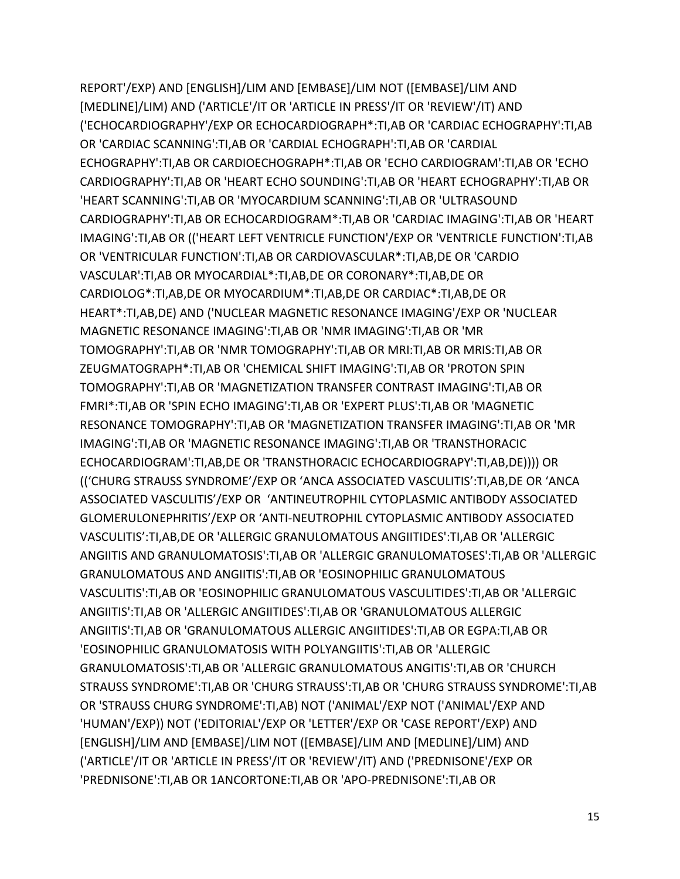REPORT'/EXP) AND [ENGLISH]/LIM AND [EMBASE]/LIM NOT ([EMBASE]/LIM AND [MEDLINE]/LIM) AND ('ARTICLE'/IT OR 'ARTICLE IN PRESS'/IT OR 'REVIEW'/IT) AND ('ECHOCARDIOGRAPHY'/EXP OR ECHOCARDIOGRAPH*:TI,AB OR 'CARDIAC ECHOGRAPHY':TI,AB OR 'CARDIAC SCANNING':TI,AB OR 'CARDIAL ECHOGRAPH':TI,AB OR 'CARDIAL ECHOGRAPHY':TI,AB OR CARDIOECHOGRAPH*:TI,AB OR 'ECHO CARDIOGRAM':TI,AB OR 'ECHO CARDIOGRAPHY':TI,AB OR 'HEART ECHO SOUNDING':TI,AB OR 'HEART ECHOGRAPHY':TI,AB OR 'HEART SCANNING':TI,AB OR 'MYOCARDIUM SCANNING':TI,AB OR 'ULTRASOUND CARDIOGRAPHY':TI,AB OR ECHOCARDIOGRAM*:TI,AB OR 'CARDIAC IMAGING':TI,AB OR 'HEART IMAGING':TI,AB OR (('HEART LEFT VENTRICLE FUNCTION'/EXP OR 'VENTRICLE FUNCTION':TI,AB OR 'VENTRICULAR FUNCTION':TI,AB OR CARDIOVASCULAR*:TI,AB,DE OR 'CARDIO VASCULAR':TI,AB OR MYOCARDIAL*:TI,AB,DE OR CORONARY*:TI,AB,DE OR CARDIOLOG*:TI,AB,DE OR MYOCARDIUM*:TI,AB,DE OR CARDIAC*:TI,AB,DE OR HEART*:TI,AB,DE) AND ('NUCLEAR MAGNETIC RESONANCE IMAGING'/EXP OR 'NUCLEAR MAGNETIC RESONANCE IMAGING':TI,AB OR 'NMR IMAGING':TI,AB OR 'MR TOMOGRAPHY':TI,AB OR 'NMR TOMOGRAPHY':TI,AB OR MRI:TI,AB OR MRIS:TI,AB OR ZEUGMATOGRAPH*:TI,AB OR 'CHEMICAL SHIFT IMAGING':TI,AB OR 'PROTON SPIN TOMOGRAPHY':TI,AB OR 'MAGNETIZATION TRANSFER CONTRAST IMAGING':TI,AB OR FMRI*:TI,AB OR 'SPIN ECHO IMAGING':TI,AB OR 'EXPERT PLUS':TI,AB OR 'MAGNETIC RESONANCE TOMOGRAPHY':TI,AB OR 'MAGNETIZATION TRANSFER IMAGING':TI,AB OR 'MR IMAGING':TI,AB OR 'MAGNETIC RESONANCE IMAGING':TI,AB OR 'TRANSTHORACIC ECHOCARDIOGRAM':TI,AB,DE OR 'TRANSTHORACIC ECHOCARDIOGRAPY':TI,AB,DE)))) OR ((‘CHURG STRAUSS SYNDROME’/EXP OR ‘ANCA ASSOCIATED VASCULITIS’:TI,AB,DE OR ‘ANCA ASSOCIATED VASCULITIS’/EXP OR ‘ANTINEUTROPHIL CYTOPLASMIC ANTIBODY ASSOCIATED GLOMERULONEPHRITIS’/EXP OR ‘ANTI-NEUTROPHIL CYTOPLASMIC ANTIBODY ASSOCIATED VASCULITIS’:TI,AB,DE OR 'ALLERGIC GRANULOMATOUS ANGIITIDES':TI,AB OR 'ALLERGIC ANGIITIS AND GRANULOMATOSIS':TI,AB OR 'ALLERGIC GRANULOMATOSES':TI,AB OR 'ALLERGIC GRANULOMATOUS AND ANGIITIS':TI,AB OR 'EOSINOPHILIC GRANULOMATOUS VASCULITIS':TI,AB OR 'EOSINOPHILIC GRANULOMATOUS VASCULITIDES':TI,AB OR 'ALLERGIC ANGIITIS':TI,AB OR 'ALLERGIC ANGIITIDES':TI,AB OR 'GRANULOMATOUS ALLERGIC ANGIITIS':TI,AB OR 'GRANULOMATOUS ALLERGIC ANGIITIDES':TI,AB OR EGPA:TI,AB OR 'EOSINOPHILIC GRANULOMATOSIS WITH POLYANGIITIS':TI,AB OR 'ALLERGIC GRANULOMATOSIS':TI,AB OR 'ALLERGIC GRANULOMATOUS ANGITIS':TI,AB OR 'CHURCH STRAUSS SYNDROME':TI,AB OR 'CHURG STRAUSS':TI,AB OR 'CHURG STRAUSS SYNDROME':TI,AB OR 'STRAUSS CHURG SYNDROME':TI,AB) NOT ('ANIMAL'/EXP NOT ('ANIMAL'/EXP AND 'HUMAN'/EXP)) NOT ('EDITORIAL'/EXP OR 'LETTER'/EXP OR 'CASE REPORT'/EXP) AND [ENGLISH]/LIM AND [EMBASE]/LIM NOT ([EMBASE]/LIM AND [MEDLINE]/LIM) AND ('ARTICLE'/IT OR 'ARTICLE IN PRESS'/IT OR 'REVIEW'/IT) AND ('PREDNISONE'/EXP OR 'PREDNISONE':TI,AB OR 1ANCORTONE:TI,AB OR 'APO-PREDNISONE':TI,AB OR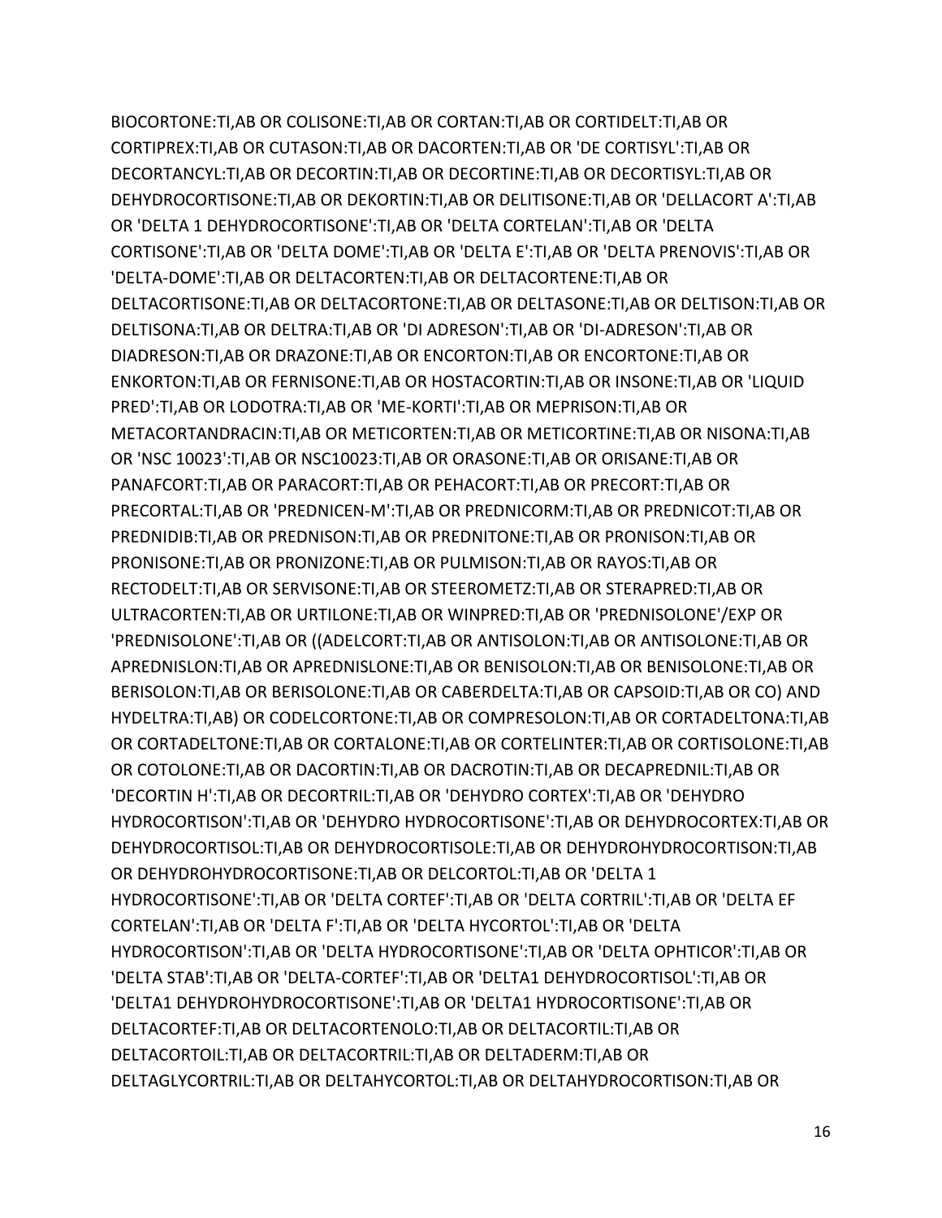BIOCORTONE:TI,AB OR COLISONE:TI,AB OR CORTAN:TI,AB OR CORTIDELT:TI,AB OR CORTIPREX:TI,AB OR CUTASON:TI,AB OR DACORTEN:TI,AB OR 'DE CORTISYL':TI,AB OR DECORTANCYL:TI,AB OR DECORTIN:TI,AB OR DECORTINE:TI,AB OR DECORTISYL:TI,AB OR DEHYDROCORTISONE:TI,AB OR DEKORTIN:TI,AB OR DELITISONE:TI,AB OR 'DELLACORT A':TI,AB OR 'DELTA 1 DEHYDROCORTISONE':TI,AB OR 'DELTA CORTELAN':TI,AB OR 'DELTA CORTISONE':TI,AB OR 'DELTA DOME':TI,AB OR 'DELTA E':TI,AB OR 'DELTA PRENOVIS':TI,AB OR 'DELTA-DOME':TI,AB OR DELTACORTEN:TI,AB OR DELTACORTENE:TI,AB OR DELTACORTISONE:TI,AB OR DELTACORTONE:TI,AB OR DELTASONE:TI,AB OR DELTISON:TI,AB OR DELTISONA:TI,AB OR DELTRA:TI,AB OR 'DI ADRESON':TI,AB OR 'DI-ADRESON':TI,AB OR DIADRESON:TI,AB OR DRAZONE:TI,AB OR ENCORTON:TI,AB OR ENCORTONE:TI,AB OR ENKORTON:TI,AB OR FERNISONE:TI,AB OR HOSTACORTIN:TI,AB OR INSONE:TI,AB OR 'LIQUID PRED':TI,AB OR LODOTRA:TI,AB OR 'ME-KORTI':TI,AB OR MEPRISON:TI,AB OR METACORTANDRACIN:TI,AB OR METICORTEN:TI,AB OR METICORTINE:TI,AB OR NISONA:TI,AB OR 'NSC 10023':TI,AB OR NSC10023:TI,AB OR ORASONE:TI,AB OR ORISANE:TI,AB OR PANAFCORT:TI,AB OR PARACORT:TI,AB OR PEHACORT:TI,AB OR PRECORT:TI,AB OR PRECORTAL:TI,AB OR 'PREDNICEN-M':TI,AB OR PREDNICORM:TI,AB OR PREDNICOT:TI,AB OR PREDNIDIB:TI,AB OR PREDNISON:TI,AB OR PREDNITONE:TI,AB OR PRONISON:TI,AB OR PRONISONE:TI,AB OR PRONIZONE:TI,AB OR PULMISON:TI,AB OR RAYOS:TI,AB OR RECTODELT:TI,AB OR SERVISONE:TI,AB OR STEEROMETZ:TI,AB OR STERAPRED:TI,AB OR ULTRACORTEN:TI,AB OR URTILONE:TI,AB OR WINPRED:TI,AB OR 'PREDNISOLONE'/EXP OR 'PREDNISOLONE':TI,AB OR ((ADELCORT:TI,AB OR ANTISOLON:TI,AB OR ANTISOLONE:TI,AB OR APREDNISLON:TI,AB OR APREDNISLONE:TI,AB OR BENISOLON:TI,AB OR BENISOLONE:TI,AB OR BERISOLON:TI,AB OR BERISOLONE:TI,AB OR CABERDELTA:TI,AB OR CAPSOID:TI,AB OR CO) AND HYDELTRA:TI,AB) OR CODELCORTONE:TI,AB OR COMPRESOLON:TI,AB OR CORTADELTONA:TI,AB OR CORTADELTONE:TI,AB OR CORTALONE:TI,AB OR CORTELINTER:TI,AB OR CORTISOLONE:TI,AB OR COTOLONE:TI,AB OR DACORTIN:TI,AB OR DACROTIN:TI,AB OR DECAPREDNIL:TI,AB OR 'DECORTIN H':TI,AB OR DECORTRIL:TI,AB OR 'DEHYDRO CORTEX':TI,AB OR 'DEHYDRO HYDROCORTISON':TI,AB OR 'DEHYDRO HYDROCORTISONE':TI,AB OR DEHYDROCORTEX:TI,AB OR DEHYDROCORTISOL:TI,AB OR DEHYDROCORTISOLE:TI,AB OR DEHYDROHYDROCORTISON:TI,AB OR DEHYDROHYDROCORTISONE:TI,AB OR DELCORTOL:TI,AB OR 'DELTA 1 HYDROCORTISONE':TI,AB OR 'DELTA CORTEF':TI,AB OR 'DELTA CORTRIL':TI,AB OR 'DELTA EF CORTELAN':TI,AB OR 'DELTA F':TI,AB OR 'DELTA HYCORTOL':TI,AB OR 'DELTA HYDROCORTISON':TI,AB OR 'DELTA HYDROCORTISONE':TI,AB OR 'DELTA OPHTICOR':TI,AB OR 'DELTA STAB':TI,AB OR 'DELTA-CORTEF':TI,AB OR 'DELTA1 DEHYDROCORTISOL':TI,AB OR 'DELTA1 DEHYDROHYDROCORTISONE':TI,AB OR 'DELTA1 HYDROCORTISONE':TI,AB OR DELTACORTEF:TI,AB OR DELTACORTENOLO:TI,AB OR DELTACORTIL:TI,AB OR DELTACORTOIL:TI,AB OR DELTACORTRIL:TI,AB OR DELTADERM:TI,AB OR DELTAGLYCORTRIL:TI,AB OR DELTAHYCORTOL:TI,AB OR DELTAHYDROCORTISON:TI,AB OR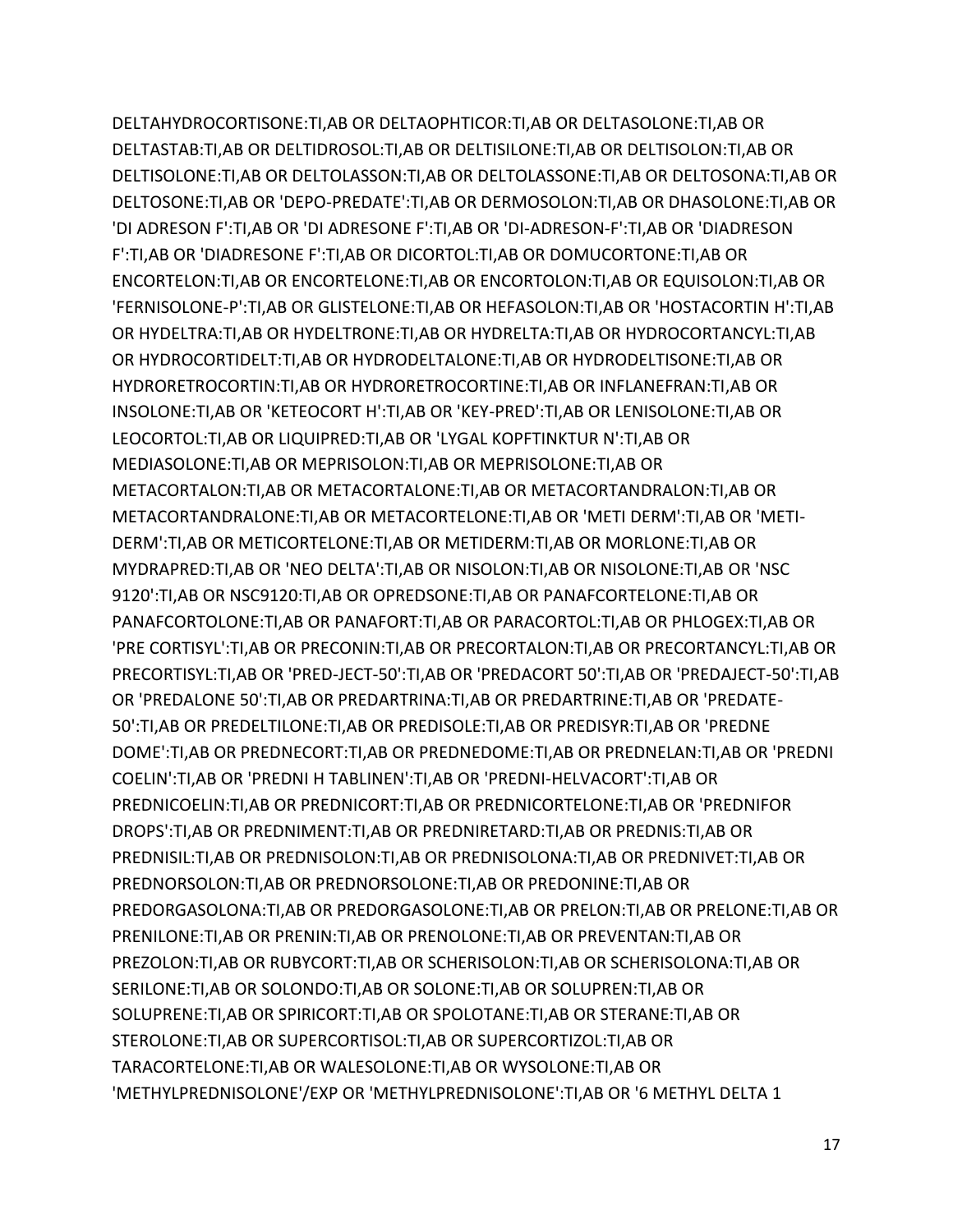DELTAHYDROCORTISONE:TI,AB OR DELTAOPHTICOR:TI,AB OR DELTASOLONE:TI,AB OR DELTASTAB:TI,AB OR DELTIDROSOL:TI,AB OR DELTISILONE:TI,AB OR DELTISOLON:TI,AB OR DELTISOLONE:TI,AB OR DELTOLASSON:TI,AB OR DELTOLASSONE:TI,AB OR DELTOSONA:TI,AB OR DELTOSONE:TI,AB OR 'DEPO-PREDATE':TI,AB OR DERMOSOLON:TI,AB OR DHASOLONE:TI,AB OR 'DI ADRESON F':TI,AB OR 'DI ADRESONE F':TI,AB OR 'DI-ADRESON-F':TI,AB OR 'DIADRESON F':TI,AB OR 'DIADRESONE F':TI,AB OR DICORTOL:TI,AB OR DOMUCORTONE:TI,AB OR ENCORTELON:TI,AB OR ENCORTELONE:TI,AB OR ENCORTOLON:TI,AB OR EQUISOLON:TI,AB OR 'FERNISOLONE-P':TI,AB OR GLISTELONE:TI,AB OR HEFASOLON:TI,AB OR 'HOSTACORTIN H':TI,AB OR HYDELTRA:TI,AB OR HYDELTRONE:TI,AB OR HYDRELTA:TI,AB OR HYDROCORTANCYL:TI,AB OR HYDROCORTIDELT:TI,AB OR HYDRODELTALONE:TI,AB OR HYDRODELTISONE:TI,AB OR HYDRORETROCORTIN:TI,AB OR HYDRORETROCORTINE:TI,AB OR INFLANEFRAN:TI,AB OR INSOLONE:TI,AB OR 'KETEOCORT H':TI,AB OR 'KEY-PRED':TI,AB OR LENISOLONE:TI,AB OR LEOCORTOL:TI,AB OR LIQUIPRED:TI,AB OR 'LYGAL KOPFTINKTUR N':TI,AB OR MEDIASOLONE:TI,AB OR MEPRISOLON:TI,AB OR MEPRISOLONE:TI,AB OR METACORTALON:TI,AB OR METACORTALONE:TI,AB OR METACORTANDRALON:TI,AB OR METACORTANDRALONE:TI,AB OR METACORTELONE:TI,AB OR 'METI DERM':TI,AB OR 'METI-DERM':TI,AB OR METICORTELONE:TI,AB OR METIDERM:TI,AB OR MORLONE:TI,AB OR MYDRAPRED:TI,AB OR 'NEO DELTA':TI,AB OR NISOLON:TI,AB OR NISOLONE:TI,AB OR 'NSC 9120':TI,AB OR NSC9120:TI,AB OR OPREDSONE:TI,AB OR PANAFCORTELONE:TI,AB OR PANAFCORTOLONE:TI,AB OR PANAFORT:TI,AB OR PARACORTOL:TI,AB OR PHLOGEX:TI,AB OR 'PRE CORTISYL':TI,AB OR PRECONIN:TI,AB OR PRECORTALON:TI,AB OR PRECORTANCYL:TI,AB OR PRECORTISYL:TI,AB OR 'PRED-JECT-50':TI,AB OR 'PREDACORT 50':TI,AB OR 'PREDAJECT-50':TI,AB OR 'PREDALONE 50':TI,AB OR PREDARTRINA:TI,AB OR PREDARTRINE:TI,AB OR 'PREDATE-50':TI,AB OR PREDELTILONE:TI,AB OR PREDISOLE:TI,AB OR PREDISYR:TI,AB OR 'PREDNE DOME':TI,AB OR PREDNECORT:TI,AB OR PREDNEDOME:TI,AB OR PREDNELAN:TI,AB OR 'PREDNI COELIN':TI,AB OR 'PREDNI H TABLINEN':TI,AB OR 'PREDNI-HELVACORT':TI,AB OR PREDNICOELIN:TI,AB OR PREDNICORT:TI,AB OR PREDNICORTELONE:TI,AB OR 'PREDNIFOR DROPS':TI,AB OR PREDNIMENT:TI,AB OR PREDNIRETARD:TI,AB OR PREDNIS:TI,AB OR PREDNISIL:TI,AB OR PREDNISOLON:TI,AB OR PREDNISOLONA:TI,AB OR PREDNIVET:TI,AB OR PREDNORSOLON:TI,AB OR PREDNORSOLONE:TI,AB OR PREDONINE:TI,AB OR PREDORGASOLONA:TI,AB OR PREDORGASOLONE:TI,AB OR PRELON:TI,AB OR PRELONE:TI,AB OR PRENILONE:TI,AB OR PRENIN:TI,AB OR PRENOLONE:TI,AB OR PREVENTAN:TI,AB OR PREZOLON:TI,AB OR RUBYCORT:TI,AB OR SCHERISOLON:TI,AB OR SCHERISOLONA:TI,AB OR SERILONE:TI,AB OR SOLONDO:TI,AB OR SOLONE:TI,AB OR SOLUPREN:TI,AB OR SOLUPRENE:TI,AB OR SPIRICORT:TI,AB OR SPOLOTANE:TI,AB OR STERANE:TI,AB OR STEROLONE:TI,AB OR SUPERCORTISOL:TI,AB OR SUPERCORTIZOL:TI,AB OR TARACORTELONE:TI,AB OR WALESOLONE:TI,AB OR WYSOLONE:TI,AB OR 'METHYLPREDNISOLONE'/EXP OR 'METHYLPREDNISOLONE':TI,AB OR '6 METHYL DELTA 1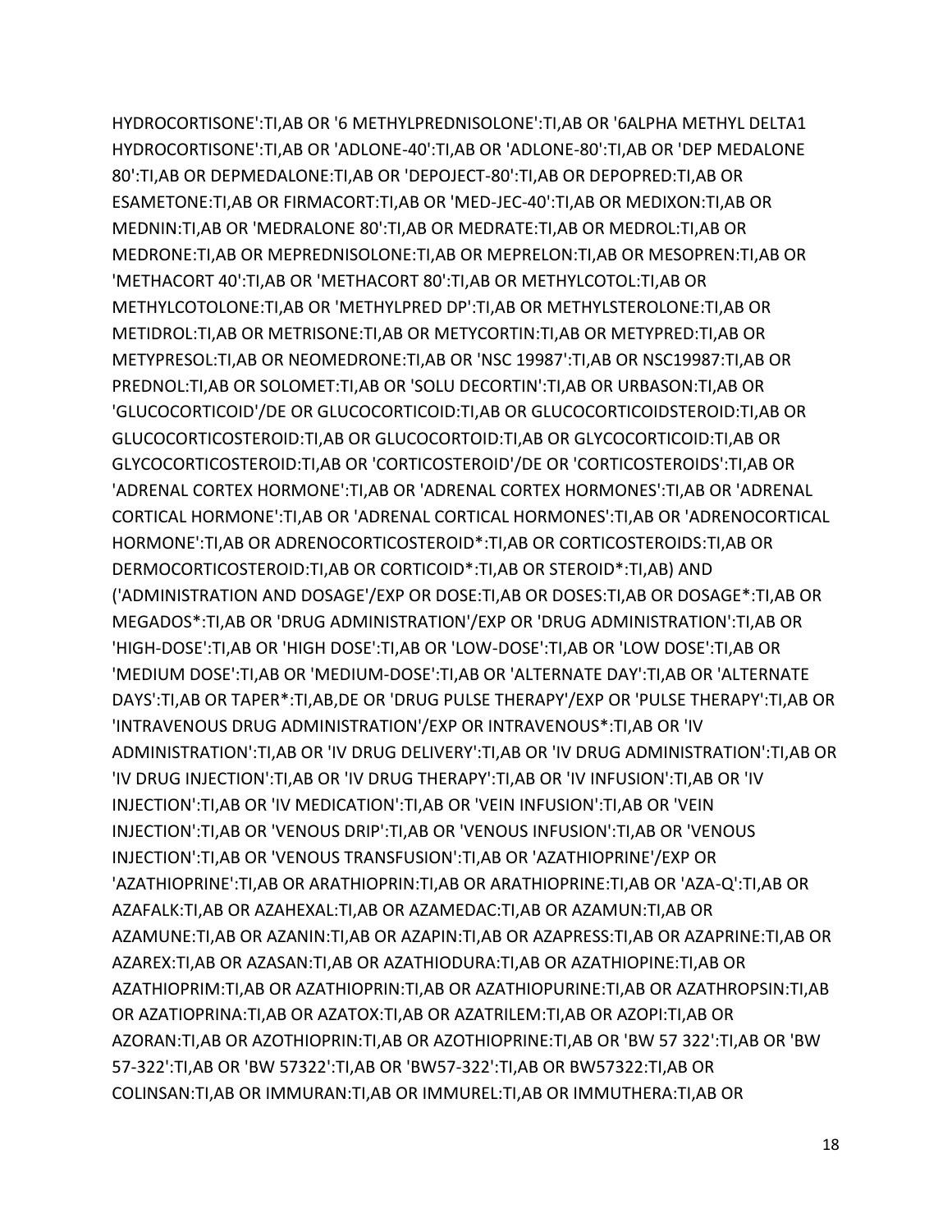HYDROCORTISONE':TI,AB OR '6 METHYLPREDNISOLONE':TI,AB OR '6ALPHA METHYL DELTA1 HYDROCORTISONE':TI,AB OR 'ADLONE-40':TI,AB OR 'ADLONE-80':TI,AB OR 'DEP MEDALONE 80':TI,AB OR DEPMEDALONE:TI,AB OR 'DEPOJECT-80':TI,AB OR DEPOPRED:TI,AB OR ESAMETONE:TI,AB OR FIRMACORT:TI,AB OR 'MED-JEC-40':TI,AB OR MEDIXON:TI,AB OR MEDNIN:TI,AB OR 'MEDRALONE 80':TI,AB OR MEDRATE:TI,AB OR MEDROL:TI,AB OR MEDRONE:TI,AB OR MEPREDNISOLONE:TI,AB OR MEPRELON:TI,AB OR MESOPREN:TI,AB OR 'METHACORT 40':TI,AB OR 'METHACORT 80':TI,AB OR METHYLCOTOL:TI,AB OR METHYLCOTOLONE:TI,AB OR 'METHYLPRED DP':TI,AB OR METHYLSTEROLONE:TI,AB OR METIDROL:TI,AB OR METRISONE:TI,AB OR METYCORTIN:TI,AB OR METYPRED:TI,AB OR METYPRESOL:TI,AB OR NEOMEDRONE:TI,AB OR 'NSC 19987':TI,AB OR NSC19987:TI,AB OR PREDNOL:TI,AB OR SOLOMET:TI,AB OR 'SOLU DECORTIN':TI,AB OR URBASON:TI,AB OR 'GLUCOCORTICOID'/DE OR GLUCOCORTICOID:TI,AB OR GLUCOCORTICOIDSTEROID:TI,AB OR GLUCOCORTICOSTEROID:TI,AB OR GLUCOCORTOID:TI,AB OR GLYCOCORTICOID:TI,AB OR GLYCOCORTICOSTEROID:TI,AB OR 'CORTICOSTEROID'/DE OR 'CORTICOSTEROIDS':TI,AB OR 'ADRENAL CORTEX HORMONE':TI,AB OR 'ADRENAL CORTEX HORMONES':TI,AB OR 'ADRENAL CORTICAL HORMONE':TI,AB OR 'ADRENAL CORTICAL HORMONES':TI,AB OR 'ADRENOCORTICAL HORMONE':TI,AB OR ADRENOCORTICOSTEROID*:TI,AB OR CORTICOSTEROIDS:TI,AB OR DERMOCORTICOSTEROID:TI,AB OR CORTICOID*:TI,AB OR STEROID*:TI,AB) AND ('ADMINISTRATION AND DOSAGE'/EXP OR DOSE:TI,AB OR DOSES:TI,AB OR DOSAGE*:TI,AB OR MEGADOS*:TI,AB OR 'DRUG ADMINISTRATION'/EXP OR 'DRUG ADMINISTRATION':TI,AB OR 'HIGH-DOSE':TI,AB OR 'HIGH DOSE':TI,AB OR 'LOW-DOSE':TI,AB OR 'LOW DOSE':TI,AB OR 'MEDIUM DOSE':TI,AB OR 'MEDIUM-DOSE':TI,AB OR 'ALTERNATE DAY':TI,AB OR 'ALTERNATE DAYS':TI,AB OR TAPER*:TI,AB,DE OR 'DRUG PULSE THERAPY'/EXP OR 'PULSE THERAPY':TI,AB OR 'INTRAVENOUS DRUG ADMINISTRATION'/EXP OR INTRAVENOUS*:TI,AB OR 'IV ADMINISTRATION':TI,AB OR 'IV DRUG DELIVERY':TI,AB OR 'IV DRUG ADMINISTRATION':TI,AB OR 'IV DRUG INJECTION':TI,AB OR 'IV DRUG THERAPY':TI,AB OR 'IV INFUSION':TI,AB OR 'IV INJECTION':TI,AB OR 'IV MEDICATION':TI,AB OR 'VEIN INFUSION':TI,AB OR 'VEIN INJECTION':TI,AB OR 'VENOUS DRIP':TI,AB OR 'VENOUS INFUSION':TI,AB OR 'VENOUS INJECTION':TI,AB OR 'VENOUS TRANSFUSION':TI,AB OR 'AZATHIOPRINE'/EXP OR 'AZATHIOPRINE':TI,AB OR ARATHIOPRIN:TI,AB OR ARATHIOPRINE:TI,AB OR 'AZA-Q':TI,AB OR AZAFALK:TI,AB OR AZAHEXAL:TI,AB OR AZAMEDAC:TI,AB OR AZAMUN:TI,AB OR AZAMUNE:TI,AB OR AZANIN:TI,AB OR AZAPIN:TI,AB OR AZAPRESS:TI,AB OR AZAPRINE:TI,AB OR AZAREX:TI,AB OR AZASAN:TI,AB OR AZATHIODURA:TI,AB OR AZATHIOPINE:TI,AB OR AZATHIOPRIM:TI,AB OR AZATHIOPRIN:TI,AB OR AZATHIOPURINE:TI,AB OR AZATHROPSIN:TI,AB OR AZATIOPRINA:TI,AB OR AZATOX:TI,AB OR AZATRILEM:TI,AB OR AZOPI:TI,AB OR AZORAN:TI,AB OR AZOTHIOPRIN:TI,AB OR AZOTHIOPRINE:TI,AB OR 'BW 57 322':TI,AB OR 'BW 57-322':TI,AB OR 'BW 57322':TI,AB OR 'BW57-322':TI,AB OR BW57322:TI,AB OR COLINSAN:TI,AB OR IMMURAN:TI,AB OR IMMUREL:TI,AB OR IMMUTHERA:TI,AB OR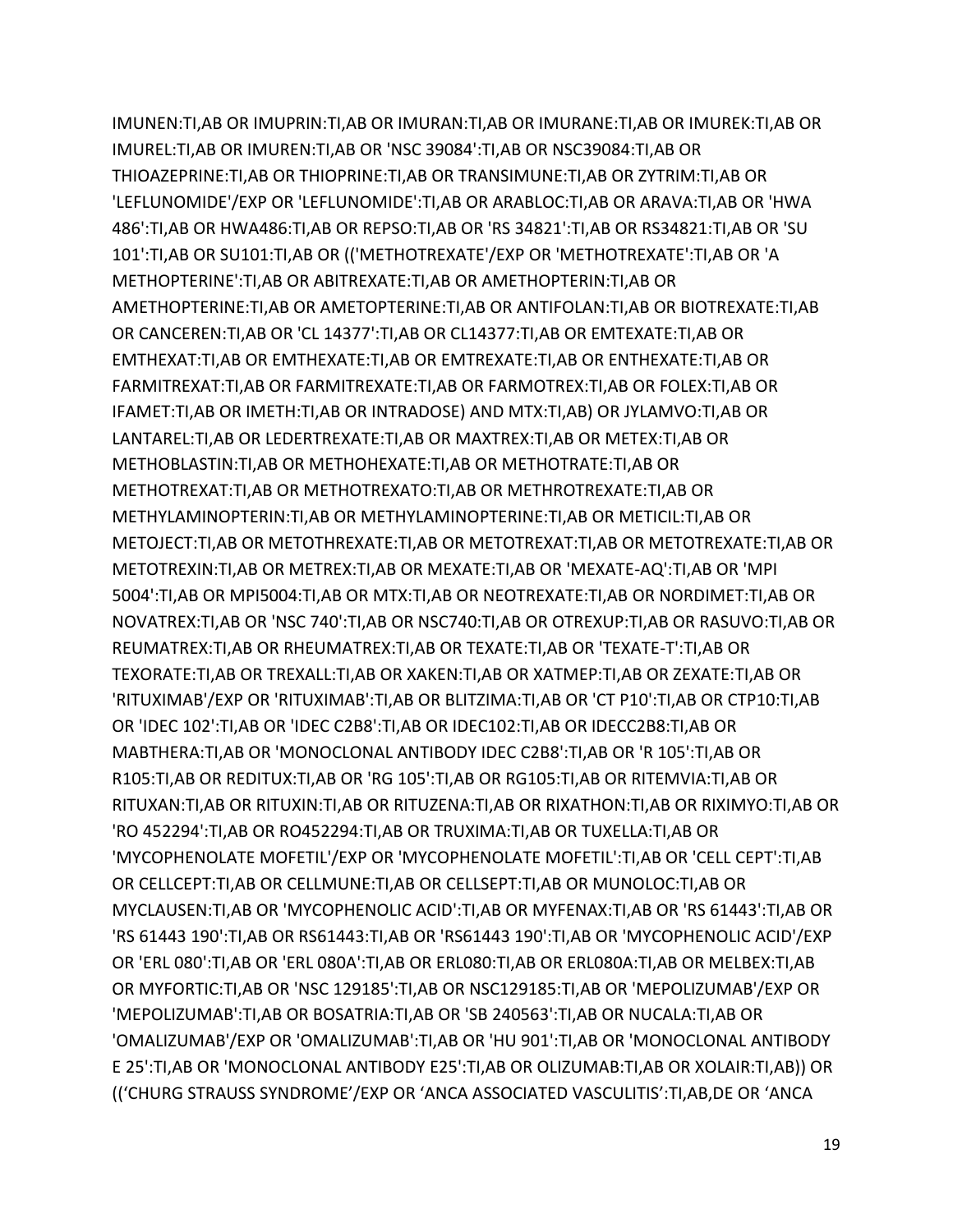IMUNEN:TI,AB OR IMUPRIN:TI,AB OR IMURAN:TI,AB OR IMURANE:TI,AB OR IMUREK:TI,AB OR IMUREL:TI,AB OR IMUREN:TI,AB OR 'NSC 39084':TI,AB OR NSC39084:TI,AB OR THIOAZEPRINE:TI,AB OR THIOPRINE:TI,AB OR TRANSIMUNE:TI,AB OR ZYTRIM:TI,AB OR 'LEFLUNOMIDE'/EXP OR 'LEFLUNOMIDE':TI,AB OR ARABLOC:TI,AB OR ARAVA:TI,AB OR 'HWA 486':TI,AB OR HWA486:TI,AB OR REPSO:TI,AB OR 'RS 34821':TI,AB OR RS34821:TI,AB OR 'SU 101':TI,AB OR SU101:TI,AB OR (('METHOTREXATE'/EXP OR 'METHOTREXATE':TI,AB OR 'A METHOPTERINE':TI,AB OR ABITREXATE:TI,AB OR AMETHOPTERIN:TI,AB OR AMETHOPTERINE:TI,AB OR AMETOPTERINE:TI,AB OR ANTIFOLAN:TI,AB OR BIOTREXATE:TI,AB OR CANCEREN:TI,AB OR 'CL 14377':TI,AB OR CL14377:TI,AB OR EMTEXATE:TI,AB OR EMTHEXAT:TI,AB OR EMTHEXATE:TI,AB OR EMTREXATE:TI,AB OR ENTHEXATE:TI,AB OR FARMITREXAT:TI,AB OR FARMITREXATE:TI,AB OR FARMOTREX:TI,AB OR FOLEX:TI,AB OR IFAMET:TI,AB OR IMETH:TI,AB OR INTRADOSE) AND MTX:TI,AB) OR JYLAMVO:TI,AB OR LANTAREL:TI,AB OR LEDERTREXATE:TI,AB OR MAXTREX:TI,AB OR METEX:TI,AB OR METHOBLASTIN:TI,AB OR METHOHEXATE:TI,AB OR METHOTRATE:TI,AB OR METHOTREXAT:TI,AB OR METHOTREXATO:TI,AB OR METHROTREXATE:TI,AB OR METHYLAMINOPTERIN:TI,AB OR METHYLAMINOPTERINE:TI,AB OR METICIL:TI,AB OR METOJECT:TI,AB OR METOTHREXATE:TI,AB OR METOTREXAT:TI,AB OR METOTREXATE:TI,AB OR METOTREXIN:TI,AB OR METREX:TI,AB OR MEXATE:TI,AB OR 'MEXATE-AQ':TI,AB OR 'MPI 5004':TI,AB OR MPI5004:TI,AB OR MTX:TI,AB OR NEOTREXATE:TI,AB OR NORDIMET:TI,AB OR NOVATREX:TI,AB OR 'NSC 740':TI,AB OR NSC740:TI,AB OR OTREXUP:TI,AB OR RASUVO:TI,AB OR REUMATREX:TI,AB OR RHEUMATREX:TI,AB OR TEXATE:TI,AB OR 'TEXATE-T':TI,AB OR TEXORATE:TI,AB OR TREXALL:TI,AB OR XAKEN:TI,AB OR XATMEP:TI,AB OR ZEXATE:TI,AB OR 'RITUXIMAB'/EXP OR 'RITUXIMAB':TI,AB OR BLITZIMA:TI,AB OR 'CT P10':TI,AB OR CTP10:TI,AB OR 'IDEC 102':TI,AB OR 'IDEC C2B8':TI,AB OR IDEC102:TI,AB OR IDECC2B8:TI,AB OR MABTHERA:TI,AB OR 'MONOCLONAL ANTIBODY IDEC C2B8':TI,AB OR 'R 105':TI,AB OR R105:TI,AB OR REDITUX:TI,AB OR 'RG 105':TI,AB OR RG105:TI,AB OR RITEMVIA:TI,AB OR RITUXAN:TI,AB OR RITUXIN:TI,AB OR RITUZENA:TI,AB OR RIXATHON:TI,AB OR RIXIMYO:TI,AB OR 'RO 452294':TI,AB OR RO452294:TI,AB OR TRUXIMA:TI,AB OR TUXELLA:TI,AB OR 'MYCOPHENOLATE MOFETIL'/EXP OR 'MYCOPHENOLATE MOFETIL':TI,AB OR 'CELL CEPT':TI,AB OR CELLCEPT:TI,AB OR CELLMUNE:TI,AB OR CELLSEPT:TI,AB OR MUNOLOC:TI,AB OR MYCLAUSEN:TI,AB OR 'MYCOPHENOLIC ACID':TI,AB OR MYFENAX:TI,AB OR 'RS 61443':TI,AB OR 'RS 61443 190':TI,AB OR RS61443:TI,AB OR 'RS61443 190':TI,AB OR 'MYCOPHENOLIC ACID'/EXP OR 'ERL 080':TI,AB OR 'ERL 080A':TI,AB OR ERL080:TI,AB OR ERL080A:TI,AB OR MELBEX:TI,AB OR MYFORTIC:TI,AB OR 'NSC 129185':TI,AB OR NSC129185:TI,AB OR 'MEPOLIZUMAB'/EXP OR 'MEPOLIZUMAB':TI,AB OR BOSATRIA:TI,AB OR 'SB 240563':TI,AB OR NUCALA:TI,AB OR 'OMALIZUMAB'/EXP OR 'OMALIZUMAB':TI,AB OR 'HU 901':TI,AB OR 'MONOCLONAL ANTIBODY E 25':TI,AB OR 'MONOCLONAL ANTIBODY E25':TI,AB OR OLIZUMAB:TI,AB OR XOLAIR:TI,AB)) OR ((‘CHURG STRAUSS SYNDROME’/EXP OR ‘ANCA ASSOCIATED VASCULITIS’:TI,AB,DE OR ‘ANCA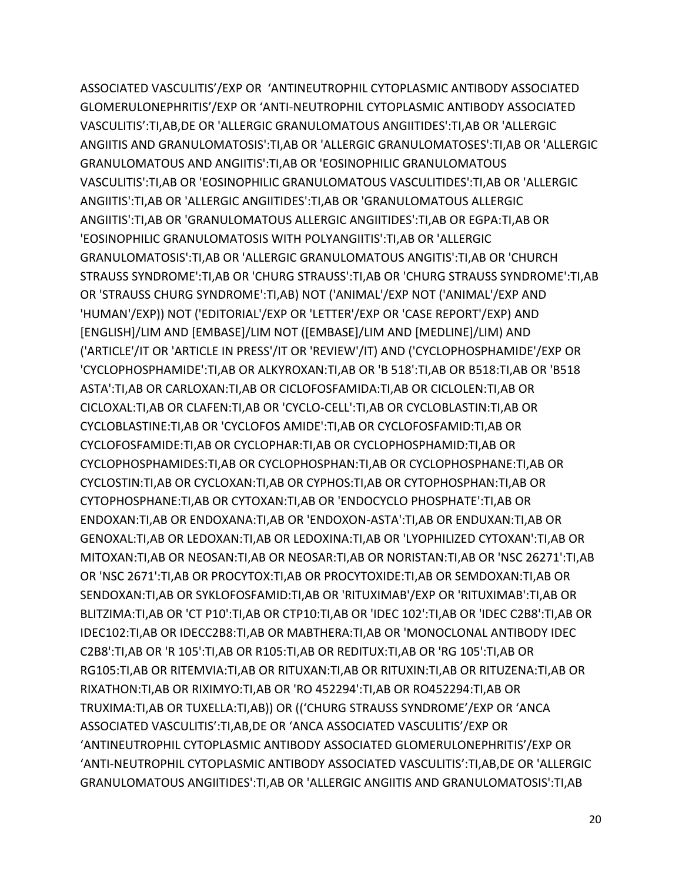ASSOCIATED VASCULITIS'/EXP OR 'ANTINEUTROPHIL CYTOPLASMIC ANTIBODY ASSOCIATED GLOMERULONEPHRITIS'/EXP OR 'ANTI-NEUTROPHIL CYTOPLASMIC ANTIBODY ASSOCIATED VASCULITIS':TI,AB,DE OR 'ALLERGIC GRANULOMATOUS ANGIITIDES':TI,AB OR 'ALLERGIC ANGIITIS AND GRANULOMATOSIS':TI,AB OR 'ALLERGIC GRANULOMATOSES':TI,AB OR 'ALLERGIC GRANULOMATOUS AND ANGIITIS':TI,AB OR 'EOSINOPHILIC GRANULOMATOUS VASCULITIS':TI,AB OR 'EOSINOPHILIC GRANULOMATOUS VASCULITIDES':TI,AB OR 'ALLERGIC ANGIITIS':TI,AB OR 'ALLERGIC ANGIITIDES':TI,AB OR 'GRANULOMATOUS ALLERGIC ANGIITIS':TI,AB OR 'GRANULOMATOUS ALLERGIC ANGIITIDES':TI,AB OR EGPA:TI,AB OR 'EOSINOPHILIC GRANULOMATOSIS WITH POLYANGIITIS':TI,AB OR 'ALLERGIC GRANULOMATOSIS':TI,AB OR 'ALLERGIC GRANULOMATOUS ANGITIS':TI,AB OR 'CHURCH STRAUSS SYNDROME':TI,AB OR 'CHURG STRAUSS':TI,AB OR 'CHURG STRAUSS SYNDROME':TI,AB OR 'STRAUSS CHURG SYNDROME':TI,AB) NOT ('ANIMAL'/EXP NOT ('ANIMAL'/EXP AND 'HUMAN'/EXP)) NOT ('EDITORIAL'/EXP OR 'LETTER'/EXP OR 'CASE REPORT'/EXP) AND [ENGLISH]/LIM AND [EMBASE]/LIM NOT ([EMBASE]/LIM AND [MEDLINE]/LIM) AND ('ARTICLE'/IT OR 'ARTICLE IN PRESS'/IT OR 'REVIEW'/IT) AND ('CYCLOPHOSPHAMIDE'/EXP OR 'CYCLOPHOSPHAMIDE':TI,AB OR ALKYROXAN:TI,AB OR 'B 518':TI,AB OR B518:TI,AB OR 'B518 ASTA':TI,AB OR CARLOXAN:TI,AB OR CICLOFOSFAMIDA:TI,AB OR CICLOLEN:TI,AB OR CICLOXAL:TI,AB OR CLAFEN:TI,AB OR 'CYCLO-CELL':TI,AB OR CYCLOBLASTIN:TI,AB OR CYCLOBLASTINE:TI,AB OR 'CYCLOFOS AMIDE':TI,AB OR CYCLOFOSFAMID:TI,AB OR CYCLOFOSFAMIDE:TI,AB OR CYCLOPHAR:TI,AB OR CYCLOPHOSPHAMID:TI,AB OR CYCLOPHOSPHAMIDES:TI,AB OR CYCLOPHOSPHAN:TI,AB OR CYCLOPHOSPHANE:TI,AB OR CYCLOSTIN:TI,AB OR CYCLOXAN:TI,AB OR CYPHOS:TI,AB OR CYTOPHOSPHAN:TI,AB OR CYTOPHOSPHANE:TI,AB OR CYTOXAN:TI,AB OR 'ENDOCYCLO PHOSPHATE':TI,AB OR ENDOXAN:TI,AB OR ENDOXANA:TI,AB OR 'ENDOXON-ASTA':TI,AB OR ENDUXAN:TI,AB OR GENOXAL:TI,AB OR LEDOXAN:TI,AB OR LEDOXINA:TI,AB OR 'LYOPHILIZED CYTOXAN':TI,AB OR MITOXAN:TI,AB OR NEOSAN:TI,AB OR NEOSAR:TI,AB OR NORISTAN:TI,AB OR 'NSC 26271':TI,AB OR 'NSC 2671':TI,AB OR PROCYTOX:TI,AB OR PROCYTOXIDE:TI,AB OR SEMDOXAN:TI,AB OR SENDOXAN:TI,AB OR SYKLOFOSFAMID:TI,AB OR 'RITUXIMAB'/EXP OR 'RITUXIMAB':TI,AB OR BLITZIMA:TI,AB OR 'CT P10':TI,AB OR CTP10:TI,AB OR 'IDEC 102':TI,AB OR 'IDEC C2B8':TI,AB OR IDEC102:TI,AB OR IDECC2B8:TI,AB OR MABTHERA:TI,AB OR 'MONOCLONAL ANTIBODY IDEC C2B8':TI,AB OR 'R 105':TI,AB OR R105:TI,AB OR REDITUX:TI,AB OR 'RG 105':TI,AB OR RG105:TI,AB OR RITEMVIA:TI,AB OR RITUXAN:TI,AB OR RITUXIN:TI,AB OR RITUZENA:TI,AB OR RIXATHON:TI,AB OR RIXIMYO:TI,AB OR 'RO 452294':TI,AB OR RO452294:TI,AB OR TRUXIMA:TI,AB OR TUXELLA:TI,AB)) OR (('CHURG STRAUSS SYNDROME'/EXP OR 'ANCA ASSOCIATED VASCULITIS':TI,AB,DE OR 'ANCA ASSOCIATED VASCULITIS'/EXP OR 'ANTINEUTROPHIL CYTOPLASMIC ANTIBODY ASSOCIATED GLOMERULONEPHRITIS'/EXP OR 'ANTI-NEUTROPHIL CYTOPLASMIC ANTIBODY ASSOCIATED VASCULITIS':TI,AB,DE OR 'ALLERGIC GRANULOMATOUS ANGIITIDES':TI,AB OR 'ALLERGIC ANGIITIS AND GRANULOMATOSIS':TI,AB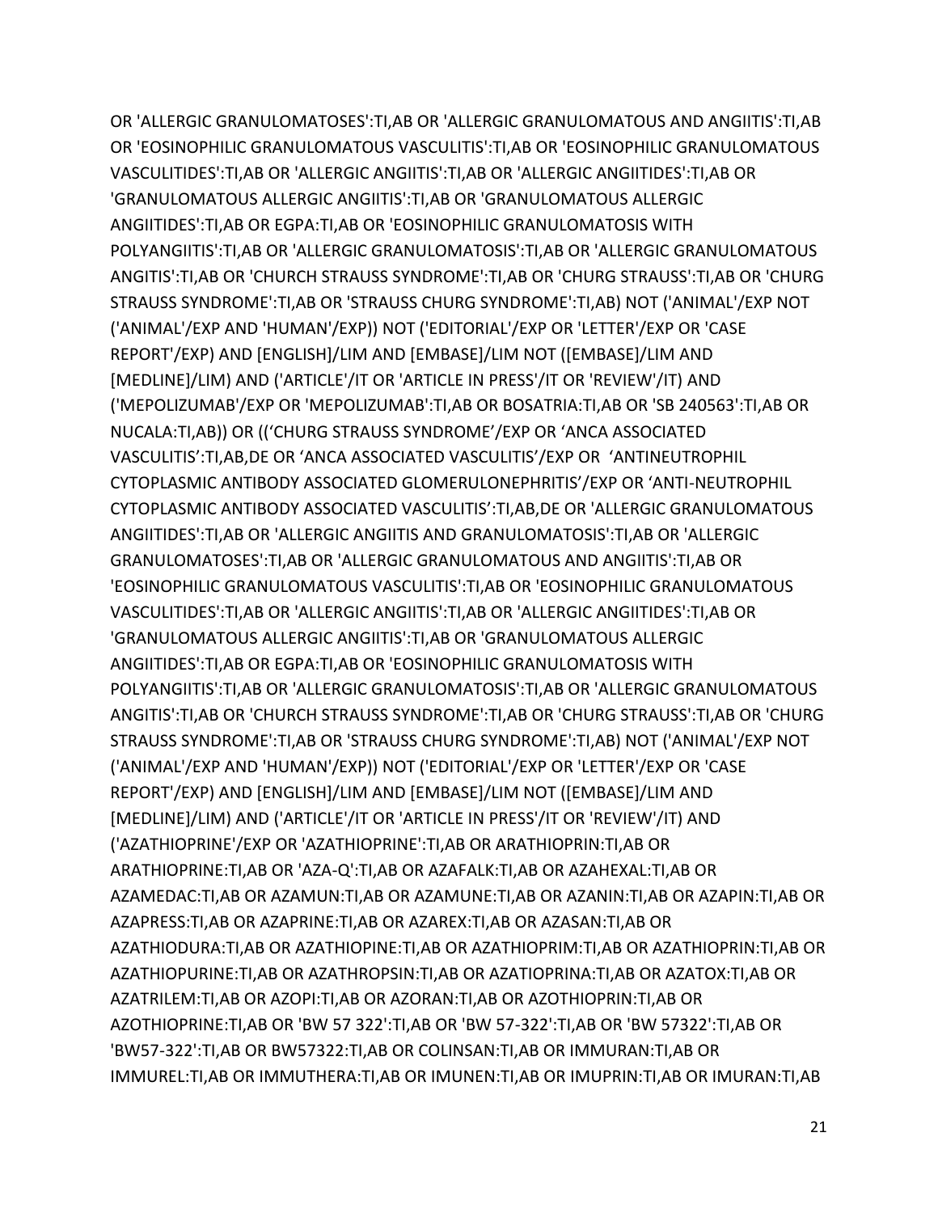OR 'ALLERGIC GRANULOMATOSES':TI,AB OR 'ALLERGIC GRANULOMATOUS AND ANGIITIS':TI,AB OR 'EOSINOPHILIC GRANULOMATOUS VASCULITIS':TI,AB OR 'EOSINOPHILIC GRANULOMATOUS VASCULITIDES':TI,AB OR 'ALLERGIC ANGIITIS':TI,AB OR 'ALLERGIC ANGIITIDES':TI,AB OR 'GRANULOMATOUS ALLERGIC ANGIITIS':TI,AB OR 'GRANULOMATOUS ALLERGIC ANGIITIDES':TI,AB OR EGPA:TI,AB OR 'EOSINOPHILIC GRANULOMATOSIS WITH POLYANGIITIS':TI,AB OR 'ALLERGIC GRANULOMATOSIS':TI,AB OR 'ALLERGIC GRANULOMATOUS ANGITIS':TI,AB OR 'CHURCH STRAUSS SYNDROME':TI,AB OR 'CHURG STRAUSS':TI,AB OR 'CHURG STRAUSS SYNDROME':TI,AB OR 'STRAUSS CHURG SYNDROME':TI,AB) NOT ('ANIMAL'/EXP NOT ('ANIMAL'/EXP AND 'HUMAN'/EXP)) NOT ('EDITORIAL'/EXP OR 'LETTER'/EXP OR 'CASE REPORT'/EXP) AND [ENGLISH]/LIM AND [EMBASE]/LIM NOT ([EMBASE]/LIM AND [MEDLINE]/LIM) AND ('ARTICLE'/IT OR 'ARTICLE IN PRESS'/IT OR 'REVIEW'/IT) AND ('MEPOLIZUMAB'/EXP OR 'MEPOLIZUMAB':TI,AB OR BOSATRIA:TI,AB OR 'SB 240563':TI,AB OR NUCALA:TI,AB)) OR ((‘CHURG STRAUSS SYNDROME’/EXP OR ‘ANCA ASSOCIATED VASCULITIS’:TI,AB,DE OR ‘ANCA ASSOCIATED VASCULITIS’/EXP OR ‘ANTINEUTROPHIL CYTOPLASMIC ANTIBODY ASSOCIATED GLOMERULONEPHRITIS’/EXP OR ‘ANTI-NEUTROPHIL CYTOPLASMIC ANTIBODY ASSOCIATED VASCULITIS’:TI,AB,DE OR 'ALLERGIC GRANULOMATOUS ANGIITIDES':TI,AB OR 'ALLERGIC ANGIITIS AND GRANULOMATOSIS':TI,AB OR 'ALLERGIC GRANULOMATOSES':TI,AB OR 'ALLERGIC GRANULOMATOUS AND ANGIITIS':TI,AB OR 'EOSINOPHILIC GRANULOMATOUS VASCULITIS':TI,AB OR 'EOSINOPHILIC GRANULOMATOUS VASCULITIDES':TI,AB OR 'ALLERGIC ANGIITIS':TI,AB OR 'ALLERGIC ANGIITIDES':TI,AB OR 'GRANULOMATOUS ALLERGIC ANGIITIS':TI,AB OR 'GRANULOMATOUS ALLERGIC ANGIITIDES':TI,AB OR EGPA:TI,AB OR 'EOSINOPHILIC GRANULOMATOSIS WITH POLYANGIITIS':TI,AB OR 'ALLERGIC GRANULOMATOSIS':TI,AB OR 'ALLERGIC GRANULOMATOUS ANGITIS':TI,AB OR 'CHURCH STRAUSS SYNDROME':TI,AB OR 'CHURG STRAUSS':TI,AB OR 'CHURG STRAUSS SYNDROME':TI,AB OR 'STRAUSS CHURG SYNDROME':TI,AB) NOT ('ANIMAL'/EXP NOT ('ANIMAL'/EXP AND 'HUMAN'/EXP)) NOT ('EDITORIAL'/EXP OR 'LETTER'/EXP OR 'CASE REPORT'/EXP) AND [ENGLISH]/LIM AND [EMBASE]/LIM NOT ([EMBASE]/LIM AND [MEDLINE]/LIM) AND ('ARTICLE'/IT OR 'ARTICLE IN PRESS'/IT OR 'REVIEW'/IT) AND ('AZATHIOPRINE'/EXP OR 'AZATHIOPRINE':TI,AB OR ARATHIOPRIN:TI,AB OR ARATHIOPRINE:TI,AB OR 'AZA-Q':TI,AB OR AZAFALK:TI,AB OR AZAHEXAL:TI,AB OR AZAMEDAC:TI,AB OR AZAMUN:TI,AB OR AZAMUNE:TI,AB OR AZANIN:TI,AB OR AZAPIN:TI,AB OR AZAPRESS:TI,AB OR AZAPRINE:TI,AB OR AZAREX:TI,AB OR AZASAN:TI,AB OR AZATHIODURA:TI,AB OR AZATHIOPINE:TI,AB OR AZATHIOPRIM:TI,AB OR AZATHIOPRIN:TI,AB OR AZATHIOPURINE:TI,AB OR AZATHROPSIN:TI,AB OR AZATIOPRINA:TI,AB OR AZATOX:TI,AB OR AZATRILEM:TI,AB OR AZOPI:TI,AB OR AZORAN:TI,AB OR AZOTHIOPRIN:TI,AB OR AZOTHIOPRINE:TI,AB OR 'BW 57 322':TI,AB OR 'BW 57-322':TI,AB OR 'BW 57322':TI,AB OR 'BW57-322':TI,AB OR BW57322:TI,AB OR COLINSAN:TI,AB OR IMMURAN:TI,AB OR IMMUREL:TI,AB OR IMMUTHERA:TI,AB OR IMUNEN:TI,AB OR IMUPRIN:TI,AB OR IMURAN:TI,AB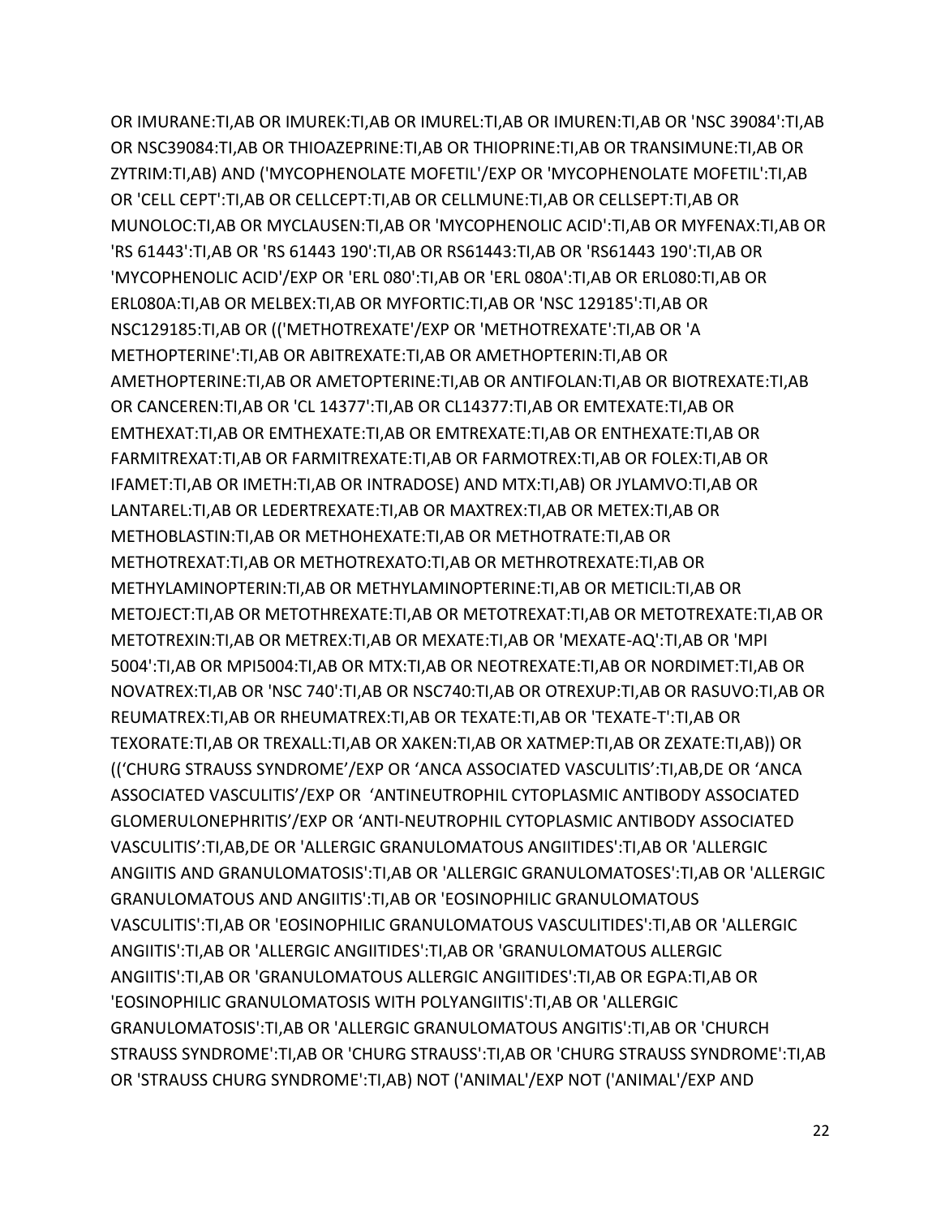OR IMURANE:TI,AB OR IMUREK:TI,AB OR IMUREL:TI,AB OR IMUREN:TI,AB OR 'NSC 39084':TI,AB OR NSC39084:TI,AB OR THIOAZEPRINE:TI,AB OR THIOPRINE:TI,AB OR TRANSIMUNE:TI,AB OR ZYTRIM:TI,AB) AND ('MYCOPHENOLATE MOFETIL'/EXP OR 'MYCOPHENOLATE MOFETIL':TI,AB OR 'CELL CEPT':TI,AB OR CELLCEPT:TI,AB OR CELLMUNE:TI,AB OR CELLSEPT:TI,AB OR MUNOLOC:TI,AB OR MYCLAUSEN:TI,AB OR 'MYCOPHENOLIC ACID':TI,AB OR MYFENAX:TI,AB OR 'RS 61443':TI,AB OR 'RS 61443 190':TI,AB OR RS61443:TI,AB OR 'RS61443 190':TI,AB OR 'MYCOPHENOLIC ACID'/EXP OR 'ERL 080':TI,AB OR 'ERL 080A':TI,AB OR ERL080:TI,AB OR ERL080A:TI,AB OR MELBEX:TI,AB OR MYFORTIC:TI,AB OR 'NSC 129185':TI,AB OR NSC129185:TI,AB OR (('METHOTREXATE'/EXP OR 'METHOTREXATE':TI,AB OR 'A METHOPTERINE':TI,AB OR ABITREXATE:TI,AB OR AMETHOPTERIN:TI,AB OR AMETHOPTERINE:TI,AB OR AMETOPTERINE:TI,AB OR ANTIFOLAN:TI,AB OR BIOTREXATE:TI,AB OR CANCEREN:TI,AB OR 'CL 14377':TI,AB OR CL14377:TI,AB OR EMTEXATE:TI,AB OR EMTHEXAT:TI,AB OR EMTHEXATE:TI,AB OR EMTREXATE:TI,AB OR ENTHEXATE:TI,AB OR FARMITREXAT:TI,AB OR FARMITREXATE:TI,AB OR FARMOTREX:TI,AB OR FOLEX:TI,AB OR IFAMET:TI,AB OR IMETH:TI,AB OR INTRADOSE) AND MTX:TI,AB) OR JYLAMVO:TI,AB OR LANTAREL:TI,AB OR LEDERTREXATE:TI,AB OR MAXTREX:TI,AB OR METEX:TI,AB OR METHOBLASTIN:TI,AB OR METHOHEXATE:TI,AB OR METHOTRATE:TI,AB OR METHOTREXAT:TI,AB OR METHOTREXATO:TI,AB OR METHROTREXATE:TI,AB OR METHYLAMINOPTERIN:TI,AB OR METHYLAMINOPTERINE:TI,AB OR METICIL:TI,AB OR METOJECT:TI,AB OR METOTHREXATE:TI,AB OR METOTREXAT:TI,AB OR METOTREXATE:TI,AB OR METOTREXIN:TI,AB OR METREX:TI,AB OR MEXATE:TI,AB OR 'MEXATE-AQ':TI,AB OR 'MPI 5004':TI,AB OR MPI5004:TI,AB OR MTX:TI,AB OR NEOTREXATE:TI,AB OR NORDIMET:TI,AB OR NOVATREX:TI,AB OR 'NSC 740':TI,AB OR NSC740:TI,AB OR OTREXUP:TI,AB OR RASUVO:TI,AB OR REUMATREX:TI,AB OR RHEUMATREX:TI,AB OR TEXATE:TI,AB OR 'TEXATE-T':TI,AB OR TEXORATE:TI,AB OR TREXALL:TI,AB OR XAKEN:TI,AB OR XATMEP:TI,AB OR ZEXATE:TI,AB)) OR ((‘CHURG STRAUSS SYNDROME’/EXP OR ‘ANCA ASSOCIATED VASCULITIS’:TI,AB,DE OR ‘ANCA ASSOCIATED VASCULITIS’/EXP OR ‘ANTINEUTROPHIL CYTOPLASMIC ANTIBODY ASSOCIATED GLOMERULONEPHRITIS’/EXP OR ‘ANTI-NEUTROPHIL CYTOPLASMIC ANTIBODY ASSOCIATED VASCULITIS’:TI,AB,DE OR 'ALLERGIC GRANULOMATOUS ANGIITIDES':TI,AB OR 'ALLERGIC ANGIITIS AND GRANULOMATOSIS':TI,AB OR 'ALLERGIC GRANULOMATOSES':TI,AB OR 'ALLERGIC GRANULOMATOUS AND ANGIITIS':TI,AB OR 'EOSINOPHILIC GRANULOMATOUS VASCULITIS':TI,AB OR 'EOSINOPHILIC GRANULOMATOUS VASCULITIDES':TI,AB OR 'ALLERGIC ANGIITIS':TI,AB OR 'ALLERGIC ANGIITIDES':TI,AB OR 'GRANULOMATOUS ALLERGIC ANGIITIS':TI,AB OR 'GRANULOMATOUS ALLERGIC ANGIITIDES':TI,AB OR EGPA:TI,AB OR 'EOSINOPHILIC GRANULOMATOSIS WITH POLYANGIITIS':TI,AB OR 'ALLERGIC GRANULOMATOSIS':TI,AB OR 'ALLERGIC GRANULOMATOUS ANGITIS':TI,AB OR 'CHURCH STRAUSS SYNDROME':TI,AB OR 'CHURG STRAUSS':TI,AB OR 'CHURG STRAUSS SYNDROME':TI,AB OR 'STRAUSS CHURG SYNDROME':TI,AB) NOT ('ANIMAL'/EXP NOT ('ANIMAL'/EXP AND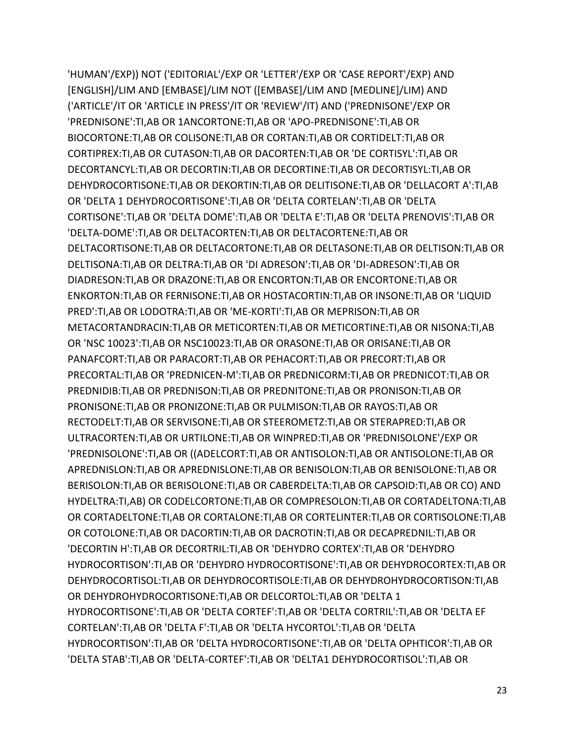'HUMAN'/EXP)) NOT ('EDITORIAL'/EXP OR 'LETTER'/EXP OR 'CASE REPORT'/EXP) AND [ENGLISH]/LIM AND [EMBASE]/LIM NOT ([EMBASE]/LIM AND [MEDLINE]/LIM) AND ('ARTICLE'/IT OR 'ARTICLE IN PRESS'/IT OR 'REVIEW'/IT) AND ('PREDNISONE'/EXP OR 'PREDNISONE':TI,AB OR 1ANCORTONE:TI,AB OR 'APO-PREDNISONE':TI,AB OR BIOCORTONE:TI,AB OR COLISONE:TI,AB OR CORTAN:TI,AB OR CORTIDELT:TI,AB OR CORTIPREX:TI,AB OR CUTASON:TI,AB OR DACORTEN:TI,AB OR 'DE CORTISYL':TI,AB OR DECORTANCYL:TI,AB OR DECORTIN:TI,AB OR DECORTINE:TI,AB OR DECORTISYL:TI,AB OR DEHYDROCORTISONE:TI,AB OR DEKORTIN:TI,AB OR DELITISONE:TI,AB OR 'DELLACORT A':TI,AB OR 'DELTA 1 DEHYDROCORTISONE':TI,AB OR 'DELTA CORTELAN':TI,AB OR 'DELTA CORTISONE':TI,AB OR 'DELTA DOME':TI,AB OR 'DELTA E':TI,AB OR 'DELTA PRENOVIS':TI,AB OR 'DELTA-DOME':TI,AB OR DELTACORTEN:TI,AB OR DELTACORTENE:TI,AB OR DELTACORTISONE:TI,AB OR DELTACORTONE:TI,AB OR DELTASONE:TI,AB OR DELTISON:TI,AB OR DELTISONA:TI,AB OR DELTRA:TI,AB OR 'DI ADRESON':TI,AB OR 'DI-ADRESON':TI,AB OR DIADRESON:TI,AB OR DRAZONE:TI,AB OR ENCORTON:TI,AB OR ENCORTONE:TI,AB OR ENKORTON:TI,AB OR FERNISONE:TI,AB OR HOSTACORTIN:TI,AB OR INSONE:TI,AB OR 'LIQUID PRED':TI,AB OR LODOTRA:TI,AB OR 'ME-KORTI':TI,AB OR MEPRISON:TI,AB OR METACORTANDRACIN:TI,AB OR METICORTEN:TI,AB OR METICORTINE:TI,AB OR NISONA:TI,AB OR 'NSC 10023':TI,AB OR NSC10023:TI,AB OR ORASONE:TI,AB OR ORISANE:TI,AB OR PANAFCORT:TI,AB OR PARACORT:TI,AB OR PEHACORT:TI,AB OR PRECORT:TI,AB OR PRECORTAL:TI,AB OR 'PREDNICEN-M':TI,AB OR PREDNICORM:TI,AB OR PREDNICOT:TI,AB OR PREDNIDIB:TI,AB OR PREDNISON:TI,AB OR PREDNITONE:TI,AB OR PRONISON:TI,AB OR PRONISONE:TI,AB OR PRONIZONE:TI,AB OR PULMISON:TI,AB OR RAYOS:TI,AB OR RECTODELT:TI,AB OR SERVISONE:TI,AB OR STEEROMETZ:TI,AB OR STERAPRED:TI,AB OR ULTRACORTEN:TI,AB OR URTILONE:TI,AB OR WINPRED:TI,AB OR 'PREDNISOLONE'/EXP OR 'PREDNISOLONE':TI,AB OR ((ADELCORT:TI,AB OR ANTISOLON:TI,AB OR ANTISOLONE:TI,AB OR APREDNISLON:TI,AB OR APREDNISLONE:TI,AB OR BENISOLON:TI,AB OR BENISOLONE:TI,AB OR BERISOLON:TI,AB OR BERISOLONE:TI,AB OR CABERDELTA:TI,AB OR CAPSOID:TI,AB OR CO) AND HYDELTRA:TI,AB) OR CODELCORTONE:TI,AB OR COMPRESOLON:TI,AB OR CORTADELTONA:TI,AB OR CORTADELTONE:TI,AB OR CORTALONE:TI,AB OR CORTELINTER:TI,AB OR CORTISOLONE:TI,AB OR COTOLONE:TI,AB OR DACORTIN:TI,AB OR DACROTIN:TI,AB OR DECAPREDNIL:TI,AB OR 'DECORTIN H':TI,AB OR DECORTRIL:TI,AB OR 'DEHYDRO CORTEX':TI,AB OR 'DEHYDRO HYDROCORTISON':TI,AB OR 'DEHYDRO HYDROCORTISONE':TI,AB OR DEHYDROCORTEX:TI,AB OR DEHYDROCORTISOL:TI,AB OR DEHYDROCORTISOLE:TI,AB OR DEHYDROHYDROCORTISON:TI,AB OR DEHYDROHYDROCORTISONE:TI,AB OR DELCORTOL:TI,AB OR 'DELTA 1 HYDROCORTISONE':TI,AB OR 'DELTA CORTEF':TI,AB OR 'DELTA CORTRIL':TI,AB OR 'DELTA EF CORTELAN':TI,AB OR 'DELTA F':TI,AB OR 'DELTA HYCORTOL':TI,AB OR 'DELTA HYDROCORTISON':TI,AB OR 'DELTA HYDROCORTISONE':TI,AB OR 'DELTA OPHTICOR':TI,AB OR 'DELTA STAB':TI,AB OR 'DELTA-CORTEF':TI,AB OR 'DELTA1 DEHYDROCORTISOL':TI,AB OR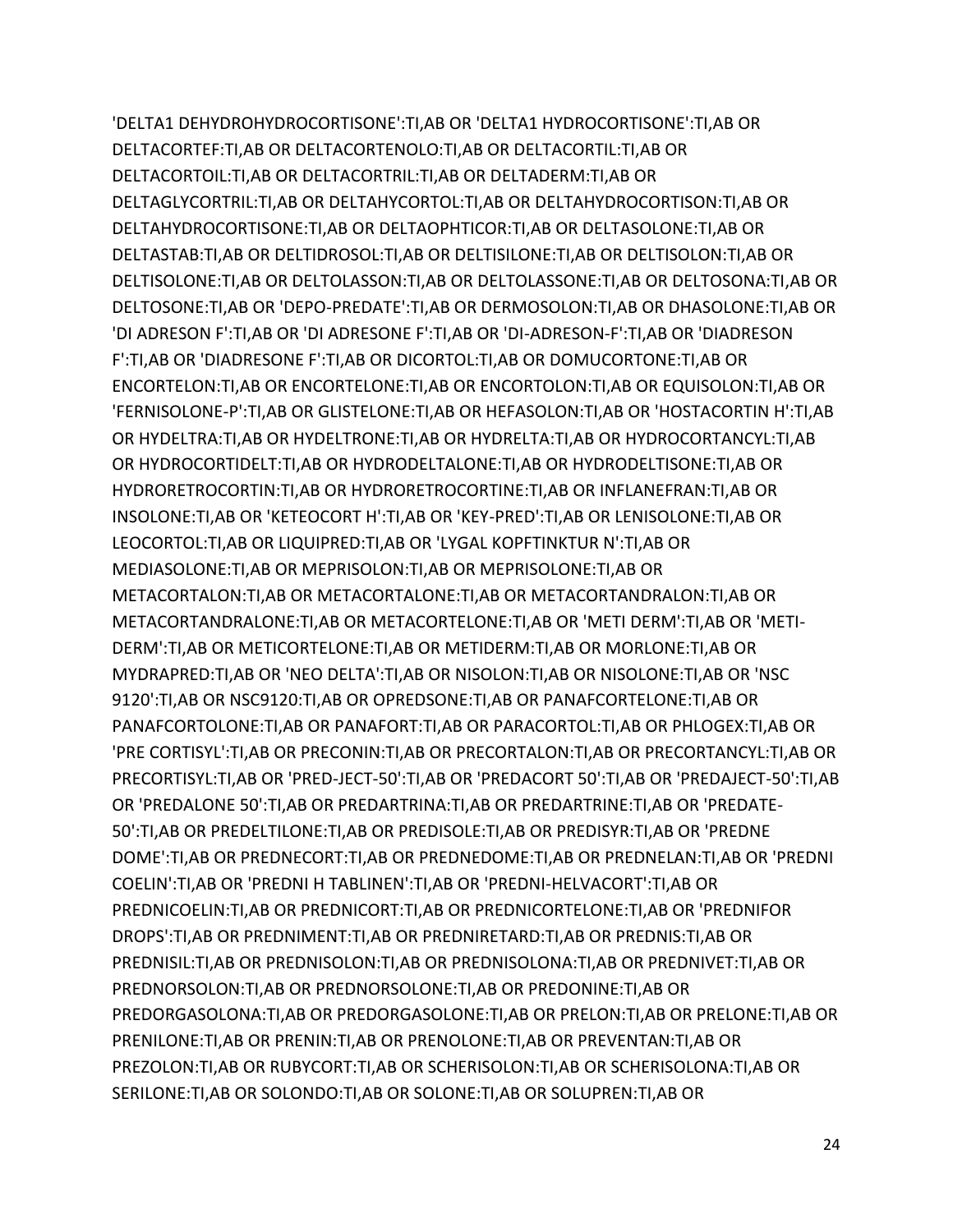'DELTA1 DEHYDROHYDROCORTISONE':TI,AB OR 'DELTA1 HYDROCORTISONE':TI,AB OR DELTACORTEF:TI,AB OR DELTACORTENOLO:TI,AB OR DELTACORTIL:TI,AB OR DELTACORTOIL:TI,AB OR DELTACORTRIL:TI,AB OR DELTADERM:TI,AB OR DELTAGLYCORTRIL:TI,AB OR DELTAHYCORTOL:TI,AB OR DELTAHYDROCORTISON:TI,AB OR DELTAHYDROCORTISONE:TI,AB OR DELTAOPHTICOR:TI,AB OR DELTASOLONE:TI,AB OR DELTASTAB:TI,AB OR DELTIDROSOL:TI,AB OR DELTISILONE:TI,AB OR DELTISOLON:TI,AB OR DELTISOLONE:TI,AB OR DELTOLASSON:TI,AB OR DELTOLASSONE:TI,AB OR DELTOSONA:TI,AB OR DELTOSONE:TI,AB OR 'DEPO-PREDATE':TI,AB OR DERMOSOLON:TI,AB OR DHASOLONE:TI,AB OR 'DI ADRESON F':TI,AB OR 'DI ADRESONE F':TI,AB OR 'DI-ADRESON-F':TI,AB OR 'DIADRESON F':TI,AB OR 'DIADRESONE F':TI,AB OR DICORTOL:TI,AB OR DOMUCORTONE:TI,AB OR ENCORTELON:TI,AB OR ENCORTELONE:TI,AB OR ENCORTOLON:TI,AB OR EQUISOLON:TI,AB OR 'FERNISOLONE-P':TI,AB OR GLISTELONE:TI,AB OR HEFASOLON:TI,AB OR 'HOSTACORTIN H':TI,AB OR HYDELTRA:TI,AB OR HYDELTRONE:TI,AB OR HYDRELTA:TI,AB OR HYDROCORTANCYL:TI,AB OR HYDROCORTIDELT:TI,AB OR HYDRODELTALONE:TI,AB OR HYDRODELTISONE:TI,AB OR HYDRORETROCORTIN:TI,AB OR HYDRORETROCORTINE:TI,AB OR INFLANEFRAN:TI,AB OR INSOLONE:TI,AB OR 'KETEOCORT H':TI,AB OR 'KEY-PRED':TI,AB OR LENISOLONE:TI,AB OR LEOCORTOL:TI,AB OR LIQUIPRED:TI,AB OR 'LYGAL KOPFTINKTUR N':TI,AB OR MEDIASOLONE:TI,AB OR MEPRISOLON:TI,AB OR MEPRISOLONE:TI,AB OR METACORTALON:TI,AB OR METACORTALONE:TI,AB OR METACORTANDRALON:TI,AB OR METACORTANDRALONE:TI,AB OR METACORTELONE:TI,AB OR 'METI DERM':TI,AB OR 'METI-DERM':TI,AB OR METICORTELONE:TI,AB OR METIDERM:TI,AB OR MORLONE:TI,AB OR MYDRAPRED:TI,AB OR 'NEO DELTA':TI,AB OR NISOLON:TI,AB OR NISOLONE:TI,AB OR 'NSC 9120':TI,AB OR NSC9120:TI,AB OR OPREDSONE:TI,AB OR PANAFCORTELONE:TI,AB OR PANAFCORTOLONE:TI,AB OR PANAFORT:TI,AB OR PARACORTOL:TI,AB OR PHLOGEX:TI,AB OR 'PRE CORTISYL':TI,AB OR PRECONIN:TI,AB OR PRECORTALON:TI,AB OR PRECORTANCYL:TI,AB OR PRECORTISYL:TI,AB OR 'PRED-JECT-50':TI,AB OR 'PREDACORT 50':TI,AB OR 'PREDAJECT-50':TI,AB OR 'PREDALONE 50':TI,AB OR PREDARTRINA:TI,AB OR PREDARTRINE:TI,AB OR 'PREDATE-50':TI,AB OR PREDELTILONE:TI,AB OR PREDISOLE:TI,AB OR PREDISYR:TI,AB OR 'PREDNE DOME':TI,AB OR PREDNECORT:TI,AB OR PREDNEDOME:TI,AB OR PREDNELAN:TI,AB OR 'PREDNI COELIN':TI,AB OR 'PREDNI H TABLINEN':TI,AB OR 'PREDNI-HELVACORT':TI,AB OR PREDNICOELIN:TI,AB OR PREDNICORT:TI,AB OR PREDNICORTELONE:TI,AB OR 'PREDNIFOR DROPS':TI,AB OR PREDNIMENT:TI,AB OR PREDNIRETARD:TI,AB OR PREDNIS:TI,AB OR PREDNISIL:TI,AB OR PREDNISOLON:TI,AB OR PREDNISOLONA:TI,AB OR PREDNIVET:TI,AB OR PREDNORSOLON:TI,AB OR PREDNORSOLONE:TI,AB OR PREDONINE:TI,AB OR PREDORGASOLONA:TI,AB OR PREDORGASOLONE:TI,AB OR PRELON:TI,AB OR PRELONE:TI,AB OR PRENILONE:TI,AB OR PRENIN:TI,AB OR PRENOLONE:TI,AB OR PREVENTAN:TI,AB OR PREZOLON:TI,AB OR RUBYCORT:TI,AB OR SCHERISOLON:TI,AB OR SCHERISOLONA:TI,AB OR SERILONE:TI,AB OR SOLONDO:TI,AB OR SOLONE:TI,AB OR SOLUPREN:TI,AB OR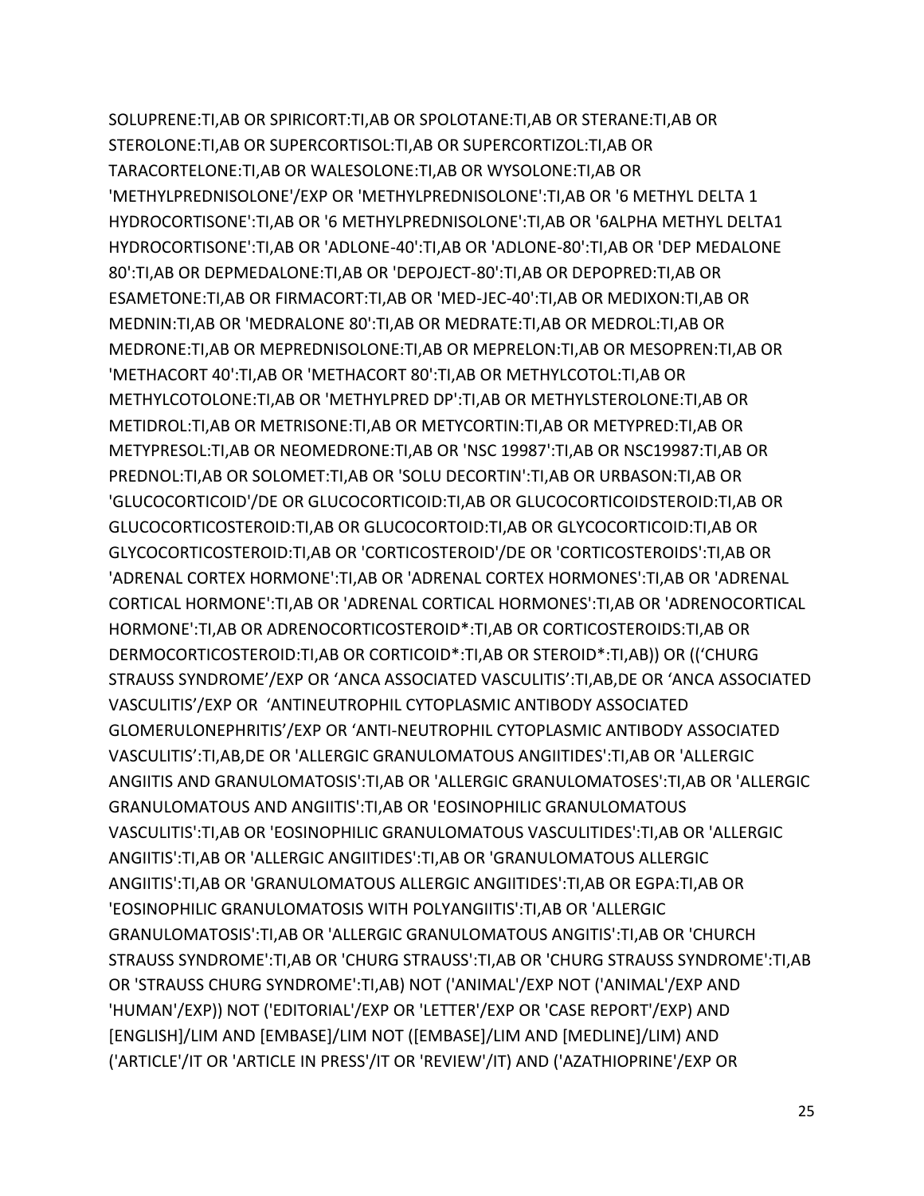SOLUPRENE:TI,AB OR SPIRICORT:TI,AB OR SPOLOTANE:TI,AB OR STERANE:TI,AB OR STEROLONE:TI,AB OR SUPERCORTISOL:TI,AB OR SUPERCORTIZOL:TI,AB OR TARACORTELONE:TI,AB OR WALESOLONE:TI,AB OR WYSOLONE:TI,AB OR 'METHYLPREDNISOLONE'/EXP OR 'METHYLPREDNISOLONE':TI,AB OR '6 METHYL DELTA 1 HYDROCORTISONE':TI,AB OR '6 METHYLPREDNISOLONE':TI,AB OR '6ALPHA METHYL DELTA1 HYDROCORTISONE':TI,AB OR 'ADLONE-40':TI,AB OR 'ADLONE-80':TI,AB OR 'DEP MEDALONE 80':TI,AB OR DEPMEDALONE:TI,AB OR 'DEPOJECT-80':TI,AB OR DEPOPRED:TI,AB OR ESAMETONE:TI,AB OR FIRMACORT:TI,AB OR 'MED-JEC-40':TI,AB OR MEDIXON:TI,AB OR MEDNIN:TI,AB OR 'MEDRALONE 80':TI,AB OR MEDRATE:TI,AB OR MEDROL:TI,AB OR MEDRONE:TI,AB OR MEPREDNISOLONE:TI,AB OR MEPRELON:TI,AB OR MESOPREN:TI,AB OR 'METHACORT 40':TI,AB OR 'METHACORT 80':TI,AB OR METHYLCOTOL:TI,AB OR METHYLCOTOLONE:TI,AB OR 'METHYLPRED DP':TI,AB OR METHYLSTEROLONE:TI,AB OR METIDROL:TI,AB OR METRISONE:TI,AB OR METYCORTIN:TI,AB OR METYPRED:TI,AB OR METYPRESOL:TI,AB OR NEOMEDRONE:TI,AB OR 'NSC 19987':TI,AB OR NSC19987:TI,AB OR PREDNOL:TI,AB OR SOLOMET:TI,AB OR 'SOLU DECORTIN':TI,AB OR URBASON:TI,AB OR 'GLUCOCORTICOID'/DE OR GLUCOCORTICOID:TI,AB OR GLUCOCORTICOIDSTEROID:TI,AB OR GLUCOCORTICOSTEROID:TI,AB OR GLUCOCORTOID:TI,AB OR GLYCOCORTICOID:TI,AB OR GLYCOCORTICOSTEROID:TI,AB OR 'CORTICOSTEROID'/DE OR 'CORTICOSTEROIDS':TI,AB OR 'ADRENAL CORTEX HORMONE':TI,AB OR 'ADRENAL CORTEX HORMONES':TI,AB OR 'ADRENAL CORTICAL HORMONE':TI,AB OR 'ADRENAL CORTICAL HORMONES':TI,AB OR 'ADRENOCORTICAL HORMONE':TI,AB OR ADRENOCORTICOSTEROID*:TI,AB OR CORTICOSTEROIDS:TI,AB OR DERMOCORTICOSTEROID:TI,AB OR CORTICOID*:TI,AB OR STEROID*:TI,AB)) OR ((‘CHURG STRAUSS SYNDROME’/EXP OR ‘ANCA ASSOCIATED VASCULITIS’:TI,AB,DE OR ‘ANCA ASSOCIATED VASCULITIS’/EXP OR ‘ANTINEUTROPHIL CYTOPLASMIC ANTIBODY ASSOCIATED GLOMERULONEPHRITIS’/EXP OR ‘ANTI-NEUTROPHIL CYTOPLASMIC ANTIBODY ASSOCIATED VASCULITIS’:TI,AB,DE OR 'ALLERGIC GRANULOMATOUS ANGIITIDES':TI,AB OR 'ALLERGIC ANGIITIS AND GRANULOMATOSIS':TI,AB OR 'ALLERGIC GRANULOMATOSES':TI,AB OR 'ALLERGIC GRANULOMATOUS AND ANGIITIS':TI,AB OR 'EOSINOPHILIC GRANULOMATOUS VASCULITIS':TI,AB OR 'EOSINOPHILIC GRANULOMATOUS VASCULITIDES':TI,AB OR 'ALLERGIC ANGIITIS':TI,AB OR 'ALLERGIC ANGIITIDES':TI,AB OR 'GRANULOMATOUS ALLERGIC ANGIITIS':TI,AB OR 'GRANULOMATOUS ALLERGIC ANGIITIDES':TI,AB OR EGPA:TI,AB OR 'EOSINOPHILIC GRANULOMATOSIS WITH POLYANGIITIS':TI,AB OR 'ALLERGIC GRANULOMATOSIS':TI,AB OR 'ALLERGIC GRANULOMATOUS ANGITIS':TI,AB OR 'CHURCH STRAUSS SYNDROME':TI,AB OR 'CHURG STRAUSS':TI,AB OR 'CHURG STRAUSS SYNDROME':TI,AB OR 'STRAUSS CHURG SYNDROME':TI,AB) NOT ('ANIMAL'/EXP NOT ('ANIMAL'/EXP AND 'HUMAN'/EXP)) NOT ('EDITORIAL'/EXP OR 'LETTER'/EXP OR 'CASE REPORT'/EXP) AND [ENGLISH]/LIM AND [EMBASE]/LIM NOT ([EMBASE]/LIM AND [MEDLINE]/LIM) AND ('ARTICLE'/IT OR 'ARTICLE IN PRESS'/IT OR 'REVIEW'/IT) AND ('AZATHIOPRINE'/EXP OR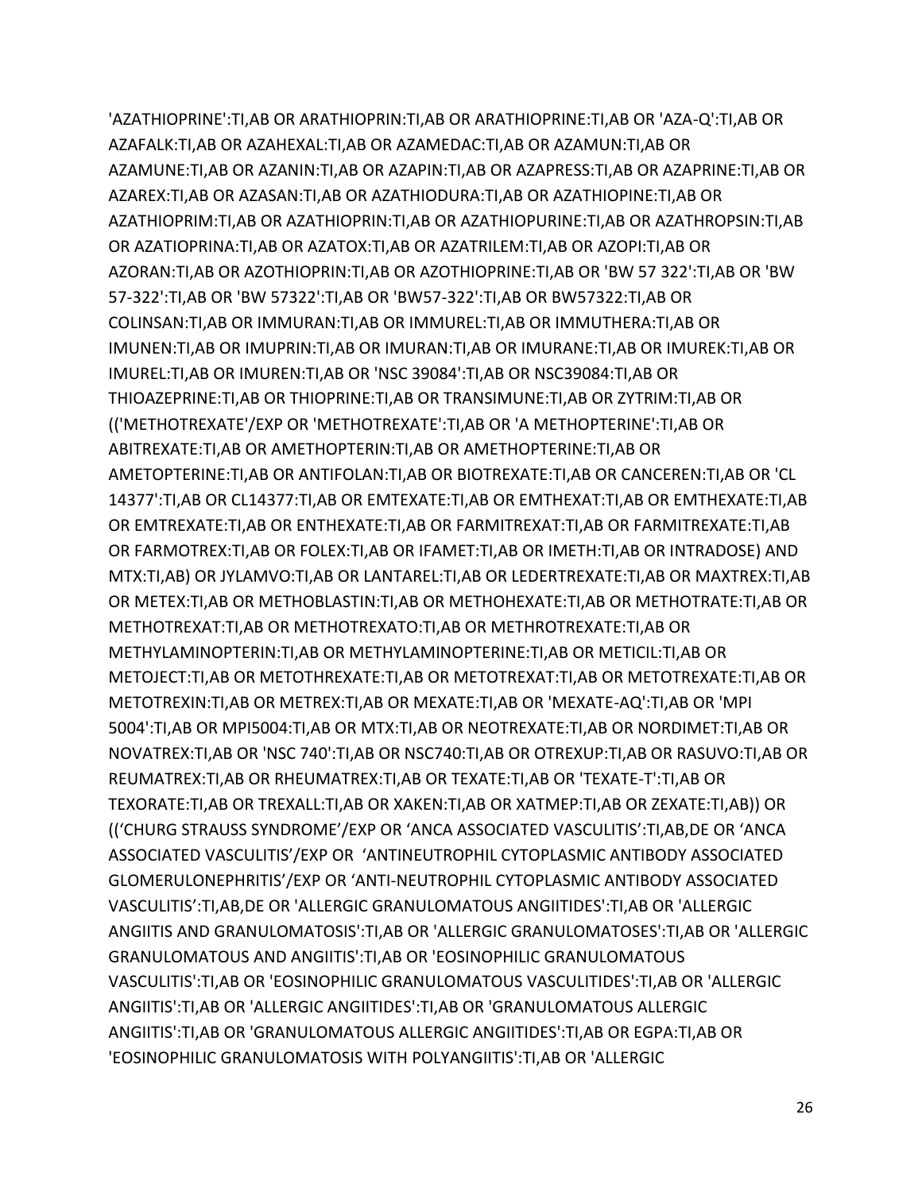'AZATHIOPRINE':TI,AB OR ARATHIOPRIN:TI,AB OR ARATHIOPRINE:TI,AB OR 'AZA-Q':TI,AB OR AZAFALK:TI,AB OR AZAHEXAL:TI,AB OR AZAMEDAC:TI,AB OR AZAMUN:TI,AB OR AZAMUNE:TI,AB OR AZANIN:TI,AB OR AZAPIN:TI,AB OR AZAPRESS:TI,AB OR AZAPRINE:TI,AB OR AZAREX:TI,AB OR AZASAN:TI,AB OR AZATHIODURA:TI,AB OR AZATHIOPINE:TI,AB OR AZATHIOPRIM:TI,AB OR AZATHIOPRIN:TI,AB OR AZATHIOPURINE:TI,AB OR AZATHROPSIN:TI,AB OR AZATIOPRINA:TI,AB OR AZATOX:TI,AB OR AZATRILEM:TI,AB OR AZOPI:TI,AB OR AZORAN:TI,AB OR AZOTHIOPRIN:TI,AB OR AZOTHIOPRINE:TI,AB OR 'BW 57 322':TI,AB OR 'BW 57-322':TI,AB OR 'BW 57322':TI,AB OR 'BW57-322':TI,AB OR BW57322:TI,AB OR COLINSAN:TI,AB OR IMMURAN:TI,AB OR IMMUREL:TI,AB OR IMMUTHERA:TI,AB OR IMUNEN:TI,AB OR IMUPRIN:TI,AB OR IMURAN:TI,AB OR IMURANE:TI,AB OR IMUREK:TI,AB OR IMUREL:TI,AB OR IMUREN:TI,AB OR 'NSC 39084':TI,AB OR NSC39084:TI,AB OR THIOAZEPRINE:TI,AB OR THIOPRINE:TI,AB OR TRANSIMUNE:TI,AB OR ZYTRIM:TI,AB OR (('METHOTREXATE'/EXP OR 'METHOTREXATE':TI,AB OR 'A METHOPTERINE':TI,AB OR ABITREXATE:TI,AB OR AMETHOPTERIN:TI,AB OR AMETHOPTERINE:TI,AB OR AMETOPTERINE:TI,AB OR ANTIFOLAN:TI,AB OR BIOTREXATE:TI,AB OR CANCEREN:TI,AB OR 'CL 14377':TI,AB OR CL14377:TI,AB OR EMTEXATE:TI,AB OR EMTHEXAT:TI,AB OR EMTHEXATE:TI,AB OR EMTREXATE:TI,AB OR ENTHEXATE:TI,AB OR FARMITREXAT:TI,AB OR FARMITREXATE:TI,AB OR FARMOTREX:TI,AB OR FOLEX:TI,AB OR IFAMET:TI,AB OR IMETH:TI,AB OR INTRADOSE) AND MTX:TI,AB) OR JYLAMVO:TI,AB OR LANTAREL:TI,AB OR LEDERTREXATE:TI,AB OR MAXTREX:TI,AB OR METEX:TI,AB OR METHOBLASTIN:TI,AB OR METHOHEXATE:TI,AB OR METHOTRATE:TI,AB OR METHOTREXAT:TI,AB OR METHOTREXATO:TI,AB OR METHROTREXATE:TI,AB OR METHYLAMINOPTERIN:TI,AB OR METHYLAMINOPTERINE:TI,AB OR METICIL:TI,AB OR METOJECT:TI,AB OR METOTHREXATE:TI,AB OR METOTREXAT:TI,AB OR METOTREXATE:TI,AB OR METOTREXIN:TI,AB OR METREX:TI,AB OR MEXATE:TI,AB OR 'MEXATE-AQ':TI,AB OR 'MPI 5004':TI,AB OR MPI5004:TI,AB OR MTX:TI,AB OR NEOTREXATE:TI,AB OR NORDIMET:TI,AB OR NOVATREX:TI,AB OR 'NSC 740':TI,AB OR NSC740:TI,AB OR OTREXUP:TI,AB OR RASUVO:TI,AB OR REUMATREX:TI,AB OR RHEUMATREX:TI,AB OR TEXATE:TI,AB OR 'TEXATE-T':TI,AB OR TEXORATE:TI,AB OR TREXALL:TI,AB OR XAKEN:TI,AB OR XATMEP:TI,AB OR ZEXATE:TI,AB)) OR ((‘CHURG STRAUSS SYNDROME’/EXP OR ‘ANCA ASSOCIATED VASCULITIS’:TI,AB,DE OR ‘ANCA ASSOCIATED VASCULITIS’/EXP OR ‘ANTINEUTROPHIL CYTOPLASMIC ANTIBODY ASSOCIATED GLOMERULONEPHRITIS’/EXP OR ‘ANTI-NEUTROPHIL CYTOPLASMIC ANTIBODY ASSOCIATED VASCULITIS’:TI,AB,DE OR 'ALLERGIC GRANULOMATOUS ANGIITIDES':TI,AB OR 'ALLERGIC ANGIITIS AND GRANULOMATOSIS':TI,AB OR 'ALLERGIC GRANULOMATOSES':TI,AB OR 'ALLERGIC GRANULOMATOUS AND ANGIITIS':TI,AB OR 'EOSINOPHILIC GRANULOMATOUS VASCULITIS':TI,AB OR 'EOSINOPHILIC GRANULOMATOUS VASCULITIDES':TI,AB OR 'ALLERGIC ANGIITIS':TI,AB OR 'ALLERGIC ANGIITIDES':TI,AB OR 'GRANULOMATOUS ALLERGIC ANGIITIS':TI,AB OR 'GRANULOMATOUS ALLERGIC ANGIITIDES':TI,AB OR EGPA:TI,AB OR 'EOSINOPHILIC GRANULOMATOSIS WITH POLYANGIITIS':TI,AB OR 'ALLERGIC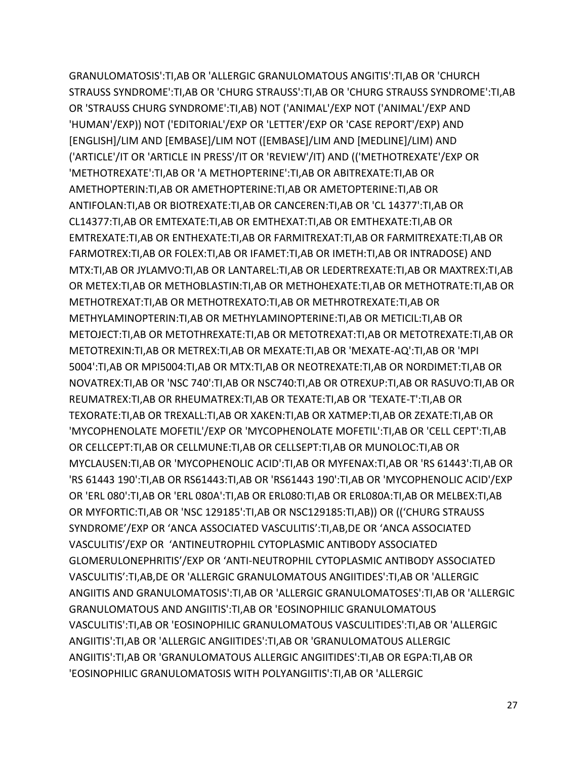GRANULOMATOSIS':TI,AB OR 'ALLERGIC GRANULOMATOUS ANGITIS':TI,AB OR 'CHURCH STRAUSS SYNDROME':TI,AB OR 'CHURG STRAUSS':TI,AB OR 'CHURG STRAUSS SYNDROME':TI,AB OR 'STRAUSS CHURG SYNDROME':TI,AB) NOT ('ANIMAL'/EXP NOT ('ANIMAL'/EXP AND 'HUMAN'/EXP)) NOT ('EDITORIAL'/EXP OR 'LETTER'/EXP OR 'CASE REPORT'/EXP) AND [ENGLISH]/LIM AND [EMBASE]/LIM NOT ([EMBASE]/LIM AND [MEDLINE]/LIM) AND ('ARTICLE'/IT OR 'ARTICLE IN PRESS'/IT OR 'REVIEW'/IT) AND (('METHOTREXATE'/EXP OR 'METHOTREXATE':TI,AB OR 'A METHOPTERINE':TI,AB OR ABITREXATE:TI,AB OR AMETHOPTERIN:TI,AB OR AMETHOPTERINE:TI,AB OR AMETOPTERINE:TI,AB OR ANTIFOLAN:TI,AB OR BIOTREXATE:TI,AB OR CANCEREN:TI,AB OR 'CL 14377':TI,AB OR CL14377:TI,AB OR EMTEXATE:TI,AB OR EMTHEXAT:TI,AB OR EMTHEXATE:TI,AB OR EMTREXATE:TI,AB OR ENTHEXATE:TI,AB OR FARMITREXAT:TI,AB OR FARMITREXATE:TI,AB OR FARMOTREX:TI,AB OR FOLEX:TI,AB OR IFAMET:TI,AB OR IMETH:TI,AB OR INTRADOSE) AND MTX:TI,AB OR JYLAMVO:TI,AB OR LANTAREL:TI,AB OR LEDERTREXATE:TI,AB OR MAXTREX:TI,AB OR METEX:TI,AB OR METHOBLASTIN:TI,AB OR METHOHEXATE:TI,AB OR METHOTRATE:TI,AB OR METHOTREXAT:TI,AB OR METHOTREXATO:TI,AB OR METHROTREXATE:TI,AB OR METHYLAMINOPTERIN:TI,AB OR METHYLAMINOPTERINE:TI,AB OR METICIL:TI,AB OR METOJECT:TI,AB OR METOTHREXATE:TI,AB OR METOTREXAT:TI,AB OR METOTREXATE:TI,AB OR METOTREXIN:TI,AB OR METREX:TI,AB OR MEXATE:TI,AB OR 'MEXATE-AQ':TI,AB OR 'MPI 5004':TI,AB OR MPI5004:TI,AB OR MTX:TI,AB OR NEOTREXATE:TI,AB OR NORDIMET:TI,AB OR NOVATREX:TI,AB OR 'NSC 740':TI,AB OR NSC740:TI,AB OR OTREXUP:TI,AB OR RASUVO:TI,AB OR REUMATREX:TI,AB OR RHEUMATREX:TI,AB OR TEXATE:TI,AB OR 'TEXATE-T':TI,AB OR TEXORATE:TI,AB OR TREXALL:TI,AB OR XAKEN:TI,AB OR XATMEP:TI,AB OR ZEXATE:TI,AB OR 'MYCOPHENOLATE MOFETIL'/EXP OR 'MYCOPHENOLATE MOFETIL':TI,AB OR 'CELL CEPT':TI,AB OR CELLCEPT:TI,AB OR CELLMUNE:TI,AB OR CELLSEPT:TI,AB OR MUNOLOC:TI,AB OR MYCLAUSEN:TI,AB OR 'MYCOPHENOLIC ACID':TI,AB OR MYFENAX:TI,AB OR 'RS 61443':TI,AB OR 'RS 61443 190':TI,AB OR RS61443:TI,AB OR 'RS61443 190':TI,AB OR 'MYCOPHENOLIC ACID'/EXP OR 'ERL 080':TI,AB OR 'ERL 080A':TI,AB OR ERL080:TI,AB OR ERL080A:TI,AB OR MELBEX:TI,AB OR MYFORTIC:TI,AB OR 'NSC 129185':TI,AB OR NSC129185:TI,AB)) OR ((‘CHURG STRAUSS SYNDROME’/EXP OR ‘ANCA ASSOCIATED VASCULITIS’:TI,AB,DE OR ‘ANCA ASSOCIATED VASCULITIS’/EXP OR ‘ANTINEUTROPHIL CYTOPLASMIC ANTIBODY ASSOCIATED GLOMERULONEPHRITIS’/EXP OR ‘ANTI-NEUTROPHIL CYTOPLASMIC ANTIBODY ASSOCIATED VASCULITIS’:TI,AB,DE OR 'ALLERGIC GRANULOMATOUS ANGIITIDES':TI,AB OR 'ALLERGIC ANGIITIS AND GRANULOMATOSIS':TI,AB OR 'ALLERGIC GRANULOMATOSES':TI,AB OR 'ALLERGIC GRANULOMATOUS AND ANGIITIS':TI,AB OR 'EOSINOPHILIC GRANULOMATOUS VASCULITIS':TI,AB OR 'EOSINOPHILIC GRANULOMATOUS VASCULITIDES':TI,AB OR 'ALLERGIC ANGIITIS':TI,AB OR 'ALLERGIC ANGIITIDES':TI,AB OR 'GRANULOMATOUS ALLERGIC ANGIITIS':TI,AB OR 'GRANULOMATOUS ALLERGIC ANGIITIDES':TI,AB OR EGPA:TI,AB OR 'EOSINOPHILIC GRANULOMATOSIS WITH POLYANGIITIS':TI,AB OR 'ALLERGIC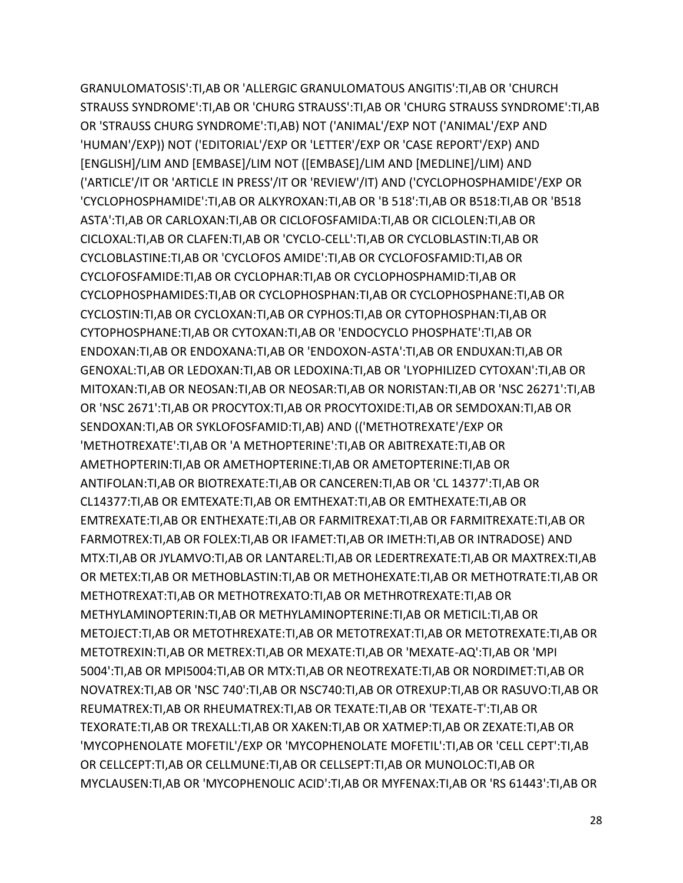GRANULOMATOSIS':TI,AB OR 'ALLERGIC GRANULOMATOUS ANGITIS':TI,AB OR 'CHURCH STRAUSS SYNDROME':TI,AB OR 'CHURG STRAUSS':TI,AB OR 'CHURG STRAUSS SYNDROME':TI,AB OR 'STRAUSS CHURG SYNDROME':TI,AB) NOT ('ANIMAL'/EXP NOT ('ANIMAL'/EXP AND 'HUMAN'/EXP)) NOT ('EDITORIAL'/EXP OR 'LETTER'/EXP OR 'CASE REPORT'/EXP) AND [ENGLISH]/LIM AND [EMBASE]/LIM NOT ([EMBASE]/LIM AND [MEDLINE]/LIM) AND ('ARTICLE'/IT OR 'ARTICLE IN PRESS'/IT OR 'REVIEW'/IT) AND ('CYCLOPHOSPHAMIDE'/EXP OR 'CYCLOPHOSPHAMIDE':TI,AB OR ALKYROXAN:TI,AB OR 'B 518':TI,AB OR B518:TI,AB OR 'B518 ASTA':TI,AB OR CARLOXAN:TI,AB OR CICLOFOSFAMIDA:TI,AB OR CICLOLEN:TI,AB OR CICLOXAL:TI,AB OR CLAFEN:TI,AB OR 'CYCLO-CELL':TI,AB OR CYCLOBLASTIN:TI,AB OR CYCLOBLASTINE:TI,AB OR 'CYCLOFOS AMIDE':TI,AB OR CYCLOFOSFAMID:TI,AB OR CYCLOFOSFAMIDE:TI,AB OR CYCLOPHAR:TI,AB OR CYCLOPHOSPHAMID:TI,AB OR CYCLOPHOSPHAMIDES:TI,AB OR CYCLOPHOSPHAN:TI,AB OR CYCLOPHOSPHANE:TI,AB OR CYCLOSTIN:TI,AB OR CYCLOXAN:TI,AB OR CYPHOS:TI,AB OR CYTOPHOSPHAN:TI,AB OR CYTOPHOSPHANE:TI,AB OR CYTOXAN:TI,AB OR 'ENDOCYCLO PHOSPHATE':TI,AB OR ENDOXAN:TI,AB OR ENDOXANA:TI,AB OR 'ENDOXON-ASTA':TI,AB OR ENDUXAN:TI,AB OR GENOXAL:TI,AB OR LEDOXAN:TI,AB OR LEDOXINA:TI,AB OR 'LYOPHILIZED CYTOXAN':TI,AB OR MITOXAN:TI,AB OR NEOSAN:TI,AB OR NEOSAR:TI,AB OR NORISTAN:TI,AB OR 'NSC 26271':TI,AB OR 'NSC 2671':TI,AB OR PROCYTOX:TI,AB OR PROCYTOXIDE:TI,AB OR SEMDOXAN:TI,AB OR SENDOXAN:TI,AB OR SYKLOFOSFAMID:TI,AB) AND (('METHOTREXATE'/EXP OR 'METHOTREXATE':TI,AB OR 'A METHOPTERINE':TI,AB OR ABITREXATE:TI,AB OR AMETHOPTERIN:TI,AB OR AMETHOPTERINE:TI,AB OR AMETOPTERINE:TI,AB OR ANTIFOLAN:TI,AB OR BIOTREXATE:TI,AB OR CANCEREN:TI,AB OR 'CL 14377':TI,AB OR CL14377:TI,AB OR EMTEXATE:TI,AB OR EMTHEXAT:TI,AB OR EMTHEXATE:TI,AB OR EMTREXATE:TI,AB OR ENTHEXATE:TI,AB OR FARMITREXAT:TI,AB OR FARMITREXATE:TI,AB OR FARMOTREX:TI,AB OR FOLEX:TI,AB OR IFAMET:TI,AB OR IMETH:TI,AB OR INTRADOSE) AND MTX:TI,AB OR JYLAMVO:TI,AB OR LANTAREL:TI,AB OR LEDERTREXATE:TI,AB OR MAXTREX:TI,AB OR METEX:TI,AB OR METHOBLASTIN:TI,AB OR METHOHEXATE:TI,AB OR METHOTRATE:TI,AB OR METHOTREXAT:TI,AB OR METHOTREXATO:TI,AB OR METHROTREXATE:TI,AB OR METHYLAMINOPTERIN:TI,AB OR METHYLAMINOPTERINE:TI,AB OR METICIL:TI,AB OR METOJECT:TI,AB OR METOTHREXATE:TI,AB OR METOTREXAT:TI,AB OR METOTREXATE:TI,AB OR METOTREXIN:TI,AB OR METREX:TI,AB OR MEXATE:TI,AB OR 'MEXATE-AQ':TI,AB OR 'MPI 5004':TI,AB OR MPI5004:TI,AB OR MTX:TI,AB OR NEOTREXATE:TI,AB OR NORDIMET:TI,AB OR NOVATREX:TI,AB OR 'NSC 740':TI,AB OR NSC740:TI,AB OR OTREXUP:TI,AB OR RASUVO:TI,AB OR REUMATREX:TI,AB OR RHEUMATREX:TI,AB OR TEXATE:TI,AB OR 'TEXATE-T':TI,AB OR TEXORATE:TI,AB OR TREXALL:TI,AB OR XAKEN:TI,AB OR XATMEP:TI,AB OR ZEXATE:TI,AB OR 'MYCOPHENOLATE MOFETIL'/EXP OR 'MYCOPHENOLATE MOFETIL':TI,AB OR 'CELL CEPT':TI,AB OR CELLCEPT:TI,AB OR CELLMUNE:TI,AB OR CELLSEPT:TI,AB OR MUNOLOC:TI,AB OR MYCLAUSEN:TI,AB OR 'MYCOPHENOLIC ACID':TI,AB OR MYFENAX:TI,AB OR 'RS 61443':TI,AB OR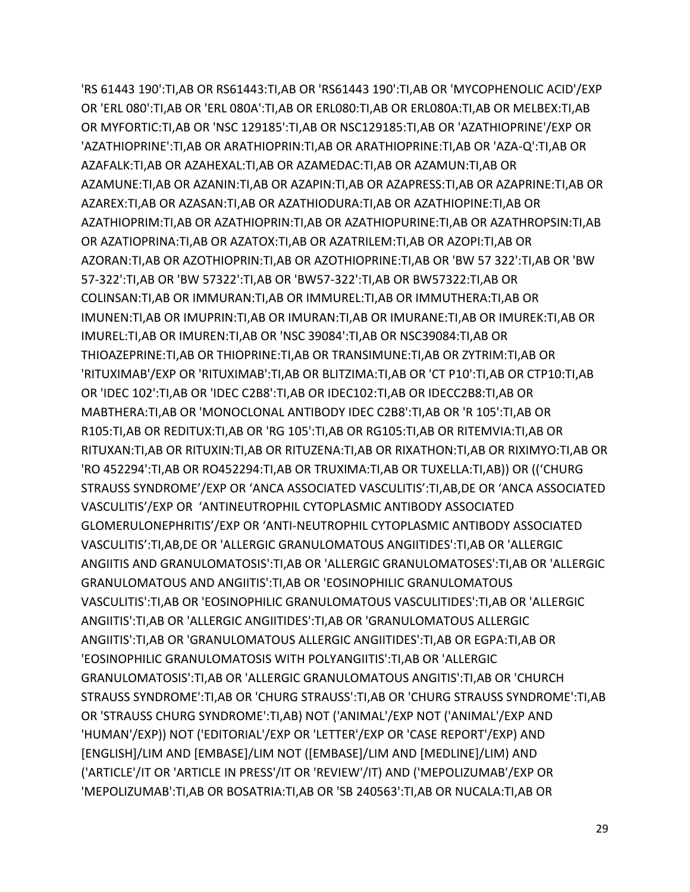'RS 61443 190':TI,AB OR RS61443:TI,AB OR 'RS61443 190':TI,AB OR 'MYCOPHENOLIC ACID'/EXP OR 'ERL 080':TI,AB OR 'ERL 080A':TI,AB OR ERL080:TI,AB OR ERL080A:TI,AB OR MELBEX:TI,AB OR MYFORTIC:TI,AB OR 'NSC 129185':TI,AB OR NSC129185:TI,AB OR 'AZATHIOPRINE'/EXP OR 'AZATHIOPRINE':TI,AB OR ARATHIOPRIN:TI,AB OR ARATHIOPRINE:TI,AB OR 'AZA-Q':TI,AB OR AZAFALK:TI,AB OR AZAHEXAL:TI,AB OR AZAMEDAC:TI,AB OR AZAMUN:TI,AB OR AZAMUNE:TI,AB OR AZANIN:TI,AB OR AZAPIN:TI,AB OR AZAPRESS:TI,AB OR AZAPRINE:TI,AB OR AZAREX:TI,AB OR AZASAN:TI,AB OR AZATHIODURA:TI,AB OR AZATHIOPINE:TI,AB OR AZATHIOPRIM:TI,AB OR AZATHIOPRIN:TI,AB OR AZATHIOPURINE:TI,AB OR AZATHROPSIN:TI,AB OR AZATIOPRINA:TI,AB OR AZATOX:TI,AB OR AZATRILEM:TI,AB OR AZOPI:TI,AB OR AZORAN:TI,AB OR AZOTHIOPRIN:TI,AB OR AZOTHIOPRINE:TI,AB OR 'BW 57 322':TI,AB OR 'BW 57-322':TI,AB OR 'BW 57322':TI,AB OR 'BW57-322':TI,AB OR BW57322:TI,AB OR COLINSAN:TI,AB OR IMMURAN:TI,AB OR IMMUREL:TI,AB OR IMMUTHERA:TI,AB OR IMUNEN:TI,AB OR IMUPRIN:TI,AB OR IMURAN:TI,AB OR IMURANE:TI,AB OR IMUREK:TI,AB OR IMUREL:TI,AB OR IMUREN:TI,AB OR 'NSC 39084':TI,AB OR NSC39084:TI,AB OR THIOAZEPRINE:TI,AB OR THIOPRINE:TI,AB OR TRANSIMUNE:TI,AB OR ZYTRIM:TI,AB OR 'RITUXIMAB'/EXP OR 'RITUXIMAB':TI,AB OR BLITZIMA:TI,AB OR 'CT P10':TI,AB OR CTP10:TI,AB OR 'IDEC 102':TI,AB OR 'IDEC C2B8':TI,AB OR IDEC102:TI,AB OR IDECC2B8:TI,AB OR MABTHERA:TI,AB OR 'MONOCLONAL ANTIBODY IDEC C2B8':TI,AB OR 'R 105':TI,AB OR R105:TI,AB OR REDITUX:TI,AB OR 'RG 105':TI,AB OR RG105:TI,AB OR RITEMVIA:TI,AB OR RITUXAN:TI,AB OR RITUXIN:TI,AB OR RITUZENA:TI,AB OR RIXATHON:TI,AB OR RIXIMYO:TI,AB OR 'RO 452294':TI,AB OR RO452294:TI,AB OR TRUXIMA:TI,AB OR TUXELLA:TI,AB)) OR ((‘CHURG STRAUSS SYNDROME’/EXP OR ‘ANCA ASSOCIATED VASCULITIS’:TI,AB,DE OR ‘ANCA ASSOCIATED VASCULITIS’/EXP OR ‘ANTINEUTROPHIL CYTOPLASMIC ANTIBODY ASSOCIATED GLOMERULONEPHRITIS’/EXP OR ‘ANTI-NEUTROPHIL CYTOPLASMIC ANTIBODY ASSOCIATED VASCULITIS’:TI,AB,DE OR 'ALLERGIC GRANULOMATOUS ANGIITIDES':TI,AB OR 'ALLERGIC ANGIITIS AND GRANULOMATOSIS':TI,AB OR 'ALLERGIC GRANULOMATOSES':TI,AB OR 'ALLERGIC GRANULOMATOUS AND ANGIITIS':TI,AB OR 'EOSINOPHILIC GRANULOMATOUS VASCULITIS':TI,AB OR 'EOSINOPHILIC GRANULOMATOUS VASCULITIDES':TI,AB OR 'ALLERGIC ANGIITIS':TI,AB OR 'ALLERGIC ANGIITIDES':TI,AB OR 'GRANULOMATOUS ALLERGIC ANGIITIS':TI,AB OR 'GRANULOMATOUS ALLERGIC ANGIITIDES':TI,AB OR EGPA:TI,AB OR 'EOSINOPHILIC GRANULOMATOSIS WITH POLYANGIITIS':TI,AB OR 'ALLERGIC GRANULOMATOSIS':TI,AB OR 'ALLERGIC GRANULOMATOUS ANGITIS':TI,AB OR 'CHURCH STRAUSS SYNDROME':TI,AB OR 'CHURG STRAUSS':TI,AB OR 'CHURG STRAUSS SYNDROME':TI,AB OR 'STRAUSS CHURG SYNDROME':TI,AB) NOT ('ANIMAL'/EXP NOT ('ANIMAL'/EXP AND 'HUMAN'/EXP)) NOT ('EDITORIAL'/EXP OR 'LETTER'/EXP OR 'CASE REPORT'/EXP) AND [ENGLISH]/LIM AND [EMBASE]/LIM NOT ([EMBASE]/LIM AND [MEDLINE]/LIM) AND ('ARTICLE'/IT OR 'ARTICLE IN PRESS'/IT OR 'REVIEW'/IT) AND ('MEPOLIZUMAB'/EXP OR 'MEPOLIZUMAB':TI,AB OR BOSATRIA:TI,AB OR 'SB 240563':TI,AB OR NUCALA:TI,AB OR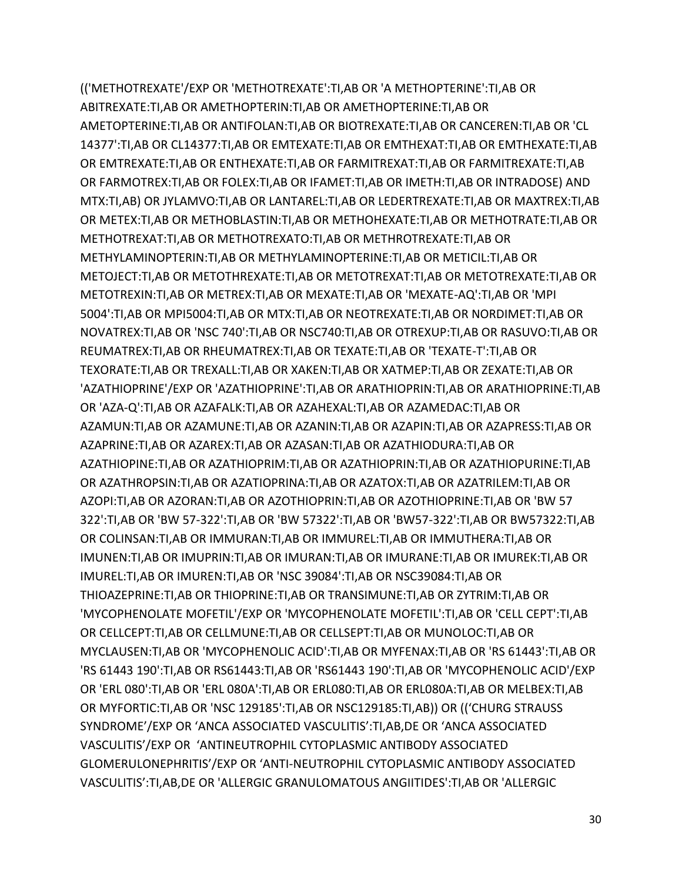(('METHOTREXATE'/EXP OR 'METHOTREXATE':TI,AB OR 'A METHOPTERINE':TI,AB OR ABITREXATE:TI,AB OR AMETHOPTERIN:TI,AB OR AMETHOPTERINE:TI,AB OR AMETOPTERINE:TI,AB OR ANTIFOLAN:TI,AB OR BIOTREXATE:TI,AB OR CANCEREN:TI,AB OR 'CL 14377':TI,AB OR CL14377:TI,AB OR EMTEXATE:TI,AB OR EMTHEXAT:TI,AB OR EMTHEXATE:TI,AB OR EMTREXATE:TI,AB OR ENTHEXATE:TI,AB OR FARMITREXAT:TI,AB OR FARMITREXATE:TI,AB OR FARMOTREX:TI,AB OR FOLEX:TI,AB OR IFAMET:TI,AB OR IMETH:TI,AB OR INTRADOSE) AND MTX:TI,AB) OR JYLAMVO:TI,AB OR LANTAREL:TI,AB OR LEDERTREXATE:TI,AB OR MAXTREX:TI,AB OR METEX:TI,AB OR METHOBLASTIN:TI,AB OR METHOHEXATE:TI,AB OR METHOTRATE:TI,AB OR METHOTREXAT:TI,AB OR METHOTREXATO:TI,AB OR METHROTREXATE:TI,AB OR METHYLAMINOPTERIN:TI,AB OR METHYLAMINOPTERINE:TI,AB OR METICIL:TI,AB OR METOJECT:TI,AB OR METOTHREXATE:TI,AB OR METOTREXAT:TI,AB OR METOTREXATE:TI,AB OR METOTREXIN:TI,AB OR METREX:TI,AB OR MEXATE:TI,AB OR 'MEXATE-AQ':TI,AB OR 'MPI 5004':TI,AB OR MPI5004:TI,AB OR MTX:TI,AB OR NEOTREXATE:TI,AB OR NORDIMET:TI,AB OR NOVATREX:TI,AB OR 'NSC 740':TI,AB OR NSC740:TI,AB OR OTREXUP:TI,AB OR RASUVO:TI,AB OR REUMATREX:TI,AB OR RHEUMATREX:TI,AB OR TEXATE:TI,AB OR 'TEXATE-T':TI,AB OR TEXORATE:TI,AB OR TREXALL:TI,AB OR XAKEN:TI,AB OR XATMEP:TI,AB OR ZEXATE:TI,AB OR 'AZATHIOPRINE'/EXP OR 'AZATHIOPRINE':TI,AB OR ARATHIOPRIN:TI,AB OR ARATHIOPRINE:TI,AB OR 'AZA-Q':TI,AB OR AZAFALK:TI,AB OR AZAHEXAL:TI,AB OR AZAMEDAC:TI,AB OR AZAMUN:TI,AB OR AZAMUNE:TI,AB OR AZANIN:TI,AB OR AZAPIN:TI,AB OR AZAPRESS:TI,AB OR AZAPRINE:TI,AB OR AZAREX:TI,AB OR AZASAN:TI,AB OR AZATHIODURA:TI,AB OR AZATHIOPINE:TI,AB OR AZATHIOPRIM:TI,AB OR AZATHIOPRIN:TI,AB OR AZATHIOPURINE:TI,AB OR AZATHROPSIN:TI,AB OR AZATIOPRINA:TI,AB OR AZATOX:TI,AB OR AZATRILEM:TI,AB OR AZOPI:TI,AB OR AZORAN:TI,AB OR AZOTHIOPRIN:TI,AB OR AZOTHIOPRINE:TI,AB OR 'BW 57 322':TI,AB OR 'BW 57-322':TI,AB OR 'BW 57322':TI,AB OR 'BW57-322':TI,AB OR BW57322:TI,AB OR COLINSAN:TI,AB OR IMMURAN:TI,AB OR IMMUREL:TI,AB OR IMMUTHERA:TI,AB OR IMUNEN:TI,AB OR IMUPRIN:TI,AB OR IMURAN:TI,AB OR IMURANE:TI,AB OR IMUREK:TI,AB OR IMUREL:TI,AB OR IMUREN:TI,AB OR 'NSC 39084':TI,AB OR NSC39084:TI,AB OR THIOAZEPRINE:TI,AB OR THIOPRINE:TI,AB OR TRANSIMUNE:TI,AB OR ZYTRIM:TI,AB OR 'MYCOPHENOLATE MOFETIL'/EXP OR 'MYCOPHENOLATE MOFETIL':TI,AB OR 'CELL CEPT':TI,AB OR CELLCEPT:TI,AB OR CELLMUNE:TI,AB OR CELLSEPT:TI,AB OR MUNOLOC:TI,AB OR MYCLAUSEN:TI,AB OR 'MYCOPHENOLIC ACID':TI,AB OR MYFENAX:TI,AB OR 'RS 61443':TI,AB OR 'RS 61443 190':TI,AB OR RS61443:TI,AB OR 'RS61443 190':TI,AB OR 'MYCOPHENOLIC ACID'/EXP OR 'ERL 080':TI,AB OR 'ERL 080A':TI,AB OR ERL080:TI,AB OR ERL080A:TI,AB OR MELBEX:TI,AB OR MYFORTIC:TI,AB OR 'NSC 129185':TI,AB OR NSC129185:TI,AB)) OR ((‘CHURG STRAUSS SYNDROME’/EXP OR ‘ANCA ASSOCIATED VASCULITIS’:TI,AB,DE OR ‘ANCA ASSOCIATED VASCULITIS’/EXP OR ‘ANTINEUTROPHIL CYTOPLASMIC ANTIBODY ASSOCIATED GLOMERULONEPHRITIS’/EXP OR ‘ANTI-NEUTROPHIL CYTOPLASMIC ANTIBODY ASSOCIATED VASCULITIS’:TI,AB,DE OR 'ALLERGIC GRANULOMATOUS ANGIITIDES':TI,AB OR 'ALLERGIC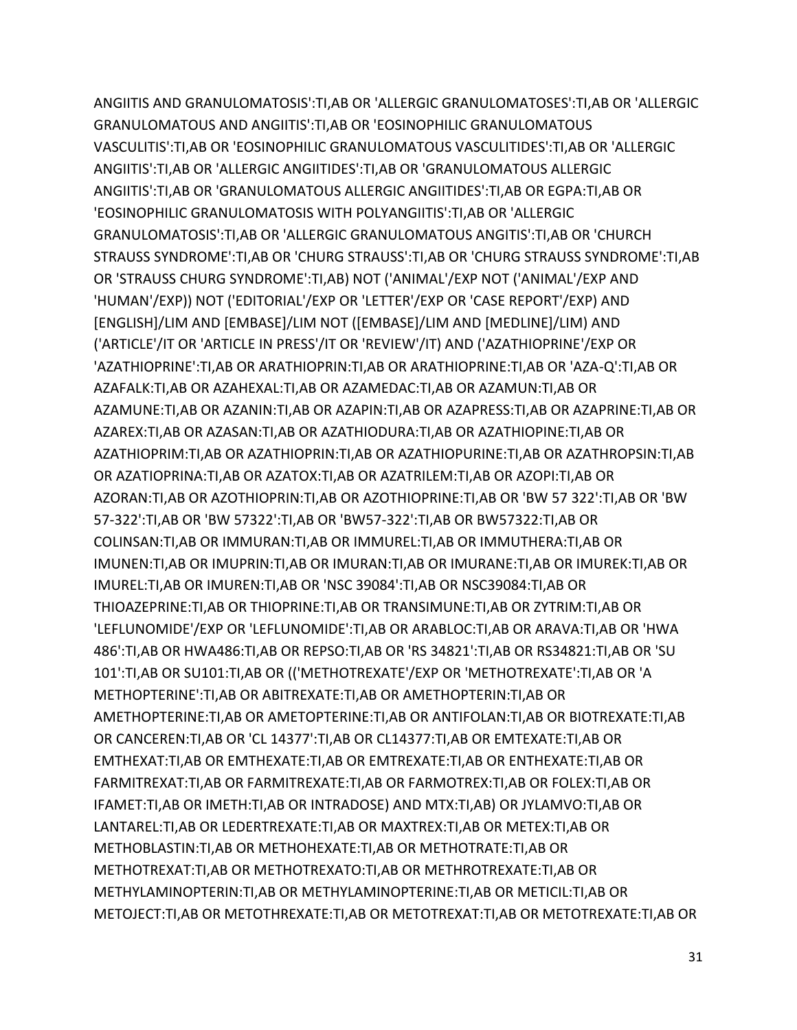ANGIITIS AND GRANULOMATOSIS':TI,AB OR 'ALLERGIC GRANULOMATOSES':TI,AB OR 'ALLERGIC GRANULOMATOUS AND ANGIITIS':TI,AB OR 'EOSINOPHILIC GRANULOMATOUS VASCULITIS':TI,AB OR 'EOSINOPHILIC GRANULOMATOUS VASCULITIDES':TI,AB OR 'ALLERGIC ANGIITIS':TI,AB OR 'ALLERGIC ANGIITIDES':TI,AB OR 'GRANULOMATOUS ALLERGIC ANGIITIS':TI,AB OR 'GRANULOMATOUS ALLERGIC ANGIITIDES':TI,AB OR EGPA:TI,AB OR 'EOSINOPHILIC GRANULOMATOSIS WITH POLYANGIITIS':TI,AB OR 'ALLERGIC GRANULOMATOSIS':TI,AB OR 'ALLERGIC GRANULOMATOUS ANGITIS':TI,AB OR 'CHURCH STRAUSS SYNDROME':TI,AB OR 'CHURG STRAUSS':TI,AB OR 'CHURG STRAUSS SYNDROME':TI,AB OR 'STRAUSS CHURG SYNDROME':TI,AB) NOT ('ANIMAL'/EXP NOT ('ANIMAL'/EXP AND 'HUMAN'/EXP)) NOT ('EDITORIAL'/EXP OR 'LETTER'/EXP OR 'CASE REPORT'/EXP) AND [ENGLISH]/LIM AND [EMBASE]/LIM NOT ([EMBASE]/LIM AND [MEDLINE]/LIM) AND ('ARTICLE'/IT OR 'ARTICLE IN PRESS'/IT OR 'REVIEW'/IT) AND ('AZATHIOPRINE'/EXP OR 'AZATHIOPRINE':TI,AB OR ARATHIOPRIN:TI,AB OR ARATHIOPRINE:TI,AB OR 'AZA-Q':TI,AB OR AZAFALK:TI,AB OR AZAHEXAL:TI,AB OR AZAMEDAC:TI,AB OR AZAMUN:TI,AB OR AZAMUNE:TI,AB OR AZANIN:TI,AB OR AZAPIN:TI,AB OR AZAPRESS:TI,AB OR AZAPRINE:TI,AB OR AZAREX:TI,AB OR AZASAN:TI,AB OR AZATHIODURA:TI,AB OR AZATHIOPINE:TI,AB OR AZATHIOPRIM:TI,AB OR AZATHIOPRIN:TI,AB OR AZATHIOPURINE:TI,AB OR AZATHROPSIN:TI,AB OR AZATIOPRINA:TI,AB OR AZATOX:TI,AB OR AZATRILEM:TI,AB OR AZOPI:TI,AB OR AZORAN:TI,AB OR AZOTHIOPRIN:TI,AB OR AZOTHIOPRINE:TI,AB OR 'BW 57 322':TI,AB OR 'BW 57-322':TI,AB OR 'BW 57322':TI,AB OR 'BW57-322':TI,AB OR BW57322:TI,AB OR COLINSAN:TI,AB OR IMMURAN:TI,AB OR IMMUREL:TI,AB OR IMMUTHERA:TI,AB OR IMUNEN:TI,AB OR IMUPRIN:TI,AB OR IMURAN:TI,AB OR IMURANE:TI,AB OR IMUREK:TI,AB OR IMUREL:TI,AB OR IMUREN:TI,AB OR 'NSC 39084':TI,AB OR NSC39084:TI,AB OR THIOAZEPRINE:TI,AB OR THIOPRINE:TI,AB OR TRANSIMUNE:TI,AB OR ZYTRIM:TI,AB OR 'LEFLUNOMIDE'/EXP OR 'LEFLUNOMIDE':TI,AB OR ARABLOC:TI,AB OR ARAVA:TI,AB OR 'HWA 486':TI,AB OR HWA486:TI,AB OR REPSO:TI,AB OR 'RS 34821':TI,AB OR RS34821:TI,AB OR 'SU 101':TI,AB OR SU101:TI,AB OR (('METHOTREXATE'/EXP OR 'METHOTREXATE':TI,AB OR 'A METHOPTERINE':TI,AB OR ABITREXATE:TI,AB OR AMETHOPTERIN:TI,AB OR AMETHOPTERINE:TI,AB OR AMETOPTERINE:TI,AB OR ANTIFOLAN:TI,AB OR BIOTREXATE:TI,AB OR CANCEREN:TI,AB OR 'CL 14377':TI,AB OR CL14377:TI,AB OR EMTEXATE:TI,AB OR EMTHEXAT:TI,AB OR EMTHEXATE:TI,AB OR EMTREXATE:TI,AB OR ENTHEXATE:TI,AB OR FARMITREXAT:TI,AB OR FARMITREXATE:TI,AB OR FARMOTREX:TI,AB OR FOLEX:TI,AB OR IFAMET:TI,AB OR IMETH:TI,AB OR INTRADOSE) AND MTX:TI,AB) OR JYLAMVO:TI,AB OR LANTAREL:TI,AB OR LEDERTREXATE:TI,AB OR MAXTREX:TI,AB OR METEX:TI,AB OR METHOBLASTIN:TI,AB OR METHOHEXATE:TI,AB OR METHOTRATE:TI,AB OR METHOTREXAT:TI,AB OR METHOTREXATO:TI,AB OR METHROTREXATE:TI,AB OR METHYLAMINOPTERIN:TI,AB OR METHYLAMINOPTERINE:TI,AB OR METICIL:TI,AB OR METOJECT:TI,AB OR METOTHREXATE:TI,AB OR METOTREXAT:TI,AB OR METOTREXATE:TI,AB OR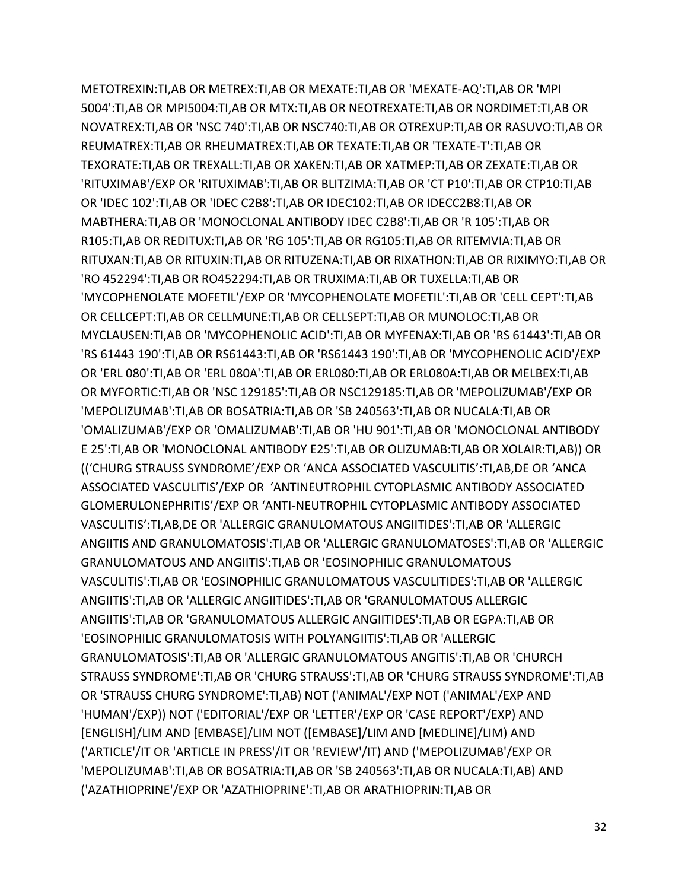METOTREXIN:TI,AB OR METREX:TI,AB OR MEXATE:TI,AB OR 'MEXATE-AQ':TI,AB OR 'MPI 5004':TI,AB OR MPI5004:TI,AB OR MTX:TI,AB OR NEOTREXATE:TI,AB OR NORDIMET:TI,AB OR NOVATREX:TI,AB OR 'NSC 740':TI,AB OR NSC740:TI,AB OR OTREXUP:TI,AB OR RASUVO:TI,AB OR REUMATREX:TI,AB OR RHEUMATREX:TI,AB OR TEXATE:TI,AB OR 'TEXATE-T':TI,AB OR TEXORATE:TI,AB OR TREXALL:TI,AB OR XAKEN:TI,AB OR XATMEP:TI,AB OR ZEXATE:TI,AB OR 'RITUXIMAB'/EXP OR 'RITUXIMAB':TI,AB OR BLITZIMA:TI,AB OR 'CT P10':TI,AB OR CTP10:TI,AB OR 'IDEC 102':TI,AB OR 'IDEC C2B8':TI,AB OR IDEC102:TI,AB OR IDECC2B8:TI,AB OR MABTHERA:TI,AB OR 'MONOCLONAL ANTIBODY IDEC C2B8':TI,AB OR 'R 105':TI,AB OR R105:TI,AB OR REDITUX:TI,AB OR 'RG 105':TI,AB OR RG105:TI,AB OR RITEMVIA:TI,AB OR RITUXAN:TI,AB OR RITUXIN:TI,AB OR RITUZENA:TI,AB OR RIXATHON:TI,AB OR RIXIMYO:TI,AB OR 'RO 452294':TI,AB OR RO452294:TI,AB OR TRUXIMA:TI,AB OR TUXELLA:TI,AB OR 'MYCOPHENOLATE MOFETIL'/EXP OR 'MYCOPHENOLATE MOFETIL':TI,AB OR 'CELL CEPT':TI,AB OR CELLCEPT:TI,AB OR CELLMUNE:TI,AB OR CELLSEPT:TI,AB OR MUNOLOC:TI,AB OR MYCLAUSEN:TI,AB OR 'MYCOPHENOLIC ACID':TI,AB OR MYFENAX:TI,AB OR 'RS 61443':TI,AB OR 'RS 61443 190':TI,AB OR RS61443:TI,AB OR 'RS61443 190':TI,AB OR 'MYCOPHENOLIC ACID'/EXP OR 'ERL 080':TI,AB OR 'ERL 080A':TI,AB OR ERL080:TI,AB OR ERL080A:TI,AB OR MELBEX:TI,AB OR MYFORTIC:TI,AB OR 'NSC 129185':TI,AB OR NSC129185:TI,AB OR 'MEPOLIZUMAB'/EXP OR 'MEPOLIZUMAB':TI,AB OR BOSATRIA:TI,AB OR 'SB 240563':TI,AB OR NUCALA:TI,AB OR 'OMALIZUMAB'/EXP OR 'OMALIZUMAB':TI,AB OR 'HU 901':TI,AB OR 'MONOCLONAL ANTIBODY E 25':TI,AB OR 'MONOCLONAL ANTIBODY E25':TI,AB OR OLIZUMAB:TI,AB OR XOLAIR:TI,AB)) OR ((‘CHURG STRAUSS SYNDROME’/EXP OR ‘ANCA ASSOCIATED VASCULITIS’:TI,AB,DE OR ‘ANCA ASSOCIATED VASCULITIS’/EXP OR ‘ANTINEUTROPHIL CYTOPLASMIC ANTIBODY ASSOCIATED GLOMERULONEPHRITIS’/EXP OR ‘ANTI-NEUTROPHIL CYTOPLASMIC ANTIBODY ASSOCIATED VASCULITIS’:TI,AB,DE OR 'ALLERGIC GRANULOMATOUS ANGIITIDES':TI,AB OR 'ALLERGIC ANGIITIS AND GRANULOMATOSIS':TI,AB OR 'ALLERGIC GRANULOMATOSES':TI,AB OR 'ALLERGIC GRANULOMATOUS AND ANGIITIS':TI,AB OR 'EOSINOPHILIC GRANULOMATOUS VASCULITIS':TI,AB OR 'EOSINOPHILIC GRANULOMATOUS VASCULITIDES':TI,AB OR 'ALLERGIC ANGIITIS':TI,AB OR 'ALLERGIC ANGIITIDES':TI,AB OR 'GRANULOMATOUS ALLERGIC ANGIITIS':TI,AB OR 'GRANULOMATOUS ALLERGIC ANGIITIDES':TI,AB OR EGPA:TI,AB OR 'EOSINOPHILIC GRANULOMATOSIS WITH POLYANGIITIS':TI,AB OR 'ALLERGIC GRANULOMATOSIS':TI,AB OR 'ALLERGIC GRANULOMATOUS ANGITIS':TI,AB OR 'CHURCH STRAUSS SYNDROME':TI,AB OR 'CHURG STRAUSS':TI,AB OR 'CHURG STRAUSS SYNDROME':TI,AB OR 'STRAUSS CHURG SYNDROME':TI,AB) NOT ('ANIMAL'/EXP NOT ('ANIMAL'/EXP AND 'HUMAN'/EXP)) NOT ('EDITORIAL'/EXP OR 'LETTER'/EXP OR 'CASE REPORT'/EXP) AND [ENGLISH]/LIM AND [EMBASE]/LIM NOT ([EMBASE]/LIM AND [MEDLINE]/LIM) AND ('ARTICLE'/IT OR 'ARTICLE IN PRESS'/IT OR 'REVIEW'/IT) AND ('MEPOLIZUMAB'/EXP OR 'MEPOLIZUMAB':TI,AB OR BOSATRIA:TI,AB OR 'SB 240563':TI,AB OR NUCALA:TI,AB) AND ('AZATHIOPRINE'/EXP OR 'AZATHIOPRINE':TI,AB OR ARATHIOPRIN:TI,AB OR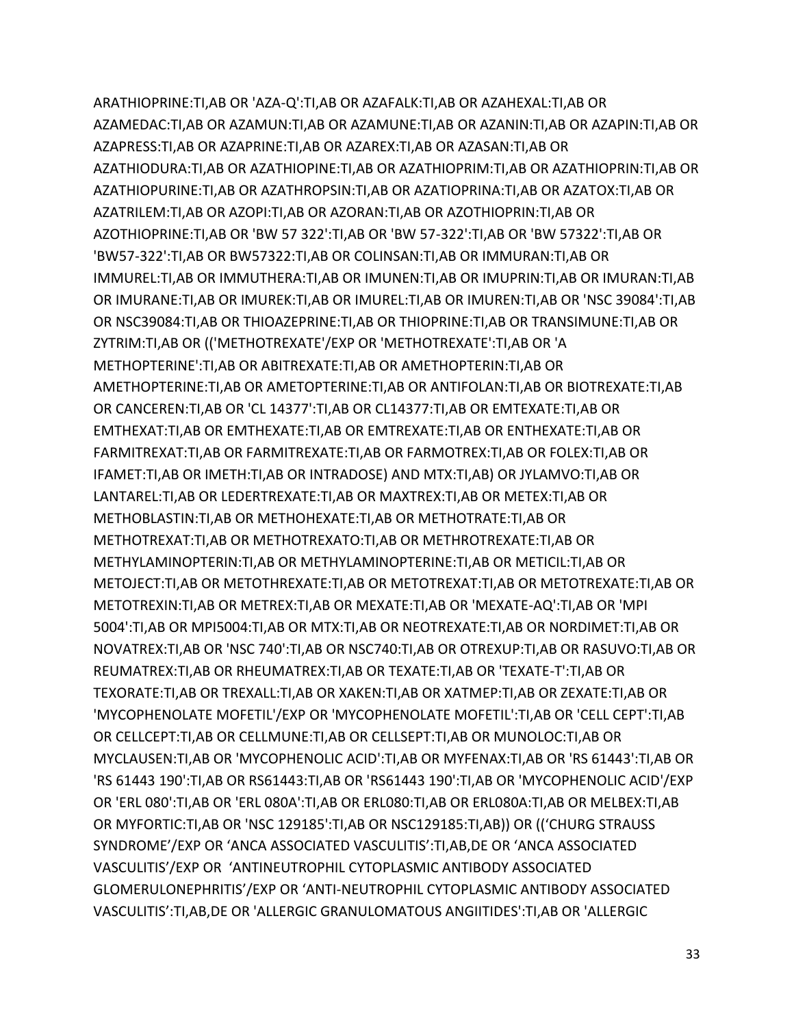ARATHIOPRINE:TI,AB OR 'AZA-Q':TI,AB OR AZAFALK:TI,AB OR AZAHEXAL:TI,AB OR AZAMEDAC:TI,AB OR AZAMUN:TI,AB OR AZAMUNE:TI,AB OR AZANIN:TI,AB OR AZAPIN:TI,AB OR AZAPRESS:TI,AB OR AZAPRINE:TI,AB OR AZAREX:TI,AB OR AZASAN:TI,AB OR AZATHIODURA:TI,AB OR AZATHIOPINE:TI,AB OR AZATHIOPRIM:TI,AB OR AZATHIOPRIN:TI,AB OR AZATHIOPURINE:TI,AB OR AZATHROPSIN:TI,AB OR AZATIOPRINA:TI,AB OR AZATOX:TI,AB OR AZATRILEM:TI,AB OR AZOPI:TI,AB OR AZORAN:TI,AB OR AZOTHIOPRIN:TI,AB OR AZOTHIOPRINE:TI,AB OR 'BW 57 322':TI,AB OR 'BW 57-322':TI,AB OR 'BW 57322':TI,AB OR 'BW57-322':TI,AB OR BW57322:TI,AB OR COLINSAN:TI,AB OR IMMURAN:TI,AB OR IMMUREL:TI,AB OR IMMUTHERA:TI,AB OR IMUNEN:TI,AB OR IMUPRIN:TI,AB OR IMURAN:TI,AB OR IMURANE:TI,AB OR IMUREK:TI,AB OR IMUREL:TI,AB OR IMUREN:TI,AB OR 'NSC 39084':TI,AB OR NSC39084:TI,AB OR THIOAZEPRINE:TI,AB OR THIOPRINE:TI,AB OR TRANSIMUNE:TI,AB OR ZYTRIM:TI,AB OR (('METHOTREXATE'/EXP OR 'METHOTREXATE':TI,AB OR 'A METHOPTERINE':TI,AB OR ABITREXATE:TI,AB OR AMETHOPTERIN:TI,AB OR AMETHOPTERINE:TI,AB OR AMETOPTERINE:TI,AB OR ANTIFOLAN:TI,AB OR BIOTREXATE:TI,AB OR CANCEREN:TI,AB OR 'CL 14377':TI,AB OR CL14377:TI,AB OR EMTEXATE:TI,AB OR EMTHEXAT:TI,AB OR EMTHEXATE:TI,AB OR EMTREXATE:TI,AB OR ENTHEXATE:TI,AB OR FARMITREXAT:TI,AB OR FARMITREXATE:TI,AB OR FARMOTREX:TI,AB OR FOLEX:TI,AB OR IFAMET:TI,AB OR IMETH:TI,AB OR INTRADOSE) AND MTX:TI,AB) OR JYLAMVO:TI,AB OR LANTAREL:TI,AB OR LEDERTREXATE:TI,AB OR MAXTREX:TI,AB OR METEX:TI,AB OR METHOBLASTIN:TI,AB OR METHOHEXATE:TI,AB OR METHOTRATE:TI,AB OR METHOTREXAT:TI,AB OR METHOTREXATO:TI,AB OR METHROTREXATE:TI,AB OR METHYLAMINOPTERIN:TI,AB OR METHYLAMINOPTERINE:TI,AB OR METICIL:TI,AB OR METOJECT:TI,AB OR METOTHREXATE:TI,AB OR METOTREXAT:TI,AB OR METOTREXATE:TI,AB OR METOTREXIN:TI,AB OR METREX:TI,AB OR MEXATE:TI,AB OR 'MEXATE-AQ':TI,AB OR 'MPI 5004':TI,AB OR MPI5004:TI,AB OR MTX:TI,AB OR NEOTREXATE:TI,AB OR NORDIMET:TI,AB OR NOVATREX:TI,AB OR 'NSC 740':TI,AB OR NSC740:TI,AB OR OTREXUP:TI,AB OR RASUVO:TI,AB OR REUMATREX:TI,AB OR RHEUMATREX:TI,AB OR TEXATE:TI,AB OR 'TEXATE-T':TI,AB OR TEXORATE:TI,AB OR TREXALL:TI,AB OR XAKEN:TI,AB OR XATMEP:TI,AB OR ZEXATE:TI,AB OR 'MYCOPHENOLATE MOFETIL'/EXP OR 'MYCOPHENOLATE MOFETIL':TI,AB OR 'CELL CEPT':TI,AB OR CELLCEPT:TI,AB OR CELLMUNE:TI,AB OR CELLSEPT:TI,AB OR MUNOLOC:TI,AB OR MYCLAUSEN:TI,AB OR 'MYCOPHENOLIC ACID':TI,AB OR MYFENAX:TI,AB OR 'RS 61443':TI,AB OR 'RS 61443 190':TI,AB OR RS61443:TI,AB OR 'RS61443 190':TI,AB OR 'MYCOPHENOLIC ACID'/EXP OR 'ERL 080':TI,AB OR 'ERL 080A':TI,AB OR ERL080:TI,AB OR ERL080A:TI,AB OR MELBEX:TI,AB OR MYFORTIC:TI,AB OR 'NSC 129185':TI,AB OR NSC129185:TI,AB)) OR ((‘CHURG STRAUSS SYNDROME’/EXP OR ‘ANCA ASSOCIATED VASCULITIS’:TI,AB,DE OR ‘ANCA ASSOCIATED VASCULITIS’/EXP OR ‘ANTINEUTROPHIL CYTOPLASMIC ANTIBODY ASSOCIATED GLOMERULONEPHRITIS’/EXP OR ‘ANTI-NEUTROPHIL CYTOPLASMIC ANTIBODY ASSOCIATED VASCULITIS’:TI,AB,DE OR 'ALLERGIC GRANULOMATOUS ANGIITIDES':TI,AB OR 'ALLERGIC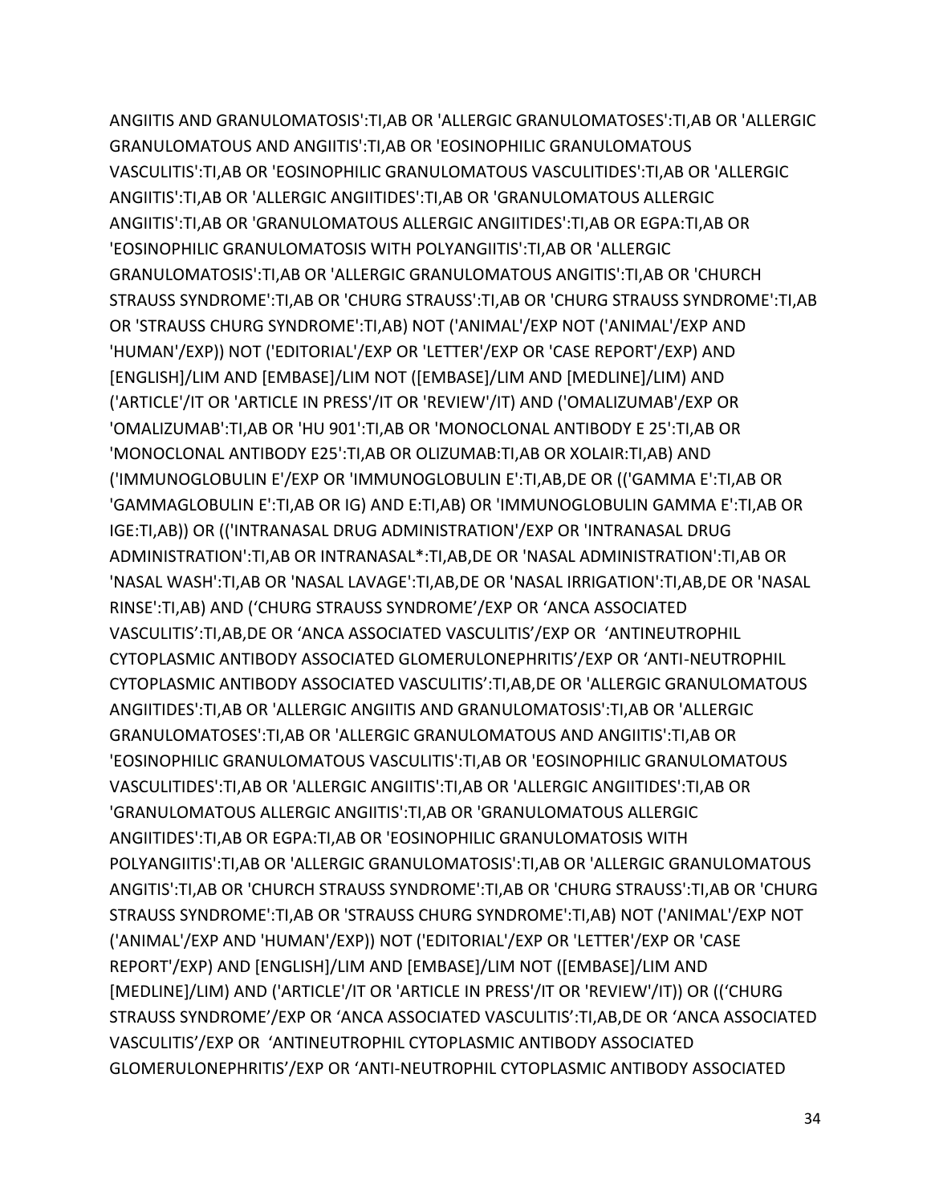ANGIITIS AND GRANULOMATOSIS':TI,AB OR 'ALLERGIC GRANULOMATOSES':TI,AB OR 'ALLERGIC GRANULOMATOUS AND ANGIITIS':TI,AB OR 'EOSINOPHILIC GRANULOMATOUS VASCULITIS':TI,AB OR 'EOSINOPHILIC GRANULOMATOUS VASCULITIDES':TI,AB OR 'ALLERGIC ANGIITIS':TI,AB OR 'ALLERGIC ANGIITIDES':TI,AB OR 'GRANULOMATOUS ALLERGIC ANGIITIS':TI,AB OR 'GRANULOMATOUS ALLERGIC ANGIITIDES':TI,AB OR EGPA:TI,AB OR 'EOSINOPHILIC GRANULOMATOSIS WITH POLYANGIITIS':TI,AB OR 'ALLERGIC GRANULOMATOSIS':TI,AB OR 'ALLERGIC GRANULOMATOUS ANGITIS':TI,AB OR 'CHURCH STRAUSS SYNDROME':TI,AB OR 'CHURG STRAUSS':TI,AB OR 'CHURG STRAUSS SYNDROME':TI,AB OR 'STRAUSS CHURG SYNDROME':TI,AB) NOT ('ANIMAL'/EXP NOT ('ANIMAL'/EXP AND 'HUMAN'/EXP)) NOT ('EDITORIAL'/EXP OR 'LETTER'/EXP OR 'CASE REPORT'/EXP) AND [ENGLISH]/LIM AND [EMBASE]/LIM NOT ([EMBASE]/LIM AND [MEDLINE]/LIM) AND ('ARTICLE'/IT OR 'ARTICLE IN PRESS'/IT OR 'REVIEW'/IT) AND ('OMALIZUMAB'/EXP OR 'OMALIZUMAB':TI,AB OR 'HU 901':TI,AB OR 'MONOCLONAL ANTIBODY E 25':TI,AB OR 'MONOCLONAL ANTIBODY E25':TI,AB OR OLIZUMAB:TI,AB OR XOLAIR:TI,AB) AND ('IMMUNOGLOBULIN E'/EXP OR 'IMMUNOGLOBULIN E':TI,AB,DE OR (('GAMMA E':TI,AB OR 'GAMMAGLOBULIN E':TI,AB OR IG) AND E:TI,AB) OR 'IMMUNOGLOBULIN GAMMA E':TI,AB OR IGE:TI,AB)) OR (('INTRANASAL DRUG ADMINISTRATION'/EXP OR 'INTRANASAL DRUG ADMINISTRATION':TI,AB OR INTRANASAL*:TI,AB,DE OR 'NASAL ADMINISTRATION':TI,AB OR 'NASAL WASH':TI,AB OR 'NASAL LAVAGE':TI,AB,DE OR 'NASAL IRRIGATION':TI,AB,DE OR 'NASAL RINSE':TI,AB) AND ('CHURG STRAUSS SYNDROME'/EXP OR 'ANCA ASSOCIATED VASCULITIS':TI,AB,DE OR 'ANCA ASSOCIATED VASCULITIS'/EXP OR 'ANTINEUTROPHIL CYTOPLASMIC ANTIBODY ASSOCIATED GLOMERULONEPHRITIS'/EXP OR 'ANTI-NEUTROPHIL CYTOPLASMIC ANTIBODY ASSOCIATED VASCULITIS':TI,AB,DE OR 'ALLERGIC GRANULOMATOUS ANGIITIDES':TI,AB OR 'ALLERGIC ANGIITIS AND GRANULOMATOSIS':TI,AB OR 'ALLERGIC GRANULOMATOSES':TI,AB OR 'ALLERGIC GRANULOMATOUS AND ANGIITIS':TI,AB OR 'EOSINOPHILIC GRANULOMATOUS VASCULITIS':TI,AB OR 'EOSINOPHILIC GRANULOMATOUS VASCULITIDES':TI,AB OR 'ALLERGIC ANGIITIS':TI,AB OR 'ALLERGIC ANGIITIDES':TI,AB OR 'GRANULOMATOUS ALLERGIC ANGIITIS':TI,AB OR 'GRANULOMATOUS ALLERGIC ANGIITIDES':TI,AB OR EGPA:TI,AB OR 'EOSINOPHILIC GRANULOMATOSIS WITH POLYANGIITIS':TI,AB OR 'ALLERGIC GRANULOMATOSIS':TI,AB OR 'ALLERGIC GRANULOMATOUS ANGITIS':TI,AB OR 'CHURCH STRAUSS SYNDROME':TI,AB OR 'CHURG STRAUSS':TI,AB OR 'CHURG STRAUSS SYNDROME':TI,AB OR 'STRAUSS CHURG SYNDROME':TI,AB) NOT ('ANIMAL'/EXP NOT ('ANIMAL'/EXP AND 'HUMAN'/EXP)) NOT ('EDITORIAL'/EXP OR 'LETTER'/EXP OR 'CASE REPORT'/EXP) AND [ENGLISH]/LIM AND [EMBASE]/LIM NOT ([EMBASE]/LIM AND [MEDLINE]/LIM) AND ('ARTICLE'/IT OR 'ARTICLE IN PRESS'/IT OR 'REVIEW'/IT)) OR (('CHURG STRAUSS SYNDROME'/EXP OR 'ANCA ASSOCIATED VASCULITIS':TI,AB,DE OR 'ANCA ASSOCIATED VASCULITIS'/EXP OR 'ANTINEUTROPHIL CYTOPLASMIC ANTIBODY ASSOCIATED GLOMERULONEPHRITIS'/EXP OR 'ANTI-NEUTROPHIL CYTOPLASMIC ANTIBODY ASSOCIATED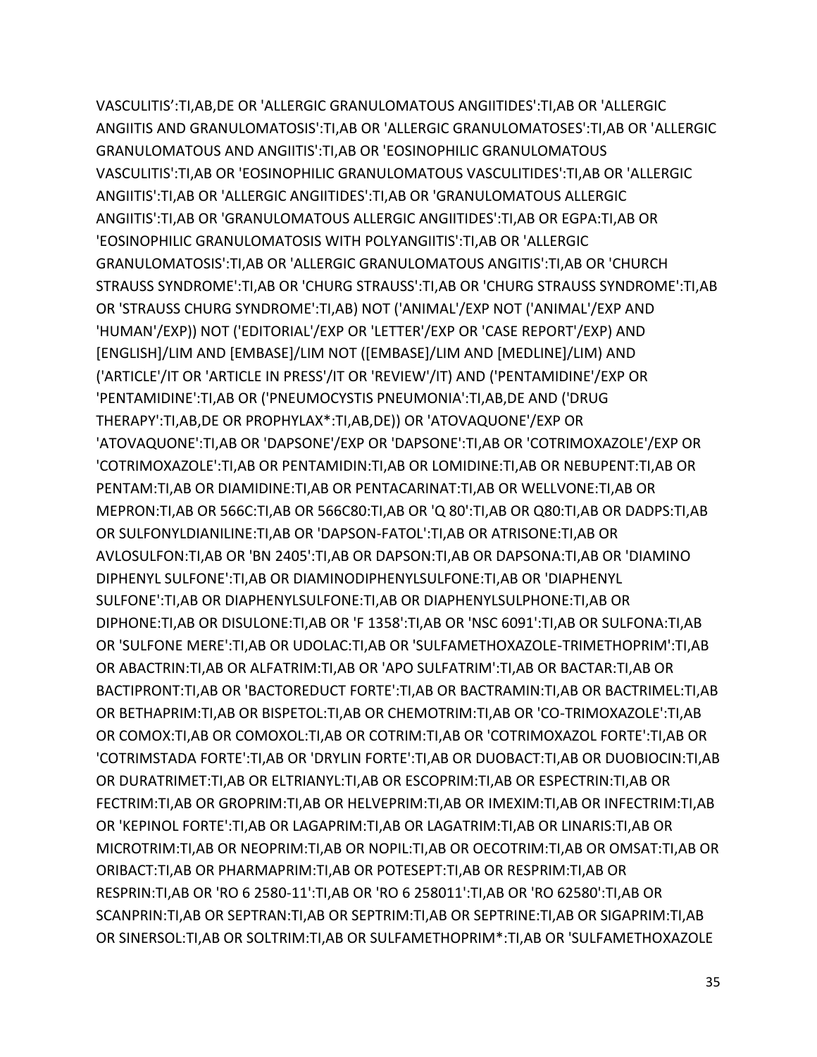VASCULITIS’:TI,AB,DE OR 'ALLERGIC GRANULOMATOUS ANGIITIDES':TI,AB OR 'ALLERGIC ANGIITIS AND GRANULOMATOSIS':TI,AB OR 'ALLERGIC GRANULOMATOSES':TI,AB OR 'ALLERGIC GRANULOMATOUS AND ANGIITIS':TI,AB OR 'EOSINOPHILIC GRANULOMATOUS VASCULITIS':TI,AB OR 'EOSINOPHILIC GRANULOMATOUS VASCULITIDES':TI,AB OR 'ALLERGIC ANGIITIS':TI,AB OR 'ALLERGIC ANGIITIDES':TI,AB OR 'GRANULOMATOUS ALLERGIC ANGIITIS':TI,AB OR 'GRANULOMATOUS ALLERGIC ANGIITIDES':TI,AB OR EGPA:TI,AB OR 'EOSINOPHILIC GRANULOMATOSIS WITH POLYANGIITIS':TI,AB OR 'ALLERGIC GRANULOMATOSIS':TI,AB OR 'ALLERGIC GRANULOMATOUS ANGITIS':TI,AB OR 'CHURCH STRAUSS SYNDROME':TI,AB OR 'CHURG STRAUSS':TI,AB OR 'CHURG STRAUSS SYNDROME':TI,AB OR 'STRAUSS CHURG SYNDROME':TI,AB) NOT ('ANIMAL'/EXP NOT ('ANIMAL'/EXP AND 'HUMAN'/EXP)) NOT ('EDITORIAL'/EXP OR 'LETTER'/EXP OR 'CASE REPORT'/EXP) AND [ENGLISH]/LIM AND [EMBASE]/LIM NOT ([EMBASE]/LIM AND [MEDLINE]/LIM) AND ('ARTICLE'/IT OR 'ARTICLE IN PRESS'/IT OR 'REVIEW'/IT) AND ('PENTAMIDINE'/EXP OR 'PENTAMIDINE':TI,AB OR ('PNEUMOCYSTIS PNEUMONIA':TI,AB,DE AND ('DRUG THERAPY':TI,AB,DE OR PROPHYLAX*:TI,AB,DE)) OR 'ATOVAQUONE'/EXP OR 'ATOVAQUONE':TI,AB OR 'DAPSONE'/EXP OR 'DAPSONE':TI,AB OR 'COTRIMOXAZOLE'/EXP OR 'COTRIMOXAZOLE':TI,AB OR PENTAMIDIN:TI,AB OR LOMIDINE:TI,AB OR NEBUPENT:TI,AB OR PENTAM:TI,AB OR DIAMIDINE:TI,AB OR PENTACARINAT:TI,AB OR WELLVONE:TI,AB OR MEPRON:TI,AB OR 566C:TI,AB OR 566C80:TI,AB OR 'Q 80':TI,AB OR Q80:TI,AB OR DADPS:TI,AB OR SULFONYLDIANILINE:TI,AB OR 'DAPSON-FATOL':TI,AB OR ATRISONE:TI,AB OR AVLOSULFON:TI,AB OR 'BN 2405':TI,AB OR DAPSON:TI,AB OR DAPSONA:TI,AB OR 'DIAMINO DIPHENYL SULFONE':TI,AB OR DIAMINODIPHENYLSULFONE:TI,AB OR 'DIAPHENYL SULFONE':TI,AB OR DIAPHENYLSULFONE:TI,AB OR DIAPHENYLSULPHONE:TI,AB OR DIPHONE:TI,AB OR DISULONE:TI,AB OR 'F 1358':TI,AB OR 'NSC 6091':TI,AB OR SULFONA:TI,AB OR 'SULFONE MERE':TI,AB OR UDOLAC:TI,AB OR 'SULFAMETHOXAZOLE-TRIMETHOPRIM':TI,AB OR ABACTRIN:TI,AB OR ALFATRIM:TI,AB OR 'APO SULFATRIM':TI,AB OR BACTAR:TI,AB OR BACTIPRONT:TI,AB OR 'BACTOREDUCT FORTE':TI,AB OR BACTRAMIN:TI,AB OR BACTRIMEL:TI,AB OR BETHAPRIM:TI,AB OR BISPETOL:TI,AB OR CHEMOTRIM:TI,AB OR 'CO-TRIMOXAZOLE':TI,AB OR COMOX:TI,AB OR COMOXOL:TI,AB OR COTRIM:TI,AB OR 'COTRIMOXAZOL FORTE':TI,AB OR 'COTRIMSTADA FORTE':TI,AB OR 'DRYLIN FORTE':TI,AB OR DUOBACT:TI,AB OR DUOBIOCIN:TI,AB OR DURATRIMET:TI,AB OR ELTRIANYL:TI,AB OR ESCOPRIM:TI,AB OR ESPECTRIN:TI,AB OR FECTRIM:TI,AB OR GROPRIM:TI,AB OR HELVEPRIM:TI,AB OR IMEXIM:TI,AB OR INFECTRIM:TI,AB OR 'KEPINOL FORTE':TI,AB OR LAGAPRIM:TI,AB OR LAGATRIM:TI,AB OR LINARIS:TI,AB OR MICROTRIM:TI,AB OR NEOPRIM:TI,AB OR NOPIL:TI,AB OR OECOTRIM:TI,AB OR OMSAT:TI,AB OR ORIBACT:TI,AB OR PHARMAPRIM:TI,AB OR POTESEPT:TI,AB OR RESPRIM:TI,AB OR RESPRIN:TI,AB OR 'RO 6 2580-11':TI,AB OR 'RO 6 258011':TI,AB OR 'RO 62580':TI,AB OR SCANPRIN:TI,AB OR SEPTRAN:TI,AB OR SEPTRIM:TI,AB OR SEPTRINE:TI,AB OR SIGAPRIM:TI,AB OR SINERSOL:TI,AB OR SOLTRIM:TI,AB OR SULFAMETHOPRIM*:TI,AB OR 'SULFAMETHOXAZOLE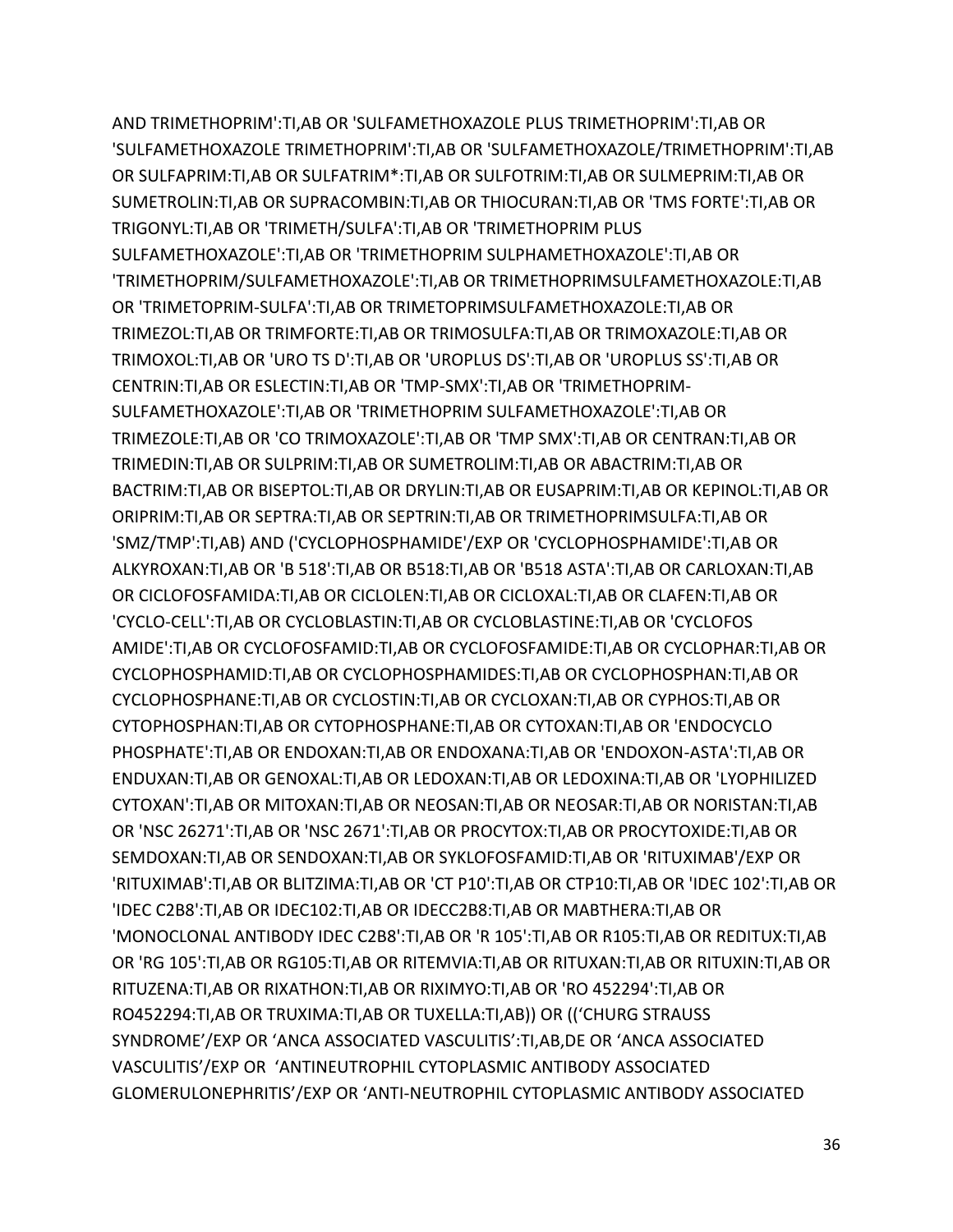AND TRIMETHOPRIM':TI,AB OR 'SULFAMETHOXAZOLE PLUS TRIMETHOPRIM':TI,AB OR 'SULFAMETHOXAZOLE TRIMETHOPRIM':TI,AB OR 'SULFAMETHOXAZOLE/TRIMETHOPRIM':TI,AB OR SULFAPRIM:TI,AB OR SULFATRIM*:TI,AB OR SULFOTRIM:TI,AB OR SULMEPRIM:TI,AB OR SUMETROLIN:TI,AB OR SUPRACOMBIN:TI,AB OR THIOCURAN:TI,AB OR 'TMS FORTE':TI,AB OR TRIGONYL:TI,AB OR 'TRIMETH/SULFA':TI,AB OR 'TRIMETHOPRIM PLUS SULFAMETHOXAZOLE':TI,AB OR 'TRIMETHOPRIM SULPHAMETHOXAZOLE':TI,AB OR 'TRIMETHOPRIM/SULFAMETHOXAZOLE':TI,AB OR TRIMETHOPRIMSULFAMETHOXAZOLE:TI,AB OR 'TRIMETOPRIM-SULFA':TI,AB OR TRIMETOPRIMSULFAMETHOXAZOLE:TI,AB OR TRIMEZOL:TI,AB OR TRIMFORTE:TI,AB OR TRIMOSULFA:TI,AB OR TRIMOXAZOLE:TI,AB OR TRIMOXOL:TI,AB OR 'URO TS D':TI,AB OR 'UROPLUS DS':TI,AB OR 'UROPLUS SS':TI,AB OR CENTRIN:TI,AB OR ESLECTIN:TI,AB OR 'TMP-SMX':TI,AB OR 'TRIMETHOPRIM-SULFAMETHOXAZOLE':TI,AB OR 'TRIMETHOPRIM SULFAMETHOXAZOLE':TI,AB OR TRIMEZOLE:TI,AB OR 'CO TRIMOXAZOLE':TI,AB OR 'TMP SMX':TI,AB OR CENTRAN:TI,AB OR TRIMEDIN:TI,AB OR SULPRIM:TI,AB OR SUMETROLIM:TI,AB OR ABACTRIM:TI,AB OR BACTRIM:TI,AB OR BISEPTOL:TI,AB OR DRYLIN:TI,AB OR EUSAPRIM:TI,AB OR KEPINOL:TI,AB OR ORIPRIM:TI,AB OR SEPTRA:TI,AB OR SEPTRIN:TI,AB OR TRIMETHOPRIMSULFA:TI,AB OR 'SMZ/TMP':TI,AB) AND ('CYCLOPHOSPHAMIDE'/EXP OR 'CYCLOPHOSPHAMIDE':TI,AB OR ALKYROXAN:TI,AB OR 'B 518':TI,AB OR B518:TI,AB OR 'B518 ASTA':TI,AB OR CARLOXAN:TI,AB OR CICLOFOSFAMIDA:TI,AB OR CICLOLEN:TI,AB OR CICLOXAL:TI,AB OR CLAFEN:TI,AB OR 'CYCLO-CELL':TI,AB OR CYCLOBLASTIN:TI,AB OR CYCLOBLASTINE:TI,AB OR 'CYCLOFOS AMIDE':TI,AB OR CYCLOFOSFAMID:TI,AB OR CYCLOFOSFAMIDE:TI,AB OR CYCLOPHAR:TI,AB OR CYCLOPHOSPHAMID:TI,AB OR CYCLOPHOSPHAMIDES:TI,AB OR CYCLOPHOSPHAN:TI,AB OR CYCLOPHOSPHANE:TI,AB OR CYCLOSTIN:TI,AB OR CYCLOXAN:TI,AB OR CYPHOS:TI,AB OR CYTOPHOSPHAN:TI,AB OR CYTOPHOSPHANE:TI,AB OR CYTOXAN:TI,AB OR 'ENDOCYCLO PHOSPHATE':TI,AB OR ENDOXAN:TI,AB OR ENDOXANA:TI,AB OR 'ENDOXON-ASTA':TI,AB OR ENDUXAN:TI,AB OR GENOXAL:TI,AB OR LEDOXAN:TI,AB OR LEDOXINA:TI,AB OR 'LYOPHILIZED CYTOXAN':TI,AB OR MITOXAN:TI,AB OR NEOSAN:TI,AB OR NEOSAR:TI,AB OR NORISTAN:TI,AB OR 'NSC 26271':TI,AB OR 'NSC 2671':TI,AB OR PROCYTOX:TI,AB OR PROCYTOXIDE:TI,AB OR SEMDOXAN:TI,AB OR SENDOXAN:TI,AB OR SYKLOFOSFAMID:TI,AB OR 'RITUXIMAB'/EXP OR 'RITUXIMAB':TI,AB OR BLITZIMA:TI,AB OR 'CT P10':TI,AB OR CTP10:TI,AB OR 'IDEC 102':TI,AB OR 'IDEC C2B8':TI,AB OR IDEC102:TI,AB OR IDECC2B8:TI,AB OR MABTHERA:TI,AB OR 'MONOCLONAL ANTIBODY IDEC C2B8':TI,AB OR 'R 105':TI,AB OR R105:TI,AB OR REDITUX:TI,AB OR 'RG 105':TI,AB OR RG105:TI,AB OR RITEMVIA:TI,AB OR RITUXAN:TI,AB OR RITUXIN:TI,AB OR RITUZENA:TI,AB OR RIXATHON:TI,AB OR RIXIMYO:TI,AB OR 'RO 452294':TI,AB OR RO452294:TI,AB OR TRUXIMA:TI,AB OR TUXELLA:TI,AB)) OR ((‘CHURG STRAUSS SYNDROME’/EXP OR ‘ANCA ASSOCIATED VASCULITIS’:TI,AB,DE OR ‘ANCA ASSOCIATED VASCULITIS’/EXP OR ‘ANTINEUTROPHIL CYTOPLASMIC ANTIBODY ASSOCIATED GLOMERULONEPHRITIS’/EXP OR ‘ANTI-NEUTROPHIL CYTOPLASMIC ANTIBODY ASSOCIATED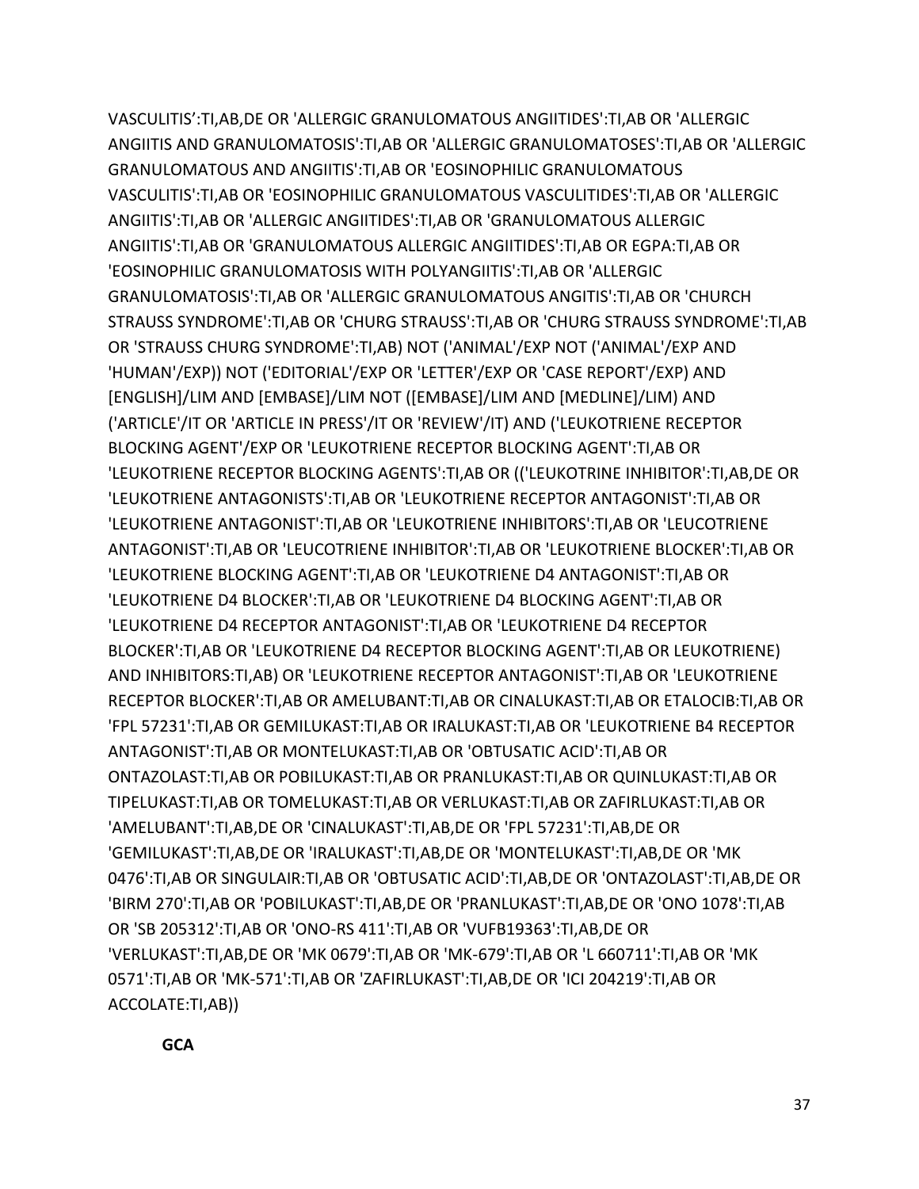VASCULITIS’:TI,AB,DE OR 'ALLERGIC GRANULOMATOUS ANGIITIDES':TI,AB OR 'ALLERGIC ANGIITIS AND GRANULOMATOSIS':TI,AB OR 'ALLERGIC GRANULOMATOSES':TI,AB OR 'ALLERGIC GRANULOMATOUS AND ANGIITIS':TI,AB OR 'EOSINOPHILIC GRANULOMATOUS VASCULITIS':TI,AB OR 'EOSINOPHILIC GRANULOMATOUS VASCULITIDES':TI,AB OR 'ALLERGIC ANGIITIS':TI,AB OR 'ALLERGIC ANGIITIDES':TI,AB OR 'GRANULOMATOUS ALLERGIC ANGIITIS':TI,AB OR 'GRANULOMATOUS ALLERGIC ANGIITIDES':TI,AB OR EGPA:TI,AB OR 'EOSINOPHILIC GRANULOMATOSIS WITH POLYANGIITIS':TI,AB OR 'ALLERGIC GRANULOMATOSIS':TI,AB OR 'ALLERGIC GRANULOMATOUS ANGITIS':TI,AB OR 'CHURCH STRAUSS SYNDROME':TI,AB OR 'CHURG STRAUSS':TI,AB OR 'CHURG STRAUSS SYNDROME':TI,AB OR 'STRAUSS CHURG SYNDROME':TI,AB) NOT ('ANIMAL'/EXP NOT ('ANIMAL'/EXP AND 'HUMAN'/EXP)) NOT ('EDITORIAL'/EXP OR 'LETTER'/EXP OR 'CASE REPORT'/EXP) AND [ENGLISH]/LIM AND [EMBASE]/LIM NOT ([EMBASE]/LIM AND [MEDLINE]/LIM) AND ('ARTICLE'/IT OR 'ARTICLE IN PRESS'/IT OR 'REVIEW'/IT) AND ('LEUKOTRIENE RECEPTOR BLOCKING AGENT'/EXP OR 'LEUKOTRIENE RECEPTOR BLOCKING AGENT':TI,AB OR 'LEUKOTRIENE RECEPTOR BLOCKING AGENTS':TI,AB OR (('LEUKOTRINE INHIBITOR':TI,AB,DE OR 'LEUKOTRIENE ANTAGONISTS':TI,AB OR 'LEUKOTRIENE RECEPTOR ANTAGONIST':TI,AB OR 'LEUKOTRIENE ANTAGONIST':TI,AB OR 'LEUKOTRIENE INHIBITORS':TI,AB OR 'LEUCOTRIENE ANTAGONIST':TI,AB OR 'LEUCOTRIENE INHIBITOR':TI,AB OR 'LEUKOTRIENE BLOCKER':TI,AB OR 'LEUKOTRIENE BLOCKING AGENT':TI,AB OR 'LEUKOTRIENE D4 ANTAGONIST':TI,AB OR 'LEUKOTRIENE D4 BLOCKER':TI,AB OR 'LEUKOTRIENE D4 BLOCKING AGENT':TI,AB OR 'LEUKOTRIENE D4 RECEPTOR ANTAGONIST':TI,AB OR 'LEUKOTRIENE D4 RECEPTOR BLOCKER':TI,AB OR 'LEUKOTRIENE D4 RECEPTOR BLOCKING AGENT':TI,AB OR LEUKOTRIENE) AND INHIBITORS:TI,AB) OR 'LEUKOTRIENE RECEPTOR ANTAGONIST':TI,AB OR 'LEUKOTRIENE RECEPTOR BLOCKER':TI,AB OR AMELUBANT:TI,AB OR CINALUKAST:TI,AB OR ETALOCIB:TI,AB OR 'FPL 57231':TI,AB OR GEMILUKAST:TI,AB OR IRALUKAST:TI,AB OR 'LEUKOTRIENE B4 RECEPTOR ANTAGONIST':TI,AB OR MONTELUKAST:TI,AB OR 'OBTUSATIC ACID':TI,AB OR ONTAZOLAST:TI,AB OR POBILUKAST:TI,AB OR PRANLUKAST:TI,AB OR QUINLUKAST:TI,AB OR TIPELUKAST:TI,AB OR TOMELUKAST:TI,AB OR VERLUKAST:TI,AB OR ZAFIRLUKAST:TI,AB OR 'AMELUBANT':TI,AB,DE OR 'CINALUKAST':TI,AB,DE OR 'FPL 57231':TI,AB,DE OR 'GEMILUKAST':TI,AB,DE OR 'IRALUKAST':TI,AB,DE OR 'MONTELUKAST':TI,AB,DE OR 'MK 0476':TI,AB OR SINGULAIR:TI,AB OR 'OBTUSATIC ACID':TI,AB,DE OR 'ONTAZOLAST':TI,AB,DE OR 'BIRM 270':TI,AB OR 'POBILUKAST':TI,AB,DE OR 'PRANLUKAST':TI,AB,DE OR 'ONO 1078':TI,AB OR 'SB 205312':TI,AB OR 'ONO-RS 411':TI,AB OR 'VUFB19363':TI,AB,DE OR 'VERLUKAST':TI,AB,DE OR 'MK 0679':TI,AB OR 'MK-679':TI,AB OR 'L 660711':TI,AB OR 'MK 0571':TI,AB OR 'MK-571':TI,AB OR 'ZAFIRLUKAST':TI,AB,DE OR 'ICI 204219':TI,AB OR ACCOLATE:TI,AB))

**GCA**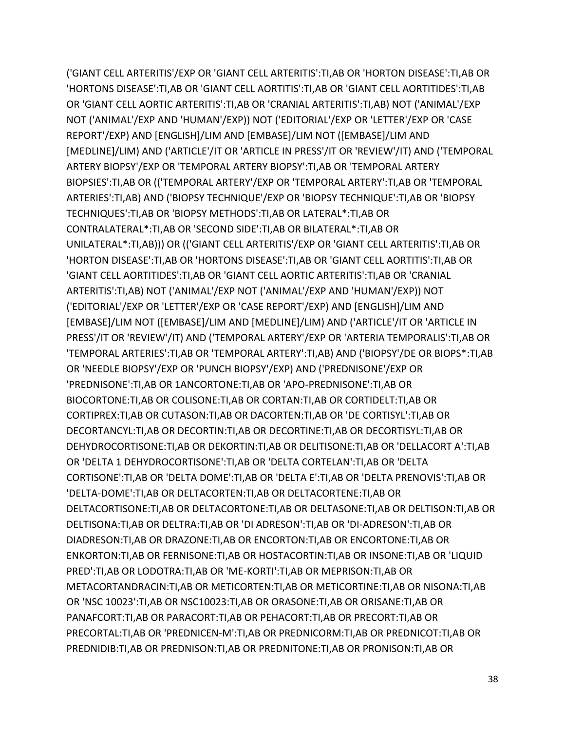('GIANT CELL ARTERITIS'/EXP OR 'GIANT CELL ARTERITIS':TI,AB OR 'HORTON DISEASE':TI,AB OR 'HORTONS DISEASE':TI,AB OR 'GIANT CELL AORTITIS':TI,AB OR 'GIANT CELL AORTITIDES':TI,AB OR 'GIANT CELL AORTIC ARTERITIS':TI,AB OR 'CRANIAL ARTERITIS':TI,AB) NOT ('ANIMAL'/EXP NOT ('ANIMAL'/EXP AND 'HUMAN'/EXP)) NOT ('EDITORIAL'/EXP OR 'LETTER'/EXP OR 'CASE REPORT'/EXP) AND [ENGLISH]/LIM AND [EMBASE]/LIM NOT ([EMBASE]/LIM AND [MEDLINE]/LIM) AND ('ARTICLE'/IT OR 'ARTICLE IN PRESS'/IT OR 'REVIEW'/IT) AND ('TEMPORAL ARTERY BIOPSY'/EXP OR 'TEMPORAL ARTERY BIOPSY':TI,AB OR 'TEMPORAL ARTERY BIOPSIES':TI,AB OR (('TEMPORAL ARTERY'/EXP OR 'TEMPORAL ARTERY':TI,AB OR 'TEMPORAL ARTERIES':TI,AB) AND ('BIOPSY TECHNIQUE'/EXP OR 'BIOPSY TECHNIQUE':TI,AB OR 'BIOPSY TECHNIQUES':TI,AB OR 'BIOPSY METHODS':TI,AB OR LATERAL*:TI,AB OR CONTRALATERAL*:TI,AB OR 'SECOND SIDE':TI,AB OR BILATERAL*:TI,AB OR UNILATERAL*:TI,AB))) OR (('GIANT CELL ARTERITIS'/EXP OR 'GIANT CELL ARTERITIS':TI,AB OR 'HORTON DISEASE':TI,AB OR 'HORTONS DISEASE':TI,AB OR 'GIANT CELL AORTITIS':TI,AB OR 'GIANT CELL AORTITIDES':TI,AB OR 'GIANT CELL AORTIC ARTERITIS':TI,AB OR 'CRANIAL ARTERITIS':TI,AB) NOT ('ANIMAL'/EXP NOT ('ANIMAL'/EXP AND 'HUMAN'/EXP)) NOT ('EDITORIAL'/EXP OR 'LETTER'/EXP OR 'CASE REPORT'/EXP) AND [ENGLISH]/LIM AND [EMBASE]/LIM NOT ([EMBASE]/LIM AND [MEDLINE]/LIM) AND ('ARTICLE'/IT OR 'ARTICLE IN PRESS'/IT OR 'REVIEW'/IT) AND ('TEMPORAL ARTERY'/EXP OR 'ARTERIA TEMPORALIS':TI,AB OR 'TEMPORAL ARTERIES':TI,AB OR 'TEMPORAL ARTERY':TI,AB) AND ('BIOPSY'/DE OR BIOPS*:TI,AB OR 'NEEDLE BIOPSY'/EXP OR 'PUNCH BIOPSY'/EXP) AND ('PREDNISONE'/EXP OR 'PREDNISONE':TI,AB OR 1ANCORTONE:TI,AB OR 'APO-PREDNISONE':TI,AB OR BIOCORTONE:TI,AB OR COLISONE:TI,AB OR CORTAN:TI,AB OR CORTIDELT:TI,AB OR CORTIPREX:TI,AB OR CUTASON:TI,AB OR DACORTEN:TI,AB OR 'DE CORTISYL':TI,AB OR DECORTANCYL:TI,AB OR DECORTIN:TI,AB OR DECORTINE:TI,AB OR DECORTISYL:TI,AB OR DEHYDROCORTISONE:TI,AB OR DEKORTIN:TI,AB OR DELITISONE:TI,AB OR 'DELLACORT A':TI,AB OR 'DELTA 1 DEHYDROCORTISONE':TI,AB OR 'DELTA CORTELAN':TI,AB OR 'DELTA CORTISONE':TI,AB OR 'DELTA DOME':TI,AB OR 'DELTA E':TI,AB OR 'DELTA PRENOVIS':TI,AB OR 'DELTA-DOME':TI,AB OR DELTACORTEN:TI,AB OR DELTACORTENE:TI,AB OR DELTACORTISONE:TI,AB OR DELTACORTONE:TI,AB OR DELTASONE:TI,AB OR DELTISON:TI,AB OR DELTISONA:TI,AB OR DELTRA:TI,AB OR 'DI ADRESON':TI,AB OR 'DI-ADRESON':TI,AB OR DIADRESON:TI,AB OR DRAZONE:TI,AB OR ENCORTON:TI,AB OR ENCORTONE:TI,AB OR ENKORTON:TI,AB OR FERNISONE:TI,AB OR HOSTACORTIN:TI,AB OR INSONE:TI,AB OR 'LIQUID PRED':TI,AB OR LODOTRA:TI,AB OR 'ME-KORTI':TI,AB OR MEPRISON:TI,AB OR METACORTANDRACIN:TI,AB OR METICORTEN:TI,AB OR METICORTINE:TI,AB OR NISONA:TI,AB OR 'NSC 10023':TI,AB OR NSC10023:TI,AB OR ORASONE:TI,AB OR ORISANE:TI,AB OR PANAFCORT:TI,AB OR PARACORT:TI,AB OR PEHACORT:TI,AB OR PRECORT:TI,AB OR PRECORTAL:TI,AB OR 'PREDNICEN-M':TI,AB OR PREDNICORM:TI,AB OR PREDNICOT:TI,AB OR PREDNIDIB:TI,AB OR PREDNISON:TI,AB OR PREDNITONE:TI,AB OR PRONISON:TI,AB OR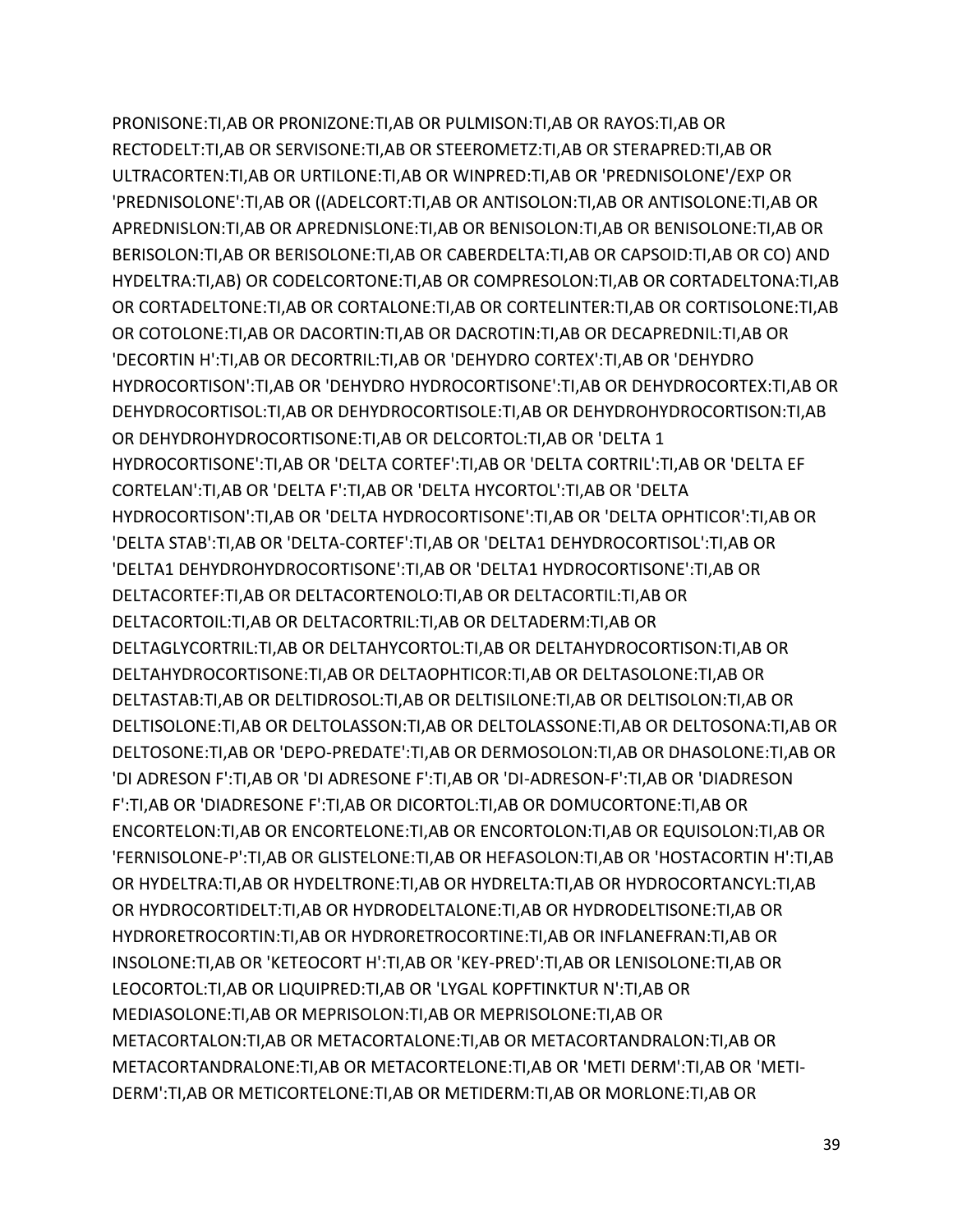PRONISONE:TI,AB OR PRONIZONE:TI,AB OR PULMISON:TI,AB OR RAYOS:TI,AB OR RECTODELT:TI,AB OR SERVISONE:TI,AB OR STEEROMETZ:TI,AB OR STERAPRED:TI,AB OR ULTRACORTEN:TI,AB OR URTILONE:TI,AB OR WINPRED:TI,AB OR 'PREDNISOLONE'/EXP OR 'PREDNISOLONE':TI,AB OR ((ADELCORT:TI,AB OR ANTISOLON:TI,AB OR ANTISOLONE:TI,AB OR APREDNISLON:TI,AB OR APREDNISLONE:TI,AB OR BENISOLON:TI,AB OR BENISOLONE:TI,AB OR BERISOLON:TI,AB OR BERISOLONE:TI,AB OR CABERDELTA:TI,AB OR CAPSOID:TI,AB OR CO) AND HYDELTRA:TI,AB) OR CODELCORTONE:TI,AB OR COMPRESOLON:TI,AB OR CORTADELTONA:TI,AB OR CORTADELTONE:TI,AB OR CORTALONE:TI,AB OR CORTELINTER:TI,AB OR CORTISOLONE:TI,AB OR COTOLONE:TI,AB OR DACORTIN:TI,AB OR DACROTIN:TI,AB OR DECAPREDNIL:TI,AB OR 'DECORTIN H':TI,AB OR DECORTRIL:TI,AB OR 'DEHYDRO CORTEX':TI,AB OR 'DEHYDRO HYDROCORTISON':TI,AB OR 'DEHYDRO HYDROCORTISONE':TI,AB OR DEHYDROCORTEX:TI,AB OR DEHYDROCORTISOL:TI,AB OR DEHYDROCORTISOLE:TI,AB OR DEHYDROHYDROCORTISON:TI,AB OR DEHYDROHYDROCORTISONE:TI,AB OR DELCORTOL:TI,AB OR 'DELTA 1 HYDROCORTISONE':TI,AB OR 'DELTA CORTEF':TI,AB OR 'DELTA CORTRIL':TI,AB OR 'DELTA EF CORTELAN':TI,AB OR 'DELTA F':TI,AB OR 'DELTA HYCORTOL':TI,AB OR 'DELTA HYDROCORTISON':TI,AB OR 'DELTA HYDROCORTISONE':TI,AB OR 'DELTA OPHTICOR':TI,AB OR 'DELTA STAB':TI,AB OR 'DELTA-CORTEF':TI,AB OR 'DELTA1 DEHYDROCORTISOL':TI,AB OR 'DELTA1 DEHYDROHYDROCORTISONE':TI,AB OR 'DELTA1 HYDROCORTISONE':TI,AB OR DELTACORTEF:TI,AB OR DELTACORTENOLO:TI,AB OR DELTACORTIL:TI,AB OR DELTACORTOIL:TI,AB OR DELTACORTRIL:TI,AB OR DELTADERM:TI,AB OR DELTAGLYCORTRIL:TI,AB OR DELTAHYCORTOL:TI,AB OR DELTAHYDROCORTISON:TI,AB OR DELTAHYDROCORTISONE:TI,AB OR DELTAOPHTICOR:TI,AB OR DELTASOLONE:TI,AB OR DELTASTAB:TI,AB OR DELTIDROSOL:TI,AB OR DELTISILONE:TI,AB OR DELTISOLON:TI,AB OR DELTISOLONE:TI,AB OR DELTOLASSON:TI,AB OR DELTOLASSONE:TI,AB OR DELTOSONA:TI,AB OR DELTOSONE:TI,AB OR 'DEPO-PREDATE':TI,AB OR DERMOSOLON:TI,AB OR DHASOLONE:TI,AB OR 'DI ADRESON F':TI,AB OR 'DI ADRESONE F':TI,AB OR 'DI-ADRESON-F':TI,AB OR 'DIADRESON F':TI,AB OR 'DIADRESONE F':TI,AB OR DICORTOL:TI,AB OR DOMUCORTONE:TI,AB OR ENCORTELON:TI,AB OR ENCORTELONE:TI,AB OR ENCORTOLON:TI,AB OR EQUISOLON:TI,AB OR 'FERNISOLONE-P':TI,AB OR GLISTELONE:TI,AB OR HEFASOLON:TI,AB OR 'HOSTACORTIN H':TI,AB OR HYDELTRA:TI,AB OR HYDELTRONE:TI,AB OR HYDRELTA:TI,AB OR HYDROCORTANCYL:TI,AB OR HYDROCORTIDELT:TI,AB OR HYDRODELTALONE:TI,AB OR HYDRODELTISONE:TI,AB OR HYDRORETROCORTIN:TI,AB OR HYDRORETROCORTINE:TI,AB OR INFLANEFRAN:TI,AB OR INSOLONE:TI,AB OR 'KETEOCORT H':TI,AB OR 'KEY-PRED':TI,AB OR LENISOLONE:TI,AB OR LEOCORTOL:TI,AB OR LIQUIPRED:TI,AB OR 'LYGAL KOPFTINKTUR N':TI,AB OR MEDIASOLONE:TI,AB OR MEPRISOLON:TI,AB OR MEPRISOLONE:TI,AB OR METACORTALON:TI,AB OR METACORTALONE:TI,AB OR METACORTANDRALON:TI,AB OR METACORTANDRALONE:TI,AB OR METACORTELONE:TI,AB OR 'METI DERM':TI,AB OR 'METI-DERM':TI,AB OR METICORTELONE:TI,AB OR METIDERM:TI,AB OR MORLONE:TI,AB OR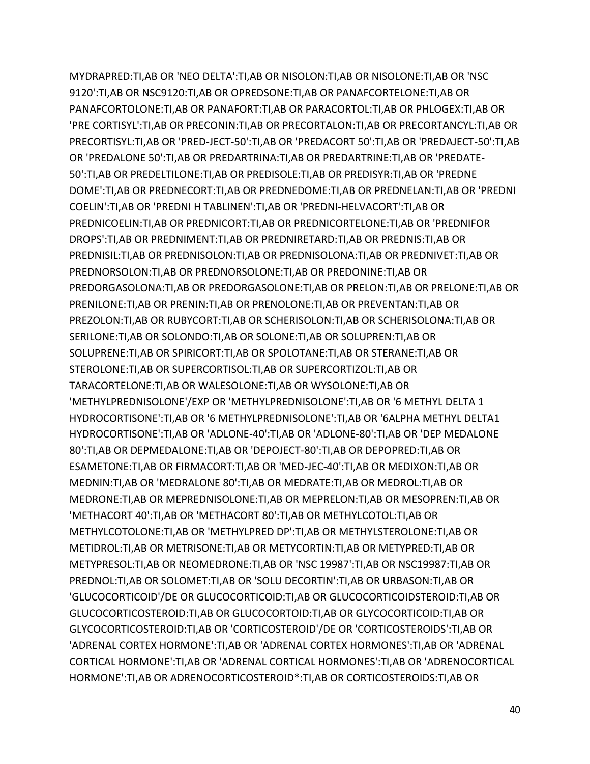MYDRAPRED:TI,AB OR 'NEO DELTA':TI,AB OR NISOLON:TI,AB OR NISOLONE:TI,AB OR 'NSC 9120':TI,AB OR NSC9120:TI,AB OR OPREDSONE:TI,AB OR PANAFCORTELONE:TI,AB OR PANAFCORTOLONE:TI,AB OR PANAFORT:TI,AB OR PARACORTOL:TI,AB OR PHLOGEX:TI,AB OR 'PRE CORTISYL':TI,AB OR PRECONIN:TI,AB OR PRECORTALON:TI,AB OR PRECORTANCYL:TI,AB OR PRECORTISYL:TI,AB OR 'PRED-JECT-50':TI,AB OR 'PREDACORT 50':TI,AB OR 'PREDAJECT-50':TI,AB OR 'PREDALONE 50':TI,AB OR PREDARTRINA:TI,AB OR PREDARTRINE:TI,AB OR 'PREDATE-50':TI,AB OR PREDELTILONE:TI,AB OR PREDISOLE:TI,AB OR PREDISYR:TI,AB OR 'PREDNE DOME':TI,AB OR PREDNECORT:TI,AB OR PREDNEDOME:TI,AB OR PREDNELAN:TI,AB OR 'PREDNI COELIN':TI,AB OR 'PREDNI H TABLINEN':TI,AB OR 'PREDNI-HELVACORT':TI,AB OR PREDNICOELIN:TI,AB OR PREDNICORT:TI,AB OR PREDNICORTELONE:TI,AB OR 'PREDNIFOR DROPS':TI,AB OR PREDNIMENT:TI,AB OR PREDNIRETARD:TI,AB OR PREDNIS:TI,AB OR PREDNISIL:TI,AB OR PREDNISOLON:TI,AB OR PREDNISOLONA:TI,AB OR PREDNIVET:TI,AB OR PREDNORSOLON:TI,AB OR PREDNORSOLONE:TI,AB OR PREDONINE:TI,AB OR PREDORGASOLONA:TI,AB OR PREDORGASOLONE:TI,AB OR PRELON:TI,AB OR PRELONE:TI,AB OR PRENILONE:TI,AB OR PRENIN:TI,AB OR PRENOLONE:TI,AB OR PREVENTAN:TI,AB OR PREZOLON:TI,AB OR RUBYCORT:TI,AB OR SCHERISOLON:TI,AB OR SCHERISOLONA:TI,AB OR SERILONE:TI,AB OR SOLONDO:TI,AB OR SOLONE:TI,AB OR SOLUPREN:TI,AB OR SOLUPRENE:TI,AB OR SPIRICORT:TI,AB OR SPOLOTANE:TI,AB OR STERANE:TI,AB OR STEROLONE:TI,AB OR SUPERCORTISOL:TI,AB OR SUPERCORTIZOL:TI,AB OR TARACORTELONE:TI,AB OR WALESOLONE:TI,AB OR WYSOLONE:TI,AB OR 'METHYLPREDNISOLONE'/EXP OR 'METHYLPREDNISOLONE':TI,AB OR '6 METHYL DELTA 1 HYDROCORTISONE':TI,AB OR '6 METHYLPREDNISOLONE':TI,AB OR '6ALPHA METHYL DELTA1 HYDROCORTISONE':TI,AB OR 'ADLONE-40':TI,AB OR 'ADLONE-80':TI,AB OR 'DEP MEDALONE 80':TI,AB OR DEPMEDALONE:TI,AB OR 'DEPOJECT-80':TI,AB OR DEPOPRED:TI,AB OR ESAMETONE:TI,AB OR FIRMACORT:TI,AB OR 'MED-JEC-40':TI,AB OR MEDIXON:TI,AB OR MEDNIN:TI,AB OR 'MEDRALONE 80':TI,AB OR MEDRATE:TI,AB OR MEDROL:TI,AB OR MEDRONE:TI,AB OR MEPREDNISOLONE:TI,AB OR MEPRELON:TI,AB OR MESOPREN:TI,AB OR 'METHACORT 40':TI,AB OR 'METHACORT 80':TI,AB OR METHYLCOTOL:TI,AB OR METHYLCOTOLONE:TI,AB OR 'METHYLPRED DP':TI,AB OR METHYLSTEROLONE:TI,AB OR METIDROL:TI,AB OR METRISONE:TI,AB OR METYCORTIN:TI,AB OR METYPRED:TI,AB OR METYPRESOL:TI,AB OR NEOMEDRONE:TI,AB OR 'NSC 19987':TI,AB OR NSC19987:TI,AB OR PREDNOL:TI,AB OR SOLOMET:TI,AB OR 'SOLU DECORTIN':TI,AB OR URBASON:TI,AB OR 'GLUCOCORTICOID'/DE OR GLUCOCORTICOID:TI,AB OR GLUCOCORTICOIDSTEROID:TI,AB OR GLUCOCORTICOSTEROID:TI,AB OR GLUCOCORTOID:TI,AB OR GLYCOCORTICOID:TI,AB OR GLYCOCORTICOSTEROID:TI,AB OR 'CORTICOSTEROID'/DE OR 'CORTICOSTEROIDS':TI,AB OR 'ADRENAL CORTEX HORMONE':TI,AB OR 'ADRENAL CORTEX HORMONES':TI,AB OR 'ADRENAL CORTICAL HORMONE':TI,AB OR 'ADRENAL CORTICAL HORMONES':TI,AB OR 'ADRENOCORTICAL HORMONE':TI,AB OR ADRENOCORTICOSTEROID*:TI,AB OR CORTICOSTEROIDS:TI,AB OR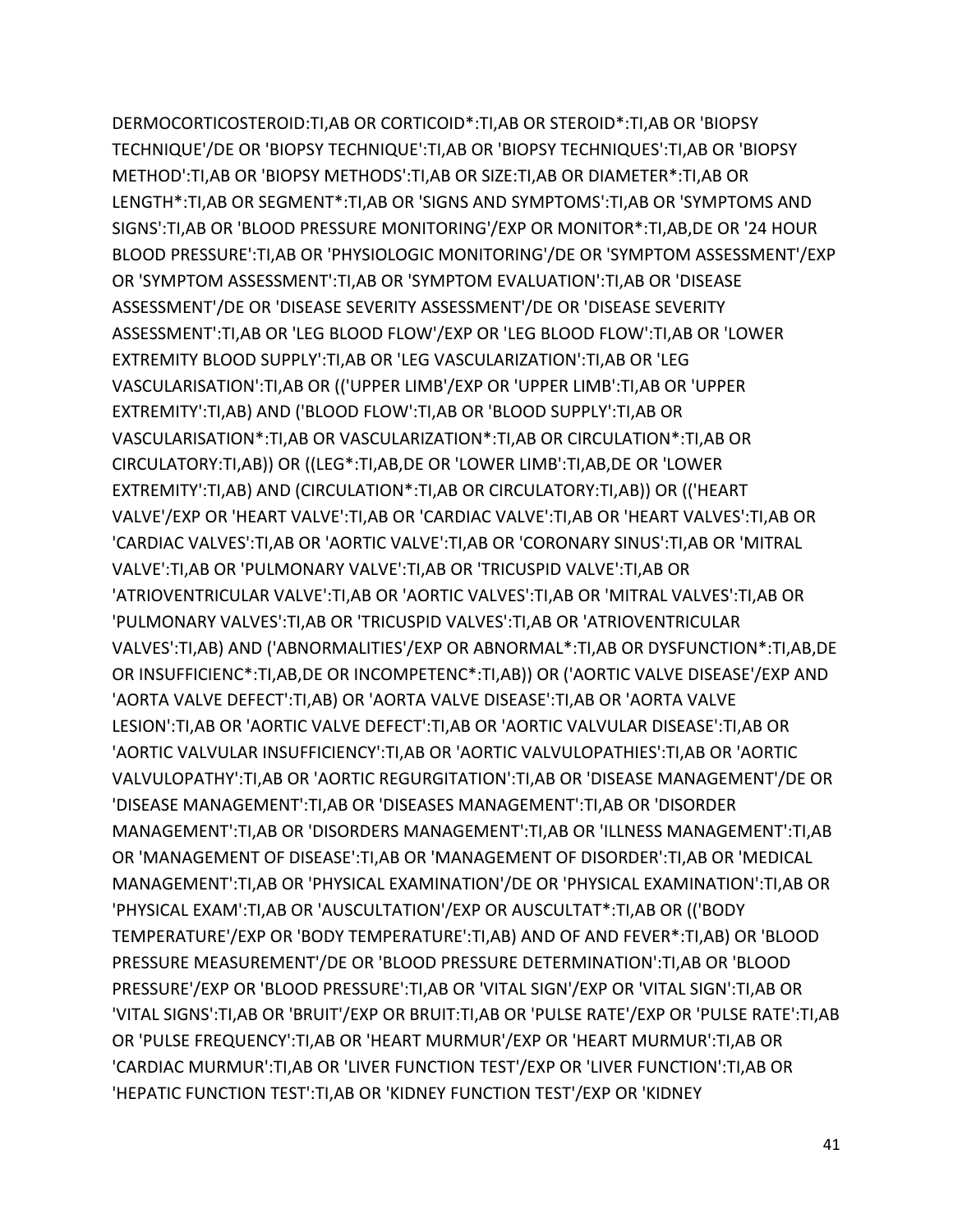DERMOCORTICOSTEROID:TI,AB OR CORTICOID*:TI,AB OR STEROID*:TI,AB OR 'BIOPSY TECHNIQUE'/DE OR 'BIOPSY TECHNIQUE':TI,AB OR 'BIOPSY TECHNIQUES':TI,AB OR 'BIOPSY METHOD':TI,AB OR 'BIOPSY METHODS':TI,AB OR SIZE:TI,AB OR DIAMETER*:TI,AB OR LENGTH*:TI,AB OR SEGMENT*:TI,AB OR 'SIGNS AND SYMPTOMS':TI,AB OR 'SYMPTOMS AND SIGNS':TI,AB OR 'BLOOD PRESSURE MONITORING'/EXP OR MONITOR*:TI,AB,DE OR '24 HOUR BLOOD PRESSURE':TI,AB OR 'PHYSIOLOGIC MONITORING'/DE OR 'SYMPTOM ASSESSMENT'/EXP OR 'SYMPTOM ASSESSMENT':TI,AB OR 'SYMPTOM EVALUATION':TI,AB OR 'DISEASE ASSESSMENT'/DE OR 'DISEASE SEVERITY ASSESSMENT'/DE OR 'DISEASE SEVERITY ASSESSMENT':TI,AB OR 'LEG BLOOD FLOW'/EXP OR 'LEG BLOOD FLOW':TI,AB OR 'LOWER EXTREMITY BLOOD SUPPLY':TI,AB OR 'LEG VASCULARIZATION':TI,AB OR 'LEG VASCULARISATION':TI,AB OR (('UPPER LIMB'/EXP OR 'UPPER LIMB':TI,AB OR 'UPPER EXTREMITY':TI,AB) AND ('BLOOD FLOW':TI,AB OR 'BLOOD SUPPLY':TI,AB OR VASCULARISATION*:TI,AB OR VASCULARIZATION*:TI,AB OR CIRCULATION*:TI,AB OR CIRCULATORY:TI,AB)) OR ((LEG*:TI,AB,DE OR 'LOWER LIMB':TI,AB,DE OR 'LOWER EXTREMITY':TI,AB) AND (CIRCULATION*:TI,AB OR CIRCULATORY:TI,AB)) OR (('HEART VALVE'/EXP OR 'HEART VALVE':TI,AB OR 'CARDIAC VALVE':TI,AB OR 'HEART VALVES':TI,AB OR 'CARDIAC VALVES':TI,AB OR 'AORTIC VALVE':TI,AB OR 'CORONARY SINUS':TI,AB OR 'MITRAL VALVE':TI,AB OR 'PULMONARY VALVE':TI,AB OR 'TRICUSPID VALVE':TI,AB OR 'ATRIOVENTRICULAR VALVE':TI,AB OR 'AORTIC VALVES':TI,AB OR 'MITRAL VALVES':TI,AB OR 'PULMONARY VALVES':TI,AB OR 'TRICUSPID VALVES':TI,AB OR 'ATRIOVENTRICULAR VALVES':TI,AB) AND ('ABNORMALITIES'/EXP OR ABNORMAL*:TI,AB OR DYSFUNCTION*:TI,AB,DE OR INSUFFICIENC*:TI,AB,DE OR INCOMPETENC*:TI,AB)) OR ('AORTIC VALVE DISEASE'/EXP AND 'AORTA VALVE DEFECT':TI,AB) OR 'AORTA VALVE DISEASE':TI,AB OR 'AORTA VALVE LESION':TI,AB OR 'AORTIC VALVE DEFECT':TI,AB OR 'AORTIC VALVULAR DISEASE':TI,AB OR 'AORTIC VALVULAR INSUFFICIENCY':TI,AB OR 'AORTIC VALVULOPATHIES':TI,AB OR 'AORTIC VALVULOPATHY':TI,AB OR 'AORTIC REGURGITATION':TI,AB OR 'DISEASE MANAGEMENT'/DE OR 'DISEASE MANAGEMENT':TI,AB OR 'DISEASES MANAGEMENT':TI,AB OR 'DISORDER MANAGEMENT':TI,AB OR 'DISORDERS MANAGEMENT':TI,AB OR 'ILLNESS MANAGEMENT':TI,AB OR 'MANAGEMENT OF DISEASE':TI,AB OR 'MANAGEMENT OF DISORDER':TI,AB OR 'MEDICAL MANAGEMENT':TI,AB OR 'PHYSICAL EXAMINATION'/DE OR 'PHYSICAL EXAMINATION':TI,AB OR 'PHYSICAL EXAM':TI,AB OR 'AUSCULTATION'/EXP OR AUSCULTAT*:TI,AB OR (('BODY TEMPERATURE'/EXP OR 'BODY TEMPERATURE':TI,AB) AND OF AND FEVER*:TI,AB) OR 'BLOOD PRESSURE MEASUREMENT'/DE OR 'BLOOD PRESSURE DETERMINATION':TI,AB OR 'BLOOD PRESSURE'/EXP OR 'BLOOD PRESSURE':TI,AB OR 'VITAL SIGN'/EXP OR 'VITAL SIGN':TI,AB OR 'VITAL SIGNS':TI,AB OR 'BRUIT'/EXP OR BRUIT:TI,AB OR 'PULSE RATE'/EXP OR 'PULSE RATE':TI,AB OR 'PULSE FREQUENCY':TI,AB OR 'HEART MURMUR'/EXP OR 'HEART MURMUR':TI,AB OR 'CARDIAC MURMUR':TI,AB OR 'LIVER FUNCTION TEST'/EXP OR 'LIVER FUNCTION':TI,AB OR 'HEPATIC FUNCTION TEST':TI,AB OR 'KIDNEY FUNCTION TEST'/EXP OR 'KIDNEY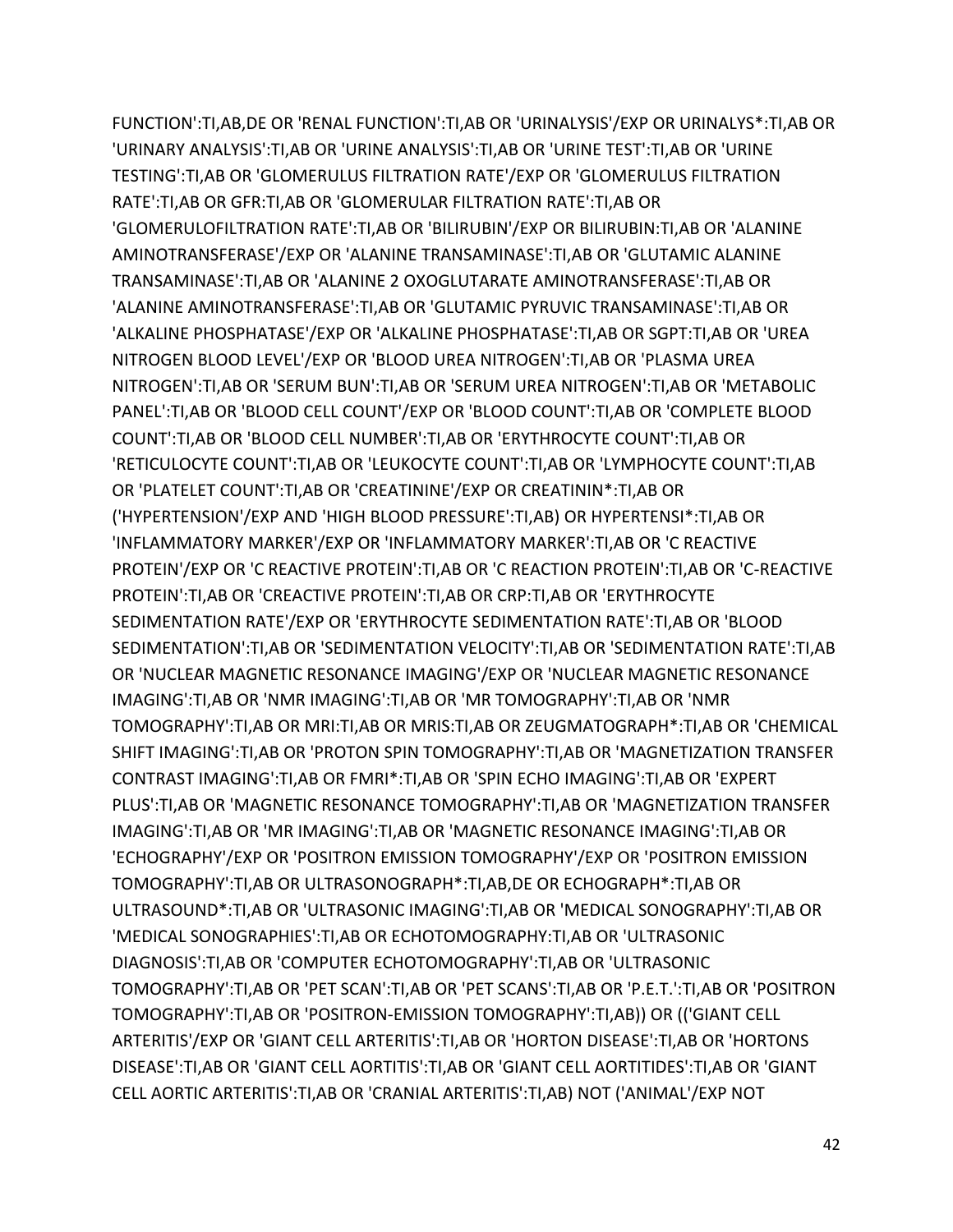FUNCTION':TI,AB,DE OR 'RENAL FUNCTION':TI,AB OR 'URINALYSIS'/EXP OR URINALYS*:TI,AB OR 'URINARY ANALYSIS':TI,AB OR 'URINE ANALYSIS':TI,AB OR 'URINE TEST':TI,AB OR 'URINE TESTING':TI,AB OR 'GLOMERULUS FILTRATION RATE'/EXP OR 'GLOMERULUS FILTRATION RATE':TI,AB OR GFR:TI,AB OR 'GLOMERULAR FILTRATION RATE':TI,AB OR 'GLOMERULOFILTRATION RATE':TI,AB OR 'BILIRUBIN'/EXP OR BILIRUBIN:TI,AB OR 'ALANINE AMINOTRANSFERASE'/EXP OR 'ALANINE TRANSAMINASE':TI,AB OR 'GLUTAMIC ALANINE TRANSAMINASE':TI,AB OR 'ALANINE 2 OXOGLUTARATE AMINOTRANSFERASE':TI,AB OR 'ALANINE AMINOTRANSFERASE':TI,AB OR 'GLUTAMIC PYRUVIC TRANSAMINASE':TI,AB OR 'ALKALINE PHOSPHATASE'/EXP OR 'ALKALINE PHOSPHATASE':TI,AB OR SGPT:TI,AB OR 'UREA NITROGEN BLOOD LEVEL'/EXP OR 'BLOOD UREA NITROGEN':TI,AB OR 'PLASMA UREA NITROGEN':TI,AB OR 'SERUM BUN':TI,AB OR 'SERUM UREA NITROGEN':TI,AB OR 'METABOLIC PANEL':TI,AB OR 'BLOOD CELL COUNT'/EXP OR 'BLOOD COUNT':TI,AB OR 'COMPLETE BLOOD COUNT':TI,AB OR 'BLOOD CELL NUMBER':TI,AB OR 'ERYTHROCYTE COUNT':TI,AB OR 'RETICULOCYTE COUNT':TI,AB OR 'LEUKOCYTE COUNT':TI,AB OR 'LYMPHOCYTE COUNT':TI,AB OR 'PLATELET COUNT':TI,AB OR 'CREATININE'/EXP OR CREATININ*:TI,AB OR ('HYPERTENSION'/EXP AND 'HIGH BLOOD PRESSURE':TI,AB) OR HYPERTENSI*:TI,AB OR 'INFLAMMATORY MARKER'/EXP OR 'INFLAMMATORY MARKER':TI,AB OR 'C REACTIVE PROTEIN'/EXP OR 'C REACTIVE PROTEIN':TI,AB OR 'C REACTION PROTEIN':TI,AB OR 'C-REACTIVE PROTEIN':TI,AB OR 'CREACTIVE PROTEIN':TI,AB OR CRP:TI,AB OR 'ERYTHROCYTE SEDIMENTATION RATE'/EXP OR 'ERYTHROCYTE SEDIMENTATION RATE':TI,AB OR 'BLOOD SEDIMENTATION':TI,AB OR 'SEDIMENTATION VELOCITY':TI,AB OR 'SEDIMENTATION RATE':TI,AB OR 'NUCLEAR MAGNETIC RESONANCE IMAGING'/EXP OR 'NUCLEAR MAGNETIC RESONANCE IMAGING':TI,AB OR 'NMR IMAGING':TI,AB OR 'MR TOMOGRAPHY':TI,AB OR 'NMR TOMOGRAPHY':TI,AB OR MRI:TI,AB OR MRIS:TI,AB OR ZEUGMATOGRAPH*:TI,AB OR 'CHEMICAL SHIFT IMAGING':TI,AB OR 'PROTON SPIN TOMOGRAPHY':TI,AB OR 'MAGNETIZATION TRANSFER CONTRAST IMAGING':TI,AB OR FMRI*:TI,AB OR 'SPIN ECHO IMAGING':TI,AB OR 'EXPERT PLUS':TI,AB OR 'MAGNETIC RESONANCE TOMOGRAPHY':TI,AB OR 'MAGNETIZATION TRANSFER IMAGING':TI,AB OR 'MR IMAGING':TI,AB OR 'MAGNETIC RESONANCE IMAGING':TI,AB OR 'ECHOGRAPHY'/EXP OR 'POSITRON EMISSION TOMOGRAPHY'/EXP OR 'POSITRON EMISSION TOMOGRAPHY':TI,AB OR ULTRASONOGRAPH*:TI,AB,DE OR ECHOGRAPH*:TI,AB OR ULTRASOUND*:TI,AB OR 'ULTRASONIC IMAGING':TI,AB OR 'MEDICAL SONOGRAPHY':TI,AB OR 'MEDICAL SONOGRAPHIES':TI,AB OR ECHOTOMOGRAPHY:TI,AB OR 'ULTRASONIC DIAGNOSIS':TI,AB OR 'COMPUTER ECHOTOMOGRAPHY':TI,AB OR 'ULTRASONIC TOMOGRAPHY':TI,AB OR 'PET SCAN':TI,AB OR 'PET SCANS':TI,AB OR 'P.E.T.':TI,AB OR 'POSITRON TOMOGRAPHY':TI,AB OR 'POSITRON-EMISSION TOMOGRAPHY':TI,AB)) OR (('GIANT CELL ARTERITIS'/EXP OR 'GIANT CELL ARTERITIS':TI,AB OR 'HORTON DISEASE':TI,AB OR 'HORTONS DISEASE':TI,AB OR 'GIANT CELL AORTITIS':TI,AB OR 'GIANT CELL AORTITIDES':TI,AB OR 'GIANT CELL AORTIC ARTERITIS':TI,AB OR 'CRANIAL ARTERITIS':TI,AB) NOT ('ANIMAL'/EXP NOT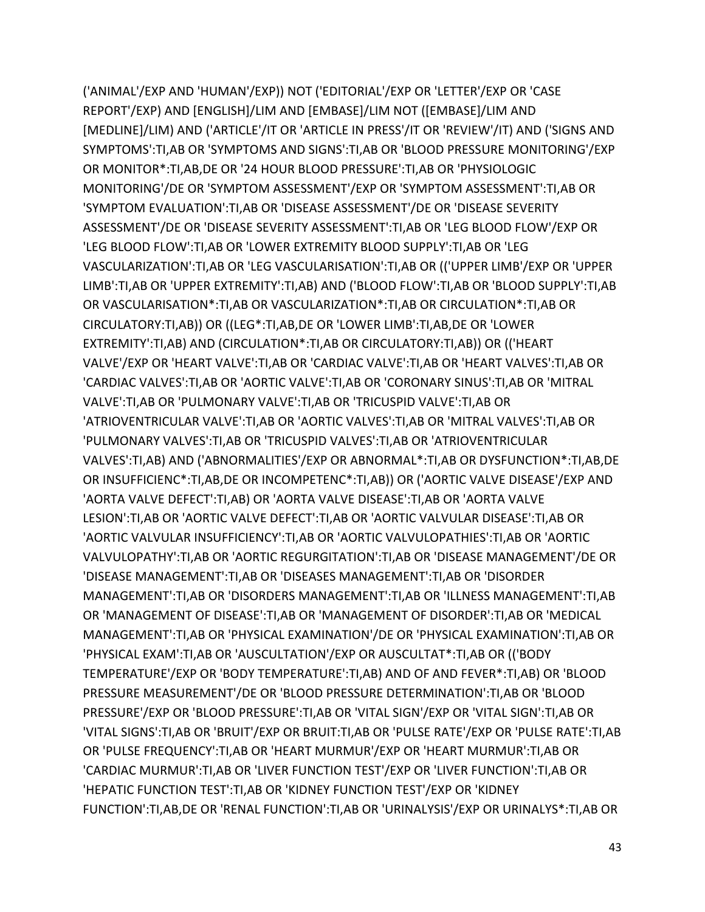('ANIMAL'/EXP AND 'HUMAN'/EXP)) NOT ('EDITORIAL'/EXP OR 'LETTER'/EXP OR 'CASE REPORT'/EXP) AND [ENGLISH]/LIM AND [EMBASE]/LIM NOT ([EMBASE]/LIM AND [MEDLINE]/LIM) AND ('ARTICLE'/IT OR 'ARTICLE IN PRESS'/IT OR 'REVIEW'/IT) AND ('SIGNS AND SYMPTOMS':TI,AB OR 'SYMPTOMS AND SIGNS':TI,AB OR 'BLOOD PRESSURE MONITORING'/EXP OR MONITOR*:TI,AB,DE OR '24 HOUR BLOOD PRESSURE':TI,AB OR 'PHYSIOLOGIC MONITORING'/DE OR 'SYMPTOM ASSESSMENT'/EXP OR 'SYMPTOM ASSESSMENT':TI,AB OR 'SYMPTOM EVALUATION':TI,AB OR 'DISEASE ASSESSMENT'/DE OR 'DISEASE SEVERITY ASSESSMENT'/DE OR 'DISEASE SEVERITY ASSESSMENT':TI,AB OR 'LEG BLOOD FLOW'/EXP OR 'LEG BLOOD FLOW':TI,AB OR 'LOWER EXTREMITY BLOOD SUPPLY':TI,AB OR 'LEG VASCULARIZATION':TI,AB OR 'LEG VASCULARISATION':TI,AB OR (('UPPER LIMB'/EXP OR 'UPPER LIMB':TI,AB OR 'UPPER EXTREMITY':TI,AB) AND ('BLOOD FLOW':TI,AB OR 'BLOOD SUPPLY':TI,AB OR VASCULARISATION*:TI,AB OR VASCULARIZATION*:TI,AB OR CIRCULATION*:TI,AB OR CIRCULATORY:TI,AB)) OR ((LEG*:TI,AB,DE OR 'LOWER LIMB':TI,AB,DE OR 'LOWER EXTREMITY':TI,AB) AND (CIRCULATION*:TI,AB OR CIRCULATORY:TI,AB)) OR (('HEART VALVE'/EXP OR 'HEART VALVE':TI,AB OR 'CARDIAC VALVE':TI,AB OR 'HEART VALVES':TI,AB OR 'CARDIAC VALVES':TI,AB OR 'AORTIC VALVE':TI,AB OR 'CORONARY SINUS':TI,AB OR 'MITRAL VALVE':TI,AB OR 'PULMONARY VALVE':TI,AB OR 'TRICUSPID VALVE':TI,AB OR 'ATRIOVENTRICULAR VALVE':TI,AB OR 'AORTIC VALVES':TI,AB OR 'MITRAL VALVES':TI,AB OR 'PULMONARY VALVES':TI,AB OR 'TRICUSPID VALVES':TI,AB OR 'ATRIOVENTRICULAR VALVES':TI,AB) AND ('ABNORMALITIES'/EXP OR ABNORMAL*:TI,AB OR DYSFUNCTION*:TI,AB,DE OR INSUFFICIENC*:TI,AB,DE OR INCOMPETENC*:TI,AB)) OR ('AORTIC VALVE DISEASE'/EXP AND 'AORTA VALVE DEFECT':TI,AB) OR 'AORTA VALVE DISEASE':TI,AB OR 'AORTA VALVE LESION':TI,AB OR 'AORTIC VALVE DEFECT':TI,AB OR 'AORTIC VALVULAR DISEASE':TI,AB OR 'AORTIC VALVULAR INSUFFICIENCY':TI,AB OR 'AORTIC VALVULOPATHIES':TI,AB OR 'AORTIC VALVULOPATHY':TI,AB OR 'AORTIC REGURGITATION':TI,AB OR 'DISEASE MANAGEMENT'/DE OR 'DISEASE MANAGEMENT':TI,AB OR 'DISEASES MANAGEMENT':TI,AB OR 'DISORDER MANAGEMENT':TI,AB OR 'DISORDERS MANAGEMENT':TI,AB OR 'ILLNESS MANAGEMENT':TI,AB OR 'MANAGEMENT OF DISEASE':TI,AB OR 'MANAGEMENT OF DISORDER':TI,AB OR 'MEDICAL MANAGEMENT':TI,AB OR 'PHYSICAL EXAMINATION'/DE OR 'PHYSICAL EXAMINATION':TI,AB OR 'PHYSICAL EXAM':TI,AB OR 'AUSCULTATION'/EXP OR AUSCULTAT*:TI,AB OR (('BODY TEMPERATURE'/EXP OR 'BODY TEMPERATURE':TI,AB) AND OF AND FEVER*:TI,AB) OR 'BLOOD PRESSURE MEASUREMENT'/DE OR 'BLOOD PRESSURE DETERMINATION':TI,AB OR 'BLOOD PRESSURE'/EXP OR 'BLOOD PRESSURE':TI,AB OR 'VITAL SIGN'/EXP OR 'VITAL SIGN':TI,AB OR 'VITAL SIGNS':TI,AB OR 'BRUIT'/EXP OR BRUIT:TI,AB OR 'PULSE RATE'/EXP OR 'PULSE RATE':TI,AB OR 'PULSE FREQUENCY':TI,AB OR 'HEART MURMUR'/EXP OR 'HEART MURMUR':TI,AB OR 'CARDIAC MURMUR':TI,AB OR 'LIVER FUNCTION TEST'/EXP OR 'LIVER FUNCTION':TI,AB OR 'HEPATIC FUNCTION TEST':TI,AB OR 'KIDNEY FUNCTION TEST'/EXP OR 'KIDNEY FUNCTION':TI,AB,DE OR 'RENAL FUNCTION':TI,AB OR 'URINALYSIS'/EXP OR URINALYS*:TI,AB OR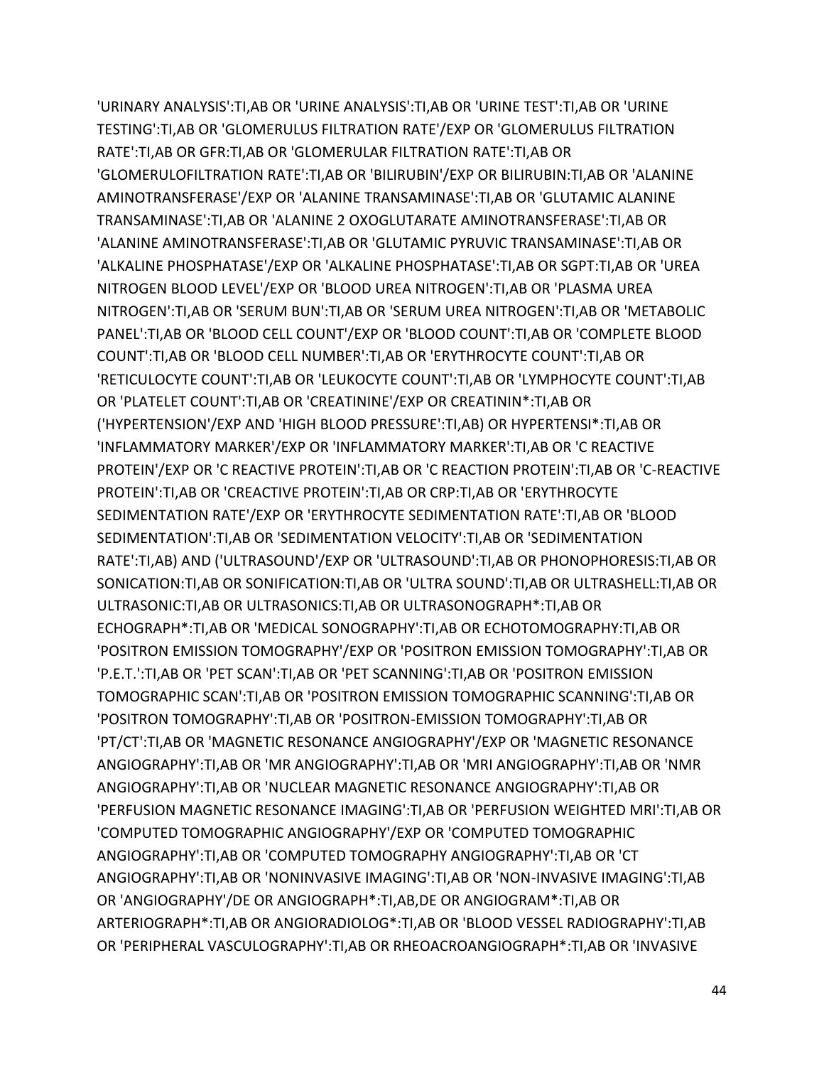'URINARY ANALYSIS':TI,AB OR 'URINE ANALYSIS':TI,AB OR 'URINE TEST':TI,AB OR 'URINE TESTING':TI,AB OR 'GLOMERULUS FILTRATION RATE'/EXP OR 'GLOMERULUS FILTRATION RATE':TI,AB OR GFR:TI,AB OR 'GLOMERULAR FILTRATION RATE':TI,AB OR 'GLOMERULOFILTRATION RATE':TI,AB OR 'BILIRUBIN'/EXP OR BILIRUBIN:TI,AB OR 'ALANINE AMINOTRANSFERASE'/EXP OR 'ALANINE TRANSAMINASE':TI,AB OR 'GLUTAMIC ALANINE TRANSAMINASE':TI,AB OR 'ALANINE 2 OXOGLUTARATE AMINOTRANSFERASE':TI,AB OR 'ALANINE AMINOTRANSFERASE':TI,AB OR 'GLUTAMIC PYRUVIC TRANSAMINASE':TI,AB OR 'ALKALINE PHOSPHATASE'/EXP OR 'ALKALINE PHOSPHATASE':TI,AB OR SGPT:TI,AB OR 'UREA NITROGEN BLOOD LEVEL'/EXP OR 'BLOOD UREA NITROGEN':TI,AB OR 'PLASMA UREA NITROGEN':TI,AB OR 'SERUM BUN':TI,AB OR 'SERUM UREA NITROGEN':TI,AB OR 'METABOLIC PANEL':TI,AB OR 'BLOOD CELL COUNT'/EXP OR 'BLOOD COUNT':TI,AB OR 'COMPLETE BLOOD COUNT':TI,AB OR 'BLOOD CELL NUMBER':TI,AB OR 'ERYTHROCYTE COUNT':TI,AB OR 'RETICULOCYTE COUNT':TI,AB OR 'LEUKOCYTE COUNT':TI,AB OR 'LYMPHOCYTE COUNT':TI,AB OR 'PLATELET COUNT':TI,AB OR 'CREATININE'/EXP OR CREATININ*:TI,AB OR ('HYPERTENSION'/EXP AND 'HIGH BLOOD PRESSURE':TI,AB) OR HYPERTENSI*:TI,AB OR 'INFLAMMATORY MARKER'/EXP OR 'INFLAMMATORY MARKER':TI,AB OR 'C REACTIVE PROTEIN'/EXP OR 'C REACTIVE PROTEIN':TI,AB OR 'C REACTION PROTEIN':TI,AB OR 'C-REACTIVE PROTEIN':TI,AB OR 'CREACTIVE PROTEIN':TI,AB OR CRP:TI,AB OR 'ERYTHROCYTE SEDIMENTATION RATE'/EXP OR 'ERYTHROCYTE SEDIMENTATION RATE':TI,AB OR 'BLOOD SEDIMENTATION':TI,AB OR 'SEDIMENTATION VELOCITY':TI,AB OR 'SEDIMENTATION RATE':TI,AB) AND ('ULTRASOUND'/EXP OR 'ULTRASOUND':TI,AB OR PHONOPHORESIS:TI,AB OR SONICATION:TI,AB OR SONIFICATION:TI,AB OR 'ULTRA SOUND':TI,AB OR ULTRASHELL:TI,AB OR ULTRASONIC:TI,AB OR ULTRASONICS:TI,AB OR ULTRASONOGRAPH*:TI,AB OR ECHOGRAPH*:TI,AB OR 'MEDICAL SONOGRAPHY':TI,AB OR ECHOTOMOGRAPHY:TI,AB OR 'POSITRON EMISSION TOMOGRAPHY'/EXP OR 'POSITRON EMISSION TOMOGRAPHY':TI,AB OR 'P.E.T.':TI,AB OR 'PET SCAN':TI,AB OR 'PET SCANNING':TI,AB OR 'POSITRON EMISSION TOMOGRAPHIC SCAN':TI,AB OR 'POSITRON EMISSION TOMOGRAPHIC SCANNING':TI,AB OR 'POSITRON TOMOGRAPHY':TI,AB OR 'POSITRON-EMISSION TOMOGRAPHY':TI,AB OR 'PT/CT':TI,AB OR 'MAGNETIC RESONANCE ANGIOGRAPHY'/EXP OR 'MAGNETIC RESONANCE ANGIOGRAPHY':TI,AB OR 'MR ANGIOGRAPHY':TI,AB OR 'MRI ANGIOGRAPHY':TI,AB OR 'NMR ANGIOGRAPHY':TI,AB OR 'NUCLEAR MAGNETIC RESONANCE ANGIOGRAPHY':TI,AB OR 'PERFUSION MAGNETIC RESONANCE IMAGING':TI,AB OR 'PERFUSION WEIGHTED MRI':TI,AB OR 'COMPUTED TOMOGRAPHIC ANGIOGRAPHY'/EXP OR 'COMPUTED TOMOGRAPHIC ANGIOGRAPHY':TI,AB OR 'COMPUTED TOMOGRAPHY ANGIOGRAPHY':TI,AB OR 'CT ANGIOGRAPHY':TI,AB OR 'NONINVASIVE IMAGING':TI,AB OR 'NON-INVASIVE IMAGING':TI,AB OR 'ANGIOGRAPHY'/DE OR ANGIOGRAPH*:TI,AB,DE OR ANGIOGRAM*:TI,AB OR ARTERIOGRAPH*:TI,AB OR ANGIORADIOLOG*:TI,AB OR 'BLOOD VESSEL RADIOGRAPHY':TI,AB OR 'PERIPHERAL VASCULOGRAPHY':TI,AB OR RHEOACROANGIOGRAPH*:TI,AB OR 'INVASIVE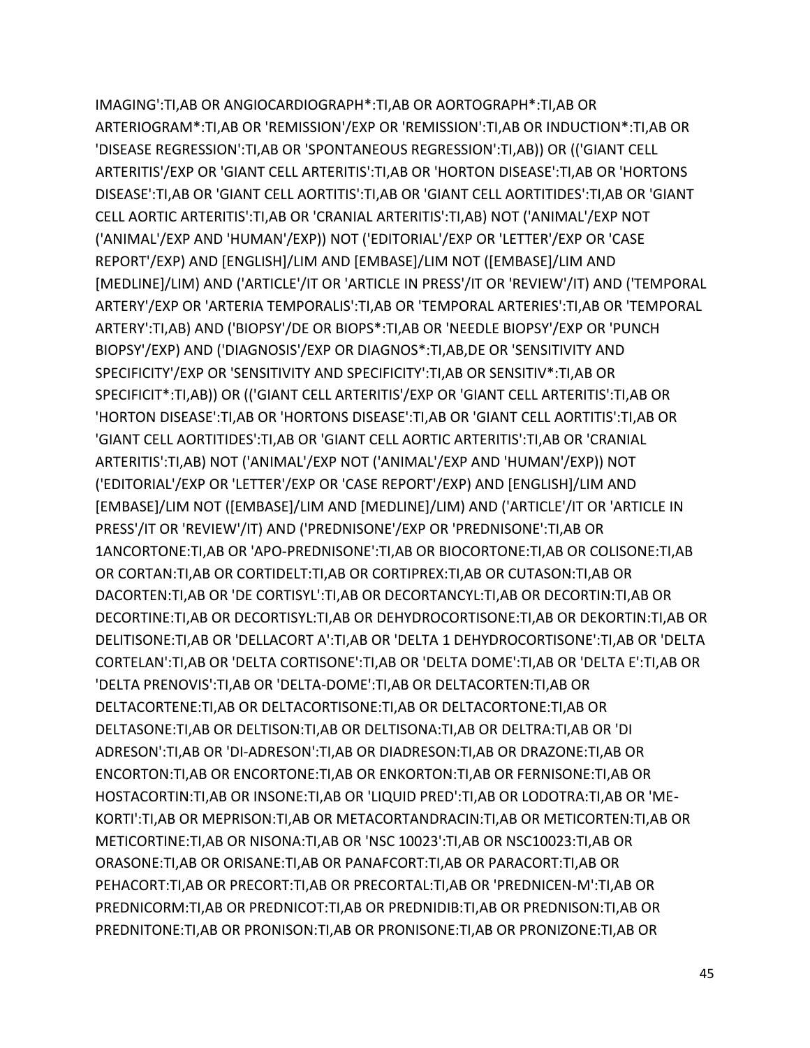IMAGING':TI,AB OR ANGIOCARDIOGRAPH*:TI,AB OR AORTOGRAPH*:TI,AB OR ARTERIOGRAM*:TI,AB OR 'REMISSION'/EXP OR 'REMISSION':TI,AB OR INDUCTION*:TI,AB OR 'DISEASE REGRESSION':TI,AB OR 'SPONTANEOUS REGRESSION':TI,AB)) OR (('GIANT CELL ARTERITIS'/EXP OR 'GIANT CELL ARTERITIS':TI,AB OR 'HORTON DISEASE':TI,AB OR 'HORTONS DISEASE':TI,AB OR 'GIANT CELL AORTITIS':TI,AB OR 'GIANT CELL AORTITIDES':TI,AB OR 'GIANT CELL AORTIC ARTERITIS':TI,AB OR 'CRANIAL ARTERITIS':TI,AB) NOT ('ANIMAL'/EXP NOT ('ANIMAL'/EXP AND 'HUMAN'/EXP)) NOT ('EDITORIAL'/EXP OR 'LETTER'/EXP OR 'CASE REPORT'/EXP) AND [ENGLISH]/LIM AND [EMBASE]/LIM NOT ([EMBASE]/LIM AND [MEDLINE]/LIM) AND ('ARTICLE'/IT OR 'ARTICLE IN PRESS'/IT OR 'REVIEW'/IT) AND ('TEMPORAL ARTERY'/EXP OR 'ARTERIA TEMPORALIS':TI,AB OR 'TEMPORAL ARTERIES':TI,AB OR 'TEMPORAL ARTERY':TI,AB) AND ('BIOPSY'/DE OR BIOPS*:TI,AB OR 'NEEDLE BIOPSY'/EXP OR 'PUNCH BIOPSY'/EXP) AND ('DIAGNOSIS'/EXP OR DIAGNOS*:TI,AB,DE OR 'SENSITIVITY AND SPECIFICITY'/EXP OR 'SENSITIVITY AND SPECIFICITY':TI,AB OR SENSITIV*:TI,AB OR SPECIFICIT*:TI,AB)) OR (('GIANT CELL ARTERITIS'/EXP OR 'GIANT CELL ARTERITIS':TI,AB OR 'HORTON DISEASE':TI,AB OR 'HORTONS DISEASE':TI,AB OR 'GIANT CELL AORTITIS':TI,AB OR 'GIANT CELL AORTITIDES':TI,AB OR 'GIANT CELL AORTIC ARTERITIS':TI,AB OR 'CRANIAL ARTERITIS':TI,AB) NOT ('ANIMAL'/EXP NOT ('ANIMAL'/EXP AND 'HUMAN'/EXP)) NOT ('EDITORIAL'/EXP OR 'LETTER'/EXP OR 'CASE REPORT'/EXP) AND [ENGLISH]/LIM AND [EMBASE]/LIM NOT ([EMBASE]/LIM AND [MEDLINE]/LIM) AND ('ARTICLE'/IT OR 'ARTICLE IN PRESS'/IT OR 'REVIEW'/IT) AND ('PREDNISONE'/EXP OR 'PREDNISONE':TI,AB OR 1ANCORTONE:TI,AB OR 'APO-PREDNISONE':TI,AB OR BIOCORTONE:TI,AB OR COLISONE:TI,AB OR CORTAN:TI,AB OR CORTIDELT:TI,AB OR CORTIPREX:TI,AB OR CUTASON:TI,AB OR DACORTEN:TI,AB OR 'DE CORTISYL':TI,AB OR DECORTANCYL:TI,AB OR DECORTIN:TI,AB OR DECORTINE:TI,AB OR DECORTISYL:TI,AB OR DEHYDROCORTISONE:TI,AB OR DEKORTIN:TI,AB OR DELITISONE:TI,AB OR 'DELLACORT A':TI,AB OR 'DELTA 1 DEHYDROCORTISONE':TI,AB OR 'DELTA CORTELAN':TI,AB OR 'DELTA CORTISONE':TI,AB OR 'DELTA DOME':TI,AB OR 'DELTA E':TI,AB OR 'DELTA PRENOVIS':TI,AB OR 'DELTA-DOME':TI,AB OR DELTACORTEN:TI,AB OR DELTACORTENE:TI,AB OR DELTACORTISONE:TI,AB OR DELTACORTONE:TI,AB OR DELTASONE:TI,AB OR DELTISON:TI,AB OR DELTISONA:TI,AB OR DELTRA:TI,AB OR 'DI ADRESON':TI,AB OR 'DI-ADRESON':TI,AB OR DIADRESON:TI,AB OR DRAZONE:TI,AB OR ENCORTON:TI,AB OR ENCORTONE:TI,AB OR ENKORTON:TI,AB OR FERNISONE:TI,AB OR HOSTACORTIN:TI,AB OR INSONE:TI,AB OR 'LIQUID PRED':TI,AB OR LODOTRA:TI,AB OR 'ME-KORTI':TI,AB OR MEPRISON:TI,AB OR METACORTANDRACIN:TI,AB OR METICORTEN:TI,AB OR METICORTINE:TI,AB OR NISONA:TI,AB OR 'NSC 10023':TI,AB OR NSC10023:TI,AB OR ORASONE:TI,AB OR ORISANE:TI,AB OR PANAFCORT:TI,AB OR PARACORT:TI,AB OR PEHACORT:TI,AB OR PRECORT:TI,AB OR PRECORTAL:TI,AB OR 'PREDNICEN-M':TI,AB OR PREDNICORM:TI,AB OR PREDNICOT:TI,AB OR PREDNIDIB:TI,AB OR PREDNISON:TI,AB OR PREDNITONE:TI,AB OR PRONISON:TI,AB OR PRONISONE:TI,AB OR PRONIZONE:TI,AB OR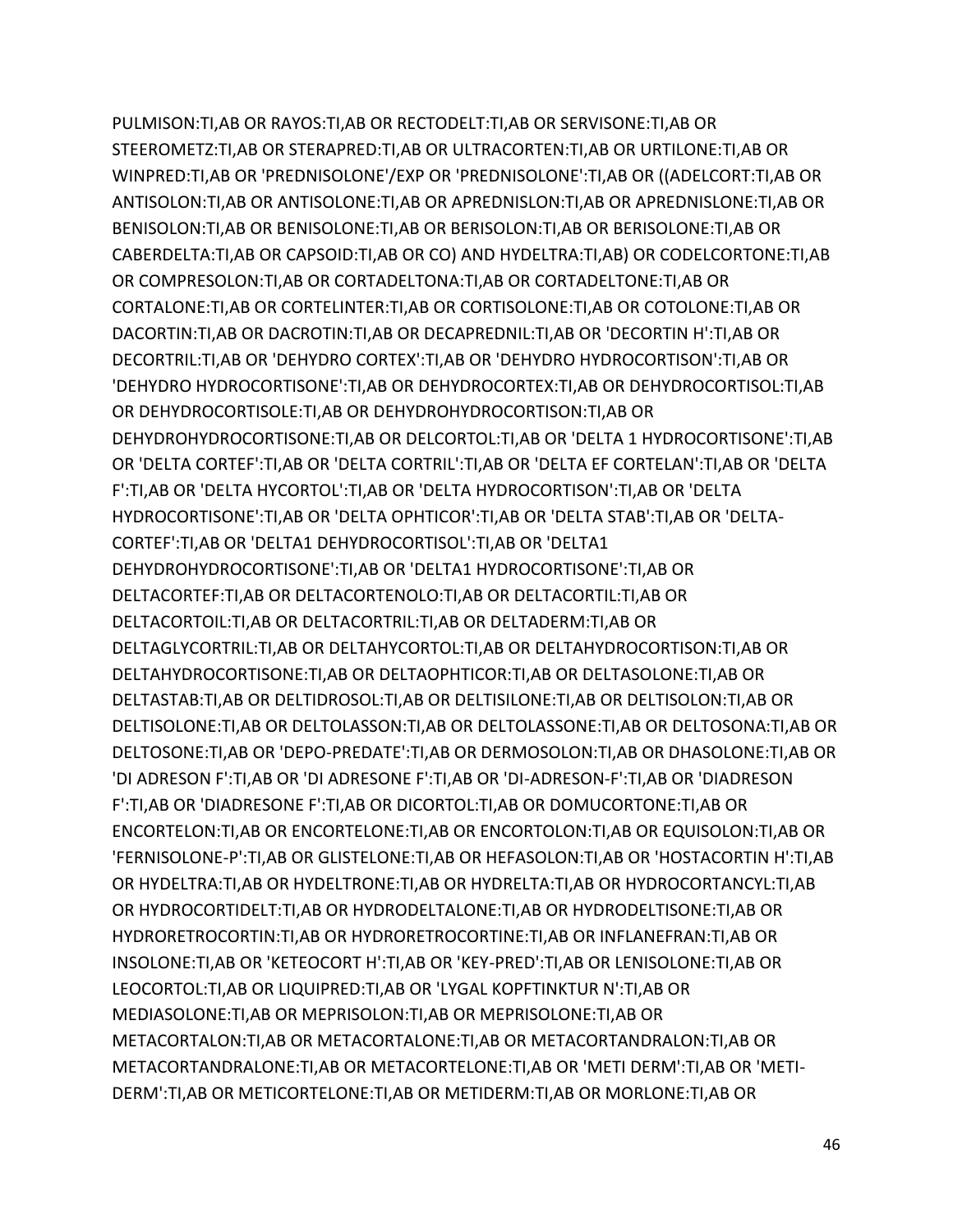PULMISON:TI,AB OR RAYOS:TI,AB OR RECTODELT:TI,AB OR SERVISONE:TI,AB OR STEEROMETZ:TI,AB OR STERAPRED:TI,AB OR ULTRACORTEN:TI,AB OR URTILONE:TI,AB OR WINPRED:TI,AB OR 'PREDNISOLONE'/EXP OR 'PREDNISOLONE':TI,AB OR ((ADELCORT:TI,AB OR ANTISOLON:TI,AB OR ANTISOLONE:TI,AB OR APREDNISLON:TI,AB OR APREDNISLONE:TI,AB OR BENISOLON:TI,AB OR BENISOLONE:TI,AB OR BERISOLON:TI,AB OR BERISOLONE:TI,AB OR CABERDELTA:TI,AB OR CAPSOID:TI,AB OR CO) AND HYDELTRA:TI,AB) OR CODELCORTONE:TI,AB OR COMPRESOLON:TI,AB OR CORTADELTONA:TI,AB OR CORTADELTONE:TI,AB OR CORTALONE:TI,AB OR CORTELINTER:TI,AB OR CORTISOLONE:TI,AB OR COTOLONE:TI,AB OR DACORTIN:TI,AB OR DACROTIN:TI,AB OR DECAPREDNIL:TI,AB OR 'DECORTIN H':TI,AB OR DECORTRIL:TI,AB OR 'DEHYDRO CORTEX':TI,AB OR 'DEHYDRO HYDROCORTISON':TI,AB OR 'DEHYDRO HYDROCORTISONE':TI,AB OR DEHYDROCORTEX:TI,AB OR DEHYDROCORTISOL:TI,AB OR DEHYDROCORTISOLE:TI,AB OR DEHYDROHYDROCORTISON:TI,AB OR DEHYDROHYDROCORTISONE:TI,AB OR DELCORTOL:TI,AB OR 'DELTA 1 HYDROCORTISONE':TI,AB OR 'DELTA CORTEF':TI,AB OR 'DELTA CORTRIL':TI,AB OR 'DELTA EF CORTELAN':TI,AB OR 'DELTA F':TI,AB OR 'DELTA HYCORTOL':TI,AB OR 'DELTA HYDROCORTISON':TI,AB OR 'DELTA HYDROCORTISONE':TI,AB OR 'DELTA OPHTICOR':TI,AB OR 'DELTA STAB':TI,AB OR 'DELTA-CORTEF':TI,AB OR 'DELTA1 DEHYDROCORTISOL':TI,AB OR 'DELTA1 DEHYDROHYDROCORTISONE':TI,AB OR 'DELTA1 HYDROCORTISONE':TI,AB OR DELTACORTEF:TI,AB OR DELTACORTENOLO:TI,AB OR DELTACORTIL:TI,AB OR DELTACORTOIL:TI,AB OR DELTACORTRIL:TI,AB OR DELTADERM:TI,AB OR DELTAGLYCORTRIL:TI,AB OR DELTAHYCORTOL:TI,AB OR DELTAHYDROCORTISON:TI,AB OR DELTAHYDROCORTISONE:TI,AB OR DELTAOPHTICOR:TI,AB OR DELTASOLONE:TI,AB OR DELTASTAB:TI,AB OR DELTIDROSOL:TI,AB OR DELTISILONE:TI,AB OR DELTISOLON:TI,AB OR DELTISOLONE:TI,AB OR DELTOLASSON:TI,AB OR DELTOLASSONE:TI,AB OR DELTOSONA:TI,AB OR DELTOSONE:TI,AB OR 'DEPO-PREDATE':TI,AB OR DERMOSOLON:TI,AB OR DHASOLONE:TI,AB OR 'DI ADRESON F':TI,AB OR 'DI ADRESONE F':TI,AB OR 'DI-ADRESON-F':TI,AB OR 'DIADRESON F':TI,AB OR 'DIADRESONE F':TI,AB OR DICORTOL:TI,AB OR DOMUCORTONE:TI,AB OR ENCORTELON:TI,AB OR ENCORTELONE:TI,AB OR ENCORTOLON:TI,AB OR EQUISOLON:TI,AB OR 'FERNISOLONE-P':TI,AB OR GLISTELONE:TI,AB OR HEFASOLON:TI,AB OR 'HOSTACORTIN H':TI,AB OR HYDELTRA:TI,AB OR HYDELTRONE:TI,AB OR HYDRELTA:TI,AB OR HYDROCORTANCYL:TI,AB OR HYDROCORTIDELT:TI,AB OR HYDRODELTALONE:TI,AB OR HYDRODELTISONE:TI,AB OR HYDRORETROCORTIN:TI,AB OR HYDRORETROCORTINE:TI,AB OR INFLANEFRAN:TI,AB OR INSOLONE:TI,AB OR 'KETEOCORT H':TI,AB OR 'KEY-PRED':TI,AB OR LENISOLONE:TI,AB OR LEOCORTOL:TI,AB OR LIQUIPRED:TI,AB OR 'LYGAL KOPFTINKTUR N':TI,AB OR MEDIASOLONE:TI,AB OR MEPRISOLON:TI,AB OR MEPRISOLONE:TI,AB OR METACORTALON:TI,AB OR METACORTALONE:TI,AB OR METACORTANDRALON:TI,AB OR METACORTANDRALONE:TI,AB OR METACORTELONE:TI,AB OR 'METI DERM':TI,AB OR 'METI-DERM':TI,AB OR METICORTELONE:TI,AB OR METIDERM:TI,AB OR MORLONE:TI,AB OR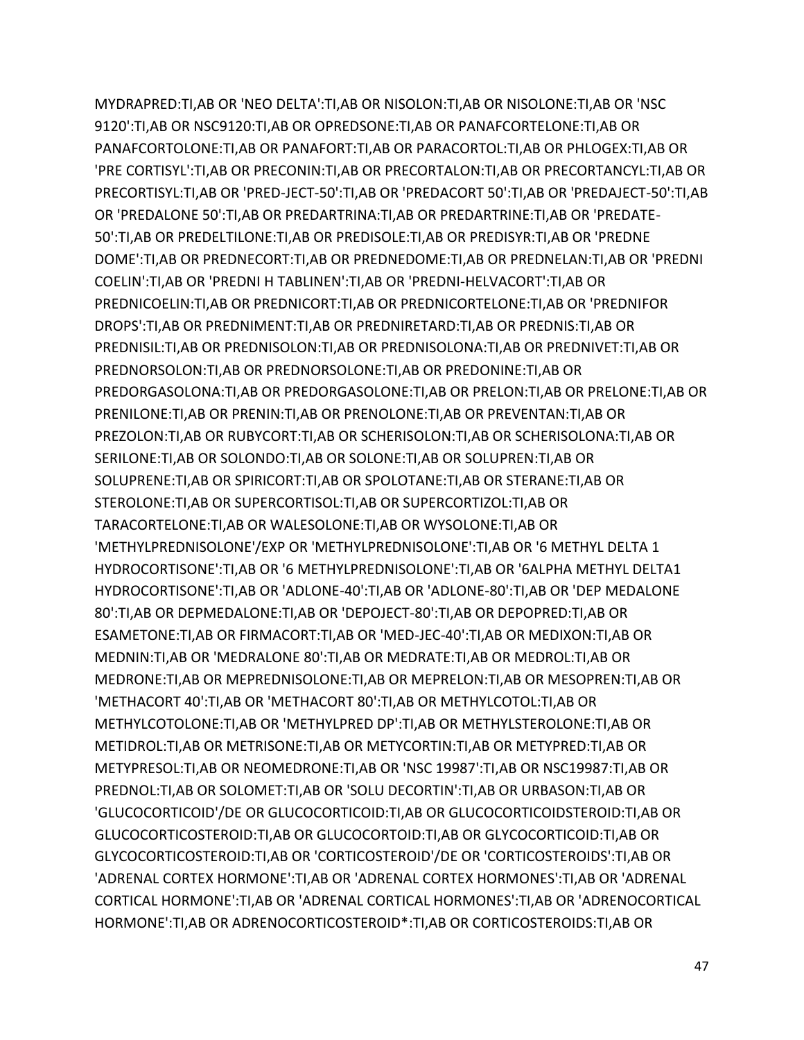MYDRAPRED:TI,AB OR 'NEO DELTA':TI,AB OR NISOLON:TI,AB OR NISOLONE:TI,AB OR 'NSC 9120':TI,AB OR NSC9120:TI,AB OR OPREDSONE:TI,AB OR PANAFCORTELONE:TI,AB OR PANAFCORTOLONE:TI,AB OR PANAFORT:TI,AB OR PARACORTOL:TI,AB OR PHLOGEX:TI,AB OR 'PRE CORTISYL':TI,AB OR PRECONIN:TI,AB OR PRECORTALON:TI,AB OR PRECORTANCYL:TI,AB OR PRECORTISYL:TI,AB OR 'PRED-JECT-50':TI,AB OR 'PREDACORT 50':TI,AB OR 'PREDAJECT-50':TI,AB OR 'PREDALONE 50':TI,AB OR PREDARTRINA:TI,AB OR PREDARTRINE:TI,AB OR 'PREDATE-50':TI,AB OR PREDELTILONE:TI,AB OR PREDISOLE:TI,AB OR PREDISYR:TI,AB OR 'PREDNE DOME':TI,AB OR PREDNECORT:TI,AB OR PREDNEDOME:TI,AB OR PREDNELAN:TI,AB OR 'PREDNI COELIN':TI,AB OR 'PREDNI H TABLINEN':TI,AB OR 'PREDNI-HELVACORT':TI,AB OR PREDNICOELIN:TI,AB OR PREDNICORT:TI,AB OR PREDNICORTELONE:TI,AB OR 'PREDNIFOR DROPS':TI,AB OR PREDNIMENT:TI,AB OR PREDNIRETARD:TI,AB OR PREDNIS:TI,AB OR PREDNISIL:TI,AB OR PREDNISOLON:TI,AB OR PREDNISOLONA:TI,AB OR PREDNIVET:TI,AB OR PREDNORSOLON:TI,AB OR PREDNORSOLONE:TI,AB OR PREDONINE:TI,AB OR PREDORGASOLONA:TI,AB OR PREDORGASOLONE:TI,AB OR PRELON:TI,AB OR PRELONE:TI,AB OR PRENILONE:TI,AB OR PRENIN:TI,AB OR PRENOLONE:TI,AB OR PREVENTAN:TI,AB OR PREZOLON:TI,AB OR RUBYCORT:TI,AB OR SCHERISOLON:TI,AB OR SCHERISOLONA:TI,AB OR SERILONE:TI,AB OR SOLONDO:TI,AB OR SOLONE:TI,AB OR SOLUPREN:TI,AB OR SOLUPRENE:TI,AB OR SPIRICORT:TI,AB OR SPOLOTANE:TI,AB OR STERANE:TI,AB OR STEROLONE:TI,AB OR SUPERCORTISOL:TI,AB OR SUPERCORTIZOL:TI,AB OR TARACORTELONE:TI,AB OR WALESOLONE:TI,AB OR WYSOLONE:TI,AB OR 'METHYLPREDNISOLONE'/EXP OR 'METHYLPREDNISOLONE':TI,AB OR '6 METHYL DELTA 1 HYDROCORTISONE':TI,AB OR '6 METHYLPREDNISOLONE':TI,AB OR '6ALPHA METHYL DELTA1 HYDROCORTISONE':TI,AB OR 'ADLONE-40':TI,AB OR 'ADLONE-80':TI,AB OR 'DEP MEDALONE 80':TI,AB OR DEPMEDALONE:TI,AB OR 'DEPOJECT-80':TI,AB OR DEPOPRED:TI,AB OR ESAMETONE:TI,AB OR FIRMACORT:TI,AB OR 'MED-JEC-40':TI,AB OR MEDIXON:TI,AB OR MEDNIN:TI,AB OR 'MEDRALONE 80':TI,AB OR MEDRATE:TI,AB OR MEDROL:TI,AB OR MEDRONE:TI,AB OR MEPREDNISOLONE:TI,AB OR MEPRELON:TI,AB OR MESOPREN:TI,AB OR 'METHACORT 40':TI,AB OR 'METHACORT 80':TI,AB OR METHYLCOTOL:TI,AB OR METHYLCOTOLONE:TI,AB OR 'METHYLPRED DP':TI,AB OR METHYLSTEROLONE:TI,AB OR METIDROL:TI,AB OR METRISONE:TI,AB OR METYCORTIN:TI,AB OR METYPRED:TI,AB OR METYPRESOL:TI,AB OR NEOMEDRONE:TI,AB OR 'NSC 19987':TI,AB OR NSC19987:TI,AB OR PREDNOL:TI,AB OR SOLOMET:TI,AB OR 'SOLU DECORTIN':TI,AB OR URBASON:TI,AB OR 'GLUCOCORTICOID'/DE OR GLUCOCORTICOID:TI,AB OR GLUCOCORTICOIDSTEROID:TI,AB OR GLUCOCORTICOSTEROID:TI,AB OR GLUCOCORTOID:TI,AB OR GLYCOCORTICOID:TI,AB OR GLYCOCORTICOSTEROID:TI,AB OR 'CORTICOSTEROID'/DE OR 'CORTICOSTEROIDS':TI,AB OR 'ADRENAL CORTEX HORMONE':TI,AB OR 'ADRENAL CORTEX HORMONES':TI,AB OR 'ADRENAL CORTICAL HORMONE':TI,AB OR 'ADRENAL CORTICAL HORMONES':TI,AB OR 'ADRENOCORTICAL HORMONE':TI,AB OR ADRENOCORTICOSTEROID*:TI,AB OR CORTICOSTEROIDS:TI,AB OR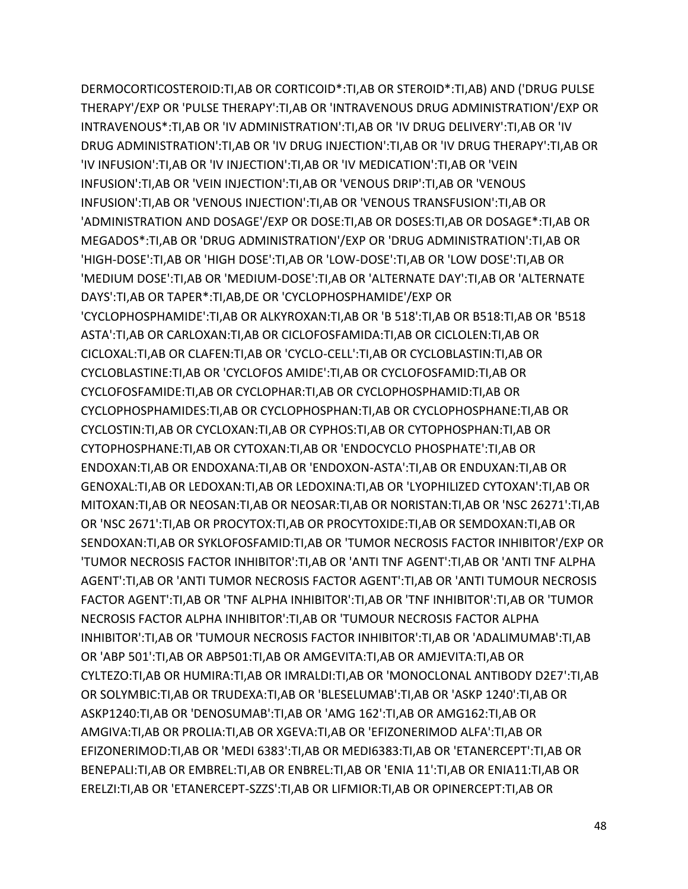DERMOCORTICOSTEROID:TI,AB OR CORTICOID*:TI,AB OR STEROID*:TI,AB) AND ('DRUG PULSE THERAPY'/EXP OR 'PULSE THERAPY':TI,AB OR 'INTRAVENOUS DRUG ADMINISTRATION'/EXP OR INTRAVENOUS*:TI,AB OR 'IV ADMINISTRATION':TI,AB OR 'IV DRUG DELIVERY':TI,AB OR 'IV DRUG ADMINISTRATION':TI,AB OR 'IV DRUG INJECTION':TI,AB OR 'IV DRUG THERAPY':TI,AB OR 'IV INFUSION':TI,AB OR 'IV INJECTION':TI,AB OR 'IV MEDICATION':TI,AB OR 'VEIN INFUSION':TI,AB OR 'VEIN INJECTION':TI,AB OR 'VENOUS DRIP':TI,AB OR 'VENOUS INFUSION':TI,AB OR 'VENOUS INJECTION':TI,AB OR 'VENOUS TRANSFUSION':TI,AB OR 'ADMINISTRATION AND DOSAGE'/EXP OR DOSE:TI,AB OR DOSES:TI,AB OR DOSAGE*:TI,AB OR MEGADOS*:TI,AB OR 'DRUG ADMINISTRATION'/EXP OR 'DRUG ADMINISTRATION':TI,AB OR 'HIGH-DOSE':TI,AB OR 'HIGH DOSE':TI,AB OR 'LOW-DOSE':TI,AB OR 'LOW DOSE':TI,AB OR 'MEDIUM DOSE':TI,AB OR 'MEDIUM-DOSE':TI,AB OR 'ALTERNATE DAY':TI,AB OR 'ALTERNATE DAYS':TI,AB OR TAPER*:TI,AB,DE OR 'CYCLOPHOSPHAMIDE'/EXP OR 'CYCLOPHOSPHAMIDE':TI,AB OR ALKYROXAN:TI,AB OR 'B 518':TI,AB OR B518:TI,AB OR 'B518 ASTA':TI,AB OR CARLOXAN:TI,AB OR CICLOFOSFAMIDA:TI,AB OR CICLOLEN:TI,AB OR CICLOXAL:TI,AB OR CLAFEN:TI,AB OR 'CYCLO-CELL':TI,AB OR CYCLOBLASTIN:TI,AB OR CYCLOBLASTINE:TI,AB OR 'CYCLOFOS AMIDE':TI,AB OR CYCLOFOSFAMID:TI,AB OR CYCLOFOSFAMIDE:TI,AB OR CYCLOPHAR:TI,AB OR CYCLOPHOSPHAMID:TI,AB OR CYCLOPHOSPHAMIDES:TI,AB OR CYCLOPHOSPHAN:TI,AB OR CYCLOPHOSPHANE:TI,AB OR CYCLOSTIN:TI,AB OR CYCLOXAN:TI,AB OR CYPHOS:TI,AB OR CYTOPHOSPHAN:TI,AB OR CYTOPHOSPHANE:TI,AB OR CYTOXAN:TI,AB OR 'ENDOCYCLO PHOSPHATE':TI,AB OR ENDOXAN:TI,AB OR ENDOXANA:TI,AB OR 'ENDOXON-ASTA':TI,AB OR ENDUXAN:TI,AB OR GENOXAL:TI,AB OR LEDOXAN:TI,AB OR LEDOXINA:TI,AB OR 'LYOPHILIZED CYTOXAN':TI,AB OR MITOXAN:TI,AB OR NEOSAN:TI,AB OR NEOSAR:TI,AB OR NORISTAN:TI,AB OR 'NSC 26271':TI,AB OR 'NSC 2671':TI,AB OR PROCYTOX:TI,AB OR PROCYTOXIDE:TI,AB OR SEMDOXAN:TI,AB OR SENDOXAN:TI,AB OR SYKLOFOSFAMID:TI,AB OR 'TUMOR NECROSIS FACTOR INHIBITOR'/EXP OR 'TUMOR NECROSIS FACTOR INHIBITOR':TI,AB OR 'ANTI TNF AGENT':TI,AB OR 'ANTI TNF ALPHA AGENT':TI,AB OR 'ANTI TUMOR NECROSIS FACTOR AGENT':TI,AB OR 'ANTI TUMOUR NECROSIS FACTOR AGENT':TI,AB OR 'TNF ALPHA INHIBITOR':TI,AB OR 'TNF INHIBITOR':TI,AB OR 'TUMOR NECROSIS FACTOR ALPHA INHIBITOR':TI,AB OR 'TUMOUR NECROSIS FACTOR ALPHA INHIBITOR':TI,AB OR 'TUMOUR NECROSIS FACTOR INHIBITOR':TI,AB OR 'ADALIMUMAB':TI,AB OR 'ABP 501':TI,AB OR ABP501:TI,AB OR AMGEVITA:TI,AB OR AMJEVITA:TI,AB OR CYLTEZO:TI,AB OR HUMIRA:TI,AB OR IMRALDI:TI,AB OR 'MONOCLONAL ANTIBODY D2E7':TI,AB OR SOLYMBIC:TI,AB OR TRUDEXA:TI,AB OR 'BLESELUMAB':TI,AB OR 'ASKP 1240':TI,AB OR ASKP1240:TI,AB OR 'DENOSUMAB':TI,AB OR 'AMG 162':TI,AB OR AMG162:TI,AB OR AMGIVA:TI,AB OR PROLIA:TI,AB OR XGEVA:TI,AB OR 'EFIZONERIMOD ALFA':TI,AB OR EFIZONERIMOD:TI,AB OR 'MEDI 6383':TI,AB OR MEDI6383:TI,AB OR 'ETANERCEPT':TI,AB OR BENEPALI:TI,AB OR EMBREL:TI,AB OR ENBREL:TI,AB OR 'ENIA 11':TI,AB OR ENIA11:TI,AB OR ERELZI:TI,AB OR 'ETANERCEPT-SZZS':TI,AB OR LIFMIOR:TI,AB OR OPINERCEPT:TI,AB OR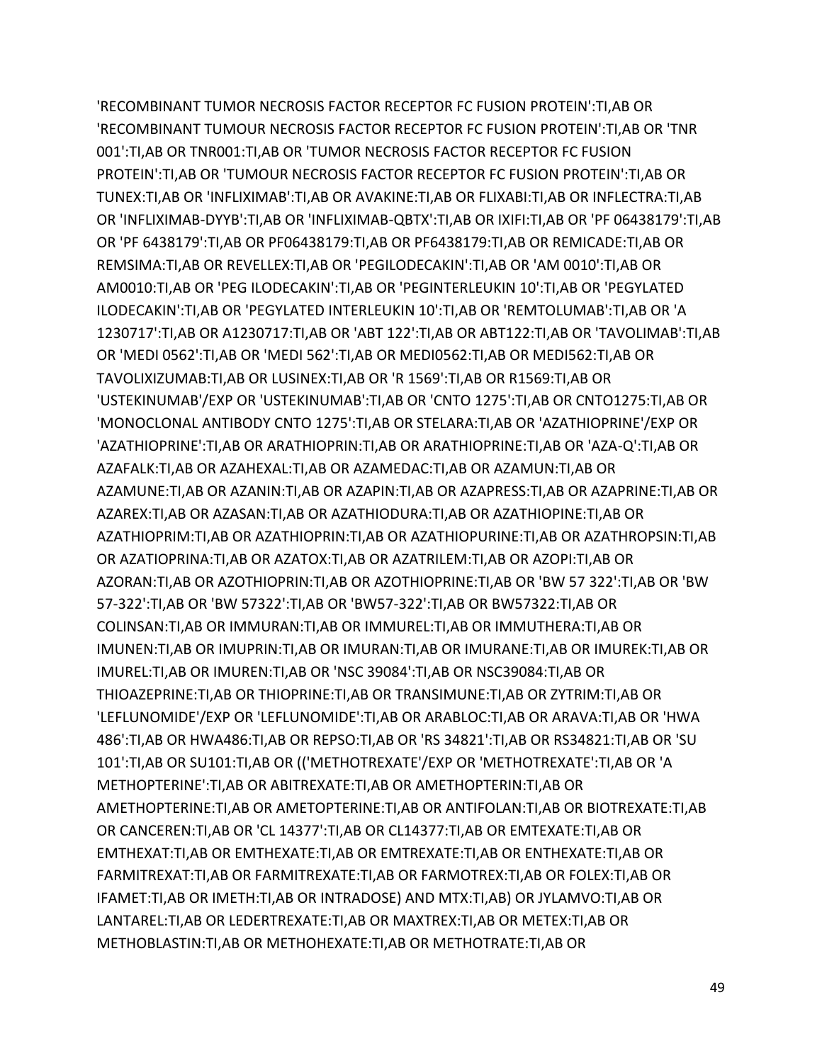'RECOMBINANT TUMOR NECROSIS FACTOR RECEPTOR FC FUSION PROTEIN':TI,AB OR 'RECOMBINANT TUMOUR NECROSIS FACTOR RECEPTOR FC FUSION PROTEIN':TI,AB OR 'TNR 001':TI,AB OR TNR001:TI,AB OR 'TUMOR NECROSIS FACTOR RECEPTOR FC FUSION PROTEIN':TI,AB OR 'TUMOUR NECROSIS FACTOR RECEPTOR FC FUSION PROTEIN':TI,AB OR TUNEX:TI,AB OR 'INFLIXIMAB':TI,AB OR AVAKINE:TI,AB OR FLIXABI:TI,AB OR INFLECTRA:TI,AB OR 'INFLIXIMAB-DYYB':TI,AB OR 'INFLIXIMAB-QBTX':TI,AB OR IXIFI:TI,AB OR 'PF 06438179':TI,AB OR 'PF 6438179':TI,AB OR PF06438179:TI,AB OR PF6438179:TI,AB OR REMICADE:TI,AB OR REMSIMA:TI,AB OR REVELLEX:TI,AB OR 'PEGILODECAKIN':TI,AB OR 'AM 0010':TI,AB OR AM0010:TI,AB OR 'PEG ILODECAKIN':TI,AB OR 'PEGINTERLEUKIN 10':TI,AB OR 'PEGYLATED ILODECAKIN':TI,AB OR 'PEGYLATED INTERLEUKIN 10':TI,AB OR 'REMTOLUMAB':TI,AB OR 'A 1230717':TI,AB OR A1230717:TI,AB OR 'ABT 122':TI,AB OR ABT122:TI,AB OR 'TAVOLIMAB':TI,AB OR 'MEDI 0562':TI,AB OR 'MEDI 562':TI,AB OR MEDI0562:TI,AB OR MEDI562:TI,AB OR TAVOLIXIZUMAB:TI,AB OR LUSINEX:TI,AB OR 'R 1569':TI,AB OR R1569:TI,AB OR 'USTEKINUMAB'/EXP OR 'USTEKINUMAB':TI,AB OR 'CNTO 1275':TI,AB OR CNTO1275:TI,AB OR 'MONOCLONAL ANTIBODY CNTO 1275':TI,AB OR STELARA:TI,AB OR 'AZATHIOPRINE'/EXP OR 'AZATHIOPRINE':TI,AB OR ARATHIOPRIN:TI,AB OR ARATHIOPRINE:TI,AB OR 'AZA-Q':TI,AB OR AZAFALK:TI,AB OR AZAHEXAL:TI,AB OR AZAMEDAC:TI,AB OR AZAMUN:TI,AB OR AZAMUNE:TI,AB OR AZANIN:TI,AB OR AZAPIN:TI,AB OR AZAPRESS:TI,AB OR AZAPRINE:TI,AB OR AZAREX:TI,AB OR AZASAN:TI,AB OR AZATHIODURA:TI,AB OR AZATHIOPINE:TI,AB OR AZATHIOPRIM:TI,AB OR AZATHIOPRIN:TI,AB OR AZATHIOPURINE:TI,AB OR AZATHROPSIN:TI,AB OR AZATIOPRINA:TI,AB OR AZATOX:TI,AB OR AZATRILEM:TI,AB OR AZOPI:TI,AB OR AZORAN:TI,AB OR AZOTHIOPRIN:TI,AB OR AZOTHIOPRINE:TI,AB OR 'BW 57 322':TI,AB OR 'BW 57-322':TI,AB OR 'BW 57322':TI,AB OR 'BW57-322':TI,AB OR BW57322:TI,AB OR COLINSAN:TI,AB OR IMMURAN:TI,AB OR IMMUREL:TI,AB OR IMMUTHERA:TI,AB OR IMUNEN:TI,AB OR IMUPRIN:TI,AB OR IMURAN:TI,AB OR IMURANE:TI,AB OR IMUREK:TI,AB OR IMUREL:TI,AB OR IMUREN:TI,AB OR 'NSC 39084':TI,AB OR NSC39084:TI,AB OR THIOAZEPRINE:TI,AB OR THIOPRINE:TI,AB OR TRANSIMUNE:TI,AB OR ZYTRIM:TI,AB OR 'LEFLUNOMIDE'/EXP OR 'LEFLUNOMIDE':TI,AB OR ARABLOC:TI,AB OR ARAVA:TI,AB OR 'HWA 486':TI,AB OR HWA486:TI,AB OR REPSO:TI,AB OR 'RS 34821':TI,AB OR RS34821:TI,AB OR 'SU 101':TI,AB OR SU101:TI,AB OR (('METHOTREXATE'/EXP OR 'METHOTREXATE':TI,AB OR 'A METHOPTERINE':TI,AB OR ABITREXATE:TI,AB OR AMETHOPTERIN:TI,AB OR AMETHOPTERINE:TI,AB OR AMETOPTERINE:TI,AB OR ANTIFOLAN:TI,AB OR BIOTREXATE:TI,AB OR CANCEREN:TI,AB OR 'CL 14377':TI,AB OR CL14377:TI,AB OR EMTEXATE:TI,AB OR EMTHEXAT:TI,AB OR EMTHEXATE:TI,AB OR EMTREXATE:TI,AB OR ENTHEXATE:TI,AB OR FARMITREXAT:TI,AB OR FARMITREXATE:TI,AB OR FARMOTREX:TI,AB OR FOLEX:TI,AB OR IFAMET:TI,AB OR IMETH:TI,AB OR INTRADOSE) AND MTX:TI,AB) OR JYLAMVO:TI,AB OR LANTAREL:TI,AB OR LEDERTREXATE:TI,AB OR MAXTREX:TI,AB OR METEX:TI,AB OR METHOBLASTIN:TI,AB OR METHOHEXATE:TI,AB OR METHOTRATE:TI,AB OR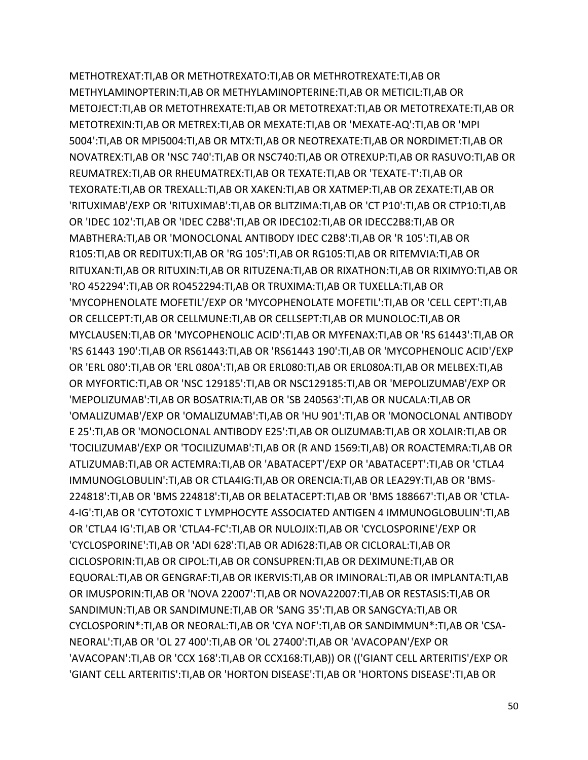METHOTREXAT:TI,AB OR METHOTREXATO:TI,AB OR METHROTREXATE:TI,AB OR METHYLAMINOPTERIN:TI,AB OR METHYLAMINOPTERINE:TI,AB OR METICIL:TI,AB OR METOJECT:TI,AB OR METOTHREXATE:TI,AB OR METOTREXAT:TI,AB OR METOTREXATE:TI,AB OR METOTREXIN:TI,AB OR METREX:TI,AB OR MEXATE:TI,AB OR 'MEXATE-AQ':TI,AB OR 'MPI 5004':TI,AB OR MPI5004:TI,AB OR MTX:TI,AB OR NEOTREXATE:TI,AB OR NORDIMET:TI,AB OR NOVATREX:TI,AB OR 'NSC 740':TI,AB OR NSC740:TI,AB OR OTREXUP:TI,AB OR RASUVO:TI,AB OR REUMATREX:TI,AB OR RHEUMATREX:TI,AB OR TEXATE:TI,AB OR 'TEXATE-T':TI,AB OR TEXORATE:TI,AB OR TREXALL:TI,AB OR XAKEN:TI,AB OR XATMEP:TI,AB OR ZEXATE:TI,AB OR 'RITUXIMAB'/EXP OR 'RITUXIMAB':TI,AB OR BLITZIMA:TI,AB OR 'CT P10':TI,AB OR CTP10:TI,AB OR 'IDEC 102':TI,AB OR 'IDEC C2B8':TI,AB OR IDEC102:TI,AB OR IDECC2B8:TI,AB OR MABTHERA:TI,AB OR 'MONOCLONAL ANTIBODY IDEC C2B8':TI,AB OR 'R 105':TI,AB OR R105:TI,AB OR REDITUX:TI,AB OR 'RG 105':TI,AB OR RG105:TI,AB OR RITEMVIA:TI,AB OR RITUXAN:TI,AB OR RITUXIN:TI,AB OR RITUZENA:TI,AB OR RIXATHON:TI,AB OR RIXIMYO:TI,AB OR 'RO 452294':TI,AB OR RO452294:TI,AB OR TRUXIMA:TI,AB OR TUXELLA:TI,AB OR 'MYCOPHENOLATE MOFETIL'/EXP OR 'MYCOPHENOLATE MOFETIL':TI,AB OR 'CELL CEPT':TI,AB OR CELLCEPT:TI,AB OR CELLMUNE:TI,AB OR CELLSEPT:TI,AB OR MUNOLOC:TI,AB OR MYCLAUSEN:TI,AB OR 'MYCOPHENOLIC ACID':TI,AB OR MYFENAX:TI,AB OR 'RS 61443':TI,AB OR 'RS 61443 190':TI,AB OR RS61443:TI,AB OR 'RS61443 190':TI,AB OR 'MYCOPHENOLIC ACID'/EXP OR 'ERL 080':TI,AB OR 'ERL 080A':TI,AB OR ERL080:TI,AB OR ERL080A:TI,AB OR MELBEX:TI,AB OR MYFORTIC:TI,AB OR 'NSC 129185':TI,AB OR NSC129185:TI,AB OR 'MEPOLIZUMAB'/EXP OR 'MEPOLIZUMAB':TI,AB OR BOSATRIA:TI,AB OR 'SB 240563':TI,AB OR NUCALA:TI,AB OR 'OMALIZUMAB'/EXP OR 'OMALIZUMAB':TI,AB OR 'HU 901':TI,AB OR 'MONOCLONAL ANTIBODY E 25':TI,AB OR 'MONOCLONAL ANTIBODY E25':TI,AB OR OLIZUMAB:TI,AB OR XOLAIR:TI,AB OR 'TOCILIZUMAB'/EXP OR 'TOCILIZUMAB':TI,AB OR (R AND 1569:TI,AB) OR ROACTEMRA:TI,AB OR ATLIZUMAB:TI,AB OR ACTEMRA:TI,AB OR 'ABATACEPT'/EXP OR 'ABATACEPT':TI,AB OR 'CTLA4 IMMUNOGLOBULIN':TI,AB OR CTLA4IG:TI,AB OR ORENCIA:TI,AB OR LEA29Y:TI,AB OR 'BMS-224818':TI,AB OR 'BMS 224818':TI,AB OR BELATACEPT:TI,AB OR 'BMS 188667':TI,AB OR 'CTLA-4-IG':TI,AB OR 'CYTOTOXIC T LYMPHOCYTE ASSOCIATED ANTIGEN 4 IMMUNOGLOBULIN':TI,AB OR 'CTLA4 IG':TI,AB OR 'CTLA4-FC':TI,AB OR NULOJIX:TI,AB OR 'CYCLOSPORINE'/EXP OR 'CYCLOSPORINE':TI,AB OR 'ADI 628':TI,AB OR ADI628:TI,AB OR CICLORAL:TI,AB OR CICLOSPORIN:TI,AB OR CIPOL:TI,AB OR CONSUPREN:TI,AB OR DEXIMUNE:TI,AB OR EQUORAL:TI,AB OR GENGRAF:TI,AB OR IKERVIS:TI,AB OR IMINORAL:TI,AB OR IMPLANTA:TI,AB OR IMUSPORIN:TI,AB OR 'NOVA 22007':TI,AB OR NOVA22007:TI,AB OR RESTASIS:TI,AB OR SANDIMUN:TI,AB OR SANDIMUNE:TI,AB OR 'SANG 35':TI,AB OR SANGCYA:TI,AB OR CYCLOSPORIN*:TI,AB OR NEORAL:TI,AB OR 'CYA NOF':TI,AB OR SANDIMMUN*:TI,AB OR 'CSA-NEORAL':TI,AB OR 'OL 27 400':TI,AB OR 'OL 27400':TI,AB OR 'AVACOPAN'/EXP OR 'AVACOPAN':TI,AB OR 'CCX 168':TI,AB OR CCX168:TI,AB)) OR (('GIANT CELL ARTERITIS'/EXP OR 'GIANT CELL ARTERITIS':TI,AB OR 'HORTON DISEASE':TI,AB OR 'HORTONS DISEASE':TI,AB OR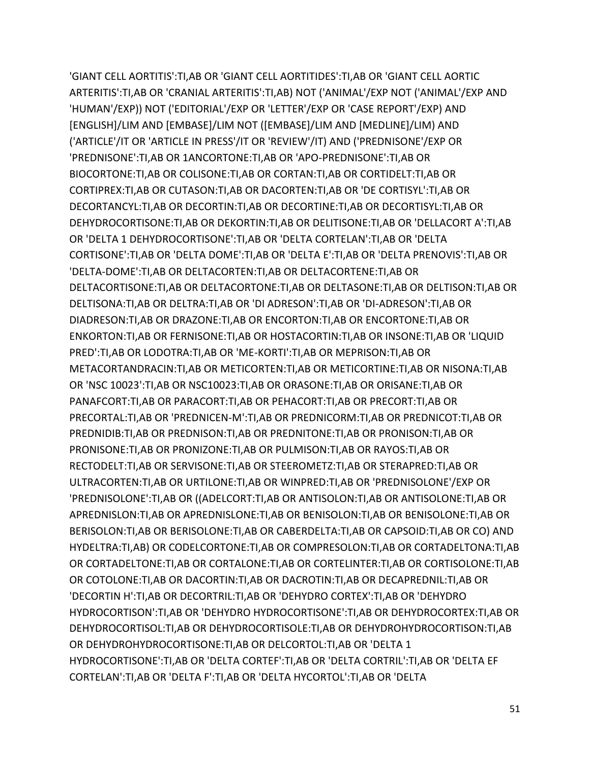'GIANT CELL AORTITIS':TI,AB OR 'GIANT CELL AORTITIDES':TI,AB OR 'GIANT CELL AORTIC ARTERITIS':TI,AB OR 'CRANIAL ARTERITIS':TI,AB) NOT ('ANIMAL'/EXP NOT ('ANIMAL'/EXP AND 'HUMAN'/EXP)) NOT ('EDITORIAL'/EXP OR 'LETTER'/EXP OR 'CASE REPORT'/EXP) AND [ENGLISH]/LIM AND [EMBASE]/LIM NOT ([EMBASE]/LIM AND [MEDLINE]/LIM) AND ('ARTICLE'/IT OR 'ARTICLE IN PRESS'/IT OR 'REVIEW'/IT) AND ('PREDNISONE'/EXP OR 'PREDNISONE':TI,AB OR 1ANCORTONE:TI,AB OR 'APO-PREDNISONE':TI,AB OR BIOCORTONE:TI,AB OR COLISONE:TI,AB OR CORTAN:TI,AB OR CORTIDELT:TI,AB OR CORTIPREX:TI,AB OR CUTASON:TI,AB OR DACORTEN:TI,AB OR 'DE CORTISYL':TI,AB OR DECORTANCYL:TI,AB OR DECORTIN:TI,AB OR DECORTINE:TI,AB OR DECORTISYL:TI,AB OR DEHYDROCORTISONE:TI,AB OR DEKORTIN:TI,AB OR DELITISONE:TI,AB OR 'DELLACORT A':TI,AB OR 'DELTA 1 DEHYDROCORTISONE':TI,AB OR 'DELTA CORTELAN':TI,AB OR 'DELTA CORTISONE':TI,AB OR 'DELTA DOME':TI,AB OR 'DELTA E':TI,AB OR 'DELTA PRENOVIS':TI,AB OR 'DELTA-DOME':TI,AB OR DELTACORTEN:TI,AB OR DELTACORTENE:TI,AB OR DELTACORTISONE:TI,AB OR DELTACORTONE:TI,AB OR DELTASONE:TI,AB OR DELTISON:TI,AB OR DELTISONA:TI,AB OR DELTRA:TI,AB OR 'DI ADRESON':TI,AB OR 'DI-ADRESON':TI,AB OR DIADRESON:TI,AB OR DRAZONE:TI,AB OR ENCORTON:TI,AB OR ENCORTONE:TI,AB OR ENKORTON:TI,AB OR FERNISONE:TI,AB OR HOSTACORTIN:TI,AB OR INSONE:TI,AB OR 'LIQUID PRED':TI,AB OR LODOTRA:TI,AB OR 'ME-KORTI':TI,AB OR MEPRISON:TI,AB OR METACORTANDRACIN:TI,AB OR METICORTEN:TI,AB OR METICORTINE:TI,AB OR NISONA:TI,AB OR 'NSC 10023':TI,AB OR NSC10023:TI,AB OR ORASONE:TI,AB OR ORISANE:TI,AB OR PANAFCORT:TI,AB OR PARACORT:TI,AB OR PEHACORT:TI,AB OR PRECORT:TI,AB OR PRECORTAL:TI,AB OR 'PREDNICEN-M':TI,AB OR PREDNICORM:TI,AB OR PREDNICOT:TI,AB OR PREDNIDIB:TI,AB OR PREDNISON:TI,AB OR PREDNITONE:TI,AB OR PRONISON:TI,AB OR PRONISONE:TI,AB OR PRONIZONE:TI,AB OR PULMISON:TI,AB OR RAYOS:TI,AB OR RECTODELT:TI,AB OR SERVISONE:TI,AB OR STEEROMETZ:TI,AB OR STERAPRED:TI,AB OR ULTRACORTEN:TI,AB OR URTILONE:TI,AB OR WINPRED:TI,AB OR 'PREDNISOLONE'/EXP OR 'PREDNISOLONE':TI,AB OR ((ADELCORT:TI,AB OR ANTISOLON:TI,AB OR ANTISOLONE:TI,AB OR APREDNISLON:TI,AB OR APREDNISLONE:TI,AB OR BENISOLON:TI,AB OR BENISOLONE:TI,AB OR BERISOLON:TI,AB OR BERISOLONE:TI,AB OR CABERDELTA:TI,AB OR CAPSOID:TI,AB OR CO) AND HYDELTRA:TI,AB) OR CODELCORTONE:TI,AB OR COMPRESOLON:TI,AB OR CORTADELTONA:TI,AB OR CORTADELTONE:TI,AB OR CORTALONE:TI,AB OR CORTELINTER:TI,AB OR CORTISOLONE:TI,AB OR COTOLONE:TI,AB OR DACORTIN:TI,AB OR DACROTIN:TI,AB OR DECAPREDNIL:TI,AB OR 'DECORTIN H':TI,AB OR DECORTRIL:TI,AB OR 'DEHYDRO CORTEX':TI,AB OR 'DEHYDRO HYDROCORTISON':TI,AB OR 'DEHYDRO HYDROCORTISONE':TI,AB OR DEHYDROCORTEX:TI,AB OR DEHYDROCORTISOL:TI,AB OR DEHYDROCORTISOLE:TI,AB OR DEHYDROHYDROCORTISON:TI,AB OR DEHYDROHYDROCORTISONE:TI,AB OR DELCORTOL:TI,AB OR 'DELTA 1 HYDROCORTISONE':TI,AB OR 'DELTA CORTEF':TI,AB OR 'DELTA CORTRIL':TI,AB OR 'DELTA EF CORTELAN':TI,AB OR 'DELTA F':TI,AB OR 'DELTA HYCORTOL':TI,AB OR 'DELTA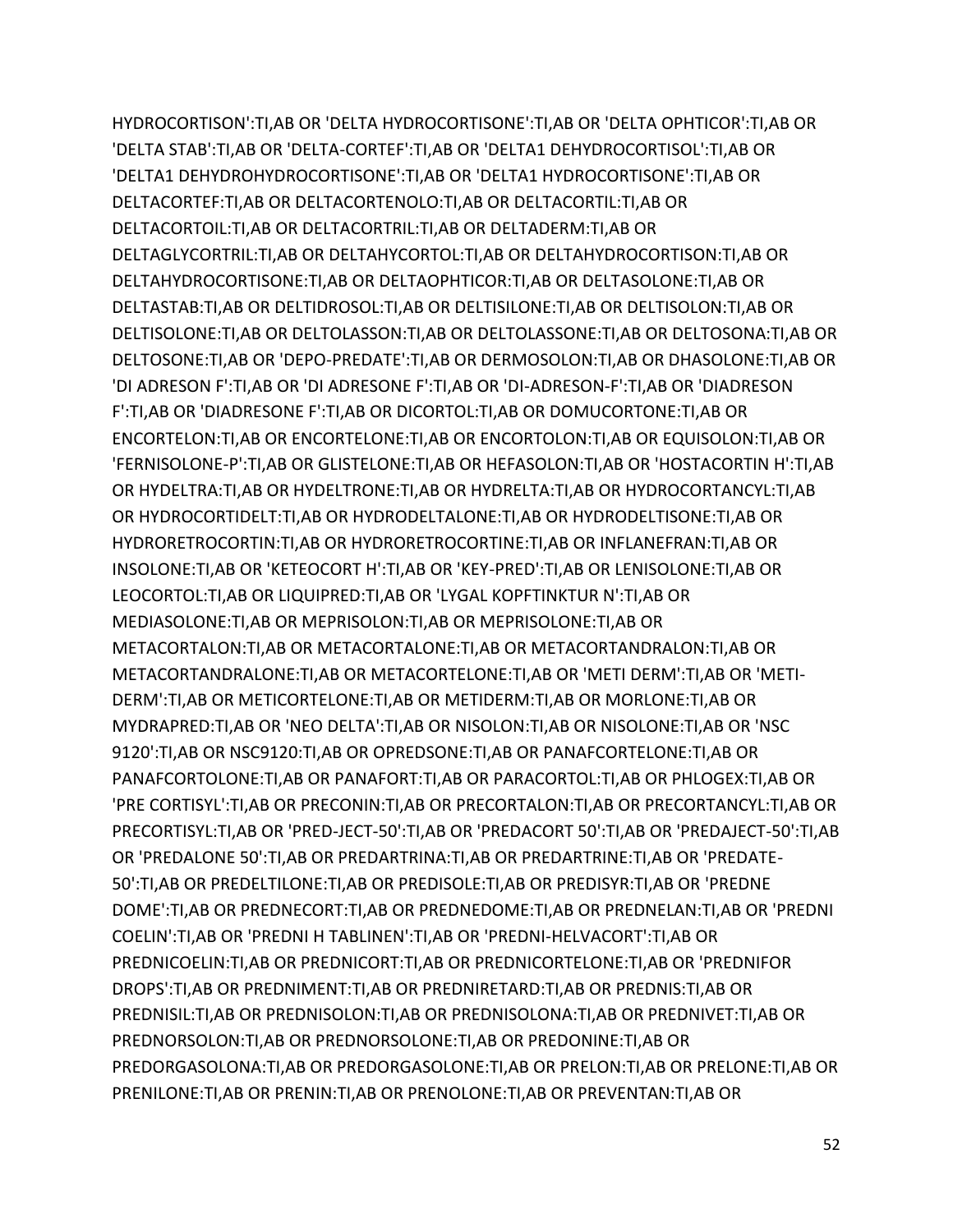HYDROCORTISON':TI,AB OR 'DELTA HYDROCORTISONE':TI,AB OR 'DELTA OPHTICOR':TI,AB OR 'DELTA STAB':TI,AB OR 'DELTA-CORTEF':TI,AB OR 'DELTA1 DEHYDROCORTISOL':TI,AB OR 'DELTA1 DEHYDROHYDROCORTISONE':TI,AB OR 'DELTA1 HYDROCORTISONE':TI,AB OR DELTACORTEF:TI,AB OR DELTACORTENOLO:TI,AB OR DELTACORTIL:TI,AB OR DELTACORTOIL:TI,AB OR DELTACORTRIL:TI,AB OR DELTADERM:TI,AB OR DELTAGLYCORTRIL:TI,AB OR DELTAHYCORTOL:TI,AB OR DELTAHYDROCORTISON:TI,AB OR DELTAHYDROCORTISONE:TI,AB OR DELTAOPHTICOR:TI,AB OR DELTASOLONE:TI,AB OR DELTASTAB:TI,AB OR DELTIDROSOL:TI,AB OR DELTISILONE:TI,AB OR DELTISOLON:TI,AB OR DELTISOLONE:TI,AB OR DELTOLASSON:TI,AB OR DELTOLASSONE:TI,AB OR DELTOSONA:TI,AB OR DELTOSONE:TI,AB OR 'DEPO-PREDATE':TI,AB OR DERMOSOLON:TI,AB OR DHASOLONE:TI,AB OR 'DI ADRESON F':TI,AB OR 'DI ADRESONE F':TI,AB OR 'DI-ADRESON-F':TI,AB OR 'DIADRESON F':TI,AB OR 'DIADRESONE F':TI,AB OR DICORTOL:TI,AB OR DOMUCORTONE:TI,AB OR ENCORTELON:TI,AB OR ENCORTELONE:TI,AB OR ENCORTOLON:TI,AB OR EQUISOLON:TI,AB OR 'FERNISOLONE-P':TI,AB OR GLISTELONE:TI,AB OR HEFASOLON:TI,AB OR 'HOSTACORTIN H':TI,AB OR HYDELTRA:TI,AB OR HYDELTRONE:TI,AB OR HYDRELTA:TI,AB OR HYDROCORTANCYL:TI,AB OR HYDROCORTIDELT:TI,AB OR HYDRODELTALONE:TI,AB OR HYDRODELTISONE:TI,AB OR HYDRORETROCORTIN:TI,AB OR HYDRORETROCORTINE:TI,AB OR INFLANEFRAN:TI,AB OR INSOLONE:TI,AB OR 'KETEOCORT H':TI,AB OR 'KEY-PRED':TI,AB OR LENISOLONE:TI,AB OR LEOCORTOL:TI,AB OR LIQUIPRED:TI,AB OR 'LYGAL KOPFTINKTUR N':TI,AB OR MEDIASOLONE:TI,AB OR MEPRISOLON:TI,AB OR MEPRISOLONE:TI,AB OR METACORTALON:TI,AB OR METACORTALONE:TI,AB OR METACORTANDRALON:TI,AB OR METACORTANDRALONE:TI,AB OR METACORTELONE:TI,AB OR 'METI DERM':TI,AB OR 'METI-DERM':TI,AB OR METICORTELONE:TI,AB OR METIDERM:TI,AB OR MORLONE:TI,AB OR MYDRAPRED:TI,AB OR 'NEO DELTA':TI,AB OR NISOLON:TI,AB OR NISOLONE:TI,AB OR 'NSC 9120':TI,AB OR NSC9120:TI,AB OR OPREDSONE:TI,AB OR PANAFCORTELONE:TI,AB OR PANAFCORTOLONE:TI,AB OR PANAFORT:TI,AB OR PARACORTOL:TI,AB OR PHLOGEX:TI,AB OR 'PRE CORTISYL':TI,AB OR PRECONIN:TI,AB OR PRECORTALON:TI,AB OR PRECORTANCYL:TI,AB OR PRECORTISYL:TI,AB OR 'PRED-JECT-50':TI,AB OR 'PREDACORT 50':TI,AB OR 'PREDAJECT-50':TI,AB OR 'PREDALONE 50':TI,AB OR PREDARTRINA:TI,AB OR PREDARTRINE:TI,AB OR 'PREDATE-50':TI,AB OR PREDELTILONE:TI,AB OR PREDISOLE:TI,AB OR PREDISYR:TI,AB OR 'PREDNE DOME':TI,AB OR PREDNECORT:TI,AB OR PREDNEDOME:TI,AB OR PREDNELAN:TI,AB OR 'PREDNI COELIN':TI,AB OR 'PREDNI H TABLINEN':TI,AB OR 'PREDNI-HELVACORT':TI,AB OR PREDNICOELIN:TI,AB OR PREDNICORT:TI,AB OR PREDNICORTELONE:TI,AB OR 'PREDNIFOR DROPS':TI,AB OR PREDNIMENT:TI,AB OR PREDNIRETARD:TI,AB OR PREDNIS:TI,AB OR PREDNISIL:TI,AB OR PREDNISOLON:TI,AB OR PREDNISOLONA:TI,AB OR PREDNIVET:TI,AB OR PREDNORSOLON:TI,AB OR PREDNORSOLONE:TI,AB OR PREDONINE:TI,AB OR PREDORGASOLONA:TI,AB OR PREDORGASOLONE:TI,AB OR PRELON:TI,AB OR PRELONE:TI,AB OR PRENILONE:TI,AB OR PRENIN:TI,AB OR PRENOLONE:TI,AB OR PREVENTAN:TI,AB OR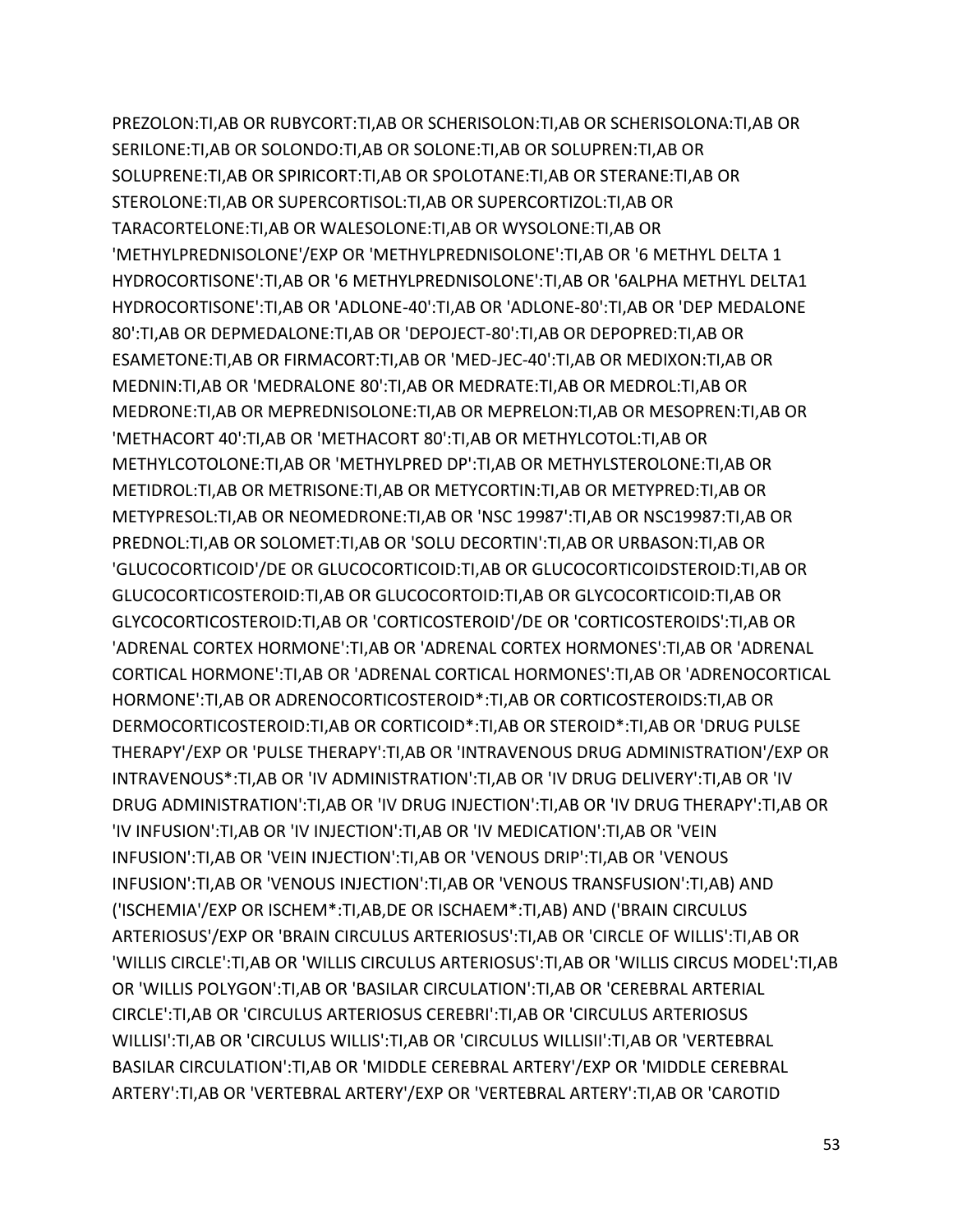PREZOLON:TI,AB OR RUBYCORT:TI,AB OR SCHERISOLON:TI,AB OR SCHERISOLONA:TI,AB OR SERILONE:TI,AB OR SOLONDO:TI,AB OR SOLONE:TI,AB OR SOLUPREN:TI,AB OR SOLUPRENE:TI,AB OR SPIRICORT:TI,AB OR SPOLOTANE:TI,AB OR STERANE:TI,AB OR STEROLONE:TI,AB OR SUPERCORTISOL:TI,AB OR SUPERCORTIZOL:TI,AB OR TARACORTELONE:TI,AB OR WALESOLONE:TI,AB OR WYSOLONE:TI,AB OR 'METHYLPREDNISOLONE'/EXP OR 'METHYLPREDNISOLONE':TI,AB OR '6 METHYL DELTA 1 HYDROCORTISONE':TI,AB OR '6 METHYLPREDNISOLONE':TI,AB OR '6ALPHA METHYL DELTA1 HYDROCORTISONE':TI,AB OR 'ADLONE-40':TI,AB OR 'ADLONE-80':TI,AB OR 'DEP MEDALONE 80':TI,AB OR DEPMEDALONE:TI,AB OR 'DEPOJECT-80':TI,AB OR DEPOPRED:TI,AB OR ESAMETONE:TI,AB OR FIRMACORT:TI,AB OR 'MED-JEC-40':TI,AB OR MEDIXON:TI,AB OR MEDNIN:TI,AB OR 'MEDRALONE 80':TI,AB OR MEDRATE:TI,AB OR MEDROL:TI,AB OR MEDRONE:TI,AB OR MEPREDNISOLONE:TI,AB OR MEPRELON:TI,AB OR MESOPREN:TI,AB OR 'METHACORT 40':TI,AB OR 'METHACORT 80':TI,AB OR METHYLCOTOL:TI,AB OR METHYLCOTOLONE:TI,AB OR 'METHYLPRED DP':TI,AB OR METHYLSTEROLONE:TI,AB OR METIDROL:TI,AB OR METRISONE:TI,AB OR METYCORTIN:TI,AB OR METYPRED:TI,AB OR METYPRESOL:TI,AB OR NEOMEDRONE:TI,AB OR 'NSC 19987':TI,AB OR NSC19987:TI,AB OR PREDNOL:TI,AB OR SOLOMET:TI,AB OR 'SOLU DECORTIN':TI,AB OR URBASON:TI,AB OR 'GLUCOCORTICOID'/DE OR GLUCOCORTICOID:TI,AB OR GLUCOCORTICOIDSTEROID:TI,AB OR GLUCOCORTICOSTEROID:TI,AB OR GLUCOCORTOID:TI,AB OR GLYCOCORTICOID:TI,AB OR GLYCOCORTICOSTEROID:TI,AB OR 'CORTICOSTEROID'/DE OR 'CORTICOSTEROIDS':TI,AB OR 'ADRENAL CORTEX HORMONE':TI,AB OR 'ADRENAL CORTEX HORMONES':TI,AB OR 'ADRENAL CORTICAL HORMONE':TI,AB OR 'ADRENAL CORTICAL HORMONES':TI,AB OR 'ADRENOCORTICAL HORMONE':TI,AB OR ADRENOCORTICOSTEROID*:TI,AB OR CORTICOSTEROIDS:TI,AB OR DERMOCORTICOSTEROID:TI,AB OR CORTICOID*:TI,AB OR STEROID*:TI,AB OR 'DRUG PULSE THERAPY'/EXP OR 'PULSE THERAPY':TI,AB OR 'INTRAVENOUS DRUG ADMINISTRATION'/EXP OR INTRAVENOUS*:TI,AB OR 'IV ADMINISTRATION':TI,AB OR 'IV DRUG DELIVERY':TI,AB OR 'IV DRUG ADMINISTRATION':TI,AB OR 'IV DRUG INJECTION':TI,AB OR 'IV DRUG THERAPY':TI,AB OR 'IV INFUSION':TI,AB OR 'IV INJECTION':TI,AB OR 'IV MEDICATION':TI,AB OR 'VEIN INFUSION':TI,AB OR 'VEIN INJECTION':TI,AB OR 'VENOUS DRIP':TI,AB OR 'VENOUS INFUSION':TI,AB OR 'VENOUS INJECTION':TI,AB OR 'VENOUS TRANSFUSION':TI,AB) AND ('ISCHEMIA'/EXP OR ISCHEM*:TI,AB,DE OR ISCHAEM*:TI,AB) AND ('BRAIN CIRCULUS ARTERIOSUS'/EXP OR 'BRAIN CIRCULUS ARTERIOSUS':TI,AB OR 'CIRCLE OF WILLIS':TI,AB OR 'WILLIS CIRCLE':TI,AB OR 'WILLIS CIRCULUS ARTERIOSUS':TI,AB OR 'WILLIS CIRCUS MODEL':TI,AB OR 'WILLIS POLYGON':TI,AB OR 'BASILAR CIRCULATION':TI,AB OR 'CEREBRAL ARTERIAL CIRCLE':TI,AB OR 'CIRCULUS ARTERIOSUS CEREBRI':TI,AB OR 'CIRCULUS ARTERIOSUS WILLISI':TI,AB OR 'CIRCULUS WILLIS':TI,AB OR 'CIRCULUS WILLISII':TI,AB OR 'VERTEBRAL BASILAR CIRCULATION':TI,AB OR 'MIDDLE CEREBRAL ARTERY'/EXP OR 'MIDDLE CEREBRAL ARTERY':TI,AB OR 'VERTEBRAL ARTERY'/EXP OR 'VERTEBRAL ARTERY':TI,AB OR 'CAROTID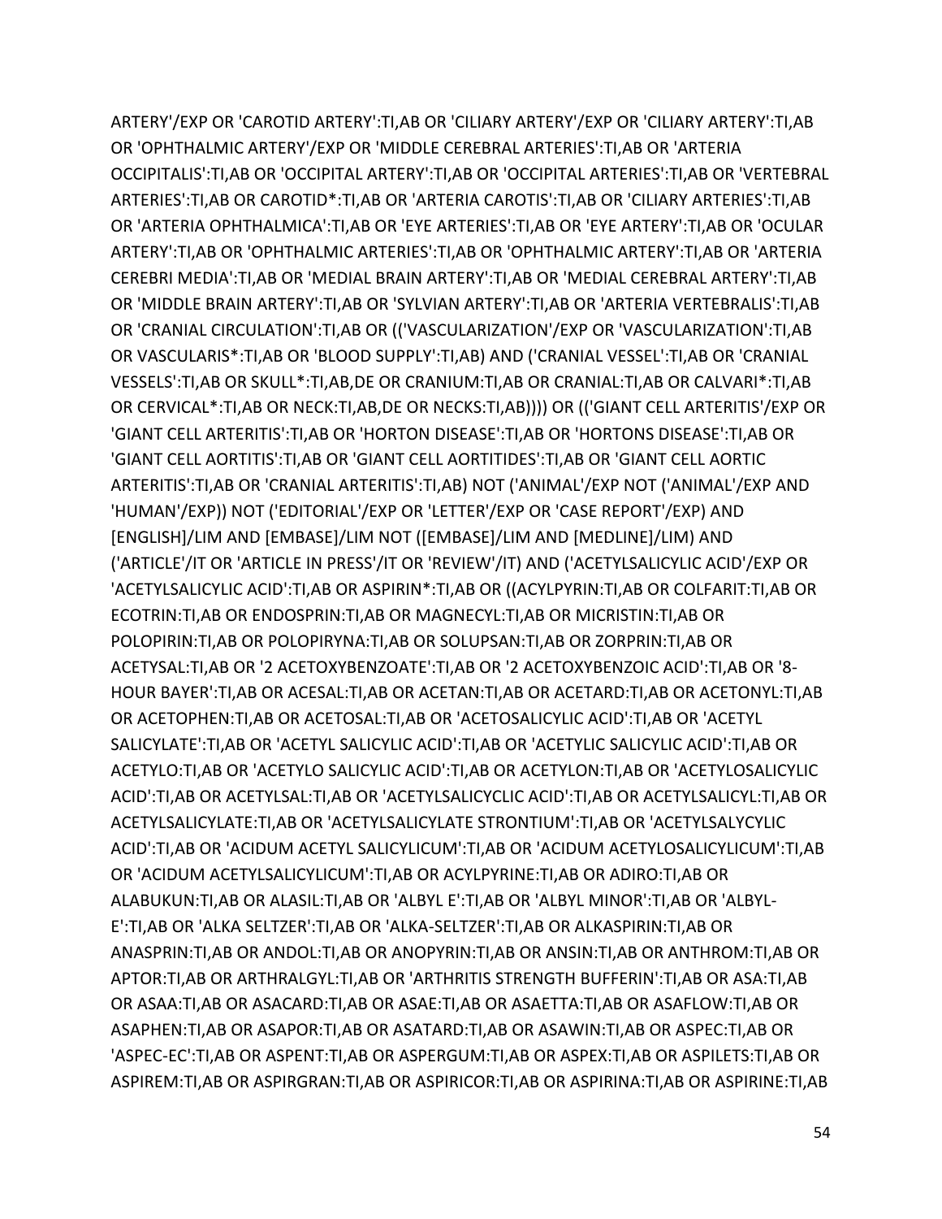ARTERY'/EXP OR 'CAROTID ARTERY':TI,AB OR 'CILIARY ARTERY'/EXP OR 'CILIARY ARTERY':TI,AB OR 'OPHTHALMIC ARTERY'/EXP OR 'MIDDLE CEREBRAL ARTERIES':TI,AB OR 'ARTERIA OCCIPITALIS':TI,AB OR 'OCCIPITAL ARTERY':TI,AB OR 'OCCIPITAL ARTERIES':TI,AB OR 'VERTEBRAL ARTERIES':TI,AB OR CAROTID*:TI,AB OR 'ARTERIA CAROTIS':TI,AB OR 'CILIARY ARTERIES':TI,AB OR 'ARTERIA OPHTHALMICA':TI,AB OR 'EYE ARTERIES':TI,AB OR 'EYE ARTERY':TI,AB OR 'OCULAR ARTERY':TI,AB OR 'OPHTHALMIC ARTERIES':TI,AB OR 'OPHTHALMIC ARTERY':TI,AB OR 'ARTERIA CEREBRI MEDIA':TI,AB OR 'MEDIAL BRAIN ARTERY':TI,AB OR 'MEDIAL CEREBRAL ARTERY':TI,AB OR 'MIDDLE BRAIN ARTERY':TI,AB OR 'SYLVIAN ARTERY':TI,AB OR 'ARTERIA VERTEBRALIS':TI,AB OR 'CRANIAL CIRCULATION':TI,AB OR (('VASCULARIZATION'/EXP OR 'VASCULARIZATION':TI,AB OR VASCULARIS*:TI,AB OR 'BLOOD SUPPLY':TI,AB) AND ('CRANIAL VESSEL':TI,AB OR 'CRANIAL VESSELS':TI,AB OR SKULL*:TI,AB,DE OR CRANIUM:TI,AB OR CRANIAL:TI,AB OR CALVARI*:TI,AB OR CERVICAL*:TI,AB OR NECK:TI,AB,DE OR NECKS:TI,AB)))) OR (('GIANT CELL ARTERITIS'/EXP OR 'GIANT CELL ARTERITIS':TI,AB OR 'HORTON DISEASE':TI,AB OR 'HORTONS DISEASE':TI,AB OR 'GIANT CELL AORTITIS':TI,AB OR 'GIANT CELL AORTITIDES':TI,AB OR 'GIANT CELL AORTIC ARTERITIS':TI,AB OR 'CRANIAL ARTERITIS':TI,AB) NOT ('ANIMAL'/EXP NOT ('ANIMAL'/EXP AND 'HUMAN'/EXP)) NOT ('EDITORIAL'/EXP OR 'LETTER'/EXP OR 'CASE REPORT'/EXP) AND [ENGLISH]/LIM AND [EMBASE]/LIM NOT ([EMBASE]/LIM AND [MEDLINE]/LIM) AND ('ARTICLE'/IT OR 'ARTICLE IN PRESS'/IT OR 'REVIEW'/IT) AND ('ACETYLSALICYLIC ACID'/EXP OR 'ACETYLSALICYLIC ACID':TI,AB OR ASPIRIN*:TI,AB OR ((ACYLPYRIN:TI,AB OR COLFARIT:TI,AB OR ECOTRIN:TI,AB OR ENDOSPRIN:TI,AB OR MAGNECYL:TI,AB OR MICRISTIN:TI,AB OR POLOPIRIN:TI,AB OR POLOPIRYNA:TI,AB OR SOLUPSAN:TI,AB OR ZORPRIN:TI,AB OR ACETYSAL:TI,AB OR '2 ACETOXYBENZOATE':TI,AB OR '2 ACETOXYBENZOIC ACID':TI,AB OR '8-HOUR BAYER':TI,AB OR ACESAL:TI,AB OR ACETAN:TI,AB OR ACETARD:TI,AB OR ACETONYL:TI,AB OR ACETOPHEN:TI,AB OR ACETOSAL:TI,AB OR 'ACETOSALICYLIC ACID':TI,AB OR 'ACETYL SALICYLATE':TI,AB OR 'ACETYL SALICYLIC ACID':TI,AB OR 'ACETYLIC SALICYLIC ACID':TI,AB OR ACETYLO:TI,AB OR 'ACETYLO SALICYLIC ACID':TI,AB OR ACETYLON:TI,AB OR 'ACETYLOSALICYLIC ACID':TI,AB OR ACETYLSAL:TI,AB OR 'ACETYLSALICYCLIC ACID':TI,AB OR ACETYLSALICYL:TI,AB OR ACETYLSALICYLATE:TI,AB OR 'ACETYLSALICYLATE STRONTIUM':TI,AB OR 'ACETYLSALYCYLIC ACID':TI,AB OR 'ACIDUM ACETYL SALICYLICUM':TI,AB OR 'ACIDUM ACETYLOSALICYLICUM':TI,AB OR 'ACIDUM ACETYLSALICYLICUM':TI,AB OR ACYLPYRINE:TI,AB OR ADIRO:TI,AB OR ALABUKUN:TI,AB OR ALASIL:TI,AB OR 'ALBYL E':TI,AB OR 'ALBYL MINOR':TI,AB OR 'ALBYL-E':TI,AB OR 'ALKA SELTZER':TI,AB OR 'ALKA-SELTZER':TI,AB OR ALKASPIRIN:TI,AB OR ANASPRIN:TI,AB OR ANDOL:TI,AB OR ANOPYRIN:TI,AB OR ANSIN:TI,AB OR ANTHROM:TI,AB OR APTOR:TI,AB OR ARTHRALGYL:TI,AB OR 'ARTHRITIS STRENGTH BUFFERIN':TI,AB OR ASA:TI,AB OR ASAA:TI,AB OR ASACARD:TI,AB OR ASAE:TI,AB OR ASAETTA:TI,AB OR ASAFLOW:TI,AB OR ASAPHEN:TI,AB OR ASAPOR:TI,AB OR ASATARD:TI,AB OR ASAWIN:TI,AB OR ASPEC:TI,AB OR 'ASPEC-EC':TI,AB OR ASPENT:TI,AB OR ASPERGUM:TI,AB OR ASPEX:TI,AB OR ASPILETS:TI,AB OR ASPIREM:TI,AB OR ASPIRGRAN:TI,AB OR ASPIRICOR:TI,AB OR ASPIRINA:TI,AB OR ASPIRINE:TI,AB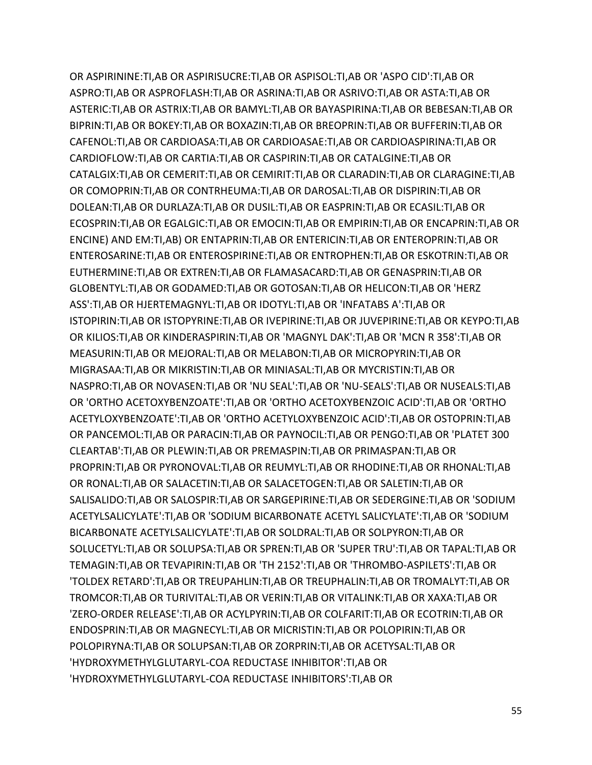OR ASPIRININE:TI,AB OR ASPIRISUCRE:TI,AB OR ASPISOL:TI,AB OR 'ASPO CID':TI,AB OR ASPRO:TI,AB OR ASPROFLASH:TI,AB OR ASRINA:TI,AB OR ASRIVO:TI,AB OR ASTA:TI,AB OR ASTERIC:TI,AB OR ASTRIX:TI,AB OR BAMYL:TI,AB OR BAYASPIRINA:TI,AB OR BEBESAN:TI,AB OR BIPRIN:TI,AB OR BOKEY:TI,AB OR BOXAZIN:TI,AB OR BREOPRIN:TI,AB OR BUFFERIN:TI,AB OR CAFENOL:TI,AB OR CARDIOASA:TI,AB OR CARDIOASAE:TI,AB OR CARDIOASPIRINA:TI,AB OR CARDIOFLOW:TI,AB OR CARTIA:TI,AB OR CASPIRIN:TI,AB OR CATALGINE:TI,AB OR CATALGIX:TI,AB OR CEMERIT:TI,AB OR CEMIRIT:TI,AB OR CLARADIN:TI,AB OR CLARAGINE:TI,AB OR COMOPRIN:TI,AB OR CONTRHEUMA:TI,AB OR DAROSAL:TI,AB OR DISPIRIN:TI,AB OR DOLEAN:TI,AB OR DURLAZA:TI,AB OR DUSIL:TI,AB OR EASPRIN:TI,AB OR ECASIL:TI,AB OR ECOSPRIN:TI,AB OR EGALGIC:TI,AB OR EMOCIN:TI,AB OR EMPIRIN:TI,AB OR ENCAPRIN:TI,AB OR ENCINE) AND EM:TI,AB) OR ENTAPRIN:TI,AB OR ENTERICIN:TI,AB OR ENTEROPRIN:TI,AB OR ENTEROSARINE:TI,AB OR ENTEROSPIRINE:TI,AB OR ENTROPHEN:TI,AB OR ESKOTRIN:TI,AB OR EUTHERMINE:TI,AB OR EXTREN:TI,AB OR FLAMASACARD:TI,AB OR GENASPRIN:TI,AB OR GLOBENTYL:TI,AB OR GODAMED:TI,AB OR GOTOSAN:TI,AB OR HELICON:TI,AB OR 'HERZ ASS':TI,AB OR HJERTEMAGNYL:TI,AB OR IDOTYL:TI,AB OR 'INFATABS A':TI,AB OR ISTOPIRIN:TI,AB OR ISTOPYRINE:TI,AB OR IVEPIRINE:TI,AB OR JUVEPIRINE:TI,AB OR KEYPO:TI,AB OR KILIOS:TI,AB OR KINDERASPIRIN:TI,AB OR 'MAGNYL DAK':TI,AB OR 'MCN R 358':TI,AB OR MEASURIN:TI,AB OR MEJORAL:TI,AB OR MELABON:TI,AB OR MICROPYRIN:TI,AB OR MIGRASAA:TI,AB OR MIKRISTIN:TI,AB OR MINIASAL:TI,AB OR MYCRISTIN:TI,AB OR NASPRO:TI,AB OR NOVASEN:TI,AB OR 'NU SEAL':TI,AB OR 'NU-SEALS':TI,AB OR NUSEALS:TI,AB OR 'ORTHO ACETOXYBENZOATE':TI,AB OR 'ORTHO ACETOXYBENZOIC ACID':TI,AB OR 'ORTHO ACETYLOXYBENZOATE':TI,AB OR 'ORTHO ACETYLOXYBENZOIC ACID':TI,AB OR OSTOPRIN:TI,AB OR PANCEMOL:TI,AB OR PARACIN:TI,AB OR PAYNOCIL:TI,AB OR PENGO:TI,AB OR 'PLATET 300 CLEARTAB':TI,AB OR PLEWIN:TI,AB OR PREMASPIN:TI,AB OR PRIMASPAN:TI,AB OR PROPRIN:TI,AB OR PYRONOVAL:TI,AB OR REUMYL:TI,AB OR RHODINE:TI,AB OR RHONAL:TI,AB OR RONAL:TI,AB OR SALACETIN:TI,AB OR SALACETOGEN:TI,AB OR SALETIN:TI,AB OR SALISALIDO:TI,AB OR SALOSPIR:TI,AB OR SARGEPIRINE:TI,AB OR SEDERGINE:TI,AB OR 'SODIUM ACETYLSALICYLATE':TI,AB OR 'SODIUM BICARBONATE ACETYL SALICYLATE':TI,AB OR 'SODIUM BICARBONATE ACETYLSALICYLATE':TI,AB OR SOLDRAL:TI,AB OR SOLPYRON:TI,AB OR SOLUCETYL:TI,AB OR SOLUPSA:TI,AB OR SPREN:TI,AB OR 'SUPER TRU':TI,AB OR TAPAL:TI,AB OR TEMAGIN:TI,AB OR TEVAPIRIN:TI,AB OR 'TH 2152':TI,AB OR 'THROMBO-ASPILETS':TI,AB OR 'TOLDEX RETARD':TI,AB OR TREUPAHLIN:TI,AB OR TREUPHALIN:TI,AB OR TROMALYT:TI,AB OR TROMCOR:TI,AB OR TURIVITAL:TI,AB OR VERIN:TI,AB OR VITALINK:TI,AB OR XAXA:TI,AB OR 'ZERO-ORDER RELEASE':TI,AB OR ACYLPYRIN:TI,AB OR COLFARIT:TI,AB OR ECOTRIN:TI,AB OR ENDOSPRIN:TI,AB OR MAGNECYL:TI,AB OR MICRISTIN:TI,AB OR POLOPIRIN:TI,AB OR POLOPIRYNA:TI,AB OR SOLUPSAN:TI,AB OR ZORPRIN:TI,AB OR ACETYSAL:TI,AB OR 'HYDROXYMETHYLGLUTARYL-COA REDUCTASE INHIBITOR':TI,AB OR 'HYDROXYMETHYLGLUTARYL-COA REDUCTASE INHIBITORS':TI,AB OR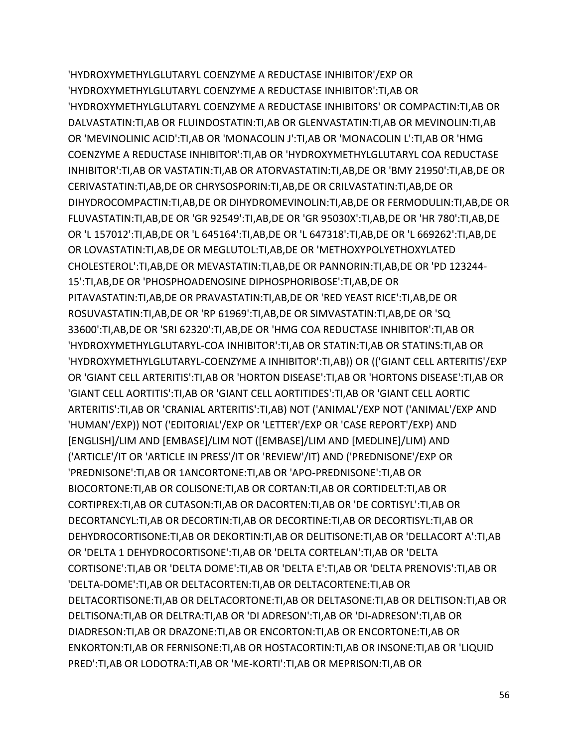'HYDROXYMETHYLGLUTARYL COENZYME A REDUCTASE INHIBITOR'/EXP OR 'HYDROXYMETHYLGLUTARYL COENZYME A REDUCTASE INHIBITOR':TI,AB OR 'HYDROXYMETHYLGLUTARYL COENZYME A REDUCTASE INHIBITORS' OR COMPACTIN:TI,AB OR DALVASTATIN:TI,AB OR FLUINDOSTATIN:TI,AB OR GLENVASTATIN:TI,AB OR MEVINOLIN:TI,AB OR 'MEVINOLINIC ACID':TI,AB OR 'MONACOLIN J':TI,AB OR 'MONACOLIN L':TI,AB OR 'HMG COENZYME A REDUCTASE INHIBITOR':TI,AB OR 'HYDROXYMETHYLGLUTARYL COA REDUCTASE INHIBITOR':TI,AB OR VASTATIN:TI,AB OR ATORVASTATIN:TI,AB,DE OR 'BMY 21950':TI,AB,DE OR CERIVASTATIN:TI,AB,DE OR CHRYSOSPORIN:TI,AB,DE OR CRILVASTATIN:TI,AB,DE OR DIHYDROCOMPACTIN:TI,AB,DE OR DIHYDROMEVINOLIN:TI,AB,DE OR FERMODULIN:TI,AB,DE OR FLUVASTATIN:TI,AB,DE OR 'GR 92549':TI,AB,DE OR 'GR 95030X':TI,AB,DE OR 'HR 780':TI,AB,DE OR 'L 157012':TI,AB,DE OR 'L 645164':TI,AB,DE OR 'L 647318':TI,AB,DE OR 'L 669262':TI,AB,DE OR LOVASTATIN:TI,AB,DE OR MEGLUTOL:TI,AB,DE OR 'METHOXYPOLYETHOXYLATED CHOLESTEROL':TI,AB,DE OR MEVASTATIN:TI,AB,DE OR PANNORIN:TI,AB,DE OR 'PD 123244-15':TI,AB,DE OR 'PHOSPHOADENOSINE DIPHOSPHORIBOSE':TI,AB,DE OR PITAVASTATIN:TI,AB,DE OR PRAVASTATIN:TI,AB,DE OR 'RED YEAST RICE':TI,AB,DE OR ROSUVASTATIN:TI,AB,DE OR 'RP 61969':TI,AB,DE OR SIMVASTATIN:TI,AB,DE OR 'SQ 33600':TI,AB,DE OR 'SRI 62320':TI,AB,DE OR 'HMG COA REDUCTASE INHIBITOR':TI,AB OR 'HYDROXYMETHYLGLUTARYL-COA INHIBITOR':TI,AB OR STATIN:TI,AB OR STATINS:TI,AB OR 'HYDROXYMETHYLGLUTARYL-COENZYME A INHIBITOR':TI,AB)) OR (('GIANT CELL ARTERITIS'/EXP OR 'GIANT CELL ARTERITIS':TI,AB OR 'HORTON DISEASE':TI,AB OR 'HORTONS DISEASE':TI,AB OR 'GIANT CELL AORTITIS':TI,AB OR 'GIANT CELL AORTITIDES':TI,AB OR 'GIANT CELL AORTIC ARTERITIS':TI,AB OR 'CRANIAL ARTERITIS':TI,AB) NOT ('ANIMAL'/EXP NOT ('ANIMAL'/EXP AND 'HUMAN'/EXP)) NOT ('EDITORIAL'/EXP OR 'LETTER'/EXP OR 'CASE REPORT'/EXP) AND [ENGLISH]/LIM AND [EMBASE]/LIM NOT ([EMBASE]/LIM AND [MEDLINE]/LIM) AND ('ARTICLE'/IT OR 'ARTICLE IN PRESS'/IT OR 'REVIEW'/IT) AND ('PREDNISONE'/EXP OR 'PREDNISONE':TI,AB OR 1ANCORTONE:TI,AB OR 'APO-PREDNISONE':TI,AB OR BIOCORTONE:TI,AB OR COLISONE:TI,AB OR CORTAN:TI,AB OR CORTIDELT:TI,AB OR CORTIPREX:TI,AB OR CUTASON:TI,AB OR DACORTEN:TI,AB OR 'DE CORTISYL':TI,AB OR DECORTANCYL:TI,AB OR DECORTIN:TI,AB OR DECORTINE:TI,AB OR DECORTISYL:TI,AB OR DEHYDROCORTISONE:TI,AB OR DEKORTIN:TI,AB OR DELITISONE:TI,AB OR 'DELLACORT A':TI,AB OR 'DELTA 1 DEHYDROCORTISONE':TI,AB OR 'DELTA CORTELAN':TI,AB OR 'DELTA CORTISONE':TI,AB OR 'DELTA DOME':TI,AB OR 'DELTA E':TI,AB OR 'DELTA PRENOVIS':TI,AB OR 'DELTA-DOME':TI,AB OR DELTACORTEN:TI,AB OR DELTACORTENE:TI,AB OR DELTACORTISONE:TI,AB OR DELTACORTONE:TI,AB OR DELTASONE:TI,AB OR DELTISON:TI,AB OR DELTISONA:TI,AB OR DELTRA:TI,AB OR 'DI ADRESON':TI,AB OR 'DI-ADRESON':TI,AB OR DIADRESON:TI,AB OR DRAZONE:TI,AB OR ENCORTON:TI,AB OR ENCORTONE:TI,AB OR ENKORTON:TI,AB OR FERNISONE:TI,AB OR HOSTACORTIN:TI,AB OR INSONE:TI,AB OR 'LIQUID PRED':TI,AB OR LODOTRA:TI,AB OR 'ME-KORTI':TI,AB OR MEPRISON:TI,AB OR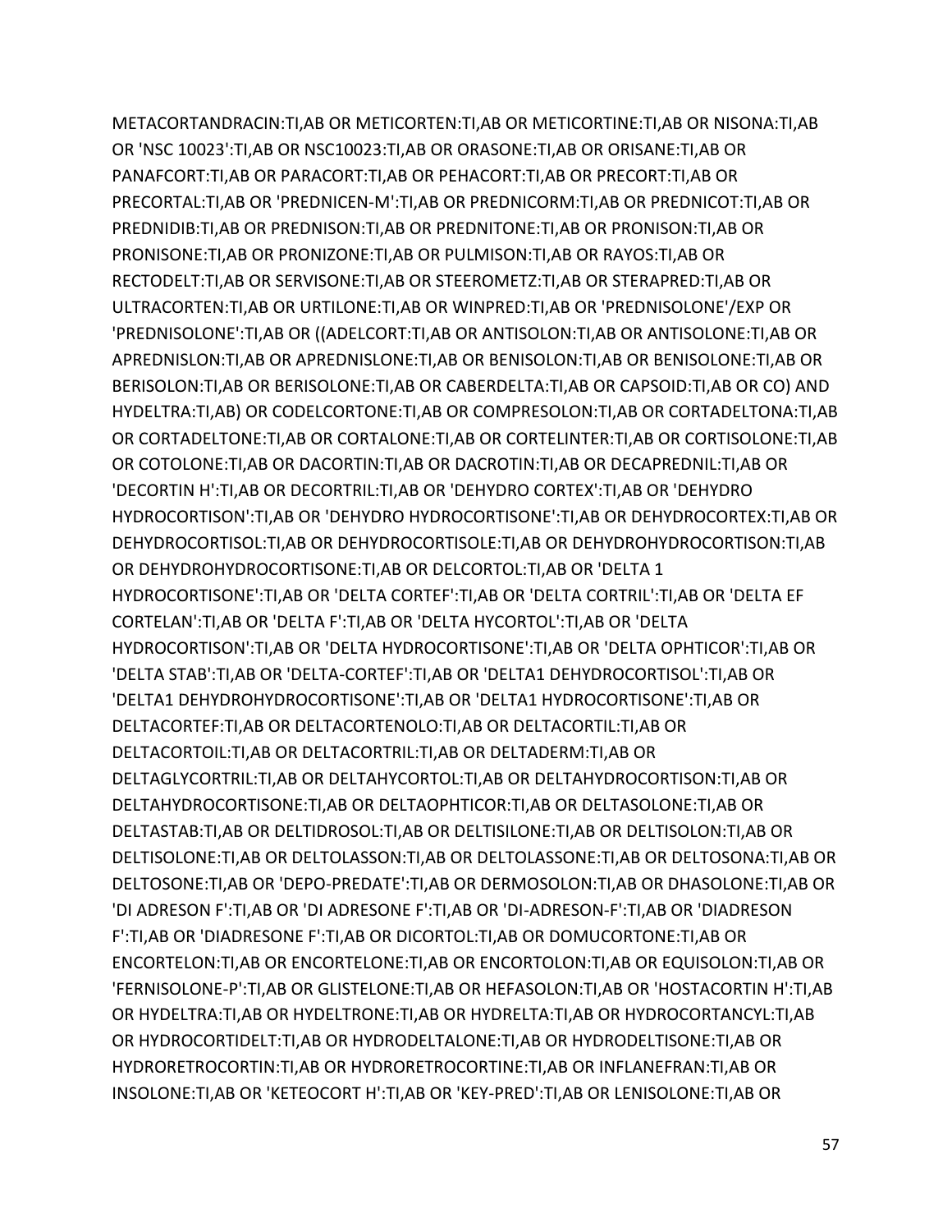METACORTANDRACIN:TI,AB OR METICORTEN:TI,AB OR METICORTINE:TI,AB OR NISONA:TI,AB OR 'NSC 10023':TI,AB OR NSC10023:TI,AB OR ORASONE:TI,AB OR ORISANE:TI,AB OR PANAFCORT:TI,AB OR PARACORT:TI,AB OR PEHACORT:TI,AB OR PRECORT:TI,AB OR PRECORTAL:TI,AB OR 'PREDNICEN-M':TI,AB OR PREDNICORM:TI,AB OR PREDNICOT:TI,AB OR PREDNIDIB:TI,AB OR PREDNISON:TI,AB OR PREDNITONE:TI,AB OR PRONISON:TI,AB OR PRONISONE:TI,AB OR PRONIZONE:TI,AB OR PULMISON:TI,AB OR RAYOS:TI,AB OR RECTODELT:TI,AB OR SERVISONE:TI,AB OR STEEROMETZ:TI,AB OR STERAPRED:TI,AB OR ULTRACORTEN:TI,AB OR URTILONE:TI,AB OR WINPRED:TI,AB OR 'PREDNISOLONE'/EXP OR 'PREDNISOLONE':TI,AB OR ((ADELCORT:TI,AB OR ANTISOLON:TI,AB OR ANTISOLONE:TI,AB OR APREDNISLON:TI,AB OR APREDNISLONE:TI,AB OR BENISOLON:TI,AB OR BENISOLONE:TI,AB OR BERISOLON:TI,AB OR BERISOLONE:TI,AB OR CABERDELTA:TI,AB OR CAPSOID:TI,AB OR CO) AND HYDELTRA:TI,AB) OR CODELCORTONE:TI,AB OR COMPRESOLON:TI,AB OR CORTADELTONA:TI,AB OR CORTADELTONE:TI,AB OR CORTALONE:TI,AB OR CORTELINTER:TI,AB OR CORTISOLONE:TI,AB OR COTOLONE:TI,AB OR DACORTIN:TI,AB OR DACROTIN:TI,AB OR DECAPREDNIL:TI,AB OR 'DECORTIN H':TI,AB OR DECORTRIL:TI,AB OR 'DEHYDRO CORTEX':TI,AB OR 'DEHYDRO HYDROCORTISON':TI,AB OR 'DEHYDRO HYDROCORTISONE':TI,AB OR DEHYDROCORTEX:TI,AB OR DEHYDROCORTISOL:TI,AB OR DEHYDROCORTISOLE:TI,AB OR DEHYDROHYDROCORTISON:TI,AB OR DEHYDROHYDROCORTISONE:TI,AB OR DELCORTOL:TI,AB OR 'DELTA 1 HYDROCORTISONE':TI,AB OR 'DELTA CORTEF':TI,AB OR 'DELTA CORTRIL':TI,AB OR 'DELTA EF CORTELAN':TI,AB OR 'DELTA F':TI,AB OR 'DELTA HYCORTOL':TI,AB OR 'DELTA HYDROCORTISON':TI,AB OR 'DELTA HYDROCORTISONE':TI,AB OR 'DELTA OPHTICOR':TI,AB OR 'DELTA STAB':TI,AB OR 'DELTA-CORTEF':TI,AB OR 'DELTA1 DEHYDROCORTISOL':TI,AB OR 'DELTA1 DEHYDROHYDROCORTISONE':TI,AB OR 'DELTA1 HYDROCORTISONE':TI,AB OR DELTACORTEF:TI,AB OR DELTACORTENOLO:TI,AB OR DELTACORTIL:TI,AB OR DELTACORTOIL:TI,AB OR DELTACORTRIL:TI,AB OR DELTADERM:TI,AB OR DELTAGLYCORTRIL:TI,AB OR DELTAHYCORTOL:TI,AB OR DELTAHYDROCORTISON:TI,AB OR DELTAHYDROCORTISONE:TI,AB OR DELTAOPHTICOR:TI,AB OR DELTASOLONE:TI,AB OR DELTASTAB:TI,AB OR DELTIDROSOL:TI,AB OR DELTISILONE:TI,AB OR DELTISOLON:TI,AB OR DELTISOLONE:TI,AB OR DELTOLASSON:TI,AB OR DELTOLASSONE:TI,AB OR DELTOSONA:TI,AB OR DELTOSONE:TI,AB OR 'DEPO-PREDATE':TI,AB OR DERMOSOLON:TI,AB OR DHASOLONE:TI,AB OR 'DI ADRESON F':TI,AB OR 'DI ADRESONE F':TI,AB OR 'DI-ADRESON-F':TI,AB OR 'DIADRESON F':TI,AB OR 'DIADRESONE F':TI,AB OR DICORTOL:TI,AB OR DOMUCORTONE:TI,AB OR ENCORTELON:TI,AB OR ENCORTELONE:TI,AB OR ENCORTOLON:TI,AB OR EQUISOLON:TI,AB OR 'FERNISOLONE-P':TI,AB OR GLISTELONE:TI,AB OR HEFASOLON:TI,AB OR 'HOSTACORTIN H':TI,AB OR HYDELTRA:TI,AB OR HYDELTRONE:TI,AB OR HYDRELTA:TI,AB OR HYDROCORTANCYL:TI,AB OR HYDROCORTIDELT:TI,AB OR HYDRODELTALONE:TI,AB OR HYDRODELTISONE:TI,AB OR HYDRORETROCORTIN:TI,AB OR HYDRORETROCORTINE:TI,AB OR INFLANEFRAN:TI,AB OR INSOLONE:TI,AB OR 'KETEOCORT H':TI,AB OR 'KEY-PRED':TI,AB OR LENISOLONE:TI,AB OR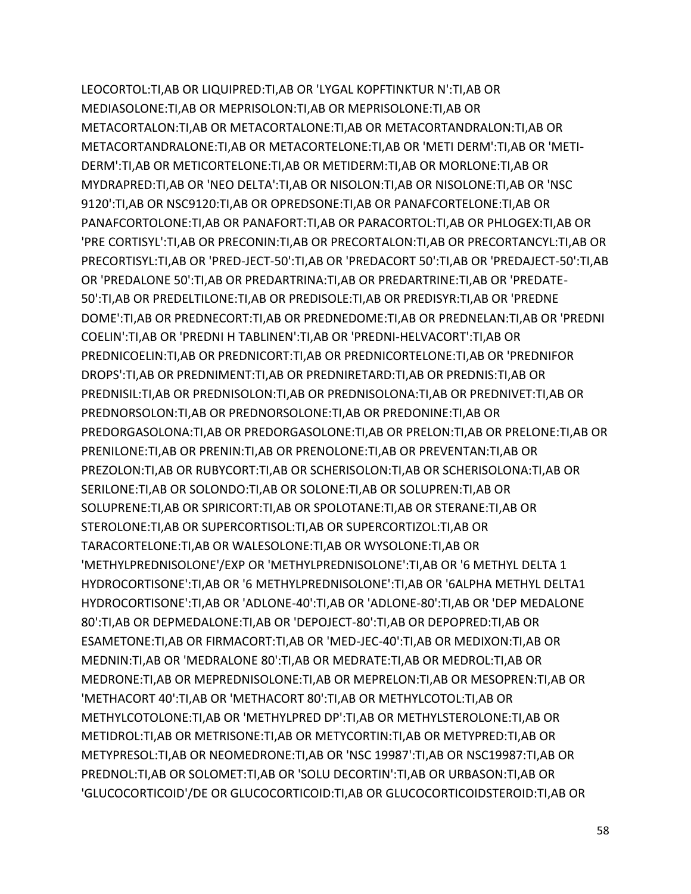LEOCORTOL:TI,AB OR LIQUIPRED:TI,AB OR 'LYGAL KOPFTINKTUR N':TI,AB OR MEDIASOLONE:TI,AB OR MEPRISOLON:TI,AB OR MEPRISOLONE:TI,AB OR METACORTALON:TI,AB OR METACORTALONE:TI,AB OR METACORTANDRALON:TI,AB OR METACORTANDRALONE:TI,AB OR METACORTELONE:TI,AB OR 'METI DERM':TI,AB OR 'METI-DERM':TI,AB OR METICORTELONE:TI,AB OR METIDERM:TI,AB OR MORLONE:TI,AB OR MYDRAPRED:TI,AB OR 'NEO DELTA':TI,AB OR NISOLON:TI,AB OR NISOLONE:TI,AB OR 'NSC 9120':TI,AB OR NSC9120:TI,AB OR OPREDSONE:TI,AB OR PANAFCORTELONE:TI,AB OR PANAFCORTOLONE:TI,AB OR PANAFORT:TI,AB OR PARACORTOL:TI,AB OR PHLOGEX:TI,AB OR 'PRE CORTISYL':TI,AB OR PRECONIN:TI,AB OR PRECORTALON:TI,AB OR PRECORTANCYL:TI,AB OR PRECORTISYL:TI,AB OR 'PRED-JECT-50':TI,AB OR 'PREDACORT 50':TI,AB OR 'PREDAJECT-50':TI,AB OR 'PREDALONE 50':TI,AB OR PREDARTRINA:TI,AB OR PREDARTRINE:TI,AB OR 'PREDATE-50':TI,AB OR PREDELTILONE:TI,AB OR PREDISOLE:TI,AB OR PREDISYR:TI,AB OR 'PREDNE DOME':TI,AB OR PREDNECORT:TI,AB OR PREDNEDOME:TI,AB OR PREDNELAN:TI,AB OR 'PREDNI COELIN':TI,AB OR 'PREDNI H TABLINEN':TI,AB OR 'PREDNI-HELVACORT':TI,AB OR PREDNICOELIN:TI,AB OR PREDNICORT:TI,AB OR PREDNICORTELONE:TI,AB OR 'PREDNIFOR DROPS':TI,AB OR PREDNIMENT:TI,AB OR PREDNIRETARD:TI,AB OR PREDNIS:TI,AB OR PREDNISIL:TI,AB OR PREDNISOLON:TI,AB OR PREDNISOLONA:TI,AB OR PREDNIVET:TI,AB OR PREDNORSOLON:TI,AB OR PREDNORSOLONE:TI,AB OR PREDONINE:TI,AB OR PREDORGASOLONA:TI,AB OR PREDORGASOLONE:TI,AB OR PRELON:TI,AB OR PRELONE:TI,AB OR PRENILONE:TI,AB OR PRENIN:TI,AB OR PRENOLONE:TI,AB OR PREVENTAN:TI,AB OR PREZOLON:TI,AB OR RUBYCORT:TI,AB OR SCHERISOLON:TI,AB OR SCHERISOLONA:TI,AB OR SERILONE:TI,AB OR SOLONDO:TI,AB OR SOLONE:TI,AB OR SOLUPREN:TI,AB OR SOLUPRENE:TI,AB OR SPIRICORT:TI,AB OR SPOLOTANE:TI,AB OR STERANE:TI,AB OR STEROLONE:TI,AB OR SUPERCORTISOL:TI,AB OR SUPERCORTIZOL:TI,AB OR TARACORTELONE:TI,AB OR WALESOLONE:TI,AB OR WYSOLONE:TI,AB OR 'METHYLPREDNISOLONE'/EXP OR 'METHYLPREDNISOLONE':TI,AB OR '6 METHYL DELTA 1 HYDROCORTISONE':TI,AB OR '6 METHYLPREDNISOLONE':TI,AB OR '6ALPHA METHYL DELTA1 HYDROCORTISONE':TI,AB OR 'ADLONE-40':TI,AB OR 'ADLONE-80':TI,AB OR 'DEP MEDALONE 80':TI,AB OR DEPMEDALONE:TI,AB OR 'DEPOJECT-80':TI,AB OR DEPOPRED:TI,AB OR ESAMETONE:TI,AB OR FIRMACORT:TI,AB OR 'MED-JEC-40':TI,AB OR MEDIXON:TI,AB OR MEDNIN:TI,AB OR 'MEDRALONE 80':TI,AB OR MEDRATE:TI,AB OR MEDROL:TI,AB OR MEDRONE:TI,AB OR MEPREDNISOLONE:TI,AB OR MEPRELON:TI,AB OR MESOPREN:TI,AB OR 'METHACORT 40':TI,AB OR 'METHACORT 80':TI,AB OR METHYLCOTOL:TI,AB OR METHYLCOTOLONE:TI,AB OR 'METHYLPRED DP':TI,AB OR METHYLSTEROLONE:TI,AB OR METIDROL:TI,AB OR METRISONE:TI,AB OR METYCORTIN:TI,AB OR METYPRED:TI,AB OR METYPRESOL:TI,AB OR NEOMEDRONE:TI,AB OR 'NSC 19987':TI,AB OR NSC19987:TI,AB OR PREDNOL:TI,AB OR SOLOMET:TI,AB OR 'SOLU DECORTIN':TI,AB OR URBASON:TI,AB OR 'GLUCOCORTICOID'/DE OR GLUCOCORTICOID:TI,AB OR GLUCOCORTICOIDSTEROID:TI,AB OR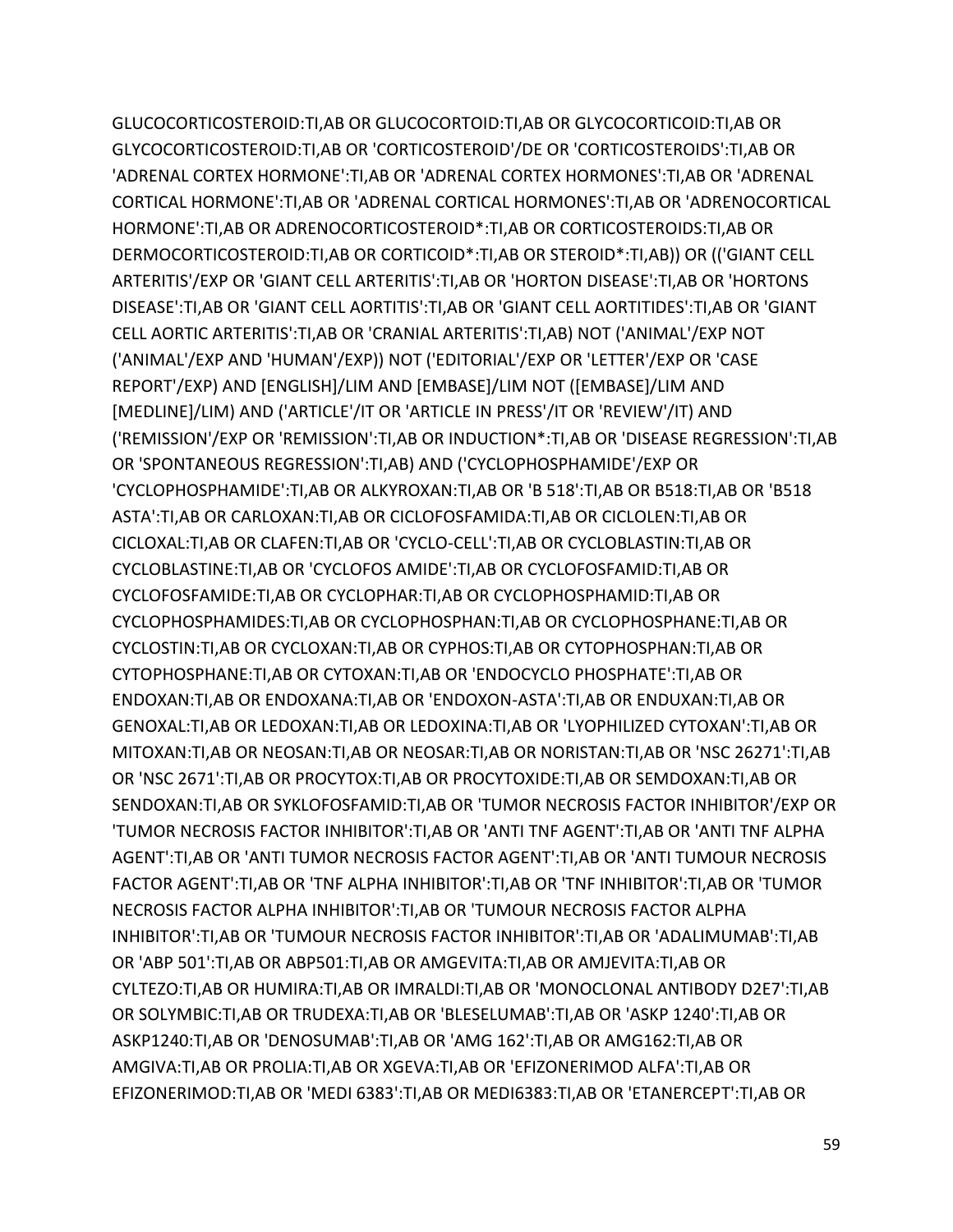GLUCOCORTICOSTEROID:TI,AB OR GLUCOCORTOID:TI,AB OR GLYCOCORTICOID:TI,AB OR GLYCOCORTICOSTEROID:TI,AB OR 'CORTICOSTEROID'/DE OR 'CORTICOSTEROIDS':TI,AB OR 'ADRENAL CORTEX HORMONE':TI,AB OR 'ADRENAL CORTEX HORMONES':TI,AB OR 'ADRENAL CORTICAL HORMONE':TI,AB OR 'ADRENAL CORTICAL HORMONES':TI,AB OR 'ADRENOCORTICAL HORMONE':TI,AB OR ADRENOCORTICOSTEROID*:TI,AB OR CORTICOSTEROIDS:TI,AB OR DERMOCORTICOSTEROID:TI,AB OR CORTICOID*:TI,AB OR STEROID*:TI,AB)) OR (('GIANT CELL ARTERITIS'/EXP OR 'GIANT CELL ARTERITIS':TI,AB OR 'HORTON DISEASE':TI,AB OR 'HORTONS DISEASE':TI,AB OR 'GIANT CELL AORTITIS':TI,AB OR 'GIANT CELL AORTITIDES':TI,AB OR 'GIANT CELL AORTIC ARTERITIS':TI,AB OR 'CRANIAL ARTERITIS':TI,AB) NOT ('ANIMAL'/EXP NOT ('ANIMAL'/EXP AND 'HUMAN'/EXP)) NOT ('EDITORIAL'/EXP OR 'LETTER'/EXP OR 'CASE REPORT'/EXP) AND [ENGLISH]/LIM AND [EMBASE]/LIM NOT ([EMBASE]/LIM AND [MEDLINE]/LIM) AND ('ARTICLE'/IT OR 'ARTICLE IN PRESS'/IT OR 'REVIEW'/IT) AND ('REMISSION'/EXP OR 'REMISSION':TI,AB OR INDUCTION*:TI,AB OR 'DISEASE REGRESSION':TI,AB OR 'SPONTANEOUS REGRESSION':TI,AB) AND ('CYCLOPHOSPHAMIDE'/EXP OR 'CYCLOPHOSPHAMIDE':TI,AB OR ALKYROXAN:TI,AB OR 'B 518':TI,AB OR B518:TI,AB OR 'B518 ASTA':TI,AB OR CARLOXAN:TI,AB OR CICLOFOSFAMIDA:TI,AB OR CICLOLEN:TI,AB OR CICLOXAL:TI,AB OR CLAFEN:TI,AB OR 'CYCLO-CELL':TI,AB OR CYCLOBLASTIN:TI,AB OR CYCLOBLASTINE:TI,AB OR 'CYCLOFOS AMIDE':TI,AB OR CYCLOFOSFAMID:TI,AB OR CYCLOFOSFAMIDE:TI,AB OR CYCLOPHAR:TI,AB OR CYCLOPHOSPHAMID:TI,AB OR CYCLOPHOSPHAMIDES:TI,AB OR CYCLOPHOSPHAN:TI,AB OR CYCLOPHOSPHANE:TI,AB OR CYCLOSTIN:TI,AB OR CYCLOXAN:TI,AB OR CYPHOS:TI,AB OR CYTOPHOSPHAN:TI,AB OR CYTOPHOSPHANE:TI,AB OR CYTOXAN:TI,AB OR 'ENDOCYCLO PHOSPHATE':TI,AB OR ENDOXAN:TI,AB OR ENDOXANA:TI,AB OR 'ENDOXON-ASTA':TI,AB OR ENDUXAN:TI,AB OR GENOXAL:TI,AB OR LEDOXAN:TI,AB OR LEDOXINA:TI,AB OR 'LYOPHILIZED CYTOXAN':TI,AB OR MITOXAN:TI,AB OR NEOSAN:TI,AB OR NEOSAR:TI,AB OR NORISTAN:TI,AB OR 'NSC 26271':TI,AB OR 'NSC 2671':TI,AB OR PROCYTOX:TI,AB OR PROCYTOXIDE:TI,AB OR SEMDOXAN:TI,AB OR SENDOXAN:TI,AB OR SYKLOFOSFAMID:TI,AB OR 'TUMOR NECROSIS FACTOR INHIBITOR'/EXP OR 'TUMOR NECROSIS FACTOR INHIBITOR':TI,AB OR 'ANTI TNF AGENT':TI,AB OR 'ANTI TNF ALPHA AGENT':TI,AB OR 'ANTI TUMOR NECROSIS FACTOR AGENT':TI,AB OR 'ANTI TUMOUR NECROSIS FACTOR AGENT':TI,AB OR 'TNF ALPHA INHIBITOR':TI,AB OR 'TNF INHIBITOR':TI,AB OR 'TUMOR NECROSIS FACTOR ALPHA INHIBITOR':TI,AB OR 'TUMOUR NECROSIS FACTOR ALPHA INHIBITOR':TI,AB OR 'TUMOUR NECROSIS FACTOR INHIBITOR':TI,AB OR 'ADALIMUMAB':TI,AB OR 'ABP 501':TI,AB OR ABP501:TI,AB OR AMGEVITA:TI,AB OR AMJEVITA:TI,AB OR CYLTEZO:TI,AB OR HUMIRA:TI,AB OR IMRALDI:TI,AB OR 'MONOCLONAL ANTIBODY D2E7':TI,AB OR SOLYMBIC:TI,AB OR TRUDEXA:TI,AB OR 'BLESELUMAB':TI,AB OR 'ASKP 1240':TI,AB OR ASKP1240:TI,AB OR 'DENOSUMAB':TI,AB OR 'AMG 162':TI,AB OR AMG162:TI,AB OR AMGIVA:TI,AB OR PROLIA:TI,AB OR XGEVA:TI,AB OR 'EFIZONERIMOD ALFA':TI,AB OR EFIZONERIMOD:TI,AB OR 'MEDI 6383':TI,AB OR MEDI6383:TI,AB OR 'ETANERCEPT':TI,AB OR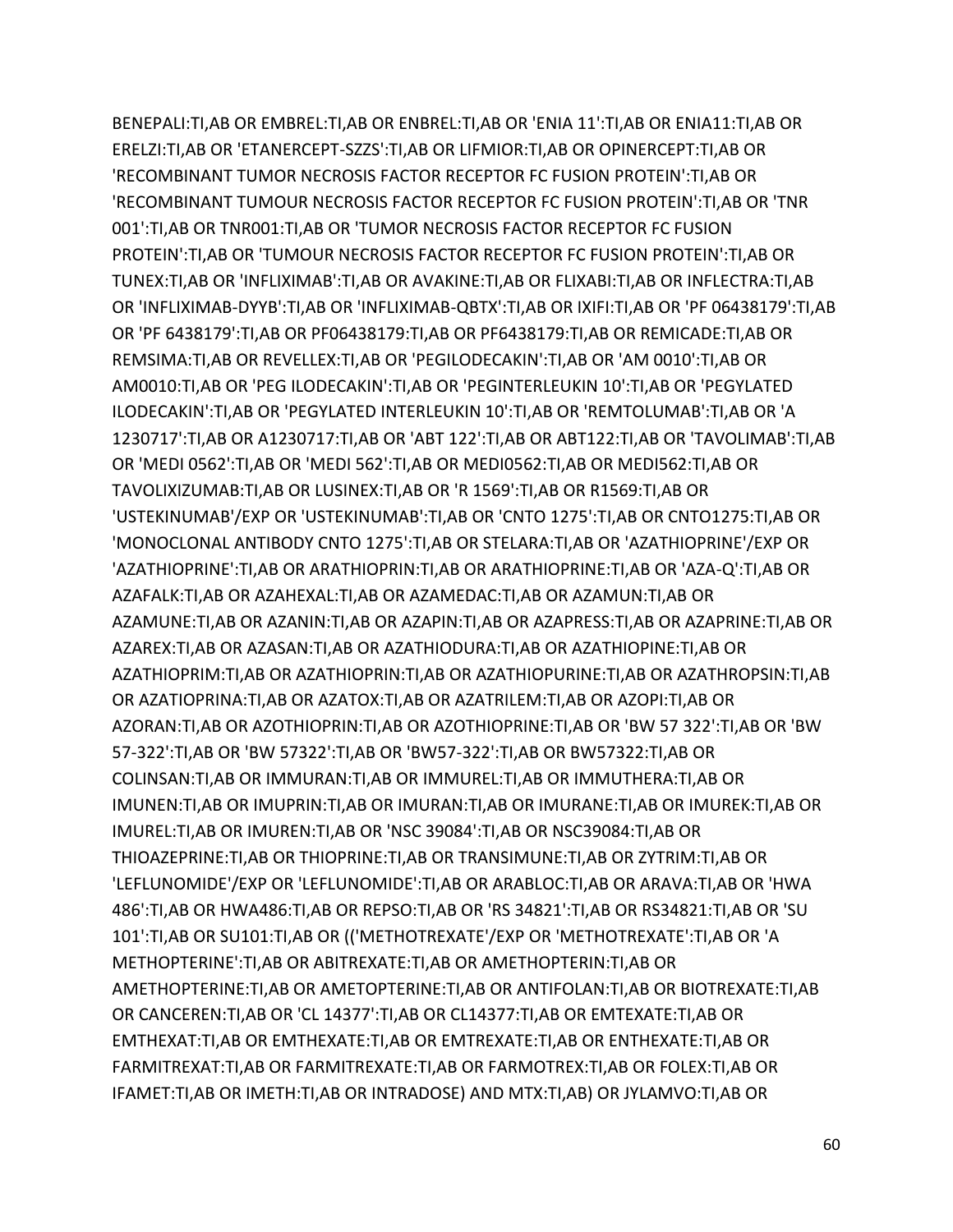BENEPALI:TI,AB OR EMBREL:TI,AB OR ENBREL:TI,AB OR 'ENIA 11':TI,AB OR ENIA11:TI,AB OR ERELZI:TI,AB OR 'ETANERCEPT-SZZS':TI,AB OR LIFMIOR:TI,AB OR OPINERCEPT:TI,AB OR 'RECOMBINANT TUMOR NECROSIS FACTOR RECEPTOR FC FUSION PROTEIN':TI,AB OR 'RECOMBINANT TUMOUR NECROSIS FACTOR RECEPTOR FC FUSION PROTEIN':TI,AB OR 'TNR 001':TI,AB OR TNR001:TI,AB OR 'TUMOR NECROSIS FACTOR RECEPTOR FC FUSION PROTEIN':TI,AB OR 'TUMOUR NECROSIS FACTOR RECEPTOR FC FUSION PROTEIN':TI,AB OR TUNEX:TI,AB OR 'INFLIXIMAB':TI,AB OR AVAKINE:TI,AB OR FLIXABI:TI,AB OR INFLECTRA:TI,AB OR 'INFLIXIMAB-DYYB':TI,AB OR 'INFLIXIMAB-QBTX':TI,AB OR IXIFI:TI,AB OR 'PF 06438179':TI,AB OR 'PF 6438179':TI,AB OR PF06438179:TI,AB OR PF6438179:TI,AB OR REMICADE:TI,AB OR REMSIMA:TI,AB OR REVELLEX:TI,AB OR 'PEGILODECAKIN':TI,AB OR 'AM 0010':TI,AB OR AM0010:TI,AB OR 'PEG ILODECAKIN':TI,AB OR 'PEGINTERLEUKIN 10':TI,AB OR 'PEGYLATED ILODECAKIN':TI,AB OR 'PEGYLATED INTERLEUKIN 10':TI,AB OR 'REMTOLUMAB':TI,AB OR 'A 1230717':TI,AB OR A1230717:TI,AB OR 'ABT 122':TI,AB OR ABT122:TI,AB OR 'TAVOLIMAB':TI,AB OR 'MEDI 0562':TI,AB OR 'MEDI 562':TI,AB OR MEDI0562:TI,AB OR MEDI562:TI,AB OR TAVOLIXIZUMAB:TI,AB OR LUSINEX:TI,AB OR 'R 1569':TI,AB OR R1569:TI,AB OR 'USTEKINUMAB'/EXP OR 'USTEKINUMAB':TI,AB OR 'CNTO 1275':TI,AB OR CNTO1275:TI,AB OR 'MONOCLONAL ANTIBODY CNTO 1275':TI,AB OR STELARA:TI,AB OR 'AZATHIOPRINE'/EXP OR 'AZATHIOPRINE':TI,AB OR ARATHIOPRIN:TI,AB OR ARATHIOPRINE:TI,AB OR 'AZA-Q':TI,AB OR AZAFALK:TI,AB OR AZAHEXAL:TI,AB OR AZAMEDAC:TI,AB OR AZAMUN:TI,AB OR AZAMUNE:TI,AB OR AZANIN:TI,AB OR AZAPIN:TI,AB OR AZAPRESS:TI,AB OR AZAPRINE:TI,AB OR AZAREX:TI,AB OR AZASAN:TI,AB OR AZATHIODURA:TI,AB OR AZATHIOPINE:TI,AB OR AZATHIOPRIM:TI,AB OR AZATHIOPRIN:TI,AB OR AZATHIOPURINE:TI,AB OR AZATHROPSIN:TI,AB OR AZATIOPRINA:TI,AB OR AZATOX:TI,AB OR AZATRILEM:TI,AB OR AZOPI:TI,AB OR AZORAN:TI,AB OR AZOTHIOPRIN:TI,AB OR AZOTHIOPRINE:TI,AB OR 'BW 57 322':TI,AB OR 'BW 57-322':TI,AB OR 'BW 57322':TI,AB OR 'BW57-322':TI,AB OR BW57322:TI,AB OR COLINSAN:TI,AB OR IMMURAN:TI,AB OR IMMUREL:TI,AB OR IMMUTHERA:TI,AB OR IMUNEN:TI,AB OR IMUPRIN:TI,AB OR IMURAN:TI,AB OR IMURANE:TI,AB OR IMUREK:TI,AB OR IMUREL:TI,AB OR IMUREN:TI,AB OR 'NSC 39084':TI,AB OR NSC39084:TI,AB OR THIOAZEPRINE:TI,AB OR THIOPRINE:TI,AB OR TRANSIMUNE:TI,AB OR ZYTRIM:TI,AB OR 'LEFLUNOMIDE'/EXP OR 'LEFLUNOMIDE':TI,AB OR ARABLOC:TI,AB OR ARAVA:TI,AB OR 'HWA 486':TI,AB OR HWA486:TI,AB OR REPSO:TI,AB OR 'RS 34821':TI,AB OR RS34821:TI,AB OR 'SU 101':TI,AB OR SU101:TI,AB OR (('METHOTREXATE'/EXP OR 'METHOTREXATE':TI,AB OR 'A METHOPTERINE':TI,AB OR ABITREXATE:TI,AB OR AMETHOPTERIN:TI,AB OR AMETHOPTERINE:TI,AB OR AMETOPTERINE:TI,AB OR ANTIFOLAN:TI,AB OR BIOTREXATE:TI,AB OR CANCEREN:TI,AB OR 'CL 14377':TI,AB OR CL14377:TI,AB OR EMTEXATE:TI,AB OR EMTHEXAT:TI,AB OR EMTHEXATE:TI,AB OR EMTREXATE:TI,AB OR ENTHEXATE:TI,AB OR FARMITREXAT:TI,AB OR FARMITREXATE:TI,AB OR FARMOTREX:TI,AB OR FOLEX:TI,AB OR IFAMET:TI,AB OR IMETH:TI,AB OR INTRADOSE) AND MTX:TI,AB) OR JYLAMVO:TI,AB OR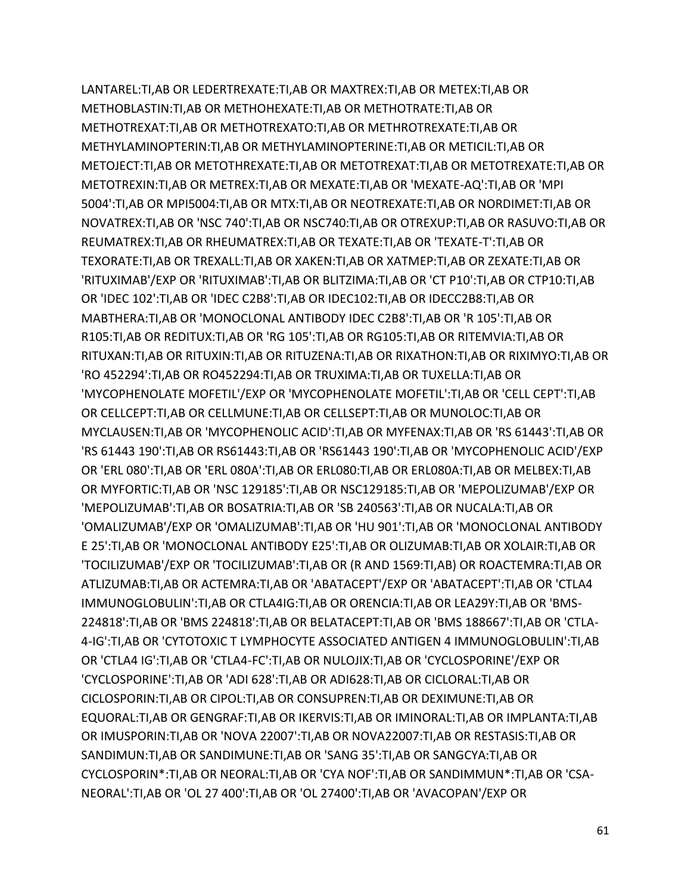LANTAREL:TI,AB OR LEDERTREXATE:TI,AB OR MAXTREX:TI,AB OR METEX:TI,AB OR METHOBLASTIN:TI,AB OR METHOHEXATE:TI,AB OR METHOTRATE:TI,AB OR METHOTREXAT:TI,AB OR METHOTREXATO:TI,AB OR METHROTREXATE:TI,AB OR METHYLAMINOPTERIN:TI,AB OR METHYLAMINOPTERINE:TI,AB OR METICIL:TI,AB OR METOJECT:TI,AB OR METOTHREXATE:TI,AB OR METOTREXAT:TI,AB OR METOTREXATE:TI,AB OR METOTREXIN:TI,AB OR METREX:TI,AB OR MEXATE:TI,AB OR 'MEXATE-AQ':TI,AB OR 'MPI 5004':TI,AB OR MPI5004:TI,AB OR MTX:TI,AB OR NEOTREXATE:TI,AB OR NORDIMET:TI,AB OR NOVATREX:TI,AB OR 'NSC 740':TI,AB OR NSC740:TI,AB OR OTREXUP:TI,AB OR RASUVO:TI,AB OR REUMATREX:TI,AB OR RHEUMATREX:TI,AB OR TEXATE:TI,AB OR 'TEXATE-T':TI,AB OR TEXORATE:TI,AB OR TREXALL:TI,AB OR XAKEN:TI,AB OR XATMEP:TI,AB OR ZEXATE:TI,AB OR 'RITUXIMAB'/EXP OR 'RITUXIMAB':TI,AB OR BLITZIMA:TI,AB OR 'CT P10':TI,AB OR CTP10:TI,AB OR 'IDEC 102':TI,AB OR 'IDEC C2B8':TI,AB OR IDEC102:TI,AB OR IDECC2B8:TI,AB OR MABTHERA:TI,AB OR 'MONOCLONAL ANTIBODY IDEC C2B8':TI,AB OR 'R 105':TI,AB OR R105:TI,AB OR REDITUX:TI,AB OR 'RG 105':TI,AB OR RG105:TI,AB OR RITEMVIA:TI,AB OR RITUXAN:TI,AB OR RITUXIN:TI,AB OR RITUZENA:TI,AB OR RIXATHON:TI,AB OR RIXIMYO:TI,AB OR 'RO 452294':TI,AB OR RO452294:TI,AB OR TRUXIMA:TI,AB OR TUXELLA:TI,AB OR 'MYCOPHENOLATE MOFETIL'/EXP OR 'MYCOPHENOLATE MOFETIL':TI,AB OR 'CELL CEPT':TI,AB OR CELLCEPT:TI,AB OR CELLMUNE:TI,AB OR CELLSEPT:TI,AB OR MUNOLOC:TI,AB OR MYCLAUSEN:TI,AB OR 'MYCOPHENOLIC ACID':TI,AB OR MYFENAX:TI,AB OR 'RS 61443':TI,AB OR 'RS 61443 190':TI,AB OR RS61443:TI,AB OR 'RS61443 190':TI,AB OR 'MYCOPHENOLIC ACID'/EXP OR 'ERL 080':TI,AB OR 'ERL 080A':TI,AB OR ERL080:TI,AB OR ERL080A:TI,AB OR MELBEX:TI,AB OR MYFORTIC:TI,AB OR 'NSC 129185':TI,AB OR NSC129185:TI,AB OR 'MEPOLIZUMAB'/EXP OR 'MEPOLIZUMAB':TI,AB OR BOSATRIA:TI,AB OR 'SB 240563':TI,AB OR NUCALA:TI,AB OR 'OMALIZUMAB'/EXP OR 'OMALIZUMAB':TI,AB OR 'HU 901':TI,AB OR 'MONOCLONAL ANTIBODY E 25':TI,AB OR 'MONOCLONAL ANTIBODY E25':TI,AB OR OLIZUMAB:TI,AB OR XOLAIR:TI,AB OR 'TOCILIZUMAB'/EXP OR 'TOCILIZUMAB':TI,AB OR (R AND 1569:TI,AB) OR ROACTEMRA:TI,AB OR ATLIZUMAB:TI,AB OR ACTEMRA:TI,AB OR 'ABATACEPT'/EXP OR 'ABATACEPT':TI,AB OR 'CTLA4 IMMUNOGLOBULIN':TI,AB OR CTLA4IG:TI,AB OR ORENCIA:TI,AB OR LEA29Y:TI,AB OR 'BMS-224818':TI,AB OR 'BMS 224818':TI,AB OR BELATACEPT:TI,AB OR 'BMS 188667':TI,AB OR 'CTLA-4-IG':TI,AB OR 'CYTOTOXIC T LYMPHOCYTE ASSOCIATED ANTIGEN 4 IMMUNOGLOBULIN':TI,AB OR 'CTLA4 IG':TI,AB OR 'CTLA4-FC':TI,AB OR NULOJIX:TI,AB OR 'CYCLOSPORINE'/EXP OR 'CYCLOSPORINE':TI,AB OR 'ADI 628':TI,AB OR ADI628:TI,AB OR CICLORAL:TI,AB OR CICLOSPORIN:TI,AB OR CIPOL:TI,AB OR CONSUPREN:TI,AB OR DEXIMUNE:TI,AB OR EQUORAL:TI,AB OR GENGRAF:TI,AB OR IKERVIS:TI,AB OR IMINORAL:TI,AB OR IMPLANTA:TI,AB OR IMUSPORIN:TI,AB OR 'NOVA 22007':TI,AB OR NOVA22007:TI,AB OR RESTASIS:TI,AB OR SANDIMUN:TI,AB OR SANDIMUNE:TI,AB OR 'SANG 35':TI,AB OR SANGCYA:TI,AB OR CYCLOSPORIN*:TI,AB OR NEORAL:TI,AB OR 'CYA NOF':TI,AB OR SANDIMMUN*:TI,AB OR 'CSA-NEORAL':TI,AB OR 'OL 27 400':TI,AB OR 'OL 27400':TI,AB OR 'AVACOPAN'/EXP OR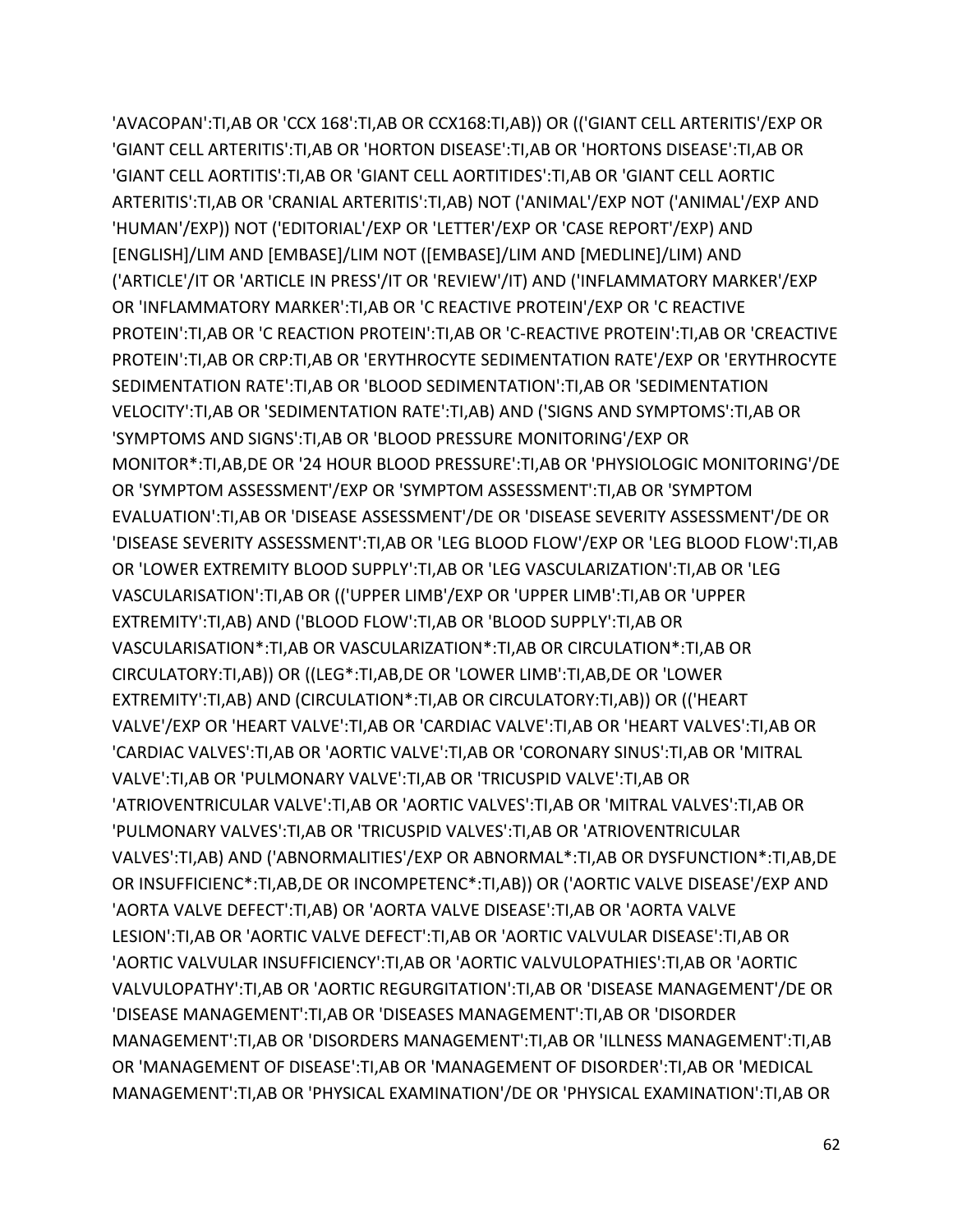'AVACOPAN':TI,AB OR 'CCX 168':TI,AB OR CCX168:TI,AB)) OR (('GIANT CELL ARTERITIS'/EXP OR 'GIANT CELL ARTERITIS':TI,AB OR 'HORTON DISEASE':TI,AB OR 'HORTONS DISEASE':TI,AB OR 'GIANT CELL AORTITIS':TI,AB OR 'GIANT CELL AORTITIDES':TI,AB OR 'GIANT CELL AORTIC ARTERITIS':TI,AB OR 'CRANIAL ARTERITIS':TI,AB) NOT ('ANIMAL'/EXP NOT ('ANIMAL'/EXP AND 'HUMAN'/EXP)) NOT ('EDITORIAL'/EXP OR 'LETTER'/EXP OR 'CASE REPORT'/EXP) AND [ENGLISH]/LIM AND [EMBASE]/LIM NOT ([EMBASE]/LIM AND [MEDLINE]/LIM) AND ('ARTICLE'/IT OR 'ARTICLE IN PRESS'/IT OR 'REVIEW'/IT) AND ('INFLAMMATORY MARKER'/EXP OR 'INFLAMMATORY MARKER':TI,AB OR 'C REACTIVE PROTEIN'/EXP OR 'C REACTIVE PROTEIN':TI,AB OR 'C REACTION PROTEIN':TI,AB OR 'C-REACTIVE PROTEIN':TI,AB OR 'CREACTIVE PROTEIN':TI,AB OR CRP:TI,AB OR 'ERYTHROCYTE SEDIMENTATION RATE'/EXP OR 'ERYTHROCYTE SEDIMENTATION RATE':TI,AB OR 'BLOOD SEDIMENTATION':TI,AB OR 'SEDIMENTATION VELOCITY':TI,AB OR 'SEDIMENTATION RATE':TI,AB) AND ('SIGNS AND SYMPTOMS':TI,AB OR 'SYMPTOMS AND SIGNS':TI,AB OR 'BLOOD PRESSURE MONITORING'/EXP OR MONITOR*:TI,AB,DE OR '24 HOUR BLOOD PRESSURE':TI,AB OR 'PHYSIOLOGIC MONITORING'/DE OR 'SYMPTOM ASSESSMENT'/EXP OR 'SYMPTOM ASSESSMENT':TI,AB OR 'SYMPTOM EVALUATION':TI,AB OR 'DISEASE ASSESSMENT'/DE OR 'DISEASE SEVERITY ASSESSMENT'/DE OR 'DISEASE SEVERITY ASSESSMENT':TI,AB OR 'LEG BLOOD FLOW'/EXP OR 'LEG BLOOD FLOW':TI,AB OR 'LOWER EXTREMITY BLOOD SUPPLY':TI,AB OR 'LEG VASCULARIZATION':TI,AB OR 'LEG VASCULARISATION':TI,AB OR (('UPPER LIMB'/EXP OR 'UPPER LIMB':TI,AB OR 'UPPER EXTREMITY':TI,AB) AND ('BLOOD FLOW':TI,AB OR 'BLOOD SUPPLY':TI,AB OR VASCULARISATION*:TI,AB OR VASCULARIZATION*:TI,AB OR CIRCULATION*:TI,AB OR CIRCULATORY:TI,AB)) OR ((LEG*:TI,AB,DE OR 'LOWER LIMB':TI,AB,DE OR 'LOWER EXTREMITY':TI,AB) AND (CIRCULATION*:TI,AB OR CIRCULATORY:TI,AB)) OR (('HEART VALVE'/EXP OR 'HEART VALVE':TI,AB OR 'CARDIAC VALVE':TI,AB OR 'HEART VALVES':TI,AB OR 'CARDIAC VALVES':TI,AB OR 'AORTIC VALVE':TI,AB OR 'CORONARY SINUS':TI,AB OR 'MITRAL VALVE':TI,AB OR 'PULMONARY VALVE':TI,AB OR 'TRICUSPID VALVE':TI,AB OR 'ATRIOVENTRICULAR VALVE':TI,AB OR 'AORTIC VALVES':TI,AB OR 'MITRAL VALVES':TI,AB OR 'PULMONARY VALVES':TI,AB OR 'TRICUSPID VALVES':TI,AB OR 'ATRIOVENTRICULAR VALVES':TI,AB) AND ('ABNORMALITIES'/EXP OR ABNORMAL*:TI,AB OR DYSFUNCTION*:TI,AB,DE OR INSUFFICIENC*:TI,AB,DE OR INCOMPETENC*:TI,AB)) OR ('AORTIC VALVE DISEASE'/EXP AND 'AORTA VALVE DEFECT':TI,AB) OR 'AORTA VALVE DISEASE':TI,AB OR 'AORTA VALVE LESION':TI,AB OR 'AORTIC VALVE DEFECT':TI,AB OR 'AORTIC VALVULAR DISEASE':TI,AB OR 'AORTIC VALVULAR INSUFFICIENCY':TI,AB OR 'AORTIC VALVULOPATHIES':TI,AB OR 'AORTIC VALVULOPATHY':TI,AB OR 'AORTIC REGURGITATION':TI,AB OR 'DISEASE MANAGEMENT'/DE OR 'DISEASE MANAGEMENT':TI,AB OR 'DISEASES MANAGEMENT':TI,AB OR 'DISORDER MANAGEMENT':TI,AB OR 'DISORDERS MANAGEMENT':TI,AB OR 'ILLNESS MANAGEMENT':TI,AB OR 'MANAGEMENT OF DISEASE':TI,AB OR 'MANAGEMENT OF DISORDER':TI,AB OR 'MEDICAL MANAGEMENT':TI,AB OR 'PHYSICAL EXAMINATION'/DE OR 'PHYSICAL EXAMINATION':TI,AB OR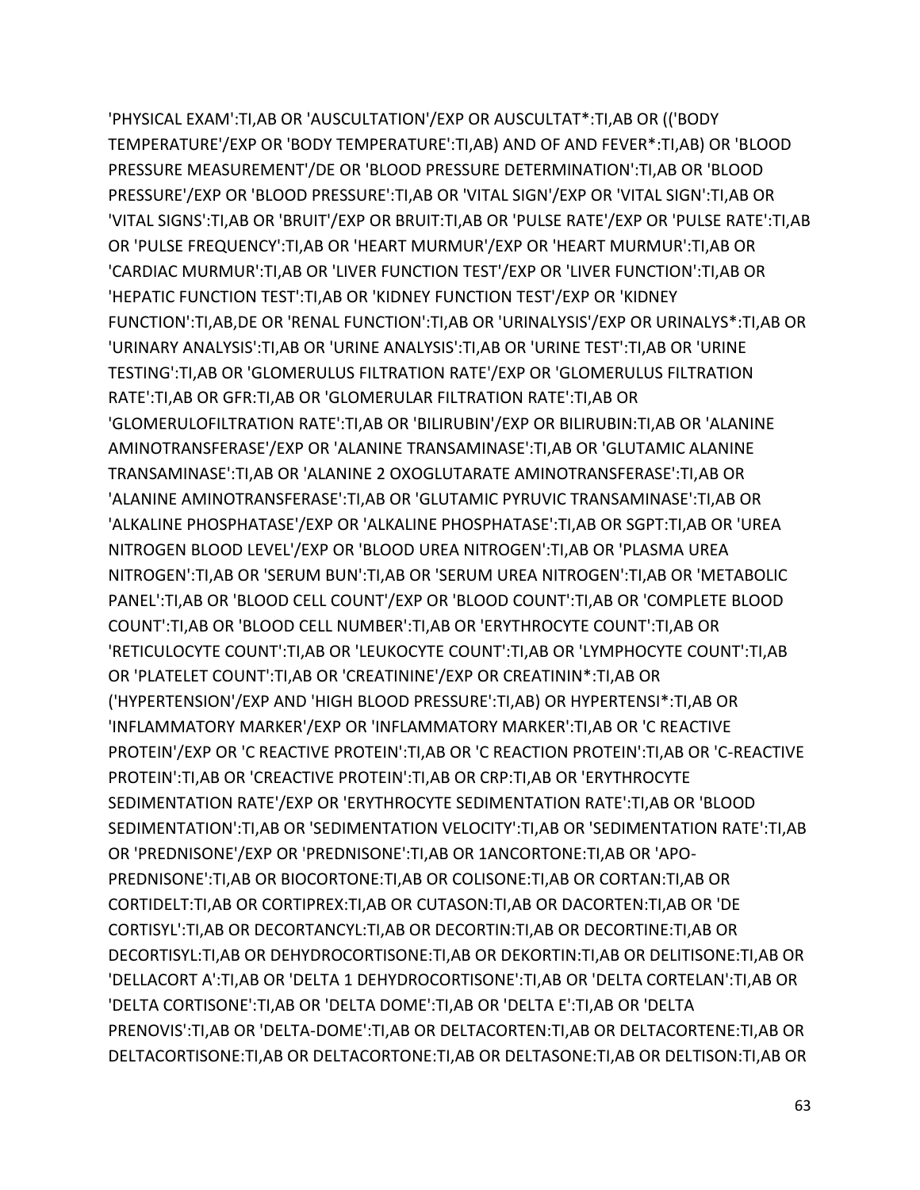'PHYSICAL EXAM':TI,AB OR 'AUSCULTATION'/EXP OR AUSCULTAT*:TI,AB OR (('BODY TEMPERATURE'/EXP OR 'BODY TEMPERATURE':TI,AB) AND OF AND FEVER*:TI,AB) OR 'BLOOD PRESSURE MEASUREMENT'/DE OR 'BLOOD PRESSURE DETERMINATION':TI,AB OR 'BLOOD PRESSURE'/EXP OR 'BLOOD PRESSURE':TI,AB OR 'VITAL SIGN'/EXP OR 'VITAL SIGN':TI,AB OR 'VITAL SIGNS':TI,AB OR 'BRUIT'/EXP OR BRUIT:TI,AB OR 'PULSE RATE'/EXP OR 'PULSE RATE':TI,AB OR 'PULSE FREQUENCY':TI,AB OR 'HEART MURMUR'/EXP OR 'HEART MURMUR':TI,AB OR 'CARDIAC MURMUR':TI,AB OR 'LIVER FUNCTION TEST'/EXP OR 'LIVER FUNCTION':TI,AB OR 'HEPATIC FUNCTION TEST':TI,AB OR 'KIDNEY FUNCTION TEST'/EXP OR 'KIDNEY FUNCTION':TI,AB,DE OR 'RENAL FUNCTION':TI,AB OR 'URINALYSIS'/EXP OR URINALYS*:TI,AB OR 'URINARY ANALYSIS':TI,AB OR 'URINE ANALYSIS':TI,AB OR 'URINE TEST':TI,AB OR 'URINE TESTING':TI,AB OR 'GLOMERULUS FILTRATION RATE'/EXP OR 'GLOMERULUS FILTRATION RATE':TI,AB OR GFR:TI,AB OR 'GLOMERULAR FILTRATION RATE':TI,AB OR 'GLOMERULOFILTRATION RATE':TI,AB OR 'BILIRUBIN'/EXP OR BILIRUBIN:TI,AB OR 'ALANINE AMINOTRANSFERASE'/EXP OR 'ALANINE TRANSAMINASE':TI,AB OR 'GLUTAMIC ALANINE TRANSAMINASE':TI,AB OR 'ALANINE 2 OXOGLUTARATE AMINOTRANSFERASE':TI,AB OR 'ALANINE AMINOTRANSFERASE':TI,AB OR 'GLUTAMIC PYRUVIC TRANSAMINASE':TI,AB OR 'ALKALINE PHOSPHATASE'/EXP OR 'ALKALINE PHOSPHATASE':TI,AB OR SGPT:TI,AB OR 'UREA NITROGEN BLOOD LEVEL'/EXP OR 'BLOOD UREA NITROGEN':TI,AB OR 'PLASMA UREA NITROGEN':TI,AB OR 'SERUM BUN':TI,AB OR 'SERUM UREA NITROGEN':TI,AB OR 'METABOLIC PANEL':TI,AB OR 'BLOOD CELL COUNT'/EXP OR 'BLOOD COUNT':TI,AB OR 'COMPLETE BLOOD COUNT':TI,AB OR 'BLOOD CELL NUMBER':TI,AB OR 'ERYTHROCYTE COUNT':TI,AB OR 'RETICULOCYTE COUNT':TI,AB OR 'LEUKOCYTE COUNT':TI,AB OR 'LYMPHOCYTE COUNT':TI,AB OR 'PLATELET COUNT':TI,AB OR 'CREATININE'/EXP OR CREATININ*:TI,AB OR ('HYPERTENSION'/EXP AND 'HIGH BLOOD PRESSURE':TI,AB) OR HYPERTENSI*:TI,AB OR 'INFLAMMATORY MARKER'/EXP OR 'INFLAMMATORY MARKER':TI,AB OR 'C REACTIVE PROTEIN'/EXP OR 'C REACTIVE PROTEIN':TI,AB OR 'C REACTION PROTEIN':TI,AB OR 'C-REACTIVE PROTEIN':TI,AB OR 'CREACTIVE PROTEIN':TI,AB OR CRP:TI,AB OR 'ERYTHROCYTE SEDIMENTATION RATE'/EXP OR 'ERYTHROCYTE SEDIMENTATION RATE':TI,AB OR 'BLOOD SEDIMENTATION':TI,AB OR 'SEDIMENTATION VELOCITY':TI,AB OR 'SEDIMENTATION RATE':TI,AB OR 'PREDNISONE'/EXP OR 'PREDNISONE':TI,AB OR 1ANCORTONE:TI,AB OR 'APO-PREDNISONE':TI,AB OR BIOCORTONE:TI,AB OR COLISONE:TI,AB OR CORTAN:TI,AB OR CORTIDELT:TI,AB OR CORTIPREX:TI,AB OR CUTASON:TI,AB OR DACORTEN:TI,AB OR 'DE CORTISYL':TI,AB OR DECORTANCYL:TI,AB OR DECORTIN:TI,AB OR DECORTINE:TI,AB OR DECORTISYL:TI,AB OR DEHYDROCORTISONE:TI,AB OR DEKORTIN:TI,AB OR DELITISONE:TI,AB OR 'DELLACORT A':TI,AB OR 'DELTA 1 DEHYDROCORTISONE':TI,AB OR 'DELTA CORTELAN':TI,AB OR 'DELTA CORTISONE':TI,AB OR 'DELTA DOME':TI,AB OR 'DELTA E':TI,AB OR 'DELTA PRENOVIS':TI,AB OR 'DELTA-DOME':TI,AB OR DELTACORTEN:TI,AB OR DELTACORTENE:TI,AB OR DELTACORTISONE:TI,AB OR DELTACORTONE:TI,AB OR DELTASONE:TI,AB OR DELTISON:TI,AB OR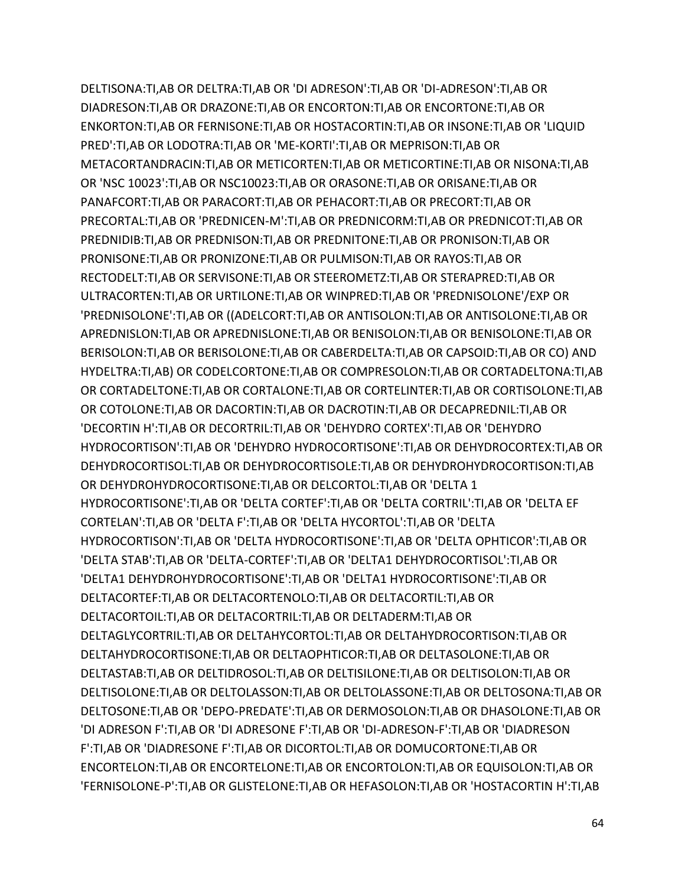DELTISONA:TI,AB OR DELTRA:TI,AB OR 'DI ADRESON':TI,AB OR 'DI-ADRESON':TI,AB OR DIADRESON:TI,AB OR DRAZONE:TI,AB OR ENCORTON:TI,AB OR ENCORTONE:TI,AB OR ENKORTON:TI,AB OR FERNISONE:TI,AB OR HOSTACORTIN:TI,AB OR INSONE:TI,AB OR 'LIQUID PRED':TI,AB OR LODOTRA:TI,AB OR 'ME-KORTI':TI,AB OR MEPRISON:TI,AB OR METACORTANDRACIN:TI,AB OR METICORTEN:TI,AB OR METICORTINE:TI,AB OR NISONA:TI,AB OR 'NSC 10023':TI,AB OR NSC10023:TI,AB OR ORASONE:TI,AB OR ORISANE:TI,AB OR PANAFCORT:TI,AB OR PARACORT:TI,AB OR PEHACORT:TI,AB OR PRECORT:TI,AB OR PRECORTAL:TI,AB OR 'PREDNICEN-M':TI,AB OR PREDNICORM:TI,AB OR PREDNICOT:TI,AB OR PREDNIDIB:TI,AB OR PREDNISON:TI,AB OR PREDNITONE:TI,AB OR PRONISON:TI,AB OR PRONISONE:TI,AB OR PRONIZONE:TI,AB OR PULMISON:TI,AB OR RAYOS:TI,AB OR RECTODELT:TI,AB OR SERVISONE:TI,AB OR STEEROMETZ:TI,AB OR STERAPRED:TI,AB OR ULTRACORTEN:TI,AB OR URTILONE:TI,AB OR WINPRED:TI,AB OR 'PREDNISOLONE'/EXP OR 'PREDNISOLONE':TI,AB OR ((ADELCORT:TI,AB OR ANTISOLON:TI,AB OR ANTISOLONE:TI,AB OR APREDNISLON:TI,AB OR APREDNISLONE:TI,AB OR BENISOLON:TI,AB OR BENISOLONE:TI,AB OR BERISOLON:TI,AB OR BERISOLONE:TI,AB OR CABERDELTA:TI,AB OR CAPSOID:TI,AB OR CO) AND HYDELTRA:TI,AB) OR CODELCORTONE:TI,AB OR COMPRESOLON:TI,AB OR CORTADELTONA:TI,AB OR CORTADELTONE:TI,AB OR CORTALONE:TI,AB OR CORTELINTER:TI,AB OR CORTISOLONE:TI,AB OR COTOLONE:TI,AB OR DACORTIN:TI,AB OR DACROTIN:TI,AB OR DECAPREDNIL:TI,AB OR 'DECORTIN H':TI,AB OR DECORTRIL:TI,AB OR 'DEHYDRO CORTEX':TI,AB OR 'DEHYDRO HYDROCORTISON':TI,AB OR 'DEHYDRO HYDROCORTISONE':TI,AB OR DEHYDROCORTEX:TI,AB OR DEHYDROCORTISOL:TI,AB OR DEHYDROCORTISOLE:TI,AB OR DEHYDROHYDROCORTISON:TI,AB OR DEHYDROHYDROCORTISONE:TI,AB OR DELCORTOL:TI,AB OR 'DELTA 1 HYDROCORTISONE':TI,AB OR 'DELTA CORTEF':TI,AB OR 'DELTA CORTRIL':TI,AB OR 'DELTA EF CORTELAN':TI,AB OR 'DELTA F':TI,AB OR 'DELTA HYCORTOL':TI,AB OR 'DELTA HYDROCORTISON':TI,AB OR 'DELTA HYDROCORTISONE':TI,AB OR 'DELTA OPHTICOR':TI,AB OR 'DELTA STAB':TI,AB OR 'DELTA-CORTEF':TI,AB OR 'DELTA1 DEHYDROCORTISOL':TI,AB OR 'DELTA1 DEHYDROHYDROCORTISONE':TI,AB OR 'DELTA1 HYDROCORTISONE':TI,AB OR DELTACORTEF:TI,AB OR DELTACORTENOLO:TI,AB OR DELTACORTIL:TI,AB OR DELTACORTOIL:TI,AB OR DELTACORTRIL:TI,AB OR DELTADERM:TI,AB OR DELTAGLYCORTRIL:TI,AB OR DELTAHYCORTOL:TI,AB OR DELTAHYDROCORTISON:TI,AB OR DELTAHYDROCORTISONE:TI,AB OR DELTAOPHTICOR:TI,AB OR DELTASOLONE:TI,AB OR DELTASTAB:TI,AB OR DELTIDROSOL:TI,AB OR DELTISILONE:TI,AB OR DELTISOLON:TI,AB OR DELTISOLONE:TI,AB OR DELTOLASSON:TI,AB OR DELTOLASSONE:TI,AB OR DELTOSONA:TI,AB OR DELTOSONE:TI,AB OR 'DEPO-PREDATE':TI,AB OR DERMOSOLON:TI,AB OR DHASOLONE:TI,AB OR 'DI ADRESON F':TI,AB OR 'DI ADRESONE F':TI,AB OR 'DI-ADRESON-F':TI,AB OR 'DIADRESON F':TI,AB OR 'DIADRESONE F':TI,AB OR DICORTOL:TI,AB OR DOMUCORTONE:TI,AB OR ENCORTELON:TI,AB OR ENCORTELONE:TI,AB OR ENCORTOLON:TI,AB OR EQUISOLON:TI,AB OR 'FERNISOLONE-P':TI,AB OR GLISTELONE:TI,AB OR HEFASOLON:TI,AB OR 'HOSTACORTIN H':TI,AB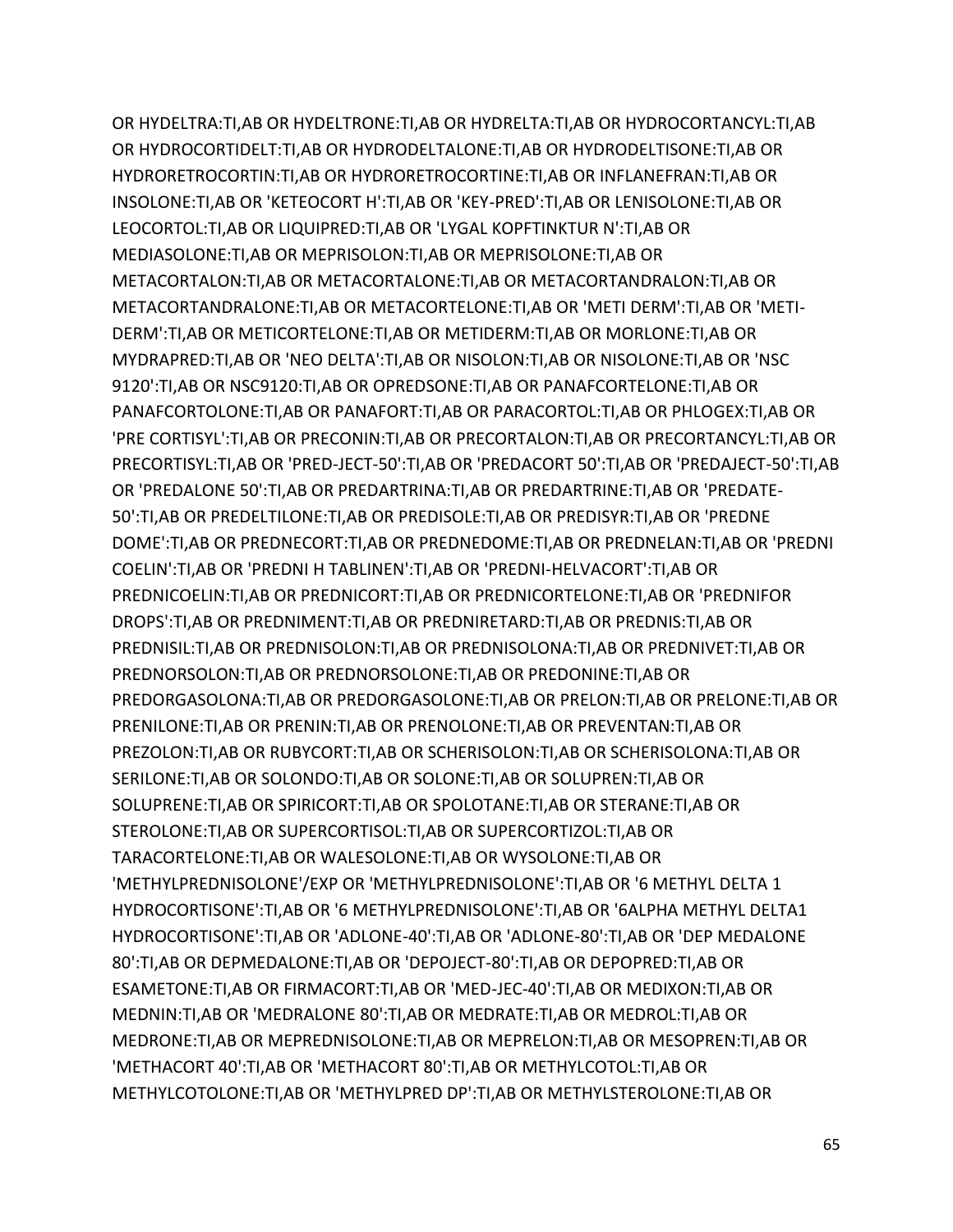OR HYDELTRA:TI,AB OR HYDELTRONE:TI,AB OR HYDRELTA:TI,AB OR HYDROCORTANCYL:TI,AB OR HYDROCORTIDELT:TI,AB OR HYDRODELTALONE:TI,AB OR HYDRODELTISONE:TI,AB OR HYDRORETROCORTIN:TI,AB OR HYDRORETROCORTINE:TI,AB OR INFLANEFRAN:TI,AB OR INSOLONE:TI,AB OR 'KETEOCORT H':TI,AB OR 'KEY-PRED':TI,AB OR LENISOLONE:TI,AB OR LEOCORTOL:TI,AB OR LIQUIPRED:TI,AB OR 'LYGAL KOPFTINKTUR N':TI,AB OR MEDIASOLONE:TI,AB OR MEPRISOLON:TI,AB OR MEPRISOLONE:TI,AB OR METACORTALON:TI,AB OR METACORTALONE:TI,AB OR METACORTANDRALON:TI,AB OR METACORTANDRALONE:TI,AB OR METACORTELONE:TI,AB OR 'METI DERM':TI,AB OR 'METI-DERM':TI,AB OR METICORTELONE:TI,AB OR METIDERM:TI,AB OR MORLONE:TI,AB OR MYDRAPRED:TI,AB OR 'NEO DELTA':TI,AB OR NISOLON:TI,AB OR NISOLONE:TI,AB OR 'NSC 9120':TI,AB OR NSC9120:TI,AB OR OPREDSONE:TI,AB OR PANAFCORTELONE:TI,AB OR PANAFCORTOLONE:TI,AB OR PANAFORT:TI,AB OR PARACORTOL:TI,AB OR PHLOGEX:TI,AB OR 'PRE CORTISYL':TI,AB OR PRECONIN:TI,AB OR PRECORTALON:TI,AB OR PRECORTANCYL:TI,AB OR PRECORTISYL:TI,AB OR 'PRED-JECT-50':TI,AB OR 'PREDACORT 50':TI,AB OR 'PREDAJECT-50':TI,AB OR 'PREDALONE 50':TI,AB OR PREDARTRINA:TI,AB OR PREDARTRINE:TI,AB OR 'PREDATE-50':TI,AB OR PREDELTILONE:TI,AB OR PREDISOLE:TI,AB OR PREDISYR:TI,AB OR 'PREDNE DOME':TI,AB OR PREDNECORT:TI,AB OR PREDNEDOME:TI,AB OR PREDNELAN:TI,AB OR 'PREDNI COELIN':TI,AB OR 'PREDNI H TABLINEN':TI,AB OR 'PREDNI-HELVACORT':TI,AB OR PREDNICOELIN:TI,AB OR PREDNICORT:TI,AB OR PREDNICORTELONE:TI,AB OR 'PREDNIFOR DROPS':TI,AB OR PREDNIMENT:TI,AB OR PREDNIRETARD:TI,AB OR PREDNIS:TI,AB OR PREDNISIL:TI,AB OR PREDNISOLON:TI,AB OR PREDNISOLONA:TI,AB OR PREDNIVET:TI,AB OR PREDNORSOLON:TI,AB OR PREDNORSOLONE:TI,AB OR PREDONINE:TI,AB OR PREDORGASOLONA:TI,AB OR PREDORGASOLONE:TI,AB OR PRELON:TI,AB OR PRELONE:TI,AB OR PRENILONE:TI,AB OR PRENIN:TI,AB OR PRENOLONE:TI,AB OR PREVENTAN:TI,AB OR PREZOLON:TI,AB OR RUBYCORT:TI,AB OR SCHERISOLON:TI,AB OR SCHERISOLONA:TI,AB OR SERILONE:TI,AB OR SOLONDO:TI,AB OR SOLONE:TI,AB OR SOLUPREN:TI,AB OR SOLUPRENE:TI,AB OR SPIRICORT:TI,AB OR SPOLOTANE:TI,AB OR STERANE:TI,AB OR STEROLONE:TI,AB OR SUPERCORTISOL:TI,AB OR SUPERCORTIZOL:TI,AB OR TARACORTELONE:TI,AB OR WALESOLONE:TI,AB OR WYSOLONE:TI,AB OR 'METHYLPREDNISOLONE'/EXP OR 'METHYLPREDNISOLONE':TI,AB OR '6 METHYL DELTA 1 HYDROCORTISONE':TI,AB OR '6 METHYLPREDNISOLONE':TI,AB OR '6ALPHA METHYL DELTA1 HYDROCORTISONE':TI,AB OR 'ADLONE-40':TI,AB OR 'ADLONE-80':TI,AB OR 'DEP MEDALONE 80':TI,AB OR DEPMEDALONE:TI,AB OR 'DEPOJECT-80':TI,AB OR DEPOPRED:TI,AB OR ESAMETONE:TI,AB OR FIRMACORT:TI,AB OR 'MED-JEC-40':TI,AB OR MEDIXON:TI,AB OR MEDNIN:TI,AB OR 'MEDRALONE 80':TI,AB OR MEDRATE:TI,AB OR MEDROL:TI,AB OR MEDRONE:TI,AB OR MEPREDNISOLONE:TI,AB OR MEPRELON:TI,AB OR MESOPREN:TI,AB OR 'METHACORT 40':TI,AB OR 'METHACORT 80':TI,AB OR METHYLCOTOL:TI,AB OR METHYLCOTOLONE:TI,AB OR 'METHYLPRED DP':TI,AB OR METHYLSTEROLONE:TI,AB OR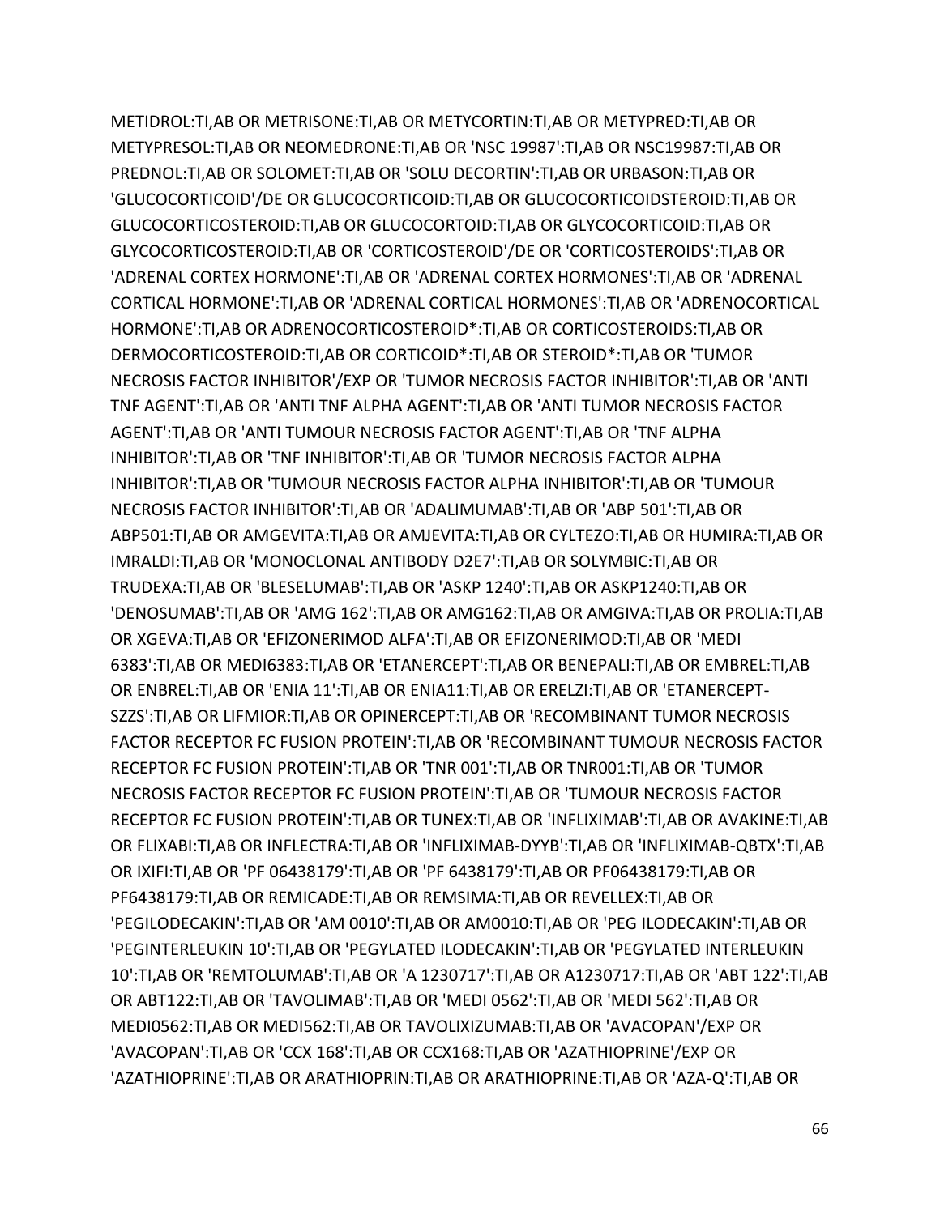METIDROL:TI,AB OR METRISONE:TI,AB OR METYCORTIN:TI,AB OR METYPRED:TI,AB OR METYPRESOL:TI,AB OR NEOMEDRONE:TI,AB OR 'NSC 19987':TI,AB OR NSC19987:TI,AB OR PREDNOL:TI,AB OR SOLOMET:TI,AB OR 'SOLU DECORTIN':TI,AB OR URBASON:TI,AB OR 'GLUCOCORTICOID'/DE OR GLUCOCORTICOID:TI,AB OR GLUCOCORTICOIDSTEROID:TI,AB OR GLUCOCORTICOSTEROID:TI,AB OR GLUCOCORTOID:TI,AB OR GLYCOCORTICOID:TI,AB OR GLYCOCORTICOSTEROID:TI,AB OR 'CORTICOSTEROID'/DE OR 'CORTICOSTEROIDS':TI,AB OR 'ADRENAL CORTEX HORMONE':TI,AB OR 'ADRENAL CORTEX HORMONES':TI,AB OR 'ADRENAL CORTICAL HORMONE':TI,AB OR 'ADRENAL CORTICAL HORMONES':TI,AB OR 'ADRENOCORTICAL HORMONE':TI,AB OR ADRENOCORTICOSTEROID*:TI,AB OR CORTICOSTEROIDS:TI,AB OR DERMOCORTICOSTEROID:TI,AB OR CORTICOID*:TI,AB OR STEROID*:TI,AB OR 'TUMOR NECROSIS FACTOR INHIBITOR'/EXP OR 'TUMOR NECROSIS FACTOR INHIBITOR':TI,AB OR 'ANTI TNF AGENT':TI,AB OR 'ANTI TNF ALPHA AGENT':TI,AB OR 'ANTI TUMOR NECROSIS FACTOR AGENT':TI,AB OR 'ANTI TUMOUR NECROSIS FACTOR AGENT':TI,AB OR 'TNF ALPHA INHIBITOR':TI,AB OR 'TNF INHIBITOR':TI,AB OR 'TUMOR NECROSIS FACTOR ALPHA INHIBITOR':TI,AB OR 'TUMOUR NECROSIS FACTOR ALPHA INHIBITOR':TI,AB OR 'TUMOUR NECROSIS FACTOR INHIBITOR':TI,AB OR 'ADALIMUMAB':TI,AB OR 'ABP 501':TI,AB OR ABP501:TI,AB OR AMGEVITA:TI,AB OR AMJEVITA:TI,AB OR CYLTEZO:TI,AB OR HUMIRA:TI,AB OR IMRALDI:TI,AB OR 'MONOCLONAL ANTIBODY D2E7':TI,AB OR SOLYMBIC:TI,AB OR TRUDEXA:TI,AB OR 'BLESELUMAB':TI,AB OR 'ASKP 1240':TI,AB OR ASKP1240:TI,AB OR 'DENOSUMAB':TI,AB OR 'AMG 162':TI,AB OR AMG162:TI,AB OR AMGIVA:TI,AB OR PROLIA:TI,AB OR XGEVA:TI,AB OR 'EFIZONERIMOD ALFA':TI,AB OR EFIZONERIMOD:TI,AB OR 'MEDI 6383':TI,AB OR MEDI6383:TI,AB OR 'ETANERCEPT':TI,AB OR BENEPALI:TI,AB OR EMBREL:TI,AB OR ENBREL:TI,AB OR 'ENIA 11':TI,AB OR ENIA11:TI,AB OR ERELZI:TI,AB OR 'ETANERCEPT-SZZS':TI,AB OR LIFMIOR:TI,AB OR OPINERCEPT:TI,AB OR 'RECOMBINANT TUMOR NECROSIS FACTOR RECEPTOR FC FUSION PROTEIN':TI,AB OR 'RECOMBINANT TUMOUR NECROSIS FACTOR RECEPTOR FC FUSION PROTEIN':TI,AB OR 'TNR 001':TI,AB OR TNR001:TI,AB OR 'TUMOR NECROSIS FACTOR RECEPTOR FC FUSION PROTEIN':TI,AB OR 'TUMOUR NECROSIS FACTOR RECEPTOR FC FUSION PROTEIN':TI,AB OR TUNEX:TI,AB OR 'INFLIXIMAB':TI,AB OR AVAKINE:TI,AB OR FLIXABI:TI,AB OR INFLECTRA:TI,AB OR 'INFLIXIMAB-DYYB':TI,AB OR 'INFLIXIMAB-QBTX':TI,AB OR IXIFI:TI,AB OR 'PF 06438179':TI,AB OR 'PF 6438179':TI,AB OR PF06438179:TI,AB OR PF6438179:TI,AB OR REMICADE:TI,AB OR REMSIMA:TI,AB OR REVELLEX:TI,AB OR 'PEGILODECAKIN':TI,AB OR 'AM 0010':TI,AB OR AM0010:TI,AB OR 'PEG ILODECAKIN':TI,AB OR 'PEGINTERLEUKIN 10':TI,AB OR 'PEGYLATED ILODECAKIN':TI,AB OR 'PEGYLATED INTERLEUKIN 10':TI,AB OR 'REMTOLUMAB':TI,AB OR 'A 1230717':TI,AB OR A1230717:TI,AB OR 'ABT 122':TI,AB OR ABT122:TI,AB OR 'TAVOLIMAB':TI,AB OR 'MEDI 0562':TI,AB OR 'MEDI 562':TI,AB OR MEDI0562:TI,AB OR MEDI562:TI,AB OR TAVOLIXIZUMAB:TI,AB OR 'AVACOPAN'/EXP OR 'AVACOPAN':TI,AB OR 'CCX 168':TI,AB OR CCX168:TI,AB OR 'AZATHIOPRINE'/EXP OR 'AZATHIOPRINE':TI,AB OR ARATHIOPRIN:TI,AB OR ARATHIOPRINE:TI,AB OR 'AZA-Q':TI,AB OR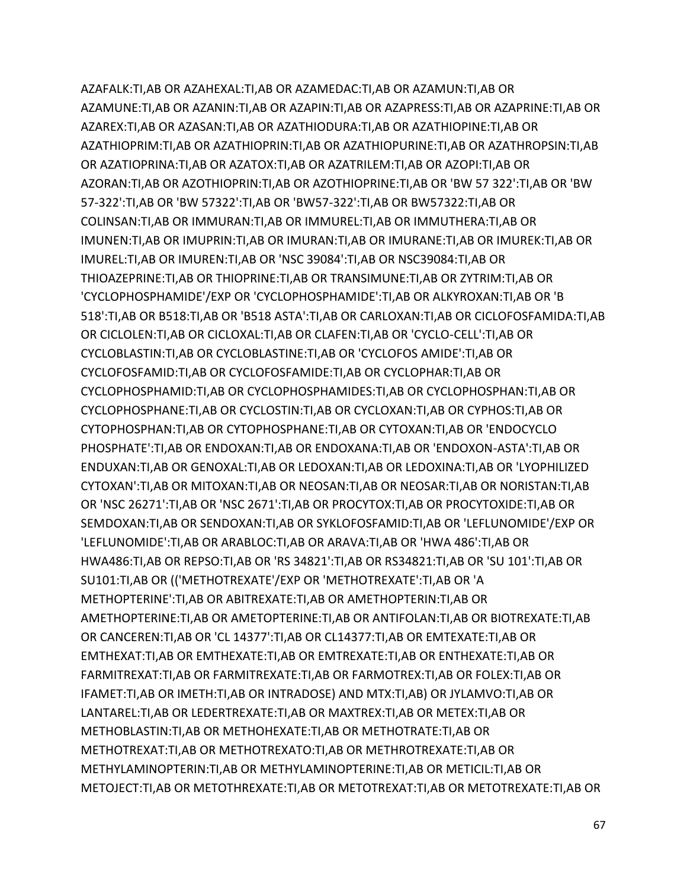AZAFALK:TI,AB OR AZAHEXAL:TI,AB OR AZAMEDAC:TI,AB OR AZAMUN:TI,AB OR AZAMUNE:TI,AB OR AZANIN:TI,AB OR AZAPIN:TI,AB OR AZAPRESS:TI,AB OR AZAPRINE:TI,AB OR AZAREX:TI,AB OR AZASAN:TI,AB OR AZATHIODURA:TI,AB OR AZATHIOPINE:TI,AB OR AZATHIOPRIM:TI,AB OR AZATHIOPRIN:TI,AB OR AZATHIOPURINE:TI,AB OR AZATHROPSIN:TI,AB OR AZATIOPRINA:TI,AB OR AZATOX:TI,AB OR AZATRILEM:TI,AB OR AZOPI:TI,AB OR AZORAN:TI,AB OR AZOTHIOPRIN:TI,AB OR AZOTHIOPRINE:TI,AB OR 'BW 57 322':TI,AB OR 'BW 57-322':TI,AB OR 'BW 57322':TI,AB OR 'BW57-322':TI,AB OR BW57322:TI,AB OR COLINSAN:TI,AB OR IMMURAN:TI,AB OR IMMUREL:TI,AB OR IMMUTHERA:TI,AB OR IMUNEN:TI,AB OR IMUPRIN:TI,AB OR IMURAN:TI,AB OR IMURANE:TI,AB OR IMUREK:TI,AB OR IMUREL:TI,AB OR IMUREN:TI,AB OR 'NSC 39084':TI,AB OR NSC39084:TI,AB OR THIOAZEPRINE:TI,AB OR THIOPRINE:TI,AB OR TRANSIMUNE:TI,AB OR ZYTRIM:TI,AB OR 'CYCLOPHOSPHAMIDE'/EXP OR 'CYCLOPHOSPHAMIDE':TI,AB OR ALKYROXAN:TI,AB OR 'B 518':TI,AB OR B518:TI,AB OR 'B518 ASTA':TI,AB OR CARLOXAN:TI,AB OR CICLOFOSFAMIDA:TI,AB OR CICLOLEN:TI,AB OR CICLOXAL:TI,AB OR CLAFEN:TI,AB OR 'CYCLO-CELL':TI,AB OR CYCLOBLASTIN:TI,AB OR CYCLOBLASTINE:TI,AB OR 'CYCLOFOS AMIDE':TI,AB OR CYCLOFOSFAMID:TI,AB OR CYCLOFOSFAMIDE:TI,AB OR CYCLOPHAR:TI,AB OR CYCLOPHOSPHAMID:TI,AB OR CYCLOPHOSPHAMIDES:TI,AB OR CYCLOPHOSPHAN:TI,AB OR CYCLOPHOSPHANE:TI,AB OR CYCLOSTIN:TI,AB OR CYCLOXAN:TI,AB OR CYPHOS:TI,AB OR CYTOPHOSPHAN:TI,AB OR CYTOPHOSPHANE:TI,AB OR CYTOXAN:TI,AB OR 'ENDOCYCLO PHOSPHATE':TI,AB OR ENDOXAN:TI,AB OR ENDOXANA:TI,AB OR 'ENDOXON-ASTA':TI,AB OR ENDUXAN:TI,AB OR GENOXAL:TI,AB OR LEDOXAN:TI,AB OR LEDOXINA:TI,AB OR 'LYOPHILIZED CYTOXAN':TI,AB OR MITOXAN:TI,AB OR NEOSAN:TI,AB OR NEOSAR:TI,AB OR NORISTAN:TI,AB OR 'NSC 26271':TI,AB OR 'NSC 2671':TI,AB OR PROCYTOX:TI,AB OR PROCYTOXIDE:TI,AB OR SEMDOXAN:TI,AB OR SENDOXAN:TI,AB OR SYKLOFOSFAMID:TI,AB OR 'LEFLUNOMIDE'/EXP OR 'LEFLUNOMIDE':TI,AB OR ARABLOC:TI,AB OR ARAVA:TI,AB OR 'HWA 486':TI,AB OR HWA486:TI,AB OR REPSO:TI,AB OR 'RS 34821':TI,AB OR RS34821:TI,AB OR 'SU 101':TI,AB OR SU101:TI,AB OR (('METHOTREXATE'/EXP OR 'METHOTREXATE':TI,AB OR 'A METHOPTERINE':TI,AB OR ABITREXATE:TI,AB OR AMETHOPTERIN:TI,AB OR AMETHOPTERINE:TI,AB OR AMETOPTERINE:TI,AB OR ANTIFOLAN:TI,AB OR BIOTREXATE:TI,AB OR CANCEREN:TI,AB OR 'CL 14377':TI,AB OR CL14377:TI,AB OR EMTEXATE:TI,AB OR EMTHEXAT:TI,AB OR EMTHEXATE:TI,AB OR EMTREXATE:TI,AB OR ENTHEXATE:TI,AB OR FARMITREXAT:TI,AB OR FARMITREXATE:TI,AB OR FARMOTREX:TI,AB OR FOLEX:TI,AB OR IFAMET:TI,AB OR IMETH:TI,AB OR INTRADOSE) AND MTX:TI,AB) OR JYLAMVO:TI,AB OR LANTAREL:TI,AB OR LEDERTREXATE:TI,AB OR MAXTREX:TI,AB OR METEX:TI,AB OR METHOBLASTIN:TI,AB OR METHOHEXATE:TI,AB OR METHOTRATE:TI,AB OR METHOTREXAT:TI,AB OR METHOTREXATO:TI,AB OR METHROTREXATE:TI,AB OR METHYLAMINOPTERIN:TI,AB OR METHYLAMINOPTERINE:TI,AB OR METICIL:TI,AB OR METOJECT:TI,AB OR METOTHREXATE:TI,AB OR METOTREXAT:TI,AB OR METOTREXATE:TI,AB OR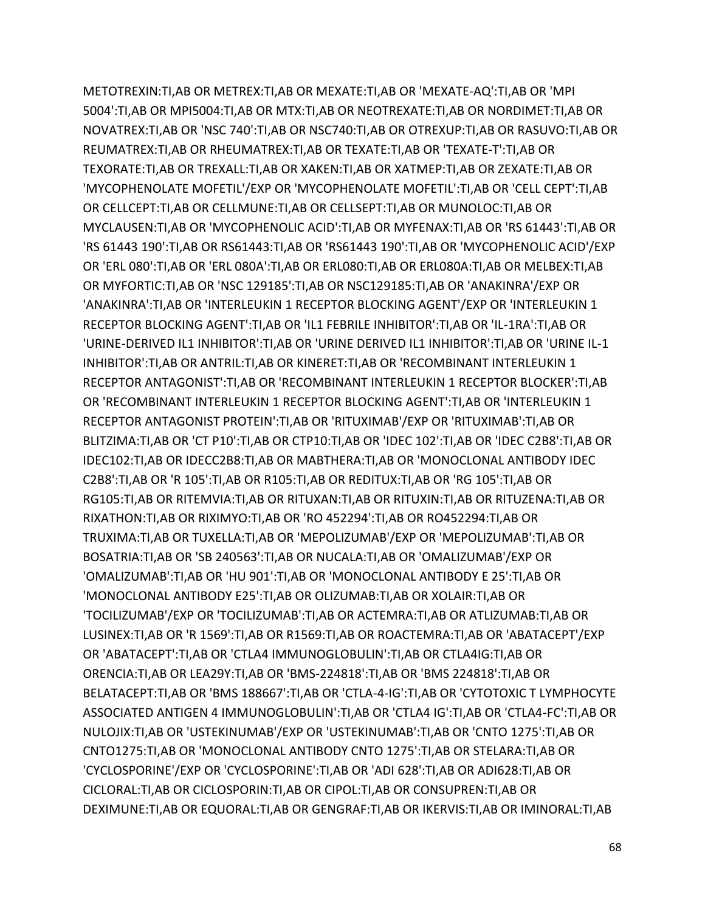METOTREXIN:TI,AB OR METREX:TI,AB OR MEXATE:TI,AB OR 'MEXATE-AQ':TI,AB OR 'MPI 5004':TI,AB OR MPI5004:TI,AB OR MTX:TI,AB OR NEOTREXATE:TI,AB OR NORDIMET:TI,AB OR NOVATREX:TI,AB OR 'NSC 740':TI,AB OR NSC740:TI,AB OR OTREXUP:TI,AB OR RASUVO:TI,AB OR REUMATREX:TI,AB OR RHEUMATREX:TI,AB OR TEXATE:TI,AB OR 'TEXATE-T':TI,AB OR TEXORATE:TI,AB OR TREXALL:TI,AB OR XAKEN:TI,AB OR XATMEP:TI,AB OR ZEXATE:TI,AB OR 'MYCOPHENOLATE MOFETIL'/EXP OR 'MYCOPHENOLATE MOFETIL':TI,AB OR 'CELL CEPT':TI,AB OR CELLCEPT:TI,AB OR CELLMUNE:TI,AB OR CELLSEPT:TI,AB OR MUNOLOC:TI,AB OR MYCLAUSEN:TI,AB OR 'MYCOPHENOLIC ACID':TI,AB OR MYFENAX:TI,AB OR 'RS 61443':TI,AB OR 'RS 61443 190':TI,AB OR RS61443:TI,AB OR 'RS61443 190':TI,AB OR 'MYCOPHENOLIC ACID'/EXP OR 'ERL 080':TI,AB OR 'ERL 080A':TI,AB OR ERL080:TI,AB OR ERL080A:TI,AB OR MELBEX:TI,AB OR MYFORTIC:TI,AB OR 'NSC 129185':TI,AB OR NSC129185:TI,AB OR 'ANAKINRA'/EXP OR 'ANAKINRA':TI,AB OR 'INTERLEUKIN 1 RECEPTOR BLOCKING AGENT'/EXP OR 'INTERLEUKIN 1 RECEPTOR BLOCKING AGENT':TI,AB OR 'IL1 FEBRILE INHIBITOR':TI,AB OR 'IL-1RA':TI,AB OR 'URINE-DERIVED IL1 INHIBITOR':TI,AB OR 'URINE DERIVED IL1 INHIBITOR':TI,AB OR 'URINE IL-1 INHIBITOR':TI,AB OR ANTRIL:TI,AB OR KINERET:TI,AB OR 'RECOMBINANT INTERLEUKIN 1 RECEPTOR ANTAGONIST':TI,AB OR 'RECOMBINANT INTERLEUKIN 1 RECEPTOR BLOCKER':TI,AB OR 'RECOMBINANT INTERLEUKIN 1 RECEPTOR BLOCKING AGENT':TI,AB OR 'INTERLEUKIN 1 RECEPTOR ANTAGONIST PROTEIN':TI,AB OR 'RITUXIMAB'/EXP OR 'RITUXIMAB':TI,AB OR BLITZIMA:TI,AB OR 'CT P10':TI,AB OR CTP10:TI,AB OR 'IDEC 102':TI,AB OR 'IDEC C2B8':TI,AB OR IDEC102:TI,AB OR IDECC2B8:TI,AB OR MABTHERA:TI,AB OR 'MONOCLONAL ANTIBODY IDEC C2B8':TI,AB OR 'R 105':TI,AB OR R105:TI,AB OR REDITUX:TI,AB OR 'RG 105':TI,AB OR RG105:TI,AB OR RITEMVIA:TI,AB OR RITUXAN:TI,AB OR RITUXIN:TI,AB OR RITUZENA:TI,AB OR RIXATHON:TI,AB OR RIXIMYO:TI,AB OR 'RO 452294':TI,AB OR RO452294:TI,AB OR TRUXIMA:TI,AB OR TUXELLA:TI,AB OR 'MEPOLIZUMAB'/EXP OR 'MEPOLIZUMAB':TI,AB OR BOSATRIA:TI,AB OR 'SB 240563':TI,AB OR NUCALA:TI,AB OR 'OMALIZUMAB'/EXP OR 'OMALIZUMAB':TI,AB OR 'HU 901':TI,AB OR 'MONOCLONAL ANTIBODY E 25':TI,AB OR 'MONOCLONAL ANTIBODY E25':TI,AB OR OLIZUMAB:TI,AB OR XOLAIR:TI,AB OR 'TOCILIZUMAB'/EXP OR 'TOCILIZUMAB':TI,AB OR ACTEMRA:TI,AB OR ATLIZUMAB:TI,AB OR LUSINEX:TI,AB OR 'R 1569':TI,AB OR R1569:TI,AB OR ROACTEMRA:TI,AB OR 'ABATACEPT'/EXP OR 'ABATACEPT':TI,AB OR 'CTLA4 IMMUNOGLOBULIN':TI,AB OR CTLA4IG:TI,AB OR ORENCIA:TI,AB OR LEA29Y:TI,AB OR 'BMS-224818':TI,AB OR 'BMS 224818':TI,AB OR BELATACEPT:TI,AB OR 'BMS 188667':TI,AB OR 'CTLA-4-IG':TI,AB OR 'CYTOTOXIC T LYMPHOCYTE ASSOCIATED ANTIGEN 4 IMMUNOGLOBULIN':TI,AB OR 'CTLA4 IG':TI,AB OR 'CTLA4-FC':TI,AB OR NULOJIX:TI,AB OR 'USTEKINUMAB'/EXP OR 'USTEKINUMAB':TI,AB OR 'CNTO 1275':TI,AB OR CNTO1275:TI,AB OR 'MONOCLONAL ANTIBODY CNTO 1275':TI,AB OR STELARA:TI,AB OR 'CYCLOSPORINE'/EXP OR 'CYCLOSPORINE':TI,AB OR 'ADI 628':TI,AB OR ADI628:TI,AB OR CICLORAL:TI,AB OR CICLOSPORIN:TI,AB OR CIPOL:TI,AB OR CONSUPREN:TI,AB OR DEXIMUNE:TI,AB OR EQUORAL:TI,AB OR GENGRAF:TI,AB OR IKERVIS:TI,AB OR IMINORAL:TI,AB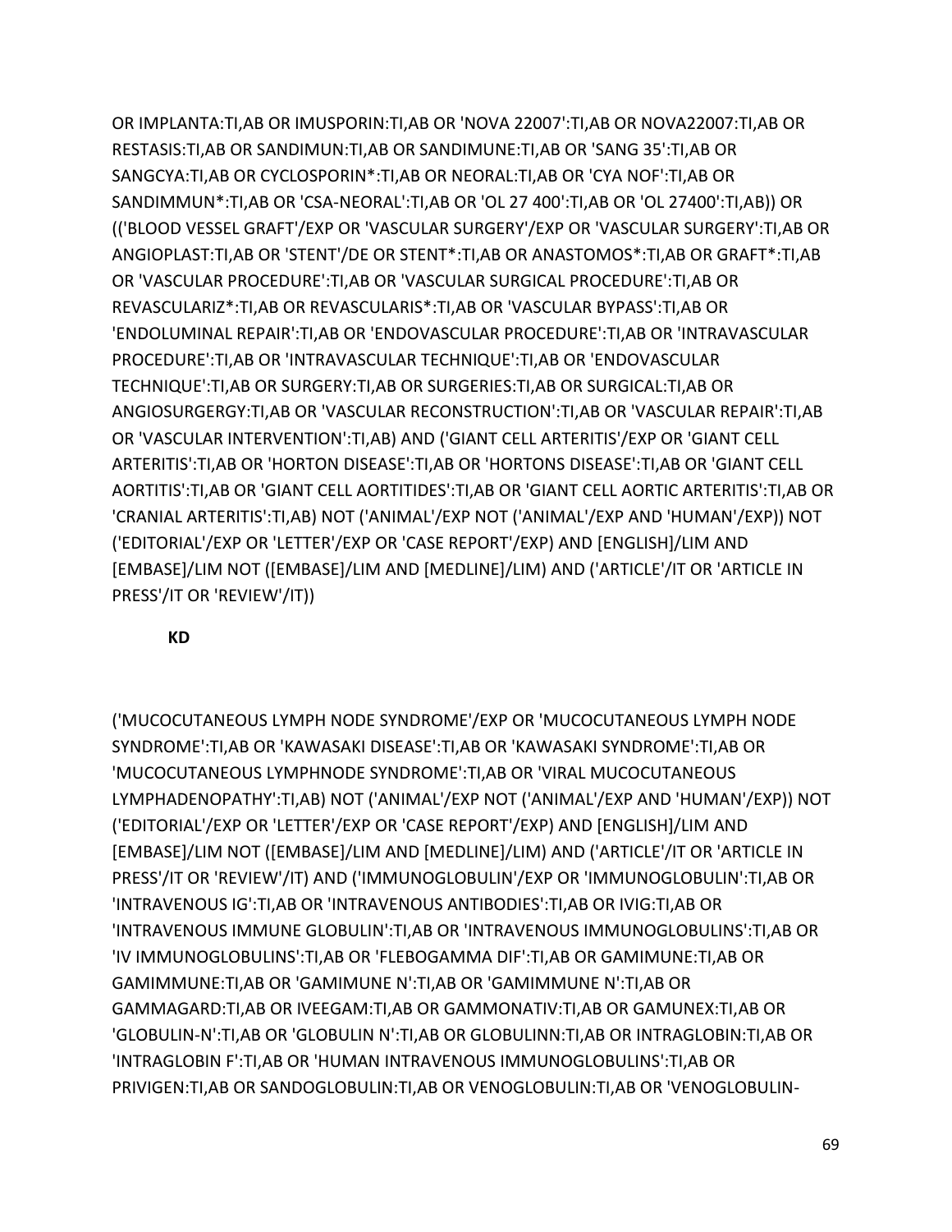OR IMPLANTA:TI,AB OR IMUSPORIN:TI,AB OR 'NOVA 22007':TI,AB OR NOVA22007:TI,AB OR RESTASIS:TI,AB OR SANDIMUN:TI,AB OR SANDIMUNE:TI,AB OR 'SANG 35':TI,AB OR SANGCYA:TI,AB OR CYCLOSPORIN*:TI,AB OR NEORAL:TI,AB OR 'CYA NOF':TI,AB OR SANDIMMUN*:TI,AB OR 'CSA-NEORAL':TI,AB OR 'OL 27 400':TI,AB OR 'OL 27400':TI,AB)) OR (('BLOOD VESSEL GRAFT'/EXP OR 'VASCULAR SURGERY'/EXP OR 'VASCULAR SURGERY':TI,AB OR ANGIOPLAST:TI,AB OR 'STENT'/DE OR STENT*:TI,AB OR ANASTOMOS*:TI,AB OR GRAFT*:TI,AB OR 'VASCULAR PROCEDURE':TI,AB OR 'VASCULAR SURGICAL PROCEDURE':TI,AB OR REVASCULARIZ*:TI,AB OR REVASCULARIS*:TI,AB OR 'VASCULAR BYPASS':TI,AB OR 'ENDOLUMINAL REPAIR':TI,AB OR 'ENDOVASCULAR PROCEDURE':TI,AB OR 'INTRAVASCULAR PROCEDURE':TI,AB OR 'INTRAVASCULAR TECHNIQUE':TI,AB OR 'ENDOVASCULAR TECHNIQUE':TI,AB OR SURGERY:TI,AB OR SURGERIES:TI,AB OR SURGICAL:TI,AB OR ANGIOSURGERGY:TI,AB OR 'VASCULAR RECONSTRUCTION':TI,AB OR 'VASCULAR REPAIR':TI,AB OR 'VASCULAR INTERVENTION':TI,AB) AND ('GIANT CELL ARTERITIS'/EXP OR 'GIANT CELL ARTERITIS':TI,AB OR 'HORTON DISEASE':TI,AB OR 'HORTONS DISEASE':TI,AB OR 'GIANT CELL AORTITIS':TI,AB OR 'GIANT CELL AORTITIDES':TI,AB OR 'GIANT CELL AORTIC ARTERITIS':TI,AB OR 'CRANIAL ARTERITIS':TI,AB) NOT ('ANIMAL'/EXP NOT ('ANIMAL'/EXP AND 'HUMAN'/EXP)) NOT ('EDITORIAL'/EXP OR 'LETTER'/EXP OR 'CASE REPORT'/EXP) AND [ENGLISH]/LIM AND [EMBASE]/LIM NOT ([EMBASE]/LIM AND [MEDLINE]/LIM) AND ('ARTICLE'/IT OR 'ARTICLE IN PRESS'/IT OR 'REVIEW'/IT))

**KD**

('MUCOCUTANEOUS LYMPH NODE SYNDROME'/EXP OR 'MUCOCUTANEOUS LYMPH NODE SYNDROME':TI,AB OR 'KAWASAKI DISEASE':TI,AB OR 'KAWASAKI SYNDROME':TI,AB OR 'MUCOCUTANEOUS LYMPHNODE SYNDROME':TI,AB OR 'VIRAL MUCOCUTANEOUS LYMPHADENOPATHY':TI,AB) NOT ('ANIMAL'/EXP NOT ('ANIMAL'/EXP AND 'HUMAN'/EXP)) NOT ('EDITORIAL'/EXP OR 'LETTER'/EXP OR 'CASE REPORT'/EXP) AND [ENGLISH]/LIM AND [EMBASE]/LIM NOT ([EMBASE]/LIM AND [MEDLINE]/LIM) AND ('ARTICLE'/IT OR 'ARTICLE IN PRESS'/IT OR 'REVIEW'/IT) AND ('IMMUNOGLOBULIN'/EXP OR 'IMMUNOGLOBULIN':TI,AB OR 'INTRAVENOUS IG':TI,AB OR 'INTRAVENOUS ANTIBODIES':TI,AB OR IVIG:TI,AB OR 'INTRAVENOUS IMMUNE GLOBULIN':TI,AB OR 'INTRAVENOUS IMMUNOGLOBULINS':TI,AB OR 'IV IMMUNOGLOBULINS':TI,AB OR 'FLEBOGAMMA DIF':TI,AB OR GAMIMUNE:TI,AB OR GAMIMMUNE:TI,AB OR 'GAMIMUNE N':TI,AB OR 'GAMIMMUNE N':TI,AB OR GAMMAGARD:TI,AB OR IVEEGAM:TI,AB OR GAMMONATIV:TI,AB OR GAMUNEX:TI,AB OR 'GLOBULIN-N':TI,AB OR 'GLOBULIN N':TI,AB OR GLOBULINN:TI,AB OR INTRAGLOBIN:TI,AB OR 'INTRAGLOBIN F':TI,AB OR 'HUMAN INTRAVENOUS IMMUNOGLOBULINS':TI,AB OR PRIVIGEN:TI,AB OR SANDOGLOBULIN:TI,AB OR VENOGLOBULIN:TI,AB OR 'VENOGLOBULIN-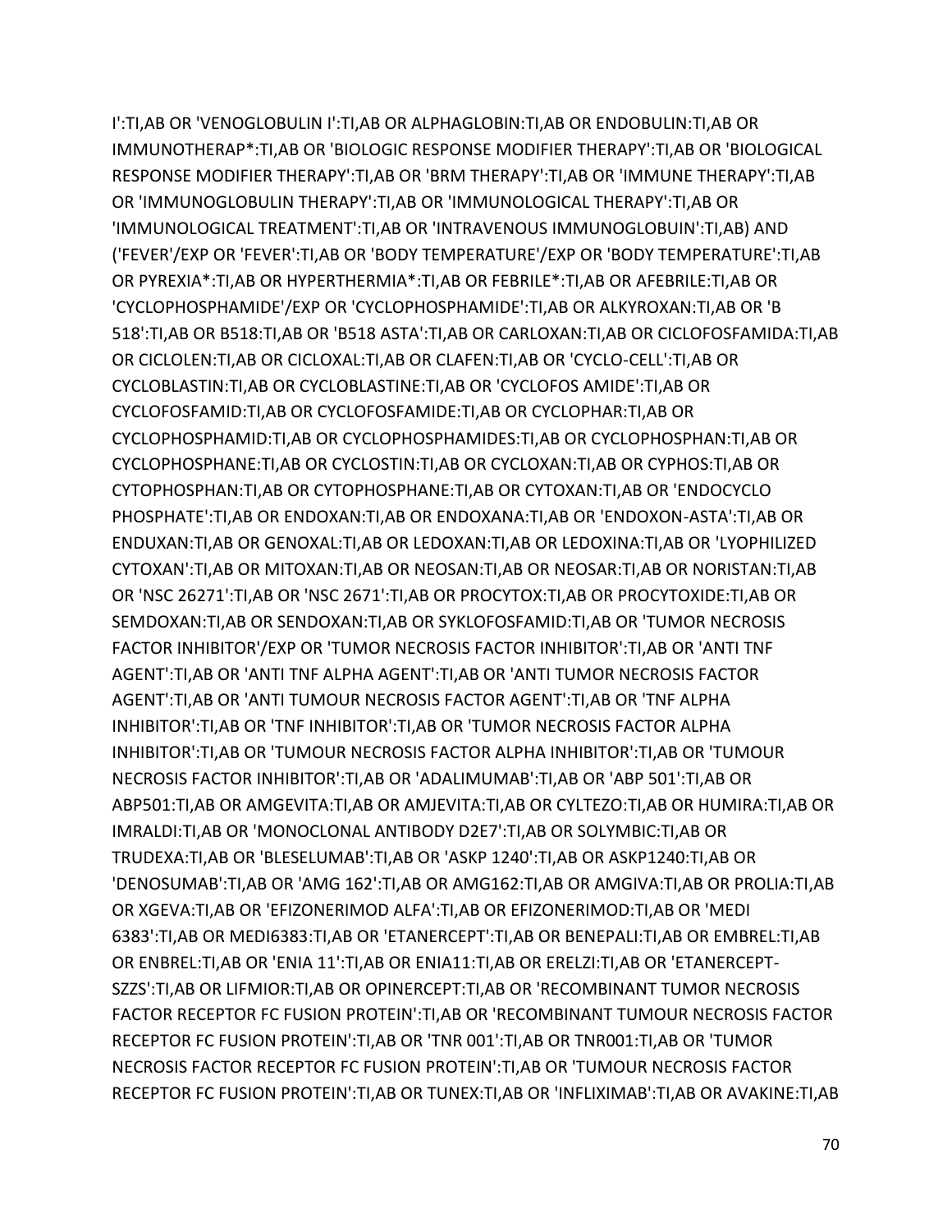I':TI,AB OR 'VENOGLOBULIN I':TI,AB OR ALPHAGLOBIN:TI,AB OR ENDOBULIN:TI,AB OR IMMUNOTHERAP*:TI,AB OR 'BIOLOGIC RESPONSE MODIFIER THERAPY':TI,AB OR 'BIOLOGICAL RESPONSE MODIFIER THERAPY':TI,AB OR 'BRM THERAPY':TI,AB OR 'IMMUNE THERAPY':TI,AB OR 'IMMUNOGLOBULIN THERAPY':TI,AB OR 'IMMUNOLOGICAL THERAPY':TI,AB OR 'IMMUNOLOGICAL TREATMENT':TI,AB OR 'INTRAVENOUS IMMUNOGLOBUIN':TI,AB) AND ('FEVER'/EXP OR 'FEVER':TI,AB OR 'BODY TEMPERATURE'/EXP OR 'BODY TEMPERATURE':TI,AB OR PYREXIA*:TI,AB OR HYPERTHERMIA*:TI,AB OR FEBRILE*:TI,AB OR AFEBRILE:TI,AB OR 'CYCLOPHOSPHAMIDE'/EXP OR 'CYCLOPHOSPHAMIDE':TI,AB OR ALKYROXAN:TI,AB OR 'B 518':TI,AB OR B518:TI,AB OR 'B518 ASTA':TI,AB OR CARLOXAN:TI,AB OR CICLOFOSFAMIDA:TI,AB OR CICLOLEN:TI,AB OR CICLOXAL:TI,AB OR CLAFEN:TI,AB OR 'CYCLO-CELL':TI,AB OR CYCLOBLASTIN:TI,AB OR CYCLOBLASTINE:TI,AB OR 'CYCLOFOS AMIDE':TI,AB OR CYCLOFOSFAMID:TI,AB OR CYCLOFOSFAMIDE:TI,AB OR CYCLOPHAR:TI,AB OR CYCLOPHOSPHAMID:TI,AB OR CYCLOPHOSPHAMIDES:TI,AB OR CYCLOPHOSPHAN:TI,AB OR CYCLOPHOSPHANE:TI,AB OR CYCLOSTIN:TI,AB OR CYCLOXAN:TI,AB OR CYPHOS:TI,AB OR CYTOPHOSPHAN:TI,AB OR CYTOPHOSPHANE:TI,AB OR CYTOXAN:TI,AB OR 'ENDOCYCLO PHOSPHATE':TI,AB OR ENDOXAN:TI,AB OR ENDOXANA:TI,AB OR 'ENDOXON-ASTA':TI,AB OR ENDUXAN:TI,AB OR GENOXAL:TI,AB OR LEDOXAN:TI,AB OR LEDOXINA:TI,AB OR 'LYOPHILIZED CYTOXAN':TI,AB OR MITOXAN:TI,AB OR NEOSAN:TI,AB OR NEOSAR:TI,AB OR NORISTAN:TI,AB OR 'NSC 26271':TI,AB OR 'NSC 2671':TI,AB OR PROCYTOX:TI,AB OR PROCYTOXIDE:TI,AB OR SEMDOXAN:TI,AB OR SENDOXAN:TI,AB OR SYKLOFOSFAMID:TI,AB OR 'TUMOR NECROSIS FACTOR INHIBITOR'/EXP OR 'TUMOR NECROSIS FACTOR INHIBITOR':TI,AB OR 'ANTI TNF AGENT':TI,AB OR 'ANTI TNF ALPHA AGENT':TI,AB OR 'ANTI TUMOR NECROSIS FACTOR AGENT':TI,AB OR 'ANTI TUMOUR NECROSIS FACTOR AGENT':TI,AB OR 'TNF ALPHA INHIBITOR':TI,AB OR 'TNF INHIBITOR':TI,AB OR 'TUMOR NECROSIS FACTOR ALPHA INHIBITOR':TI,AB OR 'TUMOUR NECROSIS FACTOR ALPHA INHIBITOR':TI,AB OR 'TUMOUR NECROSIS FACTOR INHIBITOR':TI,AB OR 'ADALIMUMAB':TI,AB OR 'ABP 501':TI,AB OR ABP501:TI,AB OR AMGEVITA:TI,AB OR AMJEVITA:TI,AB OR CYLTEZO:TI,AB OR HUMIRA:TI,AB OR IMRALDI:TI,AB OR 'MONOCLONAL ANTIBODY D2E7':TI,AB OR SOLYMBIC:TI,AB OR TRUDEXA:TI,AB OR 'BLESELUMAB':TI,AB OR 'ASKP 1240':TI,AB OR ASKP1240:TI,AB OR 'DENOSUMAB':TI,AB OR 'AMG 162':TI,AB OR AMG162:TI,AB OR AMGIVA:TI,AB OR PROLIA:TI,AB OR XGEVA:TI,AB OR 'EFIZONERIMOD ALFA':TI,AB OR EFIZONERIMOD:TI,AB OR 'MEDI 6383':TI,AB OR MEDI6383:TI,AB OR 'ETANERCEPT':TI,AB OR BENEPALI:TI,AB OR EMBREL:TI,AB OR ENBREL:TI,AB OR 'ENIA 11':TI,AB OR ENIA11:TI,AB OR ERELZI:TI,AB OR 'ETANERCEPT-SZZS':TI,AB OR LIFMIOR:TI,AB OR OPINERCEPT:TI,AB OR 'RECOMBINANT TUMOR NECROSIS FACTOR RECEPTOR FC FUSION PROTEIN':TI,AB OR 'RECOMBINANT TUMOUR NECROSIS FACTOR RECEPTOR FC FUSION PROTEIN':TI,AB OR 'TNR 001':TI,AB OR TNR001:TI,AB OR 'TUMOR NECROSIS FACTOR RECEPTOR FC FUSION PROTEIN':TI,AB OR 'TUMOUR NECROSIS FACTOR RECEPTOR FC FUSION PROTEIN':TI,AB OR TUNEX:TI,AB OR 'INFLIXIMAB':TI,AB OR AVAKINE:TI,AB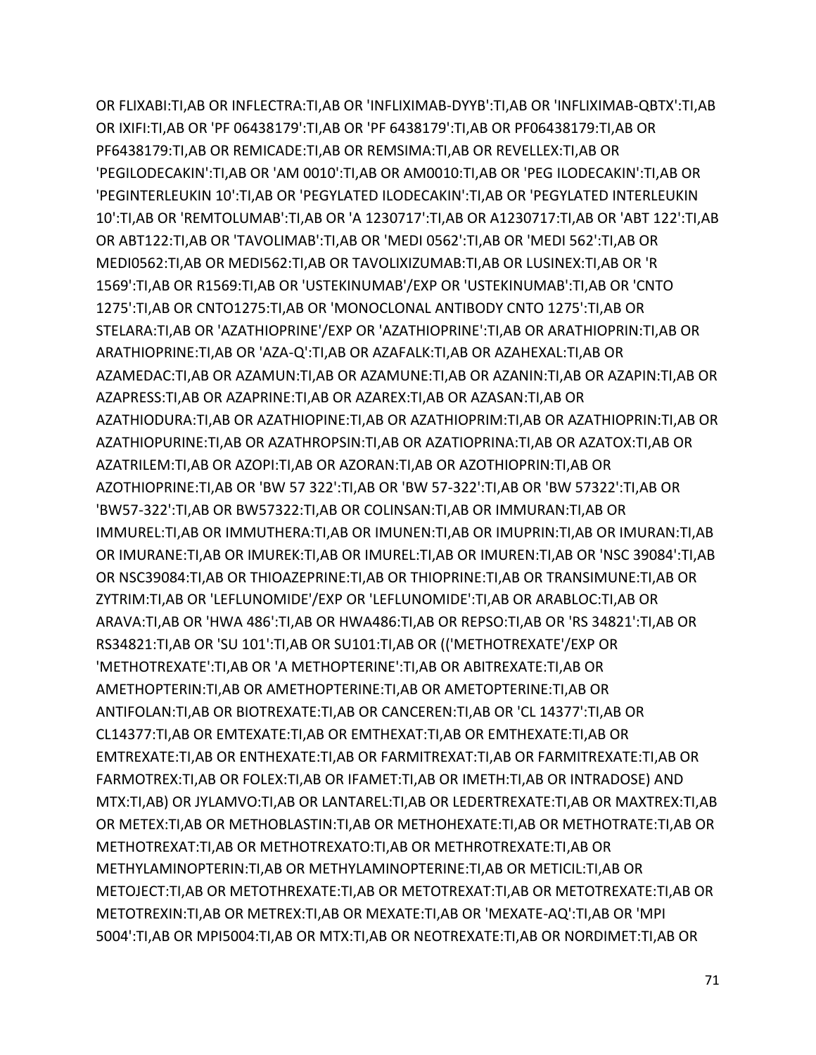OR FLIXABI:TI,AB OR INFLECTRA:TI,AB OR 'INFLIXIMAB-DYYB':TI,AB OR 'INFLIXIMAB-QBTX':TI,AB OR IXIFI:TI,AB OR 'PF 06438179':TI,AB OR 'PF 6438179':TI,AB OR PF06438179:TI,AB OR PF6438179:TI,AB OR REMICADE:TI,AB OR REMSIMA:TI,AB OR REVELLEX:TI,AB OR 'PEGILODECAKIN':TI,AB OR 'AM 0010':TI,AB OR AM0010:TI,AB OR 'PEG ILODECAKIN':TI,AB OR 'PEGINTERLEUKIN 10':TI,AB OR 'PEGYLATED ILODECAKIN':TI,AB OR 'PEGYLATED INTERLEUKIN 10':TI,AB OR 'REMTOLUMAB':TI,AB OR 'A 1230717':TI,AB OR A1230717:TI,AB OR 'ABT 122':TI,AB OR ABT122:TI,AB OR 'TAVOLIMAB':TI,AB OR 'MEDI 0562':TI,AB OR 'MEDI 562':TI,AB OR MEDI0562:TI,AB OR MEDI562:TI,AB OR TAVOLIXIZUMAB:TI,AB OR LUSINEX:TI,AB OR 'R 1569':TI,AB OR R1569:TI,AB OR 'USTEKINUMAB'/EXP OR 'USTEKINUMAB':TI,AB OR 'CNTO 1275':TI,AB OR CNTO1275:TI,AB OR 'MONOCLONAL ANTIBODY CNTO 1275':TI,AB OR STELARA:TI,AB OR 'AZATHIOPRINE'/EXP OR 'AZATHIOPRINE':TI,AB OR ARATHIOPRIN:TI,AB OR ARATHIOPRINE:TI,AB OR 'AZA-Q':TI,AB OR AZAFALK:TI,AB OR AZAHEXAL:TI,AB OR AZAMEDAC:TI,AB OR AZAMUN:TI,AB OR AZAMUNE:TI,AB OR AZANIN:TI,AB OR AZAPIN:TI,AB OR AZAPRESS:TI,AB OR AZAPRINE:TI,AB OR AZAREX:TI,AB OR AZASAN:TI,AB OR AZATHIODURA:TI,AB OR AZATHIOPINE:TI,AB OR AZATHIOPRIM:TI,AB OR AZATHIOPRIN:TI,AB OR AZATHIOPURINE:TI,AB OR AZATHROPSIN:TI,AB OR AZATIOPRINA:TI,AB OR AZATOX:TI,AB OR AZATRILEM:TI,AB OR AZOPI:TI,AB OR AZORAN:TI,AB OR AZOTHIOPRIN:TI,AB OR AZOTHIOPRINE:TI,AB OR 'BW 57 322':TI,AB OR 'BW 57-322':TI,AB OR 'BW 57322':TI,AB OR 'BW57-322':TI,AB OR BW57322:TI,AB OR COLINSAN:TI,AB OR IMMURAN:TI,AB OR IMMUREL:TI,AB OR IMMUTHERA:TI,AB OR IMUNEN:TI,AB OR IMUPRIN:TI,AB OR IMURAN:TI,AB OR IMURANE:TI,AB OR IMUREK:TI,AB OR IMUREL:TI,AB OR IMUREN:TI,AB OR 'NSC 39084':TI,AB OR NSC39084:TI,AB OR THIOAZEPRINE:TI,AB OR THIOPRINE:TI,AB OR TRANSIMUNE:TI,AB OR ZYTRIM:TI,AB OR 'LEFLUNOMIDE'/EXP OR 'LEFLUNOMIDE':TI,AB OR ARABLOC:TI,AB OR ARAVA:TI,AB OR 'HWA 486':TI,AB OR HWA486:TI,AB OR REPSO:TI,AB OR 'RS 34821':TI,AB OR RS34821:TI,AB OR 'SU 101':TI,AB OR SU101:TI,AB OR (('METHOTREXATE'/EXP OR 'METHOTREXATE':TI,AB OR 'A METHOPTERINE':TI,AB OR ABITREXATE:TI,AB OR AMETHOPTERIN:TI,AB OR AMETHOPTERINE:TI,AB OR AMETOPTERINE:TI,AB OR ANTIFOLAN:TI,AB OR BIOTREXATE:TI,AB OR CANCEREN:TI,AB OR 'CL 14377':TI,AB OR CL14377:TI,AB OR EMTEXATE:TI,AB OR EMTHEXAT:TI,AB OR EMTHEXATE:TI,AB OR EMTREXATE:TI,AB OR ENTHEXATE:TI,AB OR FARMITREXAT:TI,AB OR FARMITREXATE:TI,AB OR FARMOTREX:TI,AB OR FOLEX:TI,AB OR IFAMET:TI,AB OR IMETH:TI,AB OR INTRADOSE) AND MTX:TI,AB) OR JYLAMVO:TI,AB OR LANTAREL:TI,AB OR LEDERTREXATE:TI,AB OR MAXTREX:TI,AB OR METEX:TI,AB OR METHOBLASTIN:TI,AB OR METHOHEXATE:TI,AB OR METHOTRATE:TI,AB OR METHOTREXAT:TI,AB OR METHOTREXATO:TI,AB OR METHROTREXATE:TI,AB OR METHYLAMINOPTERIN:TI,AB OR METHYLAMINOPTERINE:TI,AB OR METICIL:TI,AB OR METOJECT:TI,AB OR METOTHREXATE:TI,AB OR METOTREXAT:TI,AB OR METOTREXATE:TI,AB OR METOTREXIN:TI,AB OR METREX:TI,AB OR MEXATE:TI,AB OR 'MEXATE-AQ':TI,AB OR 'MPI 5004':TI,AB OR MPI5004:TI,AB OR MTX:TI,AB OR NEOTREXATE:TI,AB OR NORDIMET:TI,AB OR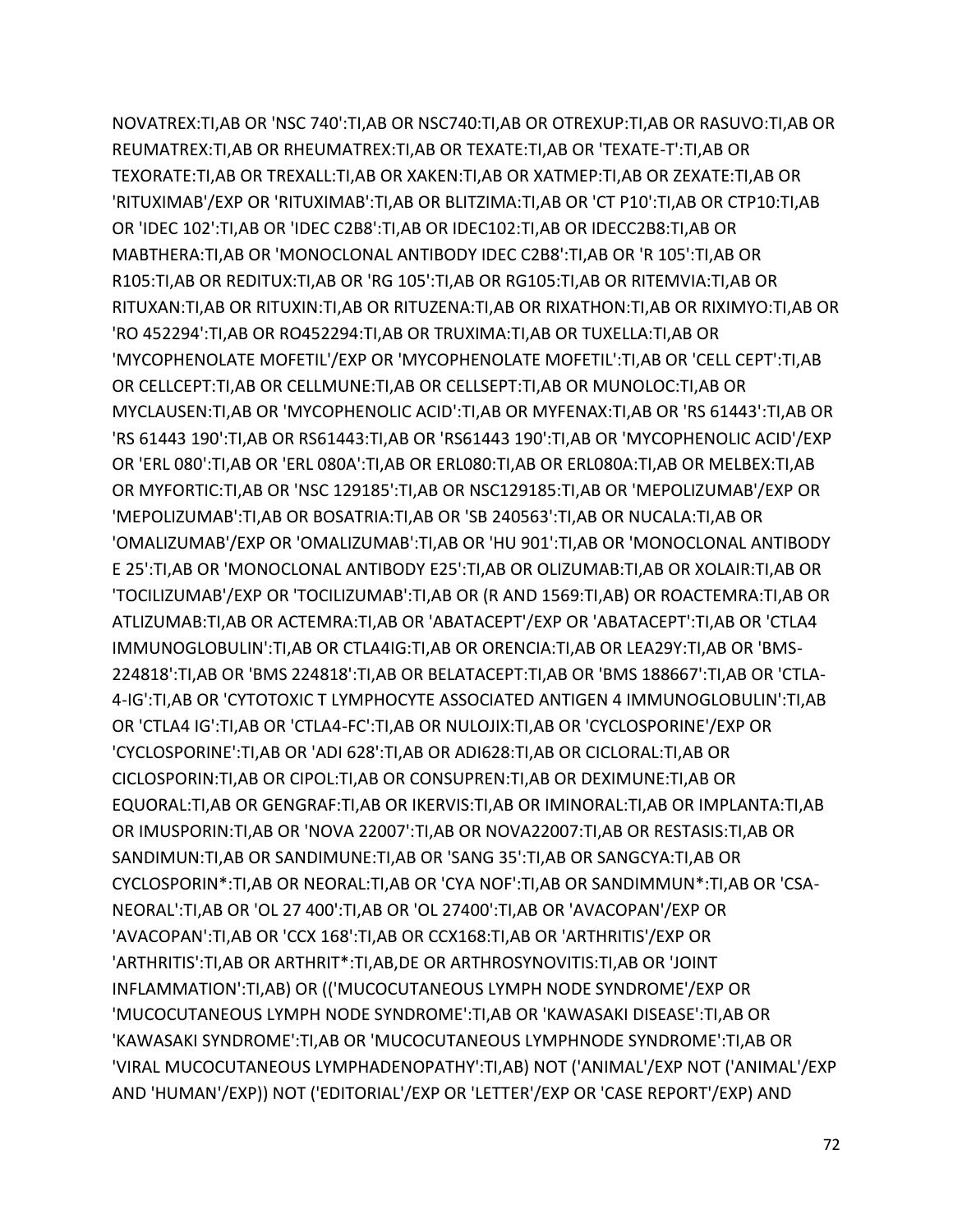NOVATREX:TI,AB OR 'NSC 740':TI,AB OR NSC740:TI,AB OR OTREXUP:TI,AB OR RASUVO:TI,AB OR REUMATREX:TI,AB OR RHEUMATREX:TI,AB OR TEXATE:TI,AB OR 'TEXATE-T':TI,AB OR TEXORATE:TI,AB OR TREXALL:TI,AB OR XAKEN:TI,AB OR XATMEP:TI,AB OR ZEXATE:TI,AB OR 'RITUXIMAB'/EXP OR 'RITUXIMAB':TI,AB OR BLITZIMA:TI,AB OR 'CT P10':TI,AB OR CTP10:TI,AB OR 'IDEC 102':TI,AB OR 'IDEC C2B8':TI,AB OR IDEC102:TI,AB OR IDECC2B8:TI,AB OR MABTHERA:TI,AB OR 'MONOCLONAL ANTIBODY IDEC C2B8':TI,AB OR 'R 105':TI,AB OR R105:TI,AB OR REDITUX:TI,AB OR 'RG 105':TI,AB OR RG105:TI,AB OR RITEMVIA:TI,AB OR RITUXAN:TI,AB OR RITUXIN:TI,AB OR RITUZENA:TI,AB OR RIXATHON:TI,AB OR RIXIMYO:TI,AB OR 'RO 452294':TI,AB OR RO452294:TI,AB OR TRUXIMA:TI,AB OR TUXELLA:TI,AB OR 'MYCOPHENOLATE MOFETIL'/EXP OR 'MYCOPHENOLATE MOFETIL':TI,AB OR 'CELL CEPT':TI,AB OR CELLCEPT:TI,AB OR CELLMUNE:TI,AB OR CELLSEPT:TI,AB OR MUNOLOC:TI,AB OR MYCLAUSEN:TI,AB OR 'MYCOPHENOLIC ACID':TI,AB OR MYFENAX:TI,AB OR 'RS 61443':TI,AB OR 'RS 61443 190':TI,AB OR RS61443:TI,AB OR 'RS61443 190':TI,AB OR 'MYCOPHENOLIC ACID'/EXP OR 'ERL 080':TI,AB OR 'ERL 080A':TI,AB OR ERL080:TI,AB OR ERL080A:TI,AB OR MELBEX:TI,AB OR MYFORTIC:TI,AB OR 'NSC 129185':TI,AB OR NSC129185:TI,AB OR 'MEPOLIZUMAB'/EXP OR 'MEPOLIZUMAB':TI,AB OR BOSATRIA:TI,AB OR 'SB 240563':TI,AB OR NUCALA:TI,AB OR 'OMALIZUMAB'/EXP OR 'OMALIZUMAB':TI,AB OR 'HU 901':TI,AB OR 'MONOCLONAL ANTIBODY E 25':TI,AB OR 'MONOCLONAL ANTIBODY E25':TI,AB OR OLIZUMAB:TI,AB OR XOLAIR:TI,AB OR 'TOCILIZUMAB'/EXP OR 'TOCILIZUMAB':TI,AB OR (R AND 1569:TI,AB) OR ROACTEMRA:TI,AB OR ATLIZUMAB:TI,AB OR ACTEMRA:TI,AB OR 'ABATACEPT'/EXP OR 'ABATACEPT':TI,AB OR 'CTLA4 IMMUNOGLOBULIN':TI,AB OR CTLA4IG:TI,AB OR ORENCIA:TI,AB OR LEA29Y:TI,AB OR 'BMS-224818':TI,AB OR 'BMS 224818':TI,AB OR BELATACEPT:TI,AB OR 'BMS 188667':TI,AB OR 'CTLA-4-IG':TI,AB OR 'CYTOTOXIC T LYMPHOCYTE ASSOCIATED ANTIGEN 4 IMMUNOGLOBULIN':TI,AB OR 'CTLA4 IG':TI,AB OR 'CTLA4-FC':TI,AB OR NULOJIX:TI,AB OR 'CYCLOSPORINE'/EXP OR 'CYCLOSPORINE':TI,AB OR 'ADI 628':TI,AB OR ADI628:TI,AB OR CICLORAL:TI,AB OR CICLOSPORIN:TI,AB OR CIPOL:TI,AB OR CONSUPREN:TI,AB OR DEXIMUNE:TI,AB OR EQUORAL:TI,AB OR GENGRAF:TI,AB OR IKERVIS:TI,AB OR IMINORAL:TI,AB OR IMPLANTA:TI,AB OR IMUSPORIN:TI,AB OR 'NOVA 22007':TI,AB OR NOVA22007:TI,AB OR RESTASIS:TI,AB OR SANDIMUN:TI,AB OR SANDIMUNE:TI,AB OR 'SANG 35':TI,AB OR SANGCYA:TI,AB OR CYCLOSPORIN*:TI,AB OR NEORAL:TI,AB OR 'CYA NOF':TI,AB OR SANDIMMUN*:TI,AB OR 'CSA-NEORAL':TI,AB OR 'OL 27 400':TI,AB OR 'OL 27400':TI,AB OR 'AVACOPAN'/EXP OR 'AVACOPAN':TI,AB OR 'CCX 168':TI,AB OR CCX168:TI,AB OR 'ARTHRITIS'/EXP OR 'ARTHRITIS':TI,AB OR ARTHRIT*:TI,AB,DE OR ARTHROSYNOVITIS:TI,AB OR 'JOINT INFLAMMATION':TI,AB) OR (('MUCOCUTANEOUS LYMPH NODE SYNDROME'/EXP OR 'MUCOCUTANEOUS LYMPH NODE SYNDROME':TI,AB OR 'KAWASAKI DISEASE':TI,AB OR 'KAWASAKI SYNDROME':TI,AB OR 'MUCOCUTANEOUS LYMPHNODE SYNDROME':TI,AB OR 'VIRAL MUCOCUTANEOUS LYMPHADENOPATHY':TI,AB) NOT ('ANIMAL'/EXP NOT ('ANIMAL'/EXP AND 'HUMAN'/EXP)) NOT ('EDITORIAL'/EXP OR 'LETTER'/EXP OR 'CASE REPORT'/EXP) AND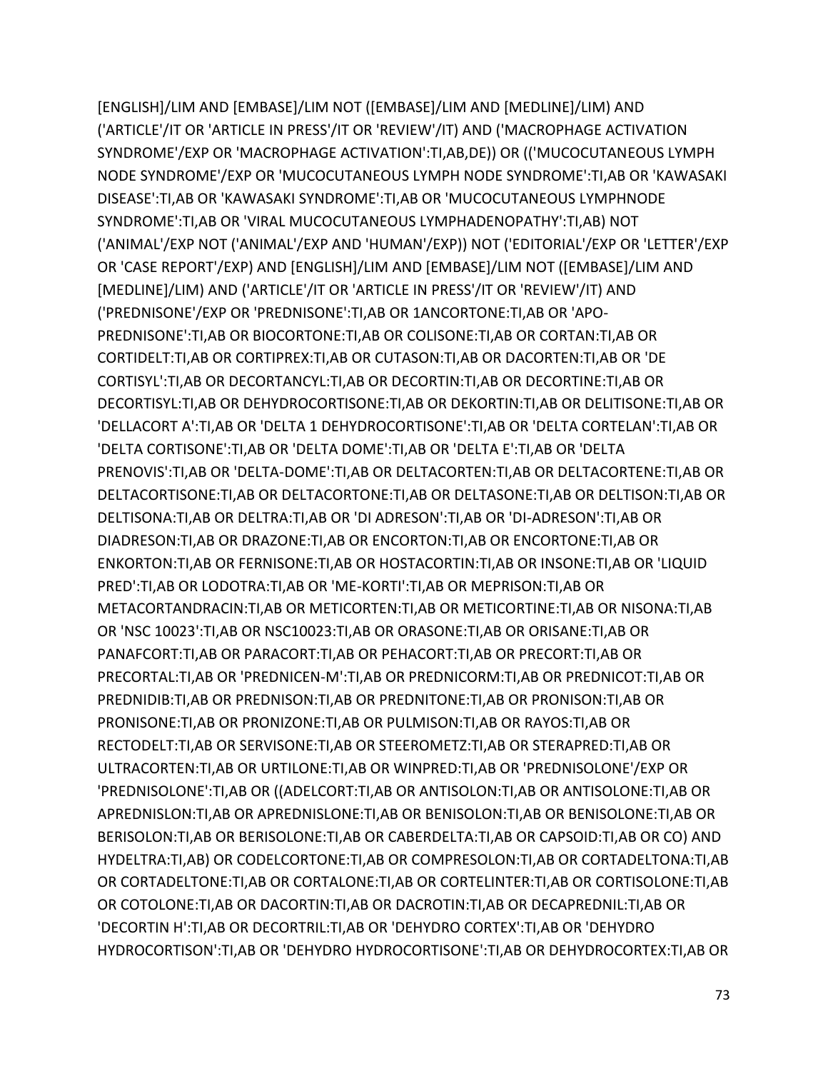[ENGLISH]/LIM AND [EMBASE]/LIM NOT ([EMBASE]/LIM AND [MEDLINE]/LIM) AND ('ARTICLE'/IT OR 'ARTICLE IN PRESS'/IT OR 'REVIEW'/IT) AND ('MACROPHAGE ACTIVATION SYNDROME'/EXP OR 'MACROPHAGE ACTIVATION':TI,AB,DE)) OR (('MUCOCUTANEOUS LYMPH NODE SYNDROME'/EXP OR 'MUCOCUTANEOUS LYMPH NODE SYNDROME':TI,AB OR 'KAWASAKI DISEASE':TI,AB OR 'KAWASAKI SYNDROME':TI,AB OR 'MUCOCUTANEOUS LYMPHNODE SYNDROME':TI,AB OR 'VIRAL MUCOCUTANEOUS LYMPHADENOPATHY':TI,AB) NOT ('ANIMAL'/EXP NOT ('ANIMAL'/EXP AND 'HUMAN'/EXP)) NOT ('EDITORIAL'/EXP OR 'LETTER'/EXP OR 'CASE REPORT'/EXP) AND [ENGLISH]/LIM AND [EMBASE]/LIM NOT ([EMBASE]/LIM AND [MEDLINE]/LIM) AND ('ARTICLE'/IT OR 'ARTICLE IN PRESS'/IT OR 'REVIEW'/IT) AND ('PREDNISONE'/EXP OR 'PREDNISONE':TI,AB OR 1ANCORTONE:TI,AB OR 'APO-PREDNISONE':TI,AB OR BIOCORTONE:TI,AB OR COLISONE:TI,AB OR CORTAN:TI,AB OR CORTIDELT:TI,AB OR CORTIPREX:TI,AB OR CUTASON:TI,AB OR DACORTEN:TI,AB OR 'DE CORTISYL':TI,AB OR DECORTANCYL:TI,AB OR DECORTIN:TI,AB OR DECORTINE:TI,AB OR DECORTISYL:TI,AB OR DEHYDROCORTISONE:TI,AB OR DEKORTIN:TI,AB OR DELITISONE:TI,AB OR 'DELLACORT A':TI,AB OR 'DELTA 1 DEHYDROCORTISONE':TI,AB OR 'DELTA CORTELAN':TI,AB OR 'DELTA CORTISONE':TI,AB OR 'DELTA DOME':TI,AB OR 'DELTA E':TI,AB OR 'DELTA PRENOVIS':TI,AB OR 'DELTA-DOME':TI,AB OR DELTACORTEN:TI,AB OR DELTACORTENE:TI,AB OR DELTACORTISONE:TI,AB OR DELTACORTONE:TI,AB OR DELTASONE:TI,AB OR DELTISON:TI,AB OR DELTISONA:TI,AB OR DELTRA:TI,AB OR 'DI ADRESON':TI,AB OR 'DI-ADRESON':TI,AB OR DIADRESON:TI,AB OR DRAZONE:TI,AB OR ENCORTON:TI,AB OR ENCORTONE:TI,AB OR ENKORTON:TI,AB OR FERNISONE:TI,AB OR HOSTACORTIN:TI,AB OR INSONE:TI,AB OR 'LIQUID PRED':TI,AB OR LODOTRA:TI,AB OR 'ME-KORTI':TI,AB OR MEPRISON:TI,AB OR METACORTANDRACIN:TI,AB OR METICORTEN:TI,AB OR METICORTINE:TI,AB OR NISONA:TI,AB OR 'NSC 10023':TI,AB OR NSC10023:TI,AB OR ORASONE:TI,AB OR ORISANE:TI,AB OR PANAFCORT:TI,AB OR PARACORT:TI,AB OR PEHACORT:TI,AB OR PRECORT:TI,AB OR PRECORTAL:TI,AB OR 'PREDNICEN-M':TI,AB OR PREDNICORM:TI,AB OR PREDNICOT:TI,AB OR PREDNIDIB:TI,AB OR PREDNISON:TI,AB OR PREDNITONE:TI,AB OR PRONISON:TI,AB OR PRONISONE:TI,AB OR PRONIZONE:TI,AB OR PULMISON:TI,AB OR RAYOS:TI,AB OR RECTODELT:TI,AB OR SERVISONE:TI,AB OR STEEROMETZ:TI,AB OR STERAPRED:TI,AB OR ULTRACORTEN:TI,AB OR URTILONE:TI,AB OR WINPRED:TI,AB OR 'PREDNISOLONE'/EXP OR 'PREDNISOLONE':TI,AB OR ((ADELCORT:TI,AB OR ANTISOLON:TI,AB OR ANTISOLONE:TI,AB OR APREDNISLON:TI,AB OR APREDNISLONE:TI,AB OR BENISOLON:TI,AB OR BENISOLONE:TI,AB OR BERISOLON:TI,AB OR BERISOLONE:TI,AB OR CABERDELTA:TI,AB OR CAPSOID:TI,AB OR CO) AND HYDELTRA:TI,AB) OR CODELCORTONE:TI,AB OR COMPRESOLON:TI,AB OR CORTADELTONA:TI,AB OR CORTADELTONE:TI,AB OR CORTALONE:TI,AB OR CORTELINTER:TI,AB OR CORTISOLONE:TI,AB OR COTOLONE:TI,AB OR DACORTIN:TI,AB OR DACROTIN:TI,AB OR DECAPREDNIL:TI,AB OR 'DECORTIN H':TI,AB OR DECORTRIL:TI,AB OR 'DEHYDRO CORTEX':TI,AB OR 'DEHYDRO HYDROCORTISON':TI,AB OR 'DEHYDRO HYDROCORTISONE':TI,AB OR DEHYDROCORTEX:TI,AB OR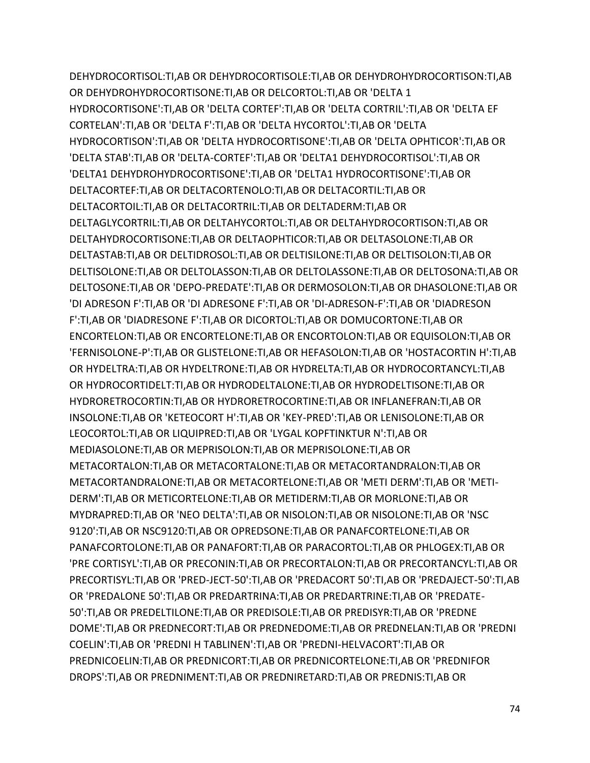DEHYDROCORTISOL:TI,AB OR DEHYDROCORTISOLE:TI,AB OR DEHYDROHYDROCORTISON:TI,AB OR DEHYDROHYDROCORTISONE:TI,AB OR DELCORTOL:TI,AB OR 'DELTA 1 HYDROCORTISONE':TI,AB OR 'DELTA CORTEF':TI,AB OR 'DELTA CORTRIL':TI,AB OR 'DELTA EF CORTELAN':TI,AB OR 'DELTA F':TI,AB OR 'DELTA HYCORTOL':TI,AB OR 'DELTA HYDROCORTISON':TI,AB OR 'DELTA HYDROCORTISONE':TI,AB OR 'DELTA OPHTICOR':TI,AB OR 'DELTA STAB':TI,AB OR 'DELTA-CORTEF':TI,AB OR 'DELTA1 DEHYDROCORTISOL':TI,AB OR 'DELTA1 DEHYDROHYDROCORTISONE':TI,AB OR 'DELTA1 HYDROCORTISONE':TI,AB OR DELTACORTEF:TI,AB OR DELTACORTENOLO:TI,AB OR DELTACORTIL:TI,AB OR DELTACORTOIL:TI,AB OR DELTACORTRIL:TI,AB OR DELTADERM:TI,AB OR DELTAGLYCORTRIL:TI,AB OR DELTAHYCORTOL:TI,AB OR DELTAHYDROCORTISON:TI,AB OR DELTAHYDROCORTISONE:TI,AB OR DELTAOPHTICOR:TI,AB OR DELTASOLONE:TI,AB OR DELTASTAB:TI,AB OR DELTIDROSOL:TI,AB OR DELTISILONE:TI,AB OR DELTISOLON:TI,AB OR DELTISOLONE:TI,AB OR DELTOLASSON:TI,AB OR DELTOLASSONE:TI,AB OR DELTOSONA:TI,AB OR DELTOSONE:TI,AB OR 'DEPO-PREDATE':TI,AB OR DERMOSOLON:TI,AB OR DHASOLONE:TI,AB OR 'DI ADRESON F':TI,AB OR 'DI ADRESONE F':TI,AB OR 'DI-ADRESON-F':TI,AB OR 'DIADRESON F':TI,AB OR 'DIADRESONE F':TI,AB OR DICORTOL:TI,AB OR DOMUCORTONE:TI,AB OR ENCORTELON:TI,AB OR ENCORTELONE:TI,AB OR ENCORTOLON:TI,AB OR EQUISOLON:TI,AB OR 'FERNISOLONE-P':TI,AB OR GLISTELONE:TI,AB OR HEFASOLON:TI,AB OR 'HOSTACORTIN H':TI,AB OR HYDELTRA:TI,AB OR HYDELTRONE:TI,AB OR HYDRELTA:TI,AB OR HYDROCORTANCYL:TI,AB OR HYDROCORTIDELT:TI,AB OR HYDRODELTALONE:TI,AB OR HYDRODELTISONE:TI,AB OR HYDRORETROCORTIN:TI,AB OR HYDRORETROCORTINE:TI,AB OR INFLANEFRAN:TI,AB OR INSOLONE:TI,AB OR 'KETEOCORT H':TI,AB OR 'KEY-PRED':TI,AB OR LENISOLONE:TI,AB OR LEOCORTOL:TI,AB OR LIQUIPRED:TI,AB OR 'LYGAL KOPFTINKTUR N':TI,AB OR MEDIASOLONE:TI,AB OR MEPRISOLON:TI,AB OR MEPRISOLONE:TI,AB OR METACORTALON:TI,AB OR METACORTALONE:TI,AB OR METACORTANDRALON:TI,AB OR METACORTANDRALONE:TI,AB OR METACORTELONE:TI,AB OR 'METI DERM':TI,AB OR 'METI-DERM':TI,AB OR METICORTELONE:TI,AB OR METIDERM:TI,AB OR MORLONE:TI,AB OR MYDRAPRED:TI,AB OR 'NEO DELTA':TI,AB OR NISOLON:TI,AB OR NISOLONE:TI,AB OR 'NSC 9120':TI,AB OR NSC9120:TI,AB OR OPREDSONE:TI,AB OR PANAFCORTELONE:TI,AB OR PANAFCORTOLONE:TI,AB OR PANAFORT:TI,AB OR PARACORTOL:TI,AB OR PHLOGEX:TI,AB OR 'PRE CORTISYL':TI,AB OR PRECONIN:TI,AB OR PRECORTALON:TI,AB OR PRECORTANCYL:TI,AB OR PRECORTISYL:TI,AB OR 'PRED-JECT-50':TI,AB OR 'PREDACORT 50':TI,AB OR 'PREDAJECT-50':TI,AB OR 'PREDALONE 50':TI,AB OR PREDARTRINA:TI,AB OR PREDARTRINE:TI,AB OR 'PREDATE-50':TI,AB OR PREDELTILONE:TI,AB OR PREDISOLE:TI,AB OR PREDISYR:TI,AB OR 'PREDNE DOME':TI,AB OR PREDNECORT:TI,AB OR PREDNEDOME:TI,AB OR PREDNELAN:TI,AB OR 'PREDNI COELIN':TI,AB OR 'PREDNI H TABLINEN':TI,AB OR 'PREDNI-HELVACORT':TI,AB OR PREDNICOELIN:TI,AB OR PREDNICORT:TI,AB OR PREDNICORTELONE:TI,AB OR 'PREDNIFOR DROPS':TI,AB OR PREDNIMENT:TI,AB OR PREDNIRETARD:TI,AB OR PREDNIS:TI,AB OR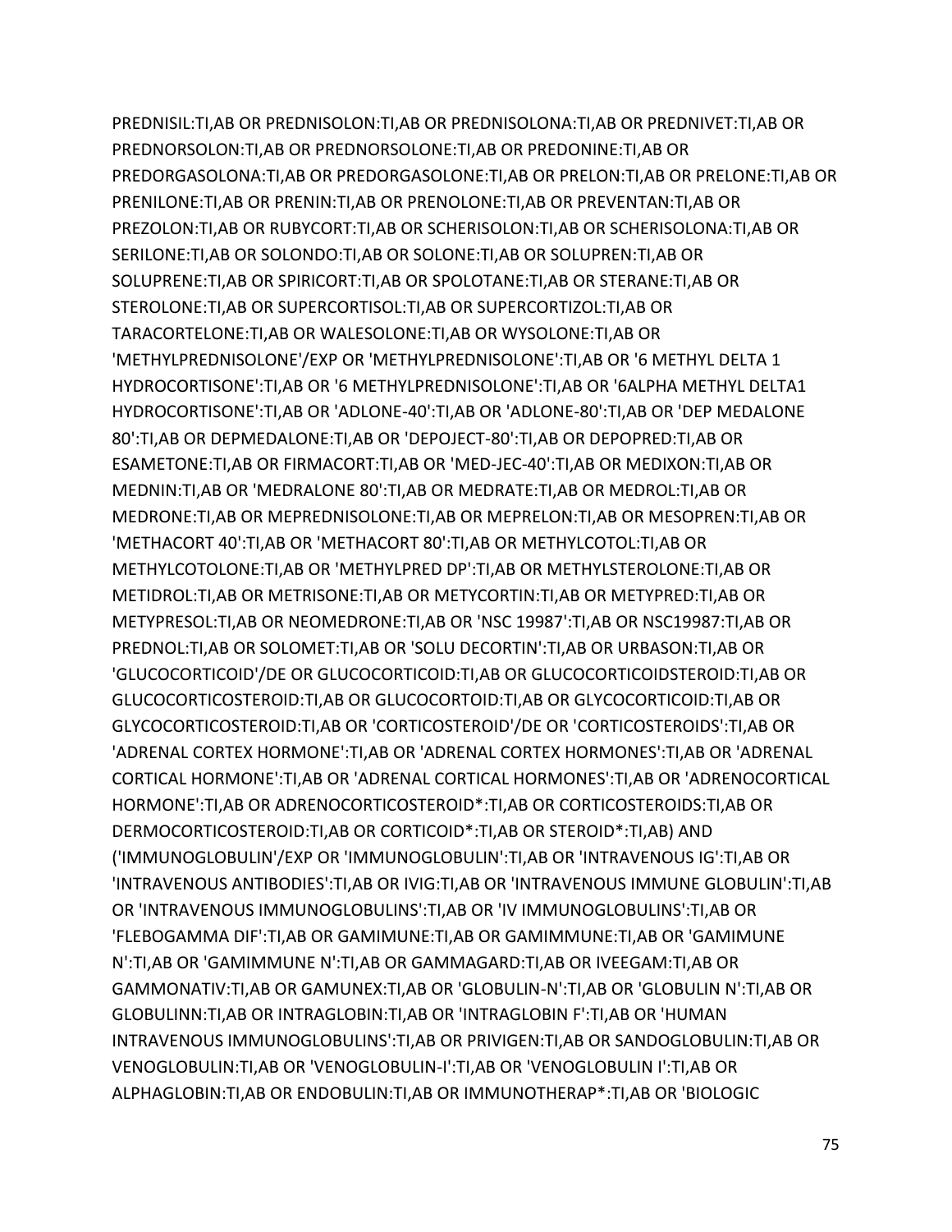PREDNISIL:TI,AB OR PREDNISOLON:TI,AB OR PREDNISOLONA:TI,AB OR PREDNIVET:TI,AB OR PREDNORSOLON:TI,AB OR PREDNORSOLONE:TI,AB OR PREDONINE:TI,AB OR PREDORGASOLONA:TI,AB OR PREDORGASOLONE:TI,AB OR PRELON:TI,AB OR PRELONE:TI,AB OR PRENILONE:TI,AB OR PRENIN:TI,AB OR PRENOLONE:TI,AB OR PREVENTAN:TI,AB OR PREZOLON:TI,AB OR RUBYCORT:TI,AB OR SCHERISOLON:TI,AB OR SCHERISOLONA:TI,AB OR SERILONE:TI,AB OR SOLONDO:TI,AB OR SOLONE:TI,AB OR SOLUPREN:TI,AB OR SOLUPRENE:TI,AB OR SPIRICORT:TI,AB OR SPOLOTANE:TI,AB OR STERANE:TI,AB OR STEROLONE:TI,AB OR SUPERCORTISOL:TI,AB OR SUPERCORTIZOL:TI,AB OR TARACORTELONE:TI,AB OR WALESOLONE:TI,AB OR WYSOLONE:TI,AB OR 'METHYLPREDNISOLONE'/EXP OR 'METHYLPREDNISOLONE':TI,AB OR '6 METHYL DELTA 1 HYDROCORTISONE':TI,AB OR '6 METHYLPREDNISOLONE':TI,AB OR '6ALPHA METHYL DELTA1 HYDROCORTISONE':TI,AB OR 'ADLONE-40':TI,AB OR 'ADLONE-80':TI,AB OR 'DEP MEDALONE 80':TI,AB OR DEPMEDALONE:TI,AB OR 'DEPOJECT-80':TI,AB OR DEPOPRED:TI,AB OR ESAMETONE:TI,AB OR FIRMACORT:TI,AB OR 'MED-JEC-40':TI,AB OR MEDIXON:TI,AB OR MEDNIN:TI,AB OR 'MEDRALONE 80':TI,AB OR MEDRATE:TI,AB OR MEDROL:TI,AB OR MEDRONE:TI,AB OR MEPREDNISOLONE:TI,AB OR MEPRELON:TI,AB OR MESOPREN:TI,AB OR 'METHACORT 40':TI,AB OR 'METHACORT 80':TI,AB OR METHYLCOTOL:TI,AB OR METHYLCOTOLONE:TI,AB OR 'METHYLPRED DP':TI,AB OR METHYLSTEROLONE:TI,AB OR METIDROL:TI,AB OR METRISONE:TI,AB OR METYCORTIN:TI,AB OR METYPRED:TI,AB OR METYPRESOL:TI,AB OR NEOMEDRONE:TI,AB OR 'NSC 19987':TI,AB OR NSC19987:TI,AB OR PREDNOL:TI,AB OR SOLOMET:TI,AB OR 'SOLU DECORTIN':TI,AB OR URBASON:TI,AB OR 'GLUCOCORTICOID'/DE OR GLUCOCORTICOID:TI,AB OR GLUCOCORTICOIDSTEROID:TI,AB OR GLUCOCORTICOSTEROID:TI,AB OR GLUCOCORTOID:TI,AB OR GLYCOCORTICOID:TI,AB OR GLYCOCORTICOSTEROID:TI,AB OR 'CORTICOSTEROID'/DE OR 'CORTICOSTEROIDS':TI,AB OR 'ADRENAL CORTEX HORMONE':TI,AB OR 'ADRENAL CORTEX HORMONES':TI,AB OR 'ADRENAL CORTICAL HORMONE':TI,AB OR 'ADRENAL CORTICAL HORMONES':TI,AB OR 'ADRENOCORTICAL HORMONE':TI,AB OR ADRENOCORTICOSTEROID*:TI,AB OR CORTICOSTEROIDS:TI,AB OR DERMOCORTICOSTEROID:TI,AB OR CORTICOID*:TI,AB OR STEROID*:TI,AB) AND ('IMMUNOGLOBULIN'/EXP OR 'IMMUNOGLOBULIN':TI,AB OR 'INTRAVENOUS IG':TI,AB OR 'INTRAVENOUS ANTIBODIES':TI,AB OR IVIG:TI,AB OR 'INTRAVENOUS IMMUNE GLOBULIN':TI,AB OR 'INTRAVENOUS IMMUNOGLOBULINS':TI,AB OR 'IV IMMUNOGLOBULINS':TI,AB OR 'FLEBOGAMMA DIF':TI,AB OR GAMIMUNE:TI,AB OR GAMIMMUNE:TI,AB OR 'GAMIMUNE N':TI,AB OR 'GAMIMMUNE N':TI,AB OR GAMMAGARD:TI,AB OR IVEEGAM:TI,AB OR GAMMONATIV:TI,AB OR GAMUNEX:TI,AB OR 'GLOBULIN-N':TI,AB OR 'GLOBULIN N':TI,AB OR GLOBULINN:TI,AB OR INTRAGLOBIN:TI,AB OR 'INTRAGLOBIN F':TI,AB OR 'HUMAN INTRAVENOUS IMMUNOGLOBULINS':TI,AB OR PRIVIGEN:TI,AB OR SANDOGLOBULIN:TI,AB OR VENOGLOBULIN:TI,AB OR 'VENOGLOBULIN-I':TI,AB OR 'VENOGLOBULIN I':TI,AB OR ALPHAGLOBIN:TI,AB OR ENDOBULIN:TI,AB OR IMMUNOTHERAP*:TI,AB OR 'BIOLOGIC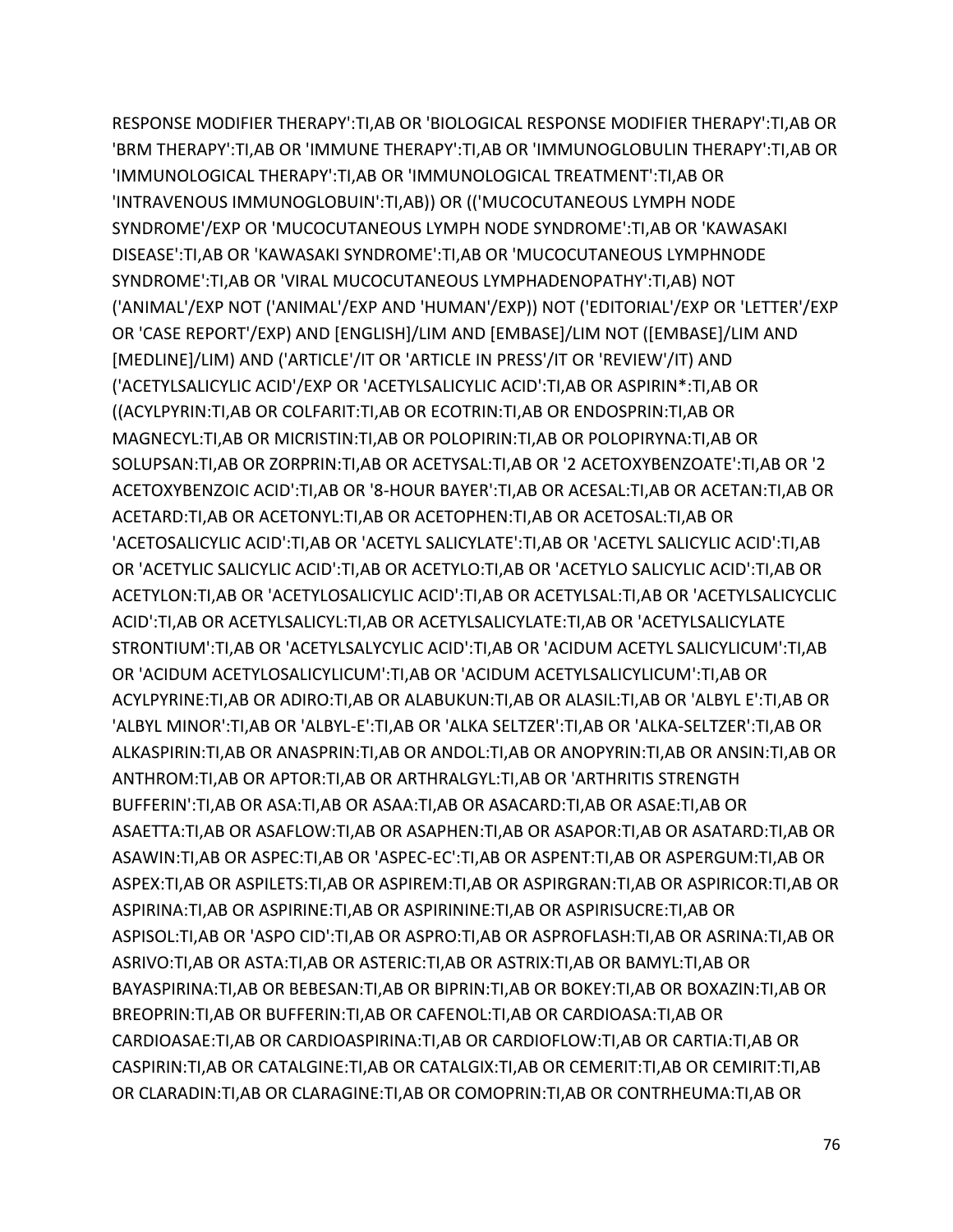RESPONSE MODIFIER THERAPY':TI,AB OR 'BIOLOGICAL RESPONSE MODIFIER THERAPY':TI,AB OR 'BRM THERAPY':TI,AB OR 'IMMUNE THERAPY':TI,AB OR 'IMMUNOGLOBULIN THERAPY':TI,AB OR 'IMMUNOLOGICAL THERAPY':TI,AB OR 'IMMUNOLOGICAL TREATMENT':TI,AB OR 'INTRAVENOUS IMMUNOGLOBUIN':TI,AB)) OR (('MUCOCUTANEOUS LYMPH NODE SYNDROME'/EXP OR 'MUCOCUTANEOUS LYMPH NODE SYNDROME':TI,AB OR 'KAWASAKI DISEASE':TI,AB OR 'KAWASAKI SYNDROME':TI,AB OR 'MUCOCUTANEOUS LYMPHNODE SYNDROME':TI,AB OR 'VIRAL MUCOCUTANEOUS LYMPHADENOPATHY':TI,AB) NOT ('ANIMAL'/EXP NOT ('ANIMAL'/EXP AND 'HUMAN'/EXP)) NOT ('EDITORIAL'/EXP OR 'LETTER'/EXP OR 'CASE REPORT'/EXP) AND [ENGLISH]/LIM AND [EMBASE]/LIM NOT ([EMBASE]/LIM AND [MEDLINE]/LIM) AND ('ARTICLE'/IT OR 'ARTICLE IN PRESS'/IT OR 'REVIEW'/IT) AND ('ACETYLSALICYLIC ACID'/EXP OR 'ACETYLSALICYLIC ACID':TI,AB OR ASPIRIN*:TI,AB OR ((ACYLPYRIN:TI,AB OR COLFARIT:TI,AB OR ECOTRIN:TI,AB OR ENDOSPRIN:TI,AB OR MAGNECYL:TI,AB OR MICRISTIN:TI,AB OR POLOPIRIN:TI,AB OR POLOPIRYNA:TI,AB OR SOLUPSAN:TI,AB OR ZORPRIN:TI,AB OR ACETYSAL:TI,AB OR '2 ACETOXYBENZOATE':TI,AB OR '2 ACETOXYBENZOIC ACID':TI,AB OR '8-HOUR BAYER':TI,AB OR ACESAL:TI,AB OR ACETAN:TI,AB OR ACETARD:TI,AB OR ACETONYL:TI,AB OR ACETOPHEN:TI,AB OR ACETOSAL:TI,AB OR 'ACETOSALICYLIC ACID':TI,AB OR 'ACETYL SALICYLATE':TI,AB OR 'ACETYL SALICYLIC ACID':TI,AB OR 'ACETYLIC SALICYLIC ACID':TI,AB OR ACETYLO:TI,AB OR 'ACETYLO SALICYLIC ACID':TI,AB OR ACETYLON:TI,AB OR 'ACETYLOSALICYLIC ACID':TI,AB OR ACETYLSAL:TI,AB OR 'ACETYLSALICYCLIC ACID':TI,AB OR ACETYLSALICYL:TI,AB OR ACETYLSALICYLATE:TI,AB OR 'ACETYLSALICYLATE STRONTIUM':TI,AB OR 'ACETYLSALYCYLIC ACID':TI,AB OR 'ACIDUM ACETYL SALICYLICUM':TI,AB OR 'ACIDUM ACETYLOSALICYLICUM':TI,AB OR 'ACIDUM ACETYLSALICYLICUM':TI,AB OR ACYLPYRINE:TI,AB OR ADIRO:TI,AB OR ALABUKUN:TI,AB OR ALASIL:TI,AB OR 'ALBYL E':TI,AB OR 'ALBYL MINOR':TI,AB OR 'ALBYL-E':TI,AB OR 'ALKA SELTZER':TI,AB OR 'ALKA-SELTZER':TI,AB OR ALKASPIRIN:TI,AB OR ANASPRIN:TI,AB OR ANDOL:TI,AB OR ANOPYRIN:TI,AB OR ANSIN:TI,AB OR ANTHROM:TI,AB OR APTOR:TI,AB OR ARTHRALGYL:TI,AB OR 'ARTHRITIS STRENGTH BUFFERIN':TI,AB OR ASA:TI,AB OR ASAA:TI,AB OR ASACARD:TI,AB OR ASAE:TI,AB OR ASAETTA:TI,AB OR ASAFLOW:TI,AB OR ASAPHEN:TI,AB OR ASAPOR:TI,AB OR ASATARD:TI,AB OR ASAWIN:TI,AB OR ASPEC:TI,AB OR 'ASPEC-EC':TI,AB OR ASPENT:TI,AB OR ASPERGUM:TI,AB OR ASPEX:TI,AB OR ASPILETS:TI,AB OR ASPIREM:TI,AB OR ASPIRGRAN:TI,AB OR ASPIRICOR:TI,AB OR ASPIRINA:TI,AB OR ASPIRINE:TI,AB OR ASPIRININE:TI,AB OR ASPIRISUCRE:TI,AB OR ASPISOL:TI,AB OR 'ASPO CID':TI,AB OR ASPRO:TI,AB OR ASPROFLASH:TI,AB OR ASRINA:TI,AB OR ASRIVO:TI,AB OR ASTA:TI,AB OR ASTERIC:TI,AB OR ASTRIX:TI,AB OR BAMYL:TI,AB OR BAYASPIRINA:TI,AB OR BEBESAN:TI,AB OR BIPRIN:TI,AB OR BOKEY:TI,AB OR BOXAZIN:TI,AB OR BREOPRIN:TI,AB OR BUFFERIN:TI,AB OR CAFENOL:TI,AB OR CARDIOASA:TI,AB OR CARDIOASAE:TI,AB OR CARDIOASPIRINA:TI,AB OR CARDIOFLOW:TI,AB OR CARTIA:TI,AB OR CASPIRIN:TI,AB OR CATALGINE:TI,AB OR CATALGIX:TI,AB OR CEMERIT:TI,AB OR CEMIRIT:TI,AB OR CLARADIN:TI,AB OR CLARAGINE:TI,AB OR COMOPRIN:TI,AB OR CONTRHEUMA:TI,AB OR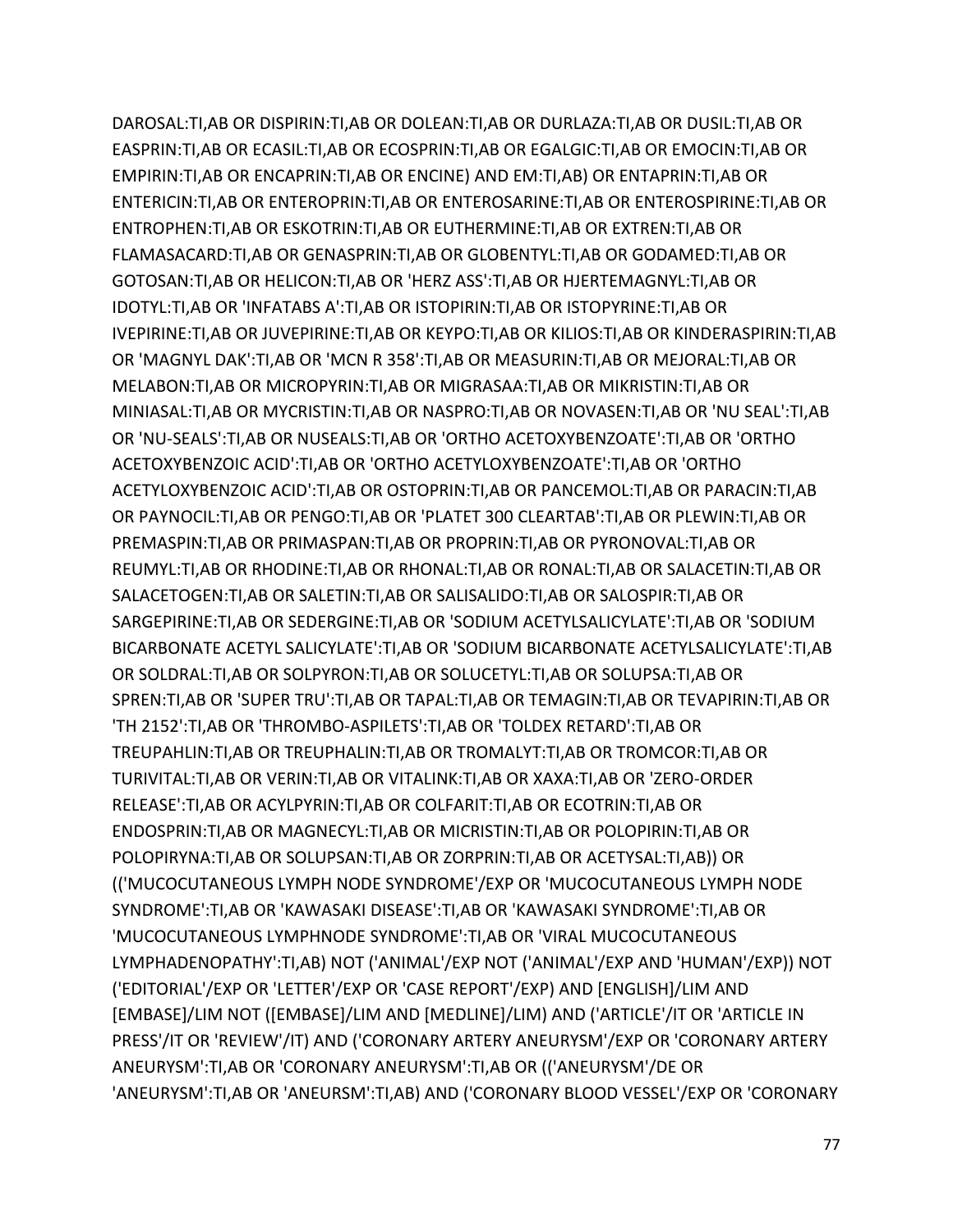DAROSAL:TI,AB OR DISPIRIN:TI,AB OR DOLEAN:TI,AB OR DURLAZA:TI,AB OR DUSIL:TI,AB OR EASPRIN:TI,AB OR ECASIL:TI,AB OR ECOSPRIN:TI,AB OR EGALGIC:TI,AB OR EMOCIN:TI,AB OR EMPIRIN:TI,AB OR ENCAPRIN:TI,AB OR ENCINE) AND EM:TI,AB) OR ENTAPRIN:TI,AB OR ENTERICIN:TI,AB OR ENTEROPRIN:TI,AB OR ENTEROSARINE:TI,AB OR ENTEROSPIRINE:TI,AB OR ENTROPHEN:TI,AB OR ESKOTRIN:TI,AB OR EUTHERMINE:TI,AB OR EXTREN:TI,AB OR FLAMASACARD:TI,AB OR GENASPRIN:TI,AB OR GLOBENTYL:TI,AB OR GODAMED:TI,AB OR GOTOSAN:TI,AB OR HELICON:TI,AB OR 'HERZ ASS':TI,AB OR HJERTEMAGNYL:TI,AB OR IDOTYL:TI,AB OR 'INFATABS A':TI,AB OR ISTOPIRIN:TI,AB OR ISTOPYRINE:TI,AB OR IVEPIRINE:TI,AB OR JUVEPIRINE:TI,AB OR KEYPO:TI,AB OR KILIOS:TI,AB OR KINDERASPIRIN:TI,AB OR 'MAGNYL DAK':TI,AB OR 'MCN R 358':TI,AB OR MEASURIN:TI,AB OR MEJORAL:TI,AB OR MELABON:TI,AB OR MICROPYRIN:TI,AB OR MIGRASAA:TI,AB OR MIKRISTIN:TI,AB OR MINIASAL:TI,AB OR MYCRISTIN:TI,AB OR NASPRO:TI,AB OR NOVASEN:TI,AB OR 'NU SEAL':TI,AB OR 'NU-SEALS':TI,AB OR NUSEALS:TI,AB OR 'ORTHO ACETOXYBENZOATE':TI,AB OR 'ORTHO ACETOXYBENZOIC ACID':TI,AB OR 'ORTHO ACETYLOXYBENZOATE':TI,AB OR 'ORTHO ACETYLOXYBENZOIC ACID':TI,AB OR OSTOPRIN:TI,AB OR PANCEMOL:TI,AB OR PARACIN:TI,AB OR PAYNOCIL:TI,AB OR PENGO:TI,AB OR 'PLATET 300 CLEARTAB':TI,AB OR PLEWIN:TI,AB OR PREMASPIN:TI,AB OR PRIMASPAN:TI,AB OR PROPRIN:TI,AB OR PYRONOVAL:TI,AB OR REUMYL:TI,AB OR RHODINE:TI,AB OR RHONAL:TI,AB OR RONAL:TI,AB OR SALACETIN:TI,AB OR SALACETOGEN:TI,AB OR SALETIN:TI,AB OR SALISALIDO:TI,AB OR SALOSPIR:TI,AB OR SARGEPIRINE:TI,AB OR SEDERGINE:TI,AB OR 'SODIUM ACETYLSALICYLATE':TI,AB OR 'SODIUM BICARBONATE ACETYL SALICYLATE':TI,AB OR 'SODIUM BICARBONATE ACETYLSALICYLATE':TI,AB OR SOLDRAL:TI,AB OR SOLPYRON:TI,AB OR SOLUCETYL:TI,AB OR SOLUPSA:TI,AB OR SPREN:TI,AB OR 'SUPER TRU':TI,AB OR TAPAL:TI,AB OR TEMAGIN:TI,AB OR TEVAPIRIN:TI,AB OR 'TH 2152':TI,AB OR 'THROMBO-ASPILETS':TI,AB OR 'TOLDEX RETARD':TI,AB OR TREUPAHLIN:TI,AB OR TREUPHALIN:TI,AB OR TROMALYT:TI,AB OR TROMCOR:TI,AB OR TURIVITAL:TI,AB OR VERIN:TI,AB OR VITALINK:TI,AB OR XAXA:TI,AB OR 'ZERO-ORDER RELEASE':TI,AB OR ACYLPYRIN:TI,AB OR COLFARIT:TI,AB OR ECOTRIN:TI,AB OR ENDOSPRIN:TI,AB OR MAGNECYL:TI,AB OR MICRISTIN:TI,AB OR POLOPIRIN:TI,AB OR POLOPIRYNA:TI,AB OR SOLUPSAN:TI,AB OR ZORPRIN:TI,AB OR ACETYSAL:TI,AB)) OR (('MUCOCUTANEOUS LYMPH NODE SYNDROME'/EXP OR 'MUCOCUTANEOUS LYMPH NODE SYNDROME':TI,AB OR 'KAWASAKI DISEASE':TI,AB OR 'KAWASAKI SYNDROME':TI,AB OR 'MUCOCUTANEOUS LYMPHNODE SYNDROME':TI,AB OR 'VIRAL MUCOCUTANEOUS LYMPHADENOPATHY':TI,AB) NOT ('ANIMAL'/EXP NOT ('ANIMAL'/EXP AND 'HUMAN'/EXP)) NOT ('EDITORIAL'/EXP OR 'LETTER'/EXP OR 'CASE REPORT'/EXP) AND [ENGLISH]/LIM AND [EMBASE]/LIM NOT ([EMBASE]/LIM AND [MEDLINE]/LIM) AND ('ARTICLE'/IT OR 'ARTICLE IN PRESS'/IT OR 'REVIEW'/IT) AND ('CORONARY ARTERY ANEURYSM'/EXP OR 'CORONARY ARTERY ANEURYSM':TI,AB OR 'CORONARY ANEURYSM':TI,AB OR (('ANEURYSM'/DE OR 'ANEURYSM':TI,AB OR 'ANEURSM':TI,AB) AND ('CORONARY BLOOD VESSEL'/EXP OR 'CORONARY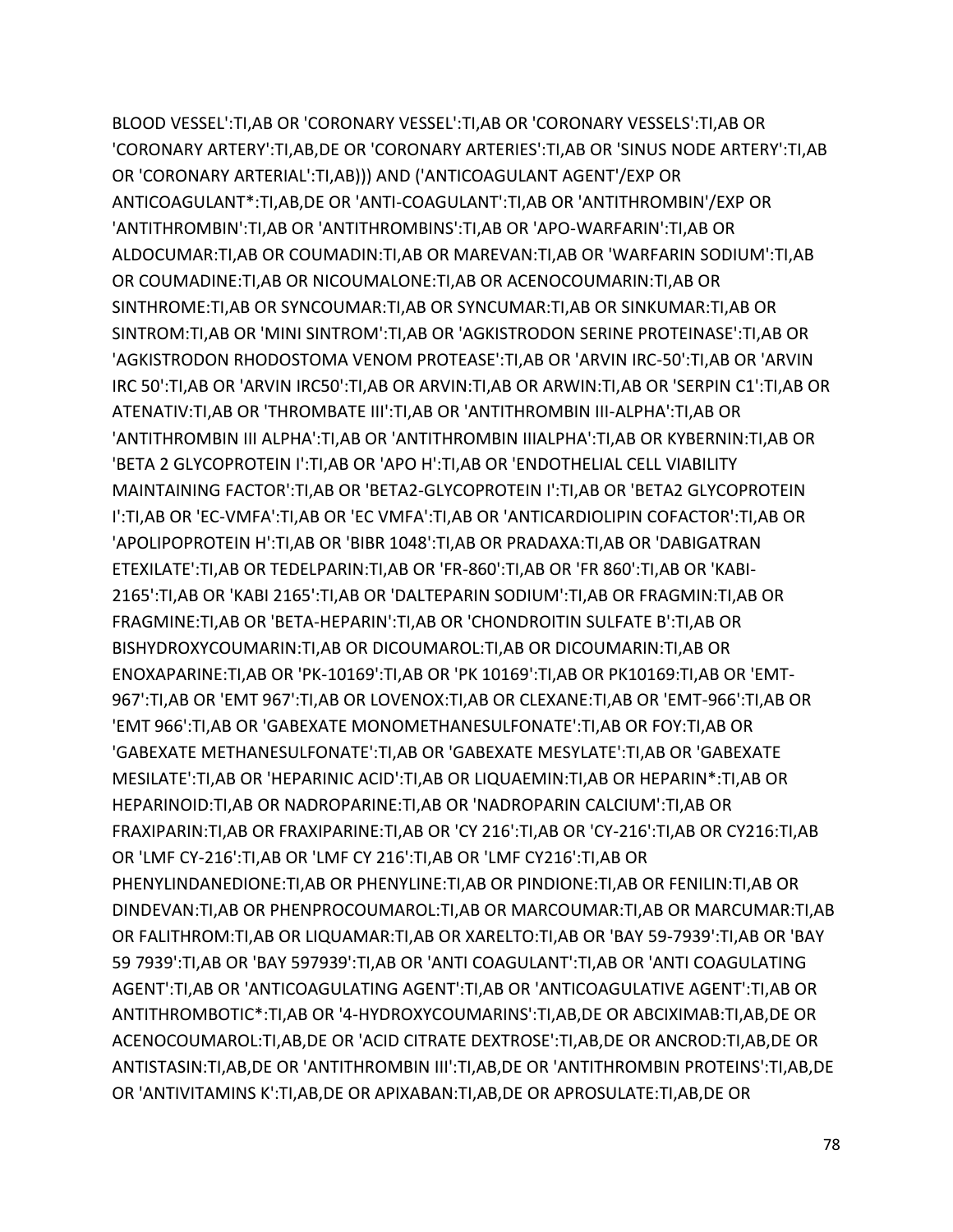BLOOD VESSEL':TI,AB OR 'CORONARY VESSEL':TI,AB OR 'CORONARY VESSELS':TI,AB OR 'CORONARY ARTERY':TI,AB,DE OR 'CORONARY ARTERIES':TI,AB OR 'SINUS NODE ARTERY':TI,AB OR 'CORONARY ARTERIAL':TI,AB))) AND ('ANTICOAGULANT AGENT'/EXP OR ANTICOAGULANT*:TI,AB,DE OR 'ANTI-COAGULANT':TI,AB OR 'ANTITHROMBIN'/EXP OR 'ANTITHROMBIN':TI,AB OR 'ANTITHROMBINS':TI,AB OR 'APO-WARFARIN':TI,AB OR ALDOCUMAR:TI,AB OR COUMADIN:TI,AB OR MAREVAN:TI,AB OR 'WARFARIN SODIUM':TI,AB OR COUMADINE:TI,AB OR NICOUMALONE:TI,AB OR ACENOCOUMARIN:TI,AB OR SINTHROME:TI,AB OR SYNCOUMAR:TI,AB OR SYNCUMAR:TI,AB OR SINKUMAR:TI,AB OR SINTROM:TI,AB OR 'MINI SINTROM':TI,AB OR 'AGKISTRODON SERINE PROTEINASE':TI,AB OR 'AGKISTRODON RHODOSTOMA VENOM PROTEASE':TI,AB OR 'ARVIN IRC-50':TI,AB OR 'ARVIN IRC 50':TI,AB OR 'ARVIN IRC50':TI,AB OR ARVIN:TI,AB OR ARWIN:TI,AB OR 'SERPIN C1':TI,AB OR ATENATIV:TI,AB OR 'THROMBATE III':TI,AB OR 'ANTITHROMBIN III-ALPHA':TI,AB OR 'ANTITHROMBIN III ALPHA':TI,AB OR 'ANTITHROMBIN IIIALPHA':TI,AB OR KYBERNIN:TI,AB OR 'BETA 2 GLYCOPROTEIN I':TI,AB OR 'APO H':TI,AB OR 'ENDOTHELIAL CELL VIABILITY MAINTAINING FACTOR':TI,AB OR 'BETA2-GLYCOPROTEIN I':TI,AB OR 'BETA2 GLYCOPROTEIN I':TI,AB OR 'EC-VMFA':TI,AB OR 'EC VMFA':TI,AB OR 'ANTICARDIOLIPIN COFACTOR':TI,AB OR 'APOLIPOPROTEIN H':TI,AB OR 'BIBR 1048':TI,AB OR PRADAXA:TI,AB OR 'DABIGATRAN ETEXILATE':TI,AB OR TEDELPARIN:TI,AB OR 'FR-860':TI,AB OR 'FR 860':TI,AB OR 'KABI-2165':TI,AB OR 'KABI 2165':TI,AB OR 'DALTEPARIN SODIUM':TI,AB OR FRAGMIN:TI,AB OR FRAGMINE:TI,AB OR 'BETA-HEPARIN':TI,AB OR 'CHONDROITIN SULFATE B':TI,AB OR BISHYDROXYCOUMARIN:TI,AB OR DICOUMAROL:TI,AB OR DICOUMARIN:TI,AB OR ENOXAPARINE:TI,AB OR 'PK-10169':TI,AB OR 'PK 10169':TI,AB OR PK10169:TI,AB OR 'EMT-967':TI,AB OR 'EMT 967':TI,AB OR LOVENOX:TI,AB OR CLEXANE:TI,AB OR 'EMT-966':TI,AB OR 'EMT 966':TI,AB OR 'GABEXATE MONOMETHANESULFONATE':TI,AB OR FOY:TI,AB OR 'GABEXATE METHANESULFONATE':TI,AB OR 'GABEXATE MESYLATE':TI,AB OR 'GABEXATE MESILATE':TI,AB OR 'HEPARINIC ACID':TI,AB OR LIQUAEMIN:TI,AB OR HEPARIN*:TI,AB OR HEPARINOID:TI,AB OR NADROPARINE:TI,AB OR 'NADROPARIN CALCIUM':TI,AB OR FRAXIPARIN:TI,AB OR FRAXIPARINE:TI,AB OR 'CY 216':TI,AB OR 'CY-216':TI,AB OR CY216:TI,AB OR 'LMF CY-216':TI,AB OR 'LMF CY 216':TI,AB OR 'LMF CY216':TI,AB OR PHENYLINDANEDIONE:TI,AB OR PHENYLINE:TI,AB OR PINDIONE:TI,AB OR FENILIN:TI,AB OR DINDEVAN:TI,AB OR PHENPROCOUMAROL:TI,AB OR MARCOUMAR:TI,AB OR MARCUMAR:TI,AB OR FALITHROM:TI,AB OR LIQUAMAR:TI,AB OR XARELTO:TI,AB OR 'BAY 59-7939':TI,AB OR 'BAY 59 7939':TI,AB OR 'BAY 597939':TI,AB OR 'ANTI COAGULANT':TI,AB OR 'ANTI COAGULATING AGENT':TI,AB OR 'ANTICOAGULATING AGENT':TI,AB OR 'ANTICOAGULATIVE AGENT':TI,AB OR ANTITHROMBOTIC*:TI,AB OR '4-HYDROXYCOUMARINS':TI,AB,DE OR ABCIXIMAB:TI,AB,DE OR ACENOCOUMAROL:TI,AB,DE OR 'ACID CITRATE DEXTROSE':TI,AB,DE OR ANCROD:TI,AB,DE OR ANTISTASIN:TI,AB,DE OR 'ANTITHROMBIN III':TI,AB,DE OR 'ANTITHROMBIN PROTEINS':TI,AB,DE OR 'ANTIVITAMINS K':TI,AB,DE OR APIXABAN:TI,AB,DE OR APROSULATE:TI,AB,DE OR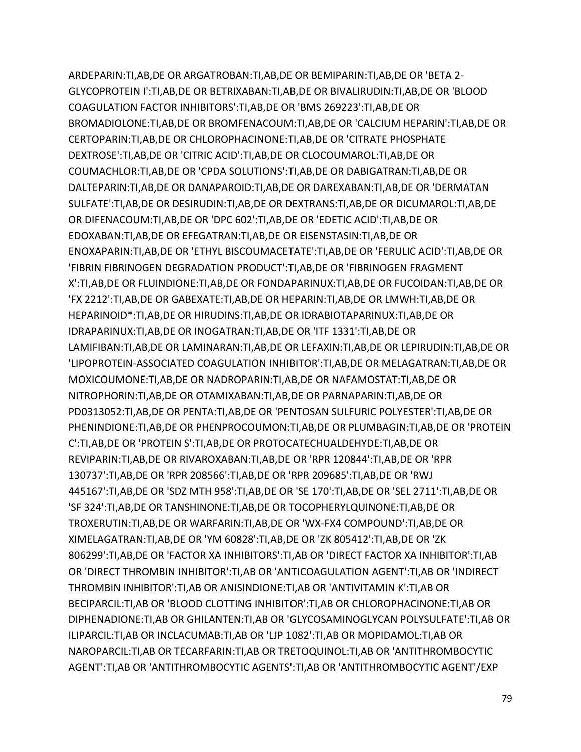ARDEPARIN:TI,AB,DE OR ARGATROBAN:TI,AB,DE OR BEMIPARIN:TI,AB,DE OR 'BETA 2-GLYCOPROTEIN I':TI,AB,DE OR BETRIXABAN:TI,AB,DE OR BIVALIRUDIN:TI,AB,DE OR 'BLOOD COAGULATION FACTOR INHIBITORS':TI,AB,DE OR 'BMS 269223':TI,AB,DE OR BROMADIOLONE:TI,AB,DE OR BROMFENACOUM:TI,AB,DE OR 'CALCIUM HEPARIN':TI,AB,DE OR CERTOPARIN:TI,AB,DE OR CHLOROPHACINONE:TI,AB,DE OR 'CITRATE PHOSPHATE DEXTROSE':TI,AB,DE OR 'CITRIC ACID':TI,AB,DE OR CLOCOUMAROL:TI,AB,DE OR COUMACHLOR:TI,AB,DE OR 'CPDA SOLUTIONS':TI,AB,DE OR DABIGATRAN:TI,AB,DE OR DALTEPARIN:TI,AB,DE OR DANAPAROID:TI,AB,DE OR DAREXABAN:TI,AB,DE OR 'DERMATAN SULFATE':TI,AB,DE OR DESIRUDIN:TI,AB,DE OR DEXTRANS:TI,AB,DE OR DICUMAROL:TI,AB,DE OR DIFENACOUM:TI,AB,DE OR 'DPC 602':TI,AB,DE OR 'EDETIC ACID':TI,AB,DE OR EDOXABAN:TI,AB,DE OR EFEGATRAN:TI,AB,DE OR EISENSTASIN:TI,AB,DE OR ENOXAPARIN:TI,AB,DE OR 'ETHYL BISCOUMACETATE':TI,AB,DE OR 'FERULIC ACID':TI,AB,DE OR 'FIBRIN FIBRINOGEN DEGRADATION PRODUCT':TI,AB,DE OR 'FIBRINOGEN FRAGMENT X':TI,AB,DE OR FLUINDIONE:TI,AB,DE OR FONDAPARINUX:TI,AB,DE OR FUCOIDAN:TI,AB,DE OR 'FX 2212':TI,AB,DE OR GABEXATE:TI,AB,DE OR HEPARIN:TI,AB,DE OR LMWH:TI,AB,DE OR HEPARINOID*:TI,AB,DE OR HIRUDINS:TI,AB,DE OR IDRABIOTAPARINUX:TI,AB,DE OR IDRAPARINUX:TI,AB,DE OR INOGATRAN:TI,AB,DE OR 'ITF 1331':TI,AB,DE OR LAMIFIBAN:TI,AB,DE OR LAMINARAN:TI,AB,DE OR LEFAXIN:TI,AB,DE OR LEPIRUDIN:TI,AB,DE OR 'LIPOPROTEIN-ASSOCIATED COAGULATION INHIBITOR':TI,AB,DE OR MELAGATRAN:TI,AB,DE OR MOXICOUMONE:TI,AB,DE OR NADROPARIN:TI,AB,DE OR NAFAMOSTAT:TI,AB,DE OR NITROPHORIN:TI,AB,DE OR OTAMIXABAN:TI,AB,DE OR PARNAPARIN:TI,AB,DE OR PD0313052:TI,AB,DE OR PENTA:TI,AB,DE OR 'PENTOSAN SULFURIC POLYESTER':TI,AB,DE OR PHENINDIONE:TI,AB,DE OR PHENPROCOUMON:TI,AB,DE OR PLUMBAGIN:TI,AB,DE OR 'PROTEIN C':TI,AB,DE OR 'PROTEIN S':TI,AB,DE OR PROTOCATECHUALDEHYDE:TI,AB,DE OR REVIPARIN:TI,AB,DE OR RIVAROXABAN:TI,AB,DE OR 'RPR 120844':TI,AB,DE OR 'RPR 130737':TI,AB,DE OR 'RPR 208566':TI,AB,DE OR 'RPR 209685':TI,AB,DE OR 'RWJ 445167':TI,AB,DE OR 'SDZ MTH 958':TI,AB,DE OR 'SE 170':TI,AB,DE OR 'SEL 2711':TI,AB,DE OR 'SF 324':TI,AB,DE OR TANSHINONE:TI,AB,DE OR TOCOPHERYLQUINONE:TI,AB,DE OR TROXERUTIN:TI,AB,DE OR WARFARIN:TI,AB,DE OR 'WX-FX4 COMPOUND':TI,AB,DE OR XIMELAGATRAN:TI,AB,DE OR 'YM 60828':TI,AB,DE OR 'ZK 805412':TI,AB,DE OR 'ZK 806299':TI,AB,DE OR 'FACTOR XA INHIBITORS':TI,AB OR 'DIRECT FACTOR XA INHIBITOR':TI,AB OR 'DIRECT THROMBIN INHIBITOR':TI,AB OR 'ANTICOAGULATION AGENT':TI,AB OR 'INDIRECT THROMBIN INHIBITOR':TI,AB OR ANISINDIONE:TI,AB OR 'ANTIVITAMIN K':TI,AB OR BECIPARCIL:TI,AB OR 'BLOOD CLOTTING INHIBITOR':TI,AB OR CHLOROPHACINONE:TI,AB OR DIPHENADIONE:TI,AB OR GHILANTEN:TI,AB OR 'GLYCOSAMINOGLYCAN POLYSULFATE':TI,AB OR ILIPARCIL:TI,AB OR INCLACUMAB:TI,AB OR 'LJP 1082':TI,AB OR MOPIDAMOL:TI,AB OR NAROPARCIL:TI,AB OR TECARFARIN:TI,AB OR TRETOQUINOL:TI,AB OR 'ANTITHROMBOCYTIC AGENT':TI,AB OR 'ANTITHROMBOCYTIC AGENTS':TI,AB OR 'ANTITHROMBOCYTIC AGENT'/EXP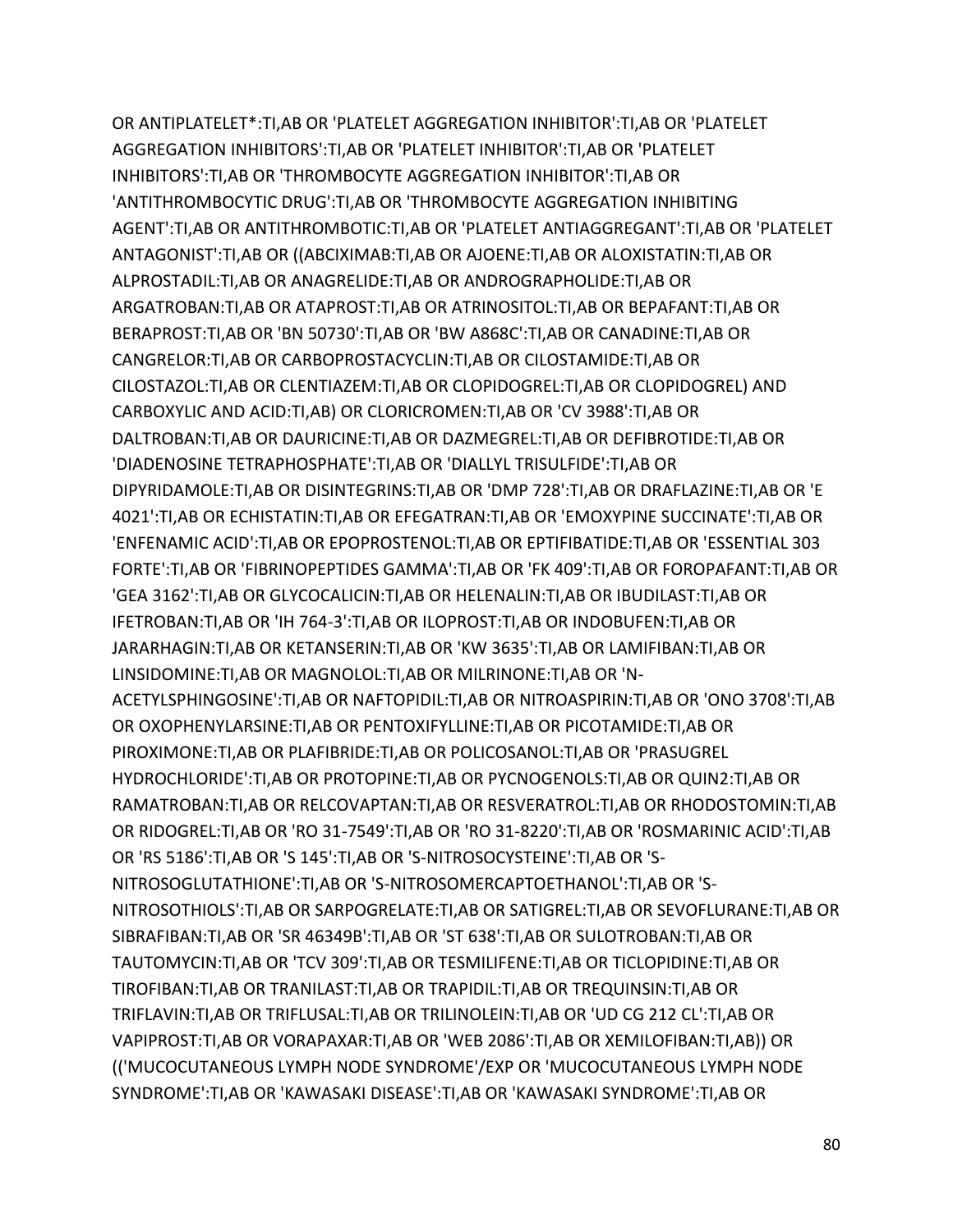OR ANTIPLATELET*:TI,AB OR 'PLATELET AGGREGATION INHIBITOR':TI,AB OR 'PLATELET AGGREGATION INHIBITORS':TI,AB OR 'PLATELET INHIBITOR':TI,AB OR 'PLATELET INHIBITORS':TI,AB OR 'THROMBOCYTE AGGREGATION INHIBITOR':TI,AB OR 'ANTITHROMBOCYTIC DRUG':TI,AB OR 'THROMBOCYTE AGGREGATION INHIBITING AGENT':TI,AB OR ANTITHROMBOTIC:TI,AB OR 'PLATELET ANTIAGGREGANT':TI,AB OR 'PLATELET ANTAGONIST':TI,AB OR ((ABCIXIMAB:TI,AB OR AJOENE:TI,AB OR ALOXISTATIN:TI,AB OR ALPROSTADIL:TI,AB OR ANAGRELIDE:TI,AB OR ANDROGRAPHOLIDE:TI,AB OR ARGATROBAN:TI,AB OR ATAPROST:TI,AB OR ATRINOSITOL:TI,AB OR BEPAFANT:TI,AB OR BERAPROST:TI,AB OR 'BN 50730':TI,AB OR 'BW A868C':TI,AB OR CANADINE:TI,AB OR CANGRELOR:TI,AB OR CARBOPROSTACYCLIN:TI,AB OR CILOSTAMIDE:TI,AB OR CILOSTAZOL:TI,AB OR CLENTIAZEM:TI,AB OR CLOPIDOGREL:TI,AB OR CLOPIDOGREL) AND CARBOXYLIC AND ACID:TI,AB) OR CLORICROMEN:TI,AB OR 'CV 3988':TI,AB OR DALTROBAN:TI,AB OR DAURICINE:TI,AB OR DAZMEGREL:TI,AB OR DEFIBROTIDE:TI,AB OR 'DIADENOSINE TETRAPHOSPHATE':TI,AB OR 'DIALLYL TRISULFIDE':TI,AB OR DIPYRIDAMOLE:TI,AB OR DISINTEGRINS:TI,AB OR 'DMP 728':TI,AB OR DRAFLAZINE:TI,AB OR 'E 4021':TI,AB OR ECHISTATIN:TI,AB OR EFEGATRAN:TI,AB OR 'EMOXYPINE SUCCINATE':TI,AB OR 'ENFENAMIC ACID':TI,AB OR EPOPROSTENOL:TI,AB OR EPTIFIBATIDE:TI,AB OR 'ESSENTIAL 303 FORTE':TI,AB OR 'FIBRINOPEPTIDES GAMMA':TI,AB OR 'FK 409':TI,AB OR FOROPAFANT:TI,AB OR 'GEA 3162':TI,AB OR GLYCOCALICIN:TI,AB OR HELENALIN:TI,AB OR IBUDILAST:TI,AB OR IFETROBAN:TI,AB OR 'IH 764-3':TI,AB OR ILOPROST:TI,AB OR INDOBUFEN:TI,AB OR JARARHAGIN:TI,AB OR KETANSERIN:TI,AB OR 'KW 3635':TI,AB OR LAMIFIBAN:TI,AB OR LINSIDOMINE:TI,AB OR MAGNOLOL:TI,AB OR MILRINONE:TI,AB OR 'N-ACETYLSPHINGOSINE':TI,AB OR NAFTOPIDIL:TI,AB OR NITROASPIRIN:TI,AB OR 'ONO 3708':TI,AB OR OXOPHENYLARSINE:TI,AB OR PENTOXIFYLLINE:TI,AB OR PICOTAMIDE:TI,AB OR PIROXIMONE:TI,AB OR PLAFIBRIDE:TI,AB OR POLICOSANOL:TI,AB OR 'PRASUGREL HYDROCHLORIDE':TI,AB OR PROTOPINE:TI,AB OR PYCNOGENOLS:TI,AB OR QUIN2:TI,AB OR RAMATROBAN:TI,AB OR RELCOVAPTAN:TI,AB OR RESVERATROL:TI,AB OR RHODOSTOMIN:TI,AB OR RIDOGREL:TI,AB OR 'RO 31-7549':TI,AB OR 'RO 31-8220':TI,AB OR 'ROSMARINIC ACID':TI,AB OR 'RS 5186':TI,AB OR 'S 145':TI,AB OR 'S-NITROSOCYSTEINE':TI,AB OR 'S-NITROSOGLUTATHIONE':TI,AB OR 'S-NITROSOMERCAPTOETHANOL':TI,AB OR 'S-NITROSOTHIOLS':TI,AB OR SARPOGRELATE:TI,AB OR SATIGREL:TI,AB OR SEVOFLURANE:TI,AB OR SIBRAFIBAN:TI,AB OR 'SR 46349B':TI,AB OR 'ST 638':TI,AB OR SULOTROBAN:TI,AB OR TAUTOMYCIN:TI,AB OR 'TCV 309':TI,AB OR TESMILIFENE:TI,AB OR TICLOPIDINE:TI,AB OR TIROFIBAN:TI,AB OR TRANILAST:TI,AB OR TRAPIDIL:TI,AB OR TREQUINSIN:TI,AB OR TRIFLAVIN:TI,AB OR TRIFLUSAL:TI,AB OR TRILINOLEIN:TI,AB OR 'UD CG 212 CL':TI,AB OR VAPIPROST:TI,AB OR VORAPAXAR:TI,AB OR 'WEB 2086':TI,AB OR XEMILOFIBAN:TI,AB)) OR (('MUCOCUTANEOUS LYMPH NODE SYNDROME'/EXP OR 'MUCOCUTANEOUS LYMPH NODE SYNDROME':TI,AB OR 'KAWASAKI DISEASE':TI,AB OR 'KAWASAKI SYNDROME':TI,AB OR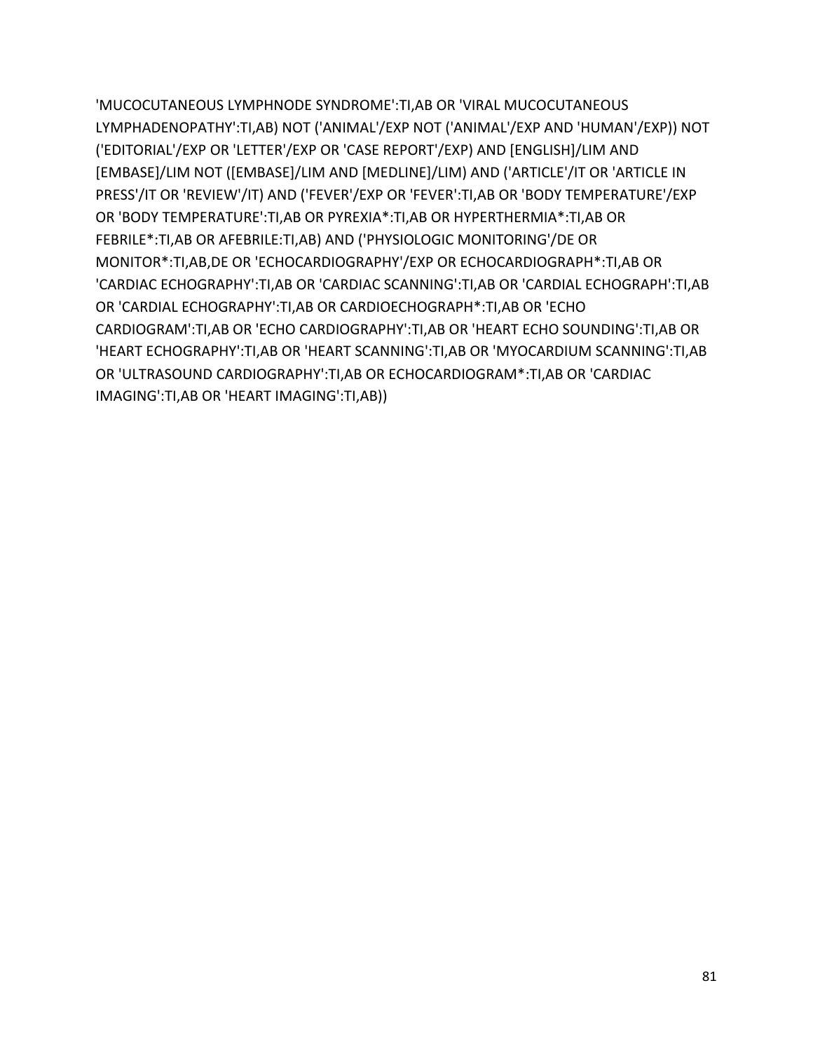'MUCOCUTANEOUS LYMPHNODE SYNDROME':TI,AB OR 'VIRAL MUCOCUTANEOUS LYMPHADENOPATHY':TI,AB) NOT ('ANIMAL'/EXP NOT ('ANIMAL'/EXP AND 'HUMAN'/EXP)) NOT ('EDITORIAL'/EXP OR 'LETTER'/EXP OR 'CASE REPORT'/EXP) AND [ENGLISH]/LIM AND [EMBASE]/LIM NOT ([EMBASE]/LIM AND [MEDLINE]/LIM) AND ('ARTICLE'/IT OR 'ARTICLE IN PRESS'/IT OR 'REVIEW'/IT) AND ('FEVER'/EXP OR 'FEVER':TI,AB OR 'BODY TEMPERATURE'/EXP OR 'BODY TEMPERATURE':TI,AB OR PYREXIA*:TI,AB OR HYPERTHERMIA*:TI,AB OR FEBRILE*:TI,AB OR AFEBRILE:TI,AB) AND ('PHYSIOLOGIC MONITORING'/DE OR MONITOR*:TI,AB,DE OR 'ECHOCARDIOGRAPHY'/EXP OR ECHOCARDIOGRAPH*:TI,AB OR 'CARDIAC ECHOGRAPHY':TI,AB OR 'CARDIAC SCANNING':TI,AB OR 'CARDIAL ECHOGRAPH':TI,AB OR 'CARDIAL ECHOGRAPHY':TI,AB OR CARDIOECHOGRAPH*:TI,AB OR 'ECHO CARDIOGRAM':TI,AB OR 'ECHO CARDIOGRAPHY':TI,AB OR 'HEART ECHO SOUNDING':TI,AB OR 'HEART ECHOGRAPHY':TI,AB OR 'HEART SCANNING':TI,AB OR 'MYOCARDIUM SCANNING':TI,AB OR 'ULTRASOUND CARDIOGRAPHY':TI,AB OR ECHOCARDIOGRAM*:TI,AB OR 'CARDIAC IMAGING':TI,AB OR 'HEART IMAGING':TI,AB))